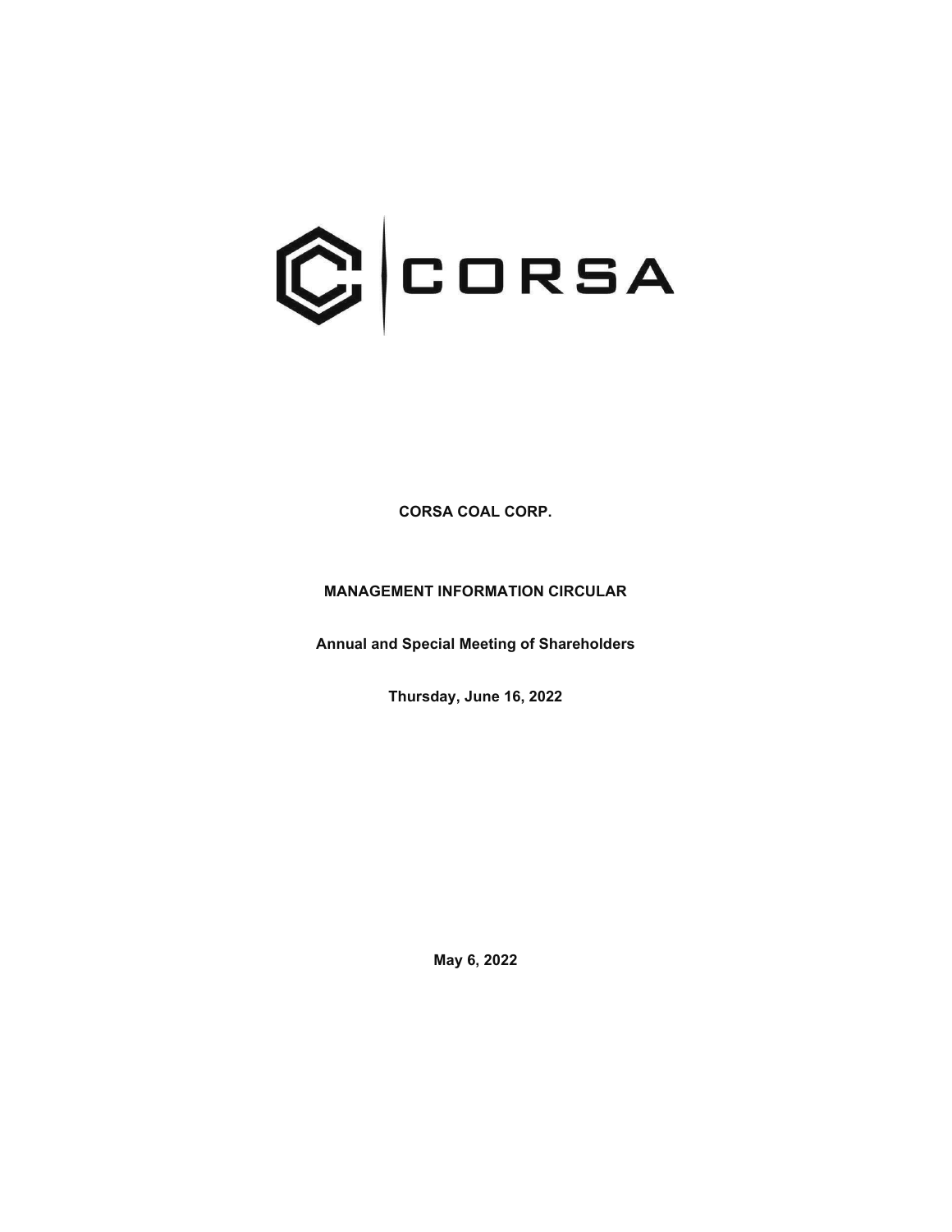CORSA

**CORSA COAL CORP.**

**MANAGEMENT INFORMATION CIRCULAR**

**Annual and Special Meeting of Shareholders**

**Thursday, June 16, 2022**

**May 6, 2022**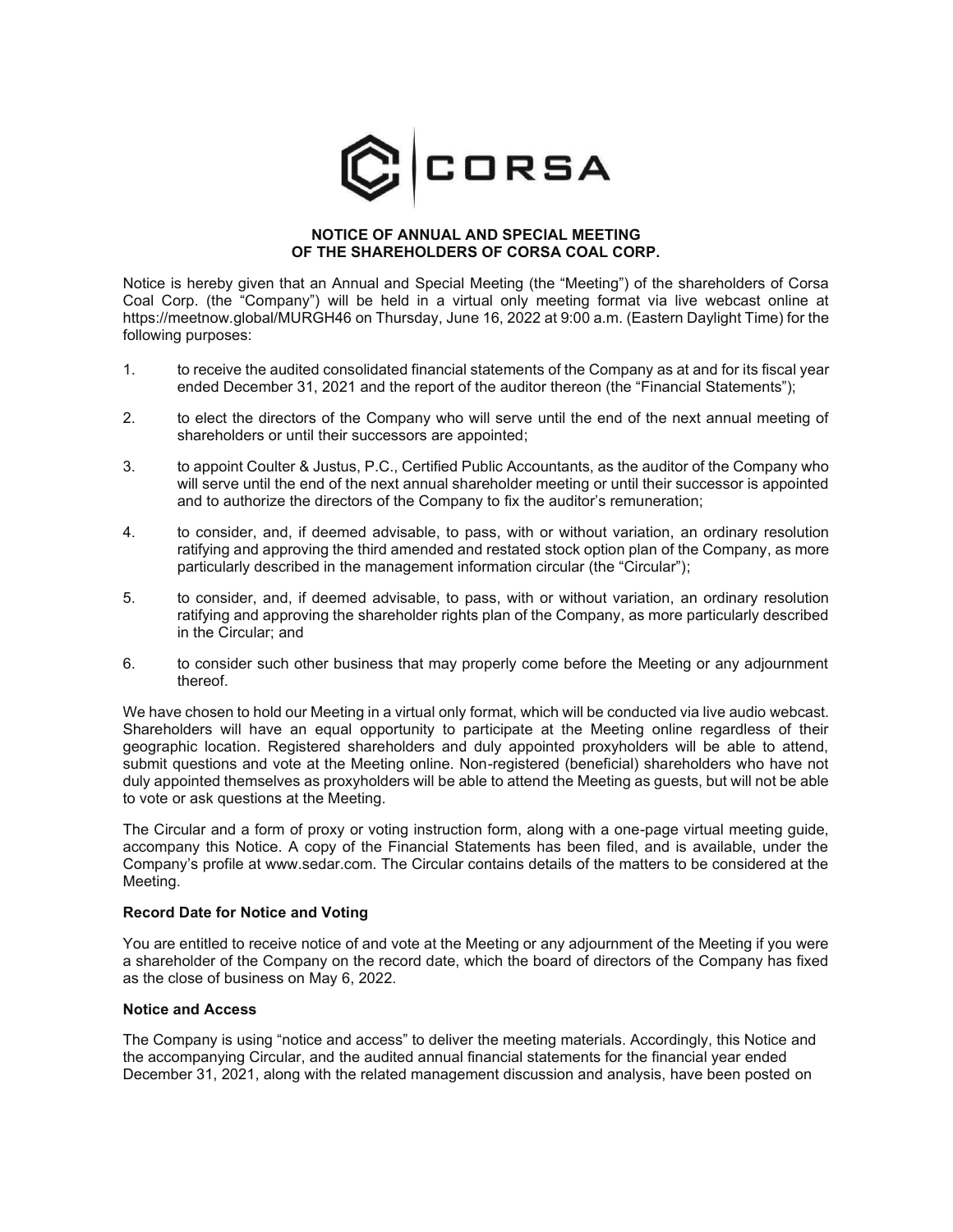# NOTICE OF ANNUAL AND SPECIAL MEETING OF THE SHAREHOLDERS OF CORSA COAL CORP.

Notice is hereby given that an Annual and Special Meeting (the "Meeting") of the shareholders of Corsa Coal Corp. (the "Company") will be held in a virtual only meeting format via live webcast online at https://meetnow.global/MURGH46 on Thursday, June 16, 2022 at 9:00 a.m. (Eastern Daylight Time) for the following purposes:

1. to receive the audited consolidated financial statements of the Company as at and for its fiscal year ended December 31, 2021 and the report of the auditor thereon (the "Financial Statements");
2. to elect the directors of the Company who will serve until the end of the next annual meeting of shareholders or until their successors are appointed;
3. to appoint Coulter & Justus, P.C., Certified Public Accountants, as the auditor of the Company who will serve until the end of the next annual shareholder meeting or until their successor is appointed and to authorize the directors of the Company to fix the auditor's remuneration;
4. to consider, and, if deemed advisable, to pass, with or without variation, an ordinary resolution ratifying and approving the third amended and restated stock option plan of the Company, as more particularly described in the management information circular (the "Circular");
5. to consider, and, if deemed advisable, to pass, with or without variation, an ordinary resolution ratifying and approving the shareholder rights plan of the Company, as more particularly described in the Circular; and
6. to consider such other business that may properly come before the Meeting or any adjournment thereof.

We have chosen to hold our Meeting in a virtual only format, which will be conducted via live audio webcast. Shareholders will have an equal opportunity to participate at the Meeting online regardless of their geographic location. Registered shareholders and duly appointed proxyholders will be able to attend, submit questions and vote at the Meeting online. Non-registered (beneficial) shareholders who have not duly appointed themselves as proxyholders will be able to attend the Meeting as guests, but will not be able to vote or ask questions at the Meeting.

The Circular and a form of proxy or voting instruction form, along with a one-page virtual meeting guide, accompany this Notice. A copy of the Financial Statements has been filed, and is available, under the Company's profile at www.sedar.com. The Circular contains details of the matters to be considered at the Meeting.

**Record Date for Notice and Voting**

You are entitled to receive notice of and vote at the Meeting or any adjournment of the Meeting if you were a shareholder of the Company on the record date, which the board of directors of the Company has fixed as the close of business on May 6, 2022.

**Notice and Access**

The Company is using "notice and access" to deliver the meeting materials. Accordingly, this Notice and the accompanying Circular, and the audited annual financial statements for the financial year ended December 31, 2021, along with the related management discussion and analysis, have been posted on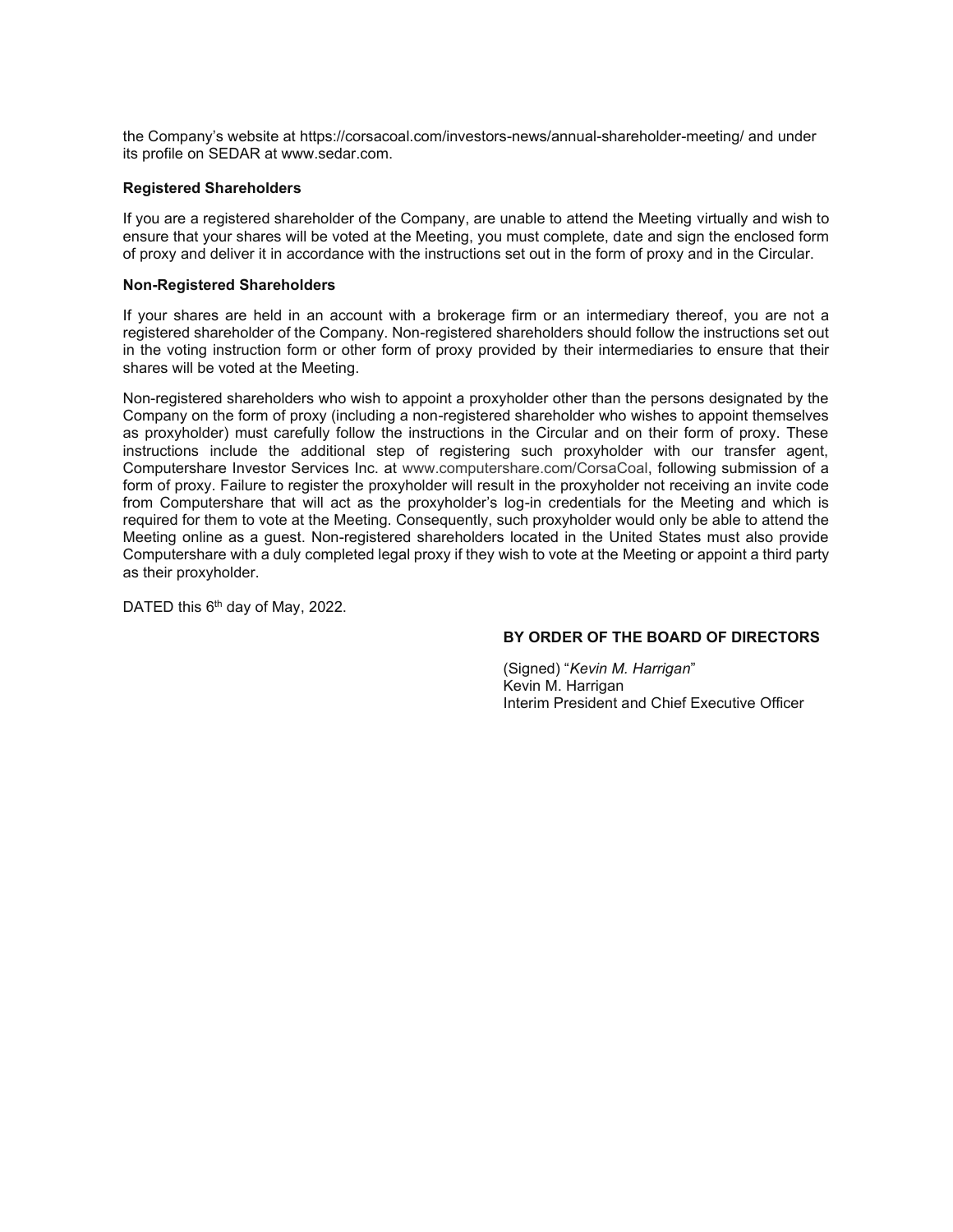the Company's website at https://corsacoal.com/investors-news/annual-shareholder-meeting/ and under its profile on SEDAR at www.sedar.com.

**Registered Shareholders**

If you are a registered shareholder of the Company, are unable to attend the Meeting virtually and wish to ensure that your shares will be voted at the Meeting, you must complete, date and sign the enclosed form of proxy and deliver it in accordance with the instructions set out in the form of proxy and in the Circular.

**Non-Registered Shareholders**

If your shares are held in an account with a brokerage firm or an intermediary thereof, you are not a registered shareholder of the Company. Non-registered shareholders should follow the instructions set out in the voting instruction form or other form of proxy provided by their intermediaries to ensure that their shares will be voted at the Meeting.

Non-registered shareholders who wish to appoint a proxyholder other than the persons designated by the Company on the form of proxy (including a non-registered shareholder who wishes to appoint themselves as proxyholder) must carefully follow the instructions in the Circular and on their form of proxy. These instructions include the additional step of registering such proxyholder with our transfer agent, Computershare Investor Services Inc. at www.computershare.com/CorsaCoal, following submission of a form of proxy. Failure to register the proxyholder will result in the proxyholder not receiving an invite code from Computershare that will act as the proxyholder's log-in credentials for the Meeting and which is required for them to vote at the Meeting. Consequently, such proxyholder would only be able to attend the Meeting online as a guest. Non-registered shareholders located in the United States must also provide Computershare with a duly completed legal proxy if they wish to vote at the Meeting or appoint a third party as their proxyholder.

DATED this 6th day of May, 2022.

**BY ORDER OF THE BOARD OF DIRECTORS**

(Signed) "*Kevin M. Harrigan*"
Kevin M. Harrigan
Interim President and Chief Executive Officer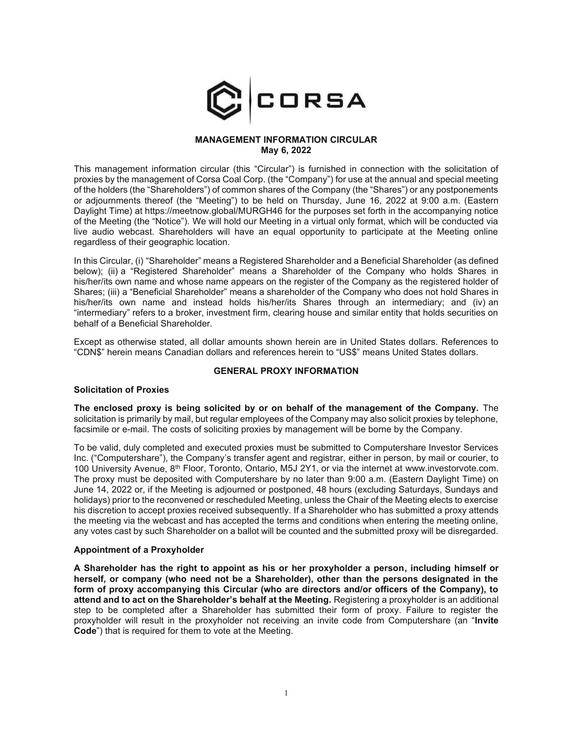CORSA

# MANAGEMENT INFORMATION CIRCULAR
**May 6, 2022**

This management information circular (this "Circular") is furnished in connection with the solicitation of proxies by the management of Corsa Coal Corp. (the "Company") for use at the annual and special meeting of the holders (the "Shareholders") of common shares of the Company (the "Shares") or any postponements or adjournments thereof (the "Meeting") to be held on Thursday, June 16, 2022 at 9:00 a.m. (Eastern Daylight Time) at https://meetnow.global/MURGH46 for the purposes set forth in the accompanying notice of the Meeting (the "Notice"). We will hold our Meeting in a virtual only format, which will be conducted via live audio webcast. Shareholders will have an equal opportunity to participate at the Meeting online regardless of their geographic location.

In this Circular, (i) "Shareholder" means a Registered Shareholder and a Beneficial Shareholder (as defined below); (ii) a "Registered Shareholder" means a Shareholder of the Company who holds Shares in his/her/its own name and whose name appears on the register of the Company as the registered holder of Shares; (iii) a "Beneficial Shareholder" means a shareholder of the Company who does not hold Shares in his/her/its own name and instead holds his/her/its Shares through an intermediary; and (iv) an "intermediary" refers to a broker, investment firm, clearing house and similar entity that holds securities on behalf of a Beneficial Shareholder.

Except as otherwise stated, all dollar amounts shown herein are in United States dollars. References to "CDN$" herein means Canadian dollars and references herein to "US$" means United States dollars.

## GENERAL PROXY INFORMATION

### Solicitation of Proxies

**The enclosed proxy is being solicited by or on behalf of the management of the Company.** The solicitation is primarily by mail, but regular employees of the Company may also solicit proxies by telephone, facsimile or e-mail. The costs of soliciting proxies by management will be borne by the Company.

To be valid, duly completed and executed proxies must be submitted to Computershare Investor Services Inc. ("Computershare"), the Company's transfer agent and registrar, either in person, by mail or courier, to 100 University Avenue, 8th Floor, Toronto, Ontario, M5J 2Y1, or via the internet at www.investorvote.com. The proxy must be deposited with Computershare by no later than 9:00 a.m. (Eastern Daylight Time) on June 14, 2022 or, if the Meeting is adjourned or postponed, 48 hours (excluding Saturdays, Sundays and holidays) prior to the reconvened or rescheduled Meeting, unless the Chair of the Meeting elects to exercise his discretion to accept proxies received subsequently. If a Shareholder who has submitted a proxy attends the meeting via the webcast and has accepted the terms and conditions when entering the meeting online, any votes cast by such Shareholder on a ballot will be counted and the submitted proxy will be disregarded.

### Appointment of a Proxyholder

**A Shareholder has the right to appoint as his or her proxyholder a person, including himself or herself, or company (who need not be a Shareholder), other than the persons designated in the form of proxy accompanying this Circular (who are directors and/or officers of the Company), to attend and to act on the Shareholder's behalf at the Meeting.** Registering a proxyholder is an additional step to be completed after a Shareholder has submitted their form of proxy. Failure to register the proxyholder will result in the proxyholder not receiving an invite code from Computershare (an "**Invite Code**") that is required for them to vote at the Meeting.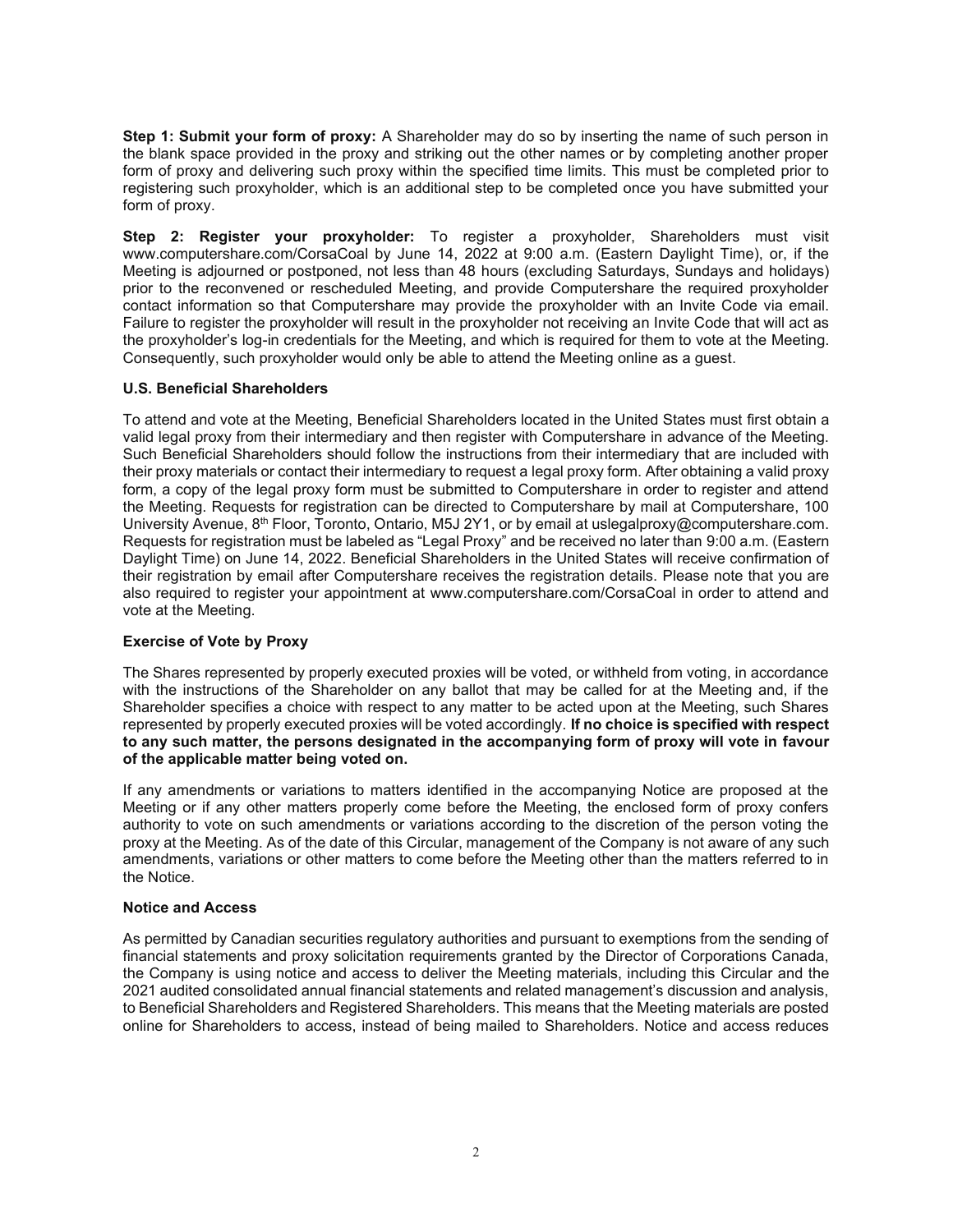**Step 1: Submit your form of proxy:** A Shareholder may do so by inserting the name of such person in the blank space provided in the proxy and striking out the other names or by completing another proper form of proxy and delivering such proxy within the specified time limits. This must be completed prior to registering such proxyholder, which is an additional step to be completed once you have submitted your form of proxy.

**Step 2: Register your proxyholder:** To register a proxyholder, Shareholders must visit www.computershare.com/CorsaCoal by June 14, 2022 at 9:00 a.m. (Eastern Daylight Time), or, if the Meeting is adjourned or postponed, not less than 48 hours (excluding Saturdays, Sundays and holidays) prior to the reconvened or rescheduled Meeting, and provide Computershare the required proxyholder contact information so that Computershare may provide the proxyholder with an Invite Code via email. Failure to register the proxyholder will result in the proxyholder not receiving an Invite Code that will act as the proxyholder's log-in credentials for the Meeting, and which is required for them to vote at the Meeting. Consequently, such proxyholder would only be able to attend the Meeting online as a guest.

### U.S. Beneficial Shareholders

To attend and vote at the Meeting, Beneficial Shareholders located in the United States must first obtain a valid legal proxy from their intermediary and then register with Computershare in advance of the Meeting. Such Beneficial Shareholders should follow the instructions from their intermediary that are included with their proxy materials or contact their intermediary to request a legal proxy form. After obtaining a valid proxy form, a copy of the legal proxy form must be submitted to Computershare in order to register and attend the Meeting. Requests for registration can be directed to Computershare by mail at Computershare, 100 University Avenue, 8th Floor, Toronto, Ontario, M5J 2Y1, or by email at uslegalproxy@computershare.com. Requests for registration must be labeled as "Legal Proxy" and be received no later than 9:00 a.m. (Eastern Daylight Time) on June 14, 2022. Beneficial Shareholders in the United States will receive confirmation of their registration by email after Computershare receives the registration details. Please note that you are also required to register your appointment at www.computershare.com/CorsaCoal in order to attend and vote at the Meeting.

### Exercise of Vote by Proxy

The Shares represented by properly executed proxies will be voted, or withheld from voting, in accordance with the instructions of the Shareholder on any ballot that may be called for at the Meeting and, if the Shareholder specifies a choice with respect to any matter to be acted upon at the Meeting, such Shares represented by properly executed proxies will be voted accordingly. **If no choice is specified with respect to any such matter, the persons designated in the accompanying form of proxy will vote in favour of the applicable matter being voted on.**

If any amendments or variations to matters identified in the accompanying Notice are proposed at the Meeting or if any other matters properly come before the Meeting, the enclosed form of proxy confers authority to vote on such amendments or variations according to the discretion of the person voting the proxy at the Meeting. As of the date of this Circular, management of the Company is not aware of any such amendments, variations or other matters to come before the Meeting other than the matters referred to in the Notice.

### Notice and Access

As permitted by Canadian securities regulatory authorities and pursuant to exemptions from the sending of financial statements and proxy solicitation requirements granted by the Director of Corporations Canada, the Company is using notice and access to deliver the Meeting materials, including this Circular and the 2021 audited consolidated annual financial statements and related management's discussion and analysis, to Beneficial Shareholders and Registered Shareholders. This means that the Meeting materials are posted online for Shareholders to access, instead of being mailed to Shareholders. Notice and access reduces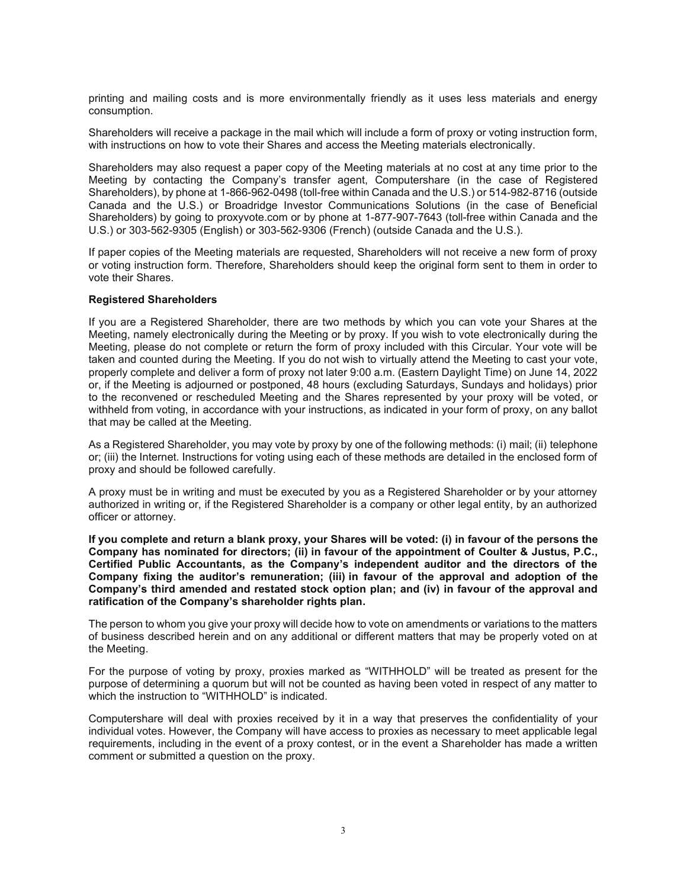printing and mailing costs and is more environmentally friendly as it uses less materials and energy consumption.

Shareholders will receive a package in the mail which will include a form of proxy or voting instruction form, with instructions on how to vote their Shares and access the Meeting materials electronically.

Shareholders may also request a paper copy of the Meeting materials at no cost at any time prior to the Meeting by contacting the Company's transfer agent, Computershare (in the case of Registered Shareholders), by phone at 1-866-962-0498 (toll-free within Canada and the U.S.) or 514-982-8716 (outside Canada and the U.S.) or Broadridge Investor Communications Solutions (in the case of Beneficial Shareholders) by going to proxyvote.com or by phone at 1-877-907-7643 (toll-free within Canada and the U.S.) or 303-562-9305 (English) or 303-562-9306 (French) (outside Canada and the U.S.).

If paper copies of the Meeting materials are requested, Shareholders will not receive a new form of proxy or voting instruction form. Therefore, Shareholders should keep the original form sent to them in order to vote their Shares.

**Registered Shareholders**

If you are a Registered Shareholder, there are two methods by which you can vote your Shares at the Meeting, namely electronically during the Meeting or by proxy. If you wish to vote electronically during the Meeting, please do not complete or return the form of proxy included with this Circular. Your vote will be taken and counted during the Meeting. If you do not wish to virtually attend the Meeting to cast your vote, properly complete and deliver a form of proxy not later 9:00 a.m. (Eastern Daylight Time) on June 14, 2022 or, if the Meeting is adjourned or postponed, 48 hours (excluding Saturdays, Sundays and holidays) prior to the reconvened or rescheduled Meeting and the Shares represented by your proxy will be voted, or withheld from voting, in accordance with your instructions, as indicated in your form of proxy, on any ballot that may be called at the Meeting.

As a Registered Shareholder, you may vote by proxy by one of the following methods: (i) mail; (ii) telephone or; (iii) the Internet. Instructions for voting using each of these methods are detailed in the enclosed form of proxy and should be followed carefully.

A proxy must be in writing and must be executed by you as a Registered Shareholder or by your attorney authorized in writing or, if the Registered Shareholder is a company or other legal entity, by an authorized officer or attorney.

**If you complete and return a blank proxy, your Shares will be voted: (i) in favour of the persons the Company has nominated for directors; (ii) in favour of the appointment of Coulter & Justus, P.C., Certified Public Accountants, as the Company's independent auditor and the directors of the Company fixing the auditor's remuneration; (iii) in favour of the approval and adoption of the Company's third amended and restated stock option plan; and (iv) in favour of the approval and ratification of the Company's shareholder rights plan.**

The person to whom you give your proxy will decide how to vote on amendments or variations to the matters of business described herein and on any additional or different matters that may be properly voted on at the Meeting.

For the purpose of voting by proxy, proxies marked as "WITHHOLD" will be treated as present for the purpose of determining a quorum but will not be counted as having been voted in respect of any matter to which the instruction to "WITHHOLD" is indicated.

Computershare will deal with proxies received by it in a way that preserves the confidentiality of your individual votes. However, the Company will have access to proxies as necessary to meet applicable legal requirements, including in the event of a proxy contest, or in the event a Shareholder has made a written comment or submitted a question on the proxy.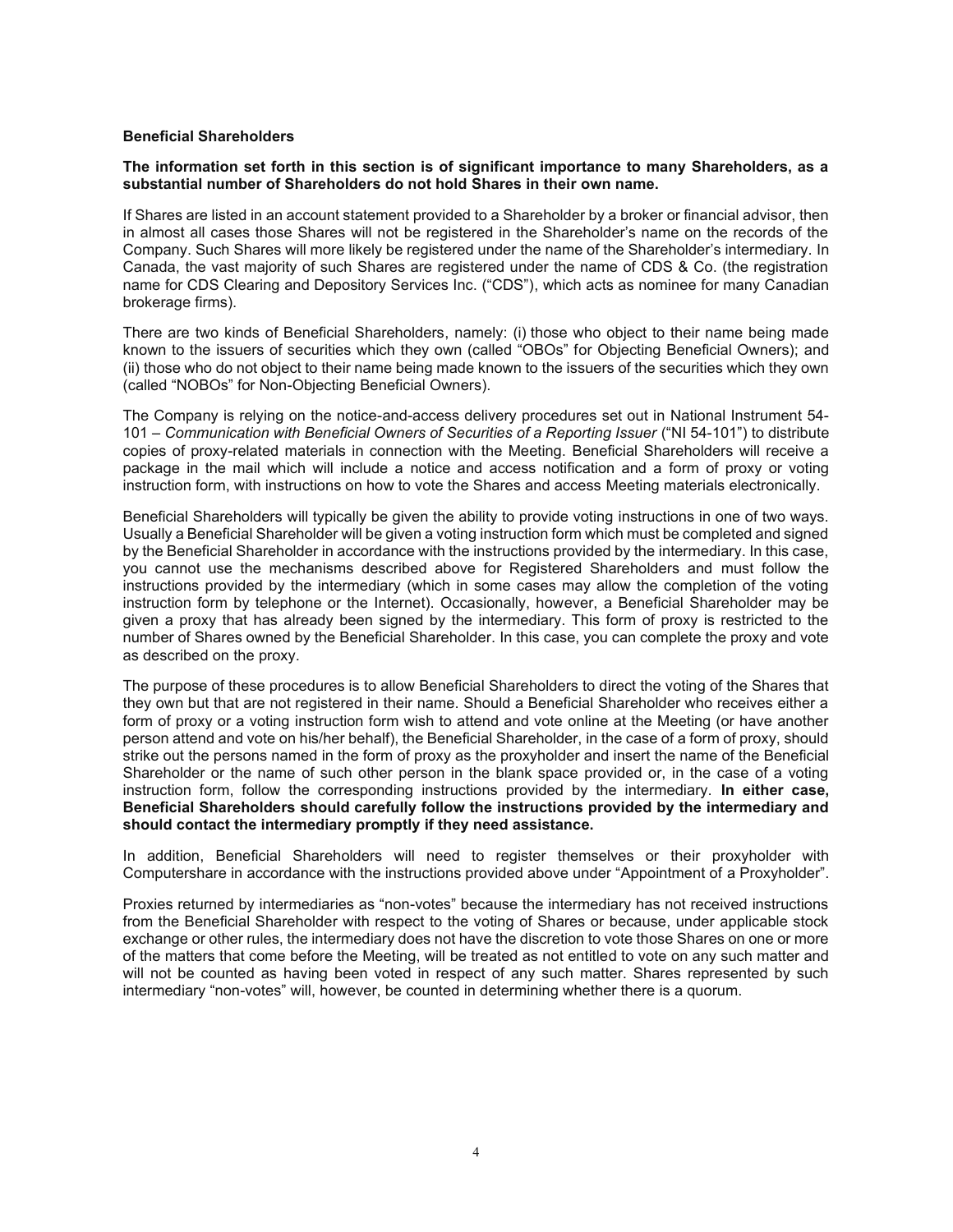### Beneficial Shareholders

**The information set forth in this section is of significant importance to many Shareholders, as a substantial number of Shareholders do not hold Shares in their own name.**

If Shares are listed in an account statement provided to a Shareholder by a broker or financial advisor, then in almost all cases those Shares will not be registered in the Shareholder's name on the records of the Company. Such Shares will more likely be registered under the name of the Shareholder's intermediary. In Canada, the vast majority of such Shares are registered under the name of CDS & Co. (the registration name for CDS Clearing and Depository Services Inc. ("CDS"), which acts as nominee for many Canadian brokerage firms).

There are two kinds of Beneficial Shareholders, namely: (i) those who object to their name being made known to the issuers of securities which they own (called "OBOs" for Objecting Beneficial Owners); and (ii) those who do not object to their name being made known to the issuers of the securities which they own (called "NOBOs" for Non-Objecting Beneficial Owners).

The Company is relying on the notice-and-access delivery procedures set out in National Instrument 54-101 – *Communication with Beneficial Owners of Securities of a Reporting Issuer* ("NI 54-101") to distribute copies of proxy-related materials in connection with the Meeting. Beneficial Shareholders will receive a package in the mail which will include a notice and access notification and a form of proxy or voting instruction form, with instructions on how to vote the Shares and access Meeting materials electronically.

Beneficial Shareholders will typically be given the ability to provide voting instructions in one of two ways. Usually a Beneficial Shareholder will be given a voting instruction form which must be completed and signed by the Beneficial Shareholder in accordance with the instructions provided by the intermediary. In this case, you cannot use the mechanisms described above for Registered Shareholders and must follow the instructions provided by the intermediary (which in some cases may allow the completion of the voting instruction form by telephone or the Internet). Occasionally, however, a Beneficial Shareholder may be given a proxy that has already been signed by the intermediary. This form of proxy is restricted to the number of Shares owned by the Beneficial Shareholder. In this case, you can complete the proxy and vote as described on the proxy.

The purpose of these procedures is to allow Beneficial Shareholders to direct the voting of the Shares that they own but that are not registered in their name. Should a Beneficial Shareholder who receives either a form of proxy or a voting instruction form wish to attend and vote online at the Meeting (or have another person attend and vote on his/her behalf), the Beneficial Shareholder, in the case of a form of proxy, should strike out the persons named in the form of proxy as the proxyholder and insert the name of the Beneficial Shareholder or the name of such other person in the blank space provided or, in the case of a voting instruction form, follow the corresponding instructions provided by the intermediary. **In either case, Beneficial Shareholders should carefully follow the instructions provided by the intermediary and should contact the intermediary promptly if they need assistance.**

In addition, Beneficial Shareholders will need to register themselves or their proxyholder with Computershare in accordance with the instructions provided above under "Appointment of a Proxyholder".

Proxies returned by intermediaries as "non-votes" because the intermediary has not received instructions from the Beneficial Shareholder with respect to the voting of Shares or because, under applicable stock exchange or other rules, the intermediary does not have the discretion to vote those Shares on one or more of the matters that come before the Meeting, will be treated as not entitled to vote on any such matter and will not be counted as having been voted in respect of any such matter. Shares represented by such intermediary "non-votes" will, however, be counted in determining whether there is a quorum.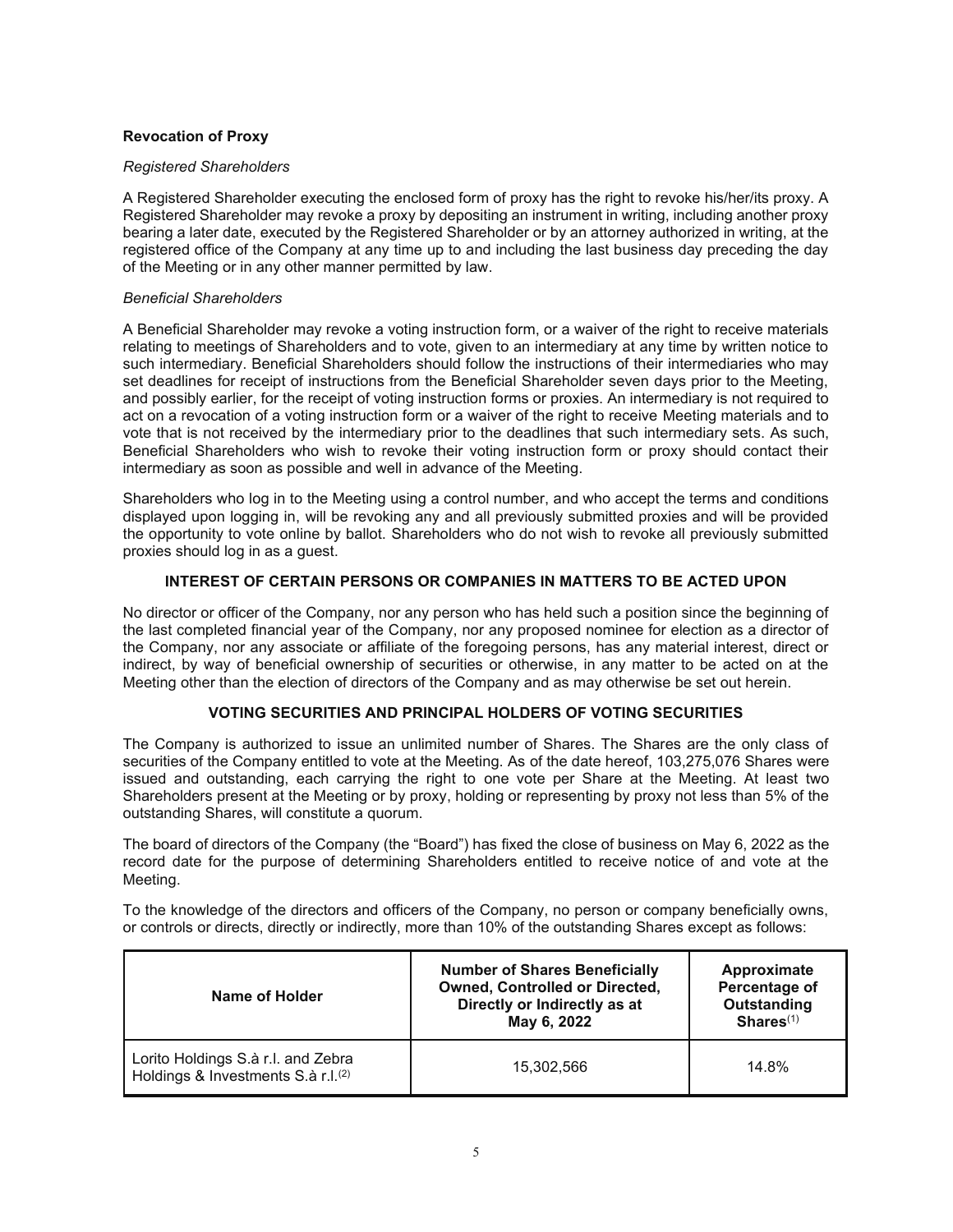### Revocation of Proxy

*Registered Shareholders*

A Registered Shareholder executing the enclosed form of proxy has the right to revoke his/her/its proxy. A Registered Shareholder may revoke a proxy by depositing an instrument in writing, including another proxy bearing a later date, executed by the Registered Shareholder or by an attorney authorized in writing, at the registered office of the Company at any time up to and including the last business day preceding the day of the Meeting or in any other manner permitted by law.

*Beneficial Shareholders*

A Beneficial Shareholder may revoke a voting instruction form, or a waiver of the right to receive materials relating to meetings of Shareholders and to vote, given to an intermediary at any time by written notice to such intermediary. Beneficial Shareholders should follow the instructions of their intermediaries who may set deadlines for receipt of instructions from the Beneficial Shareholder seven days prior to the Meeting, and possibly earlier, for the receipt of voting instruction forms or proxies. An intermediary is not required to act on a revocation of a voting instruction form or a waiver of the right to receive Meeting materials and to vote that is not received by the intermediary prior to the deadlines that such intermediary sets. As such, Beneficial Shareholders who wish to revoke their voting instruction form or proxy should contact their intermediary as soon as possible and well in advance of the Meeting.

Shareholders who log in to the Meeting using a control number, and who accept the terms and conditions displayed upon logging in, will be revoking any and all previously submitted proxies and will be provided the opportunity to vote online by ballot. Shareholders who do not wish to revoke all previously submitted proxies should log in as a guest.

## INTEREST OF CERTAIN PERSONS OR COMPANIES IN MATTERS TO BE ACTED UPON

No director or officer of the Company, nor any person who has held such a position since the beginning of the last completed financial year of the Company, nor any proposed nominee for election as a director of the Company, nor any associate or affiliate of the foregoing persons, has any material interest, direct or indirect, by way of beneficial ownership of securities or otherwise, in any matter to be acted on at the Meeting other than the election of directors of the Company and as may otherwise be set out herein.

## VOTING SECURITIES AND PRINCIPAL HOLDERS OF VOTING SECURITIES

The Company is authorized to issue an unlimited number of Shares. The Shares are the only class of securities of the Company entitled to vote at the Meeting. As of the date hereof, 103,275,076 Shares were issued and outstanding, each carrying the right to one vote per Share at the Meeting. At least two Shareholders present at the Meeting or by proxy, holding or representing by proxy not less than 5% of the outstanding Shares, will constitute a quorum.

The board of directors of the Company (the "Board") has fixed the close of business on May 6, 2022 as the record date for the purpose of determining Shareholders entitled to receive notice of and vote at the Meeting.

To the knowledge of the directors and officers of the Company, no person or company beneficially owns, or controls or directs, directly or indirectly, more than 10% of the outstanding Shares except as follows:

| Name of Holder | Number of Shares Beneficially Owned, Controlled or Directed, Directly or Indirectly as at May 6, 2022 | Approximate Percentage of Outstanding Shares(1) |
|---|---|---|
| Lorito Holdings S.à r.l. and Zebra Holdings & Investments S.à r.l.(2) | 15,302,566 | 14.8% |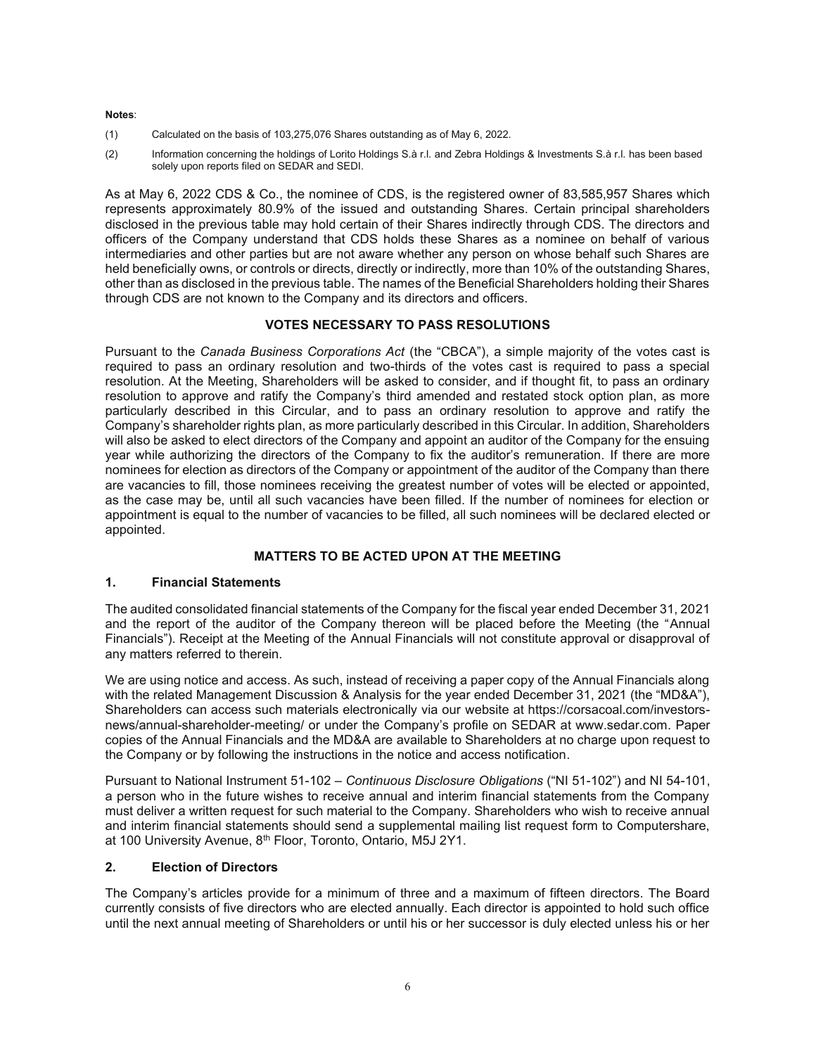**Notes**:

(1) Calculated on the basis of 103,275,076 Shares outstanding as of May 6, 2022.

(2) Information concerning the holdings of Lorito Holdings S.à r.l. and Zebra Holdings & Investments S.à r.l. has been based solely upon reports filed on SEDAR and SEDI.

As at May 6, 2022 CDS & Co., the nominee of CDS, is the registered owner of 83,585,957 Shares which represents approximately 80.9% of the issued and outstanding Shares. Certain principal shareholders disclosed in the previous table may hold certain of their Shares indirectly through CDS. The directors and officers of the Company understand that CDS holds these Shares as a nominee on behalf of various intermediaries and other parties but are not aware whether any person on whose behalf such Shares are held beneficially owns, or controls or directs, directly or indirectly, more than 10% of the outstanding Shares, other than as disclosed in the previous table. The names of the Beneficial Shareholders holding their Shares through CDS are not known to the Company and its directors and officers.

## VOTES NECESSARY TO PASS RESOLUTIONS

Pursuant to the *Canada Business Corporations Act* (the "CBCA"), a simple majority of the votes cast is required to pass an ordinary resolution and two-thirds of the votes cast is required to pass a special resolution. At the Meeting, Shareholders will be asked to consider, and if thought fit, to pass an ordinary resolution to approve and ratify the Company's third amended and restated stock option plan, as more particularly described in this Circular, and to pass an ordinary resolution to approve and ratify the Company's shareholder rights plan, as more particularly described in this Circular. In addition, Shareholders will also be asked to elect directors of the Company and appoint an auditor of the Company for the ensuing year while authorizing the directors of the Company to fix the auditor's remuneration. If there are more nominees for election as directors of the Company or appointment of the auditor of the Company than there are vacancies to fill, those nominees receiving the greatest number of votes will be elected or appointed, as the case may be, until all such vacancies have been filled. If the number of nominees for election or appointment is equal to the number of vacancies to be filled, all such nominees will be declared elected or appointed.

## MATTERS TO BE ACTED UPON AT THE MEETING

### 1. Financial Statements

The audited consolidated financial statements of the Company for the fiscal year ended December 31, 2021 and the report of the auditor of the Company thereon will be placed before the Meeting (the "Annual Financials"). Receipt at the Meeting of the Annual Financials will not constitute approval or disapproval of any matters referred to therein.

We are using notice and access. As such, instead of receiving a paper copy of the Annual Financials along with the related Management Discussion & Analysis for the year ended December 31, 2021 (the "MD&A"), Shareholders can access such materials electronically via our website at https://corsacoal.com/investors-news/annual-shareholder-meeting/ or under the Company's profile on SEDAR at www.sedar.com. Paper copies of the Annual Financials and the MD&A are available to Shareholders at no charge upon request to the Company or by following the instructions in the notice and access notification.

Pursuant to National Instrument 51-102 – *Continuous Disclosure Obligations* ("NI 51-102") and NI 54-101, a person who in the future wishes to receive annual and interim financial statements from the Company must deliver a written request for such material to the Company. Shareholders who wish to receive annual and interim financial statements should send a supplemental mailing list request form to Computershare, at 100 University Avenue, 8th Floor, Toronto, Ontario, M5J 2Y1.

### 2. Election of Directors

The Company's articles provide for a minimum of three and a maximum of fifteen directors. The Board currently consists of five directors who are elected annually. Each director is appointed to hold such office until the next annual meeting of Shareholders or until his or her successor is duly elected unless his or her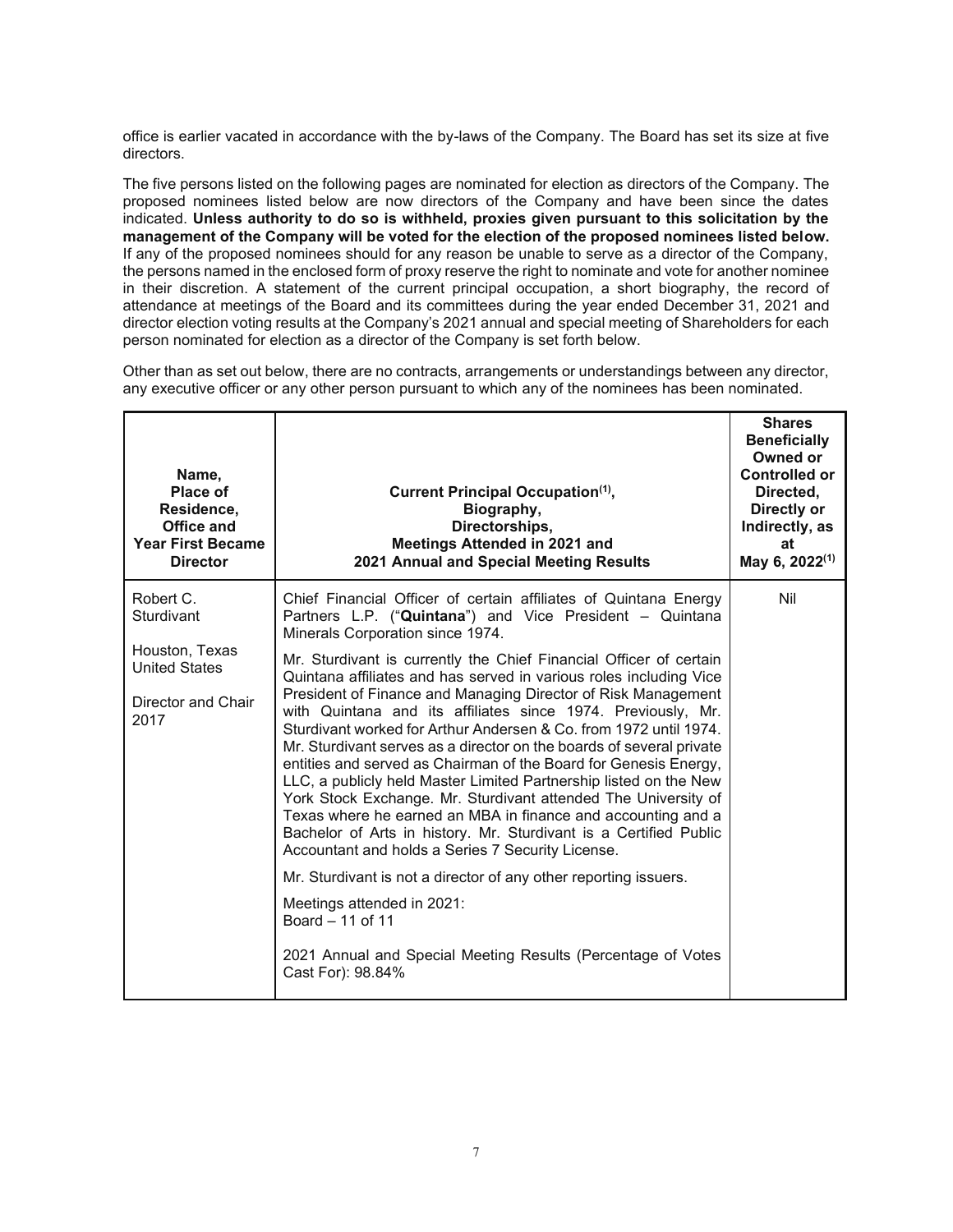office is earlier vacated in accordance with the by-laws of the Company. The Board has set its size at five directors.

The five persons listed on the following pages are nominated for election as directors of the Company. The proposed nominees listed below are now directors of the Company and have been since the dates indicated. **Unless authority to do so is withheld, proxies given pursuant to this solicitation by the management of the Company will be voted for the election of the proposed nominees listed below.** If any of the proposed nominees should for any reason be unable to serve as a director of the Company, the persons named in the enclosed form of proxy reserve the right to nominate and vote for another nominee in their discretion. A statement of the current principal occupation, a short biography, the record of attendance at meetings of the Board and its committees during the year ended December 31, 2021 and director election voting results at the Company's 2021 annual and special meeting of Shareholders for each person nominated for election as a director of the Company is set forth below.

Other than as set out below, there are no contracts, arrangements or understandings between any director, any executive officer or any other person pursuant to which any of the nominees has been nominated.

| Name, Place of Residence, Office and Year First Became Director | Current Principal Occupation[(1)], Biography, Directorships, Meetings Attended in 2021 and 2021 Annual and Special Meeting Results | Shares Beneficially Owned or Controlled or Directed, Directly or Indirectly, as at May 6, 2022[(1)] |
|---|---|---|
| Robert C. Sturdivant<br><br>Houston, Texas United States<br><br>Director and Chair 2017 | Chief Financial Officer of certain affiliates of Quintana Energy Partners L.P. ("**Quintana**") and Vice President – Quintana Minerals Corporation since 1974.<br><br>Mr. Sturdivant is currently the Chief Financial Officer of certain Quintana affiliates and has served in various roles including Vice President of Finance and Managing Director of Risk Management with Quintana and its affiliates since 1974. Previously, Mr. Sturdivant worked for Arthur Andersen & Co. from 1972 until 1974. Mr. Sturdivant serves as a director on the boards of several private entities and served as Chairman of the Board for Genesis Energy, LLC, a publicly held Master Limited Partnership listed on the New York Stock Exchange. Mr. Sturdivant attended The University of Texas where he earned an MBA in finance and accounting and a Bachelor of Arts in history. Mr. Sturdivant is a Certified Public Accountant and holds a Series 7 Security License.<br><br>Mr. Sturdivant is not a director of any other reporting issuers.<br><br>Meetings attended in 2021:<br>Board – 11 of 11<br><br>2021 Annual and Special Meeting Results (Percentage of Votes Cast For): 98.84% | Nil |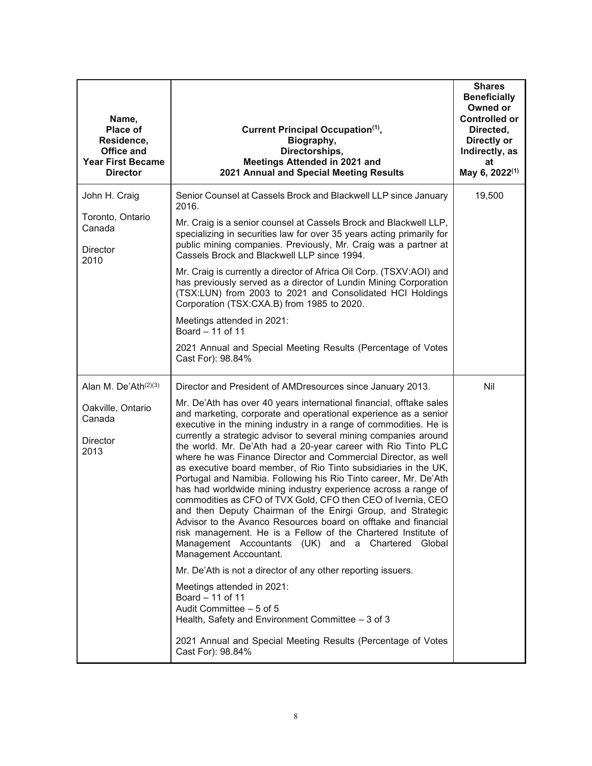| Name, Place of Residence, Office and Year First Became Director | Current Principal Occupation[(1)], Biography, Directorships, Meetings Attended in 2021 and 2021 Annual and Special Meeting Results | Shares Beneficially Owned or Controlled or Directed, Directly or Indirectly, as at May 6, 2022[(1)] |
|---|---|---|
| John H. Craig<br><br>Toronto, Ontario Canada<br><br>Director 2010 | Senior Counsel at Cassels Brock and Blackwell LLP since January 2016.<br><br>Mr. Craig is a senior counsel at Cassels Brock and Blackwell LLP, specializing in securities law for over 35 years acting primarily for public mining companies. Previously, Mr. Craig was a partner at Cassels Brock and Blackwell LLP since 1994.<br><br>Mr. Craig is currently a director of Africa Oil Corp. (TSXV:AOI) and has previously served as a director of Lundin Mining Corporation (TSX:LUN) from 2003 to 2021 and Consolidated HCI Holdings Corporation (TSX:CXA.B) from 1985 to 2020.<br><br>Meetings attended in 2021:<br>Board – 11 of 11<br><br>2021 Annual and Special Meeting Results (Percentage of Votes Cast For): 98.84% | 19,500 |
| Alan M. De'Ath[(2)(3)]<br><br>Oakville, Ontario Canada<br><br>Director 2013 | Director and President of AMDresources since January 2013.<br><br>Mr. De'Ath has over 40 years international financial, offtake sales and marketing, corporate and operational experience as a senior executive in the mining industry in a range of commodities. He is currently a strategic advisor to several mining companies around the world. Mr. De'Ath had a 20-year career with Rio Tinto PLC where he was Finance Director and Commercial Director, as well as executive board member, of Rio Tinto subsidiaries in the UK, Portugal and Namibia. Following his Rio Tinto career, Mr. De'Ath has had worldwide mining industry experience across a range of commodities as CFO of TVX Gold, CFO then CEO of Ivernia, CEO and then Deputy Chairman of the Enirgi Group, and Strategic Advisor to the Avanco Resources board on offtake and financial risk management. He is a Fellow of the Chartered Institute of Management Accountants (UK) and a Chartered Global Management Accountant.<br><br>Mr. De'Ath is not a director of any other reporting issuers.<br><br>Meetings attended in 2021:<br>Board – 11 of 11<br>Audit Committee – 5 of 5<br>Health, Safety and Environment Committee – 3 of 3<br><br>2021 Annual and Special Meeting Results (Percentage of Votes Cast For): 98.84% | Nil |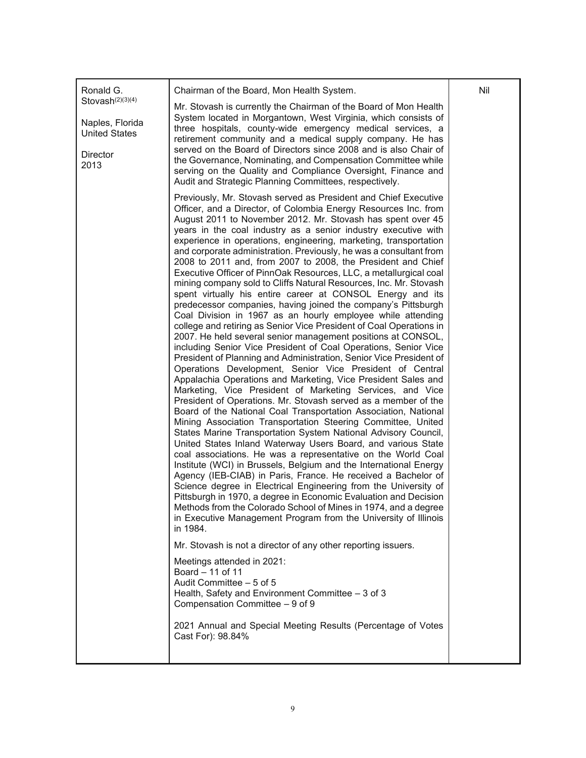| | | |
|---|---|---|
| Ronald G. Stovash[(2)(3)(4)]<br><br>Naples, Florida<br>United States<br><br>Director<br>2013 | Chairman of the Board, Mon Health System.<br><br>Mr. Stovash is currently the Chairman of the Board of Mon Health System located in Morgantown, West Virginia, which consists of three hospitals, county-wide emergency medical services, a retirement community and a medical supply company. He has served on the Board of Directors since 2008 and is also Chair of the Governance, Nominating, and Compensation Committee while serving on the Quality and Compliance Oversight, Finance and Audit and Strategic Planning Committees, respectively.<br><br>Previously, Mr. Stovash served as President and Chief Executive Officer, and a Director, of Colombia Energy Resources Inc. from August 2011 to November 2012. Mr. Stovash has spent over 45 years in the coal industry as a senior industry executive with experience in operations, engineering, marketing, transportation and corporate administration. Previously, he was a consultant from 2008 to 2011 and, from 2007 to 2008, the President and Chief Executive Officer of PinnOak Resources, LLC, a metallurgical coal mining company sold to Cliffs Natural Resources, Inc. Mr. Stovash spent virtually his entire career at CONSOL Energy and its predecessor companies, having joined the company's Pittsburgh Coal Division in 1967 as an hourly employee while attending college and retiring as Senior Vice President of Coal Operations in 2007. He held several senior management positions at CONSOL, including Senior Vice President of Coal Operations, Senior Vice President of Planning and Administration, Senior Vice President of Operations Development, Senior Vice President of Central Appalachia Operations and Marketing, Vice President Sales and Marketing, Vice President of Marketing Services, and Vice President of Operations. Mr. Stovash served as a member of the Board of the National Coal Transportation Association, National Mining Association Transportation Steering Committee, United States Marine Transportation System National Advisory Council, United States Inland Waterway Users Board, and various State coal associations. He was a representative on the World Coal Institute (WCI) in Brussels, Belgium and the International Energy Agency (IEB-CIAB) in Paris, France. He received a Bachelor of Science degree in Electrical Engineering from the University of Pittsburgh in 1970, a degree in Economic Evaluation and Decision Methods from the Colorado School of Mines in 1974, and a degree in Executive Management Program from the University of Illinois in 1984.<br><br>Mr. Stovash is not a director of any other reporting issuers.<br><br>Meetings attended in 2021:<br>Board – 11 of 11<br>Audit Committee – 5 of 5<br>Health, Safety and Environment Committee – 3 of 3<br>Compensation Committee – 9 of 9<br><br>2021 Annual and Special Meeting Results (Percentage of Votes Cast For): 98.84% | Nil |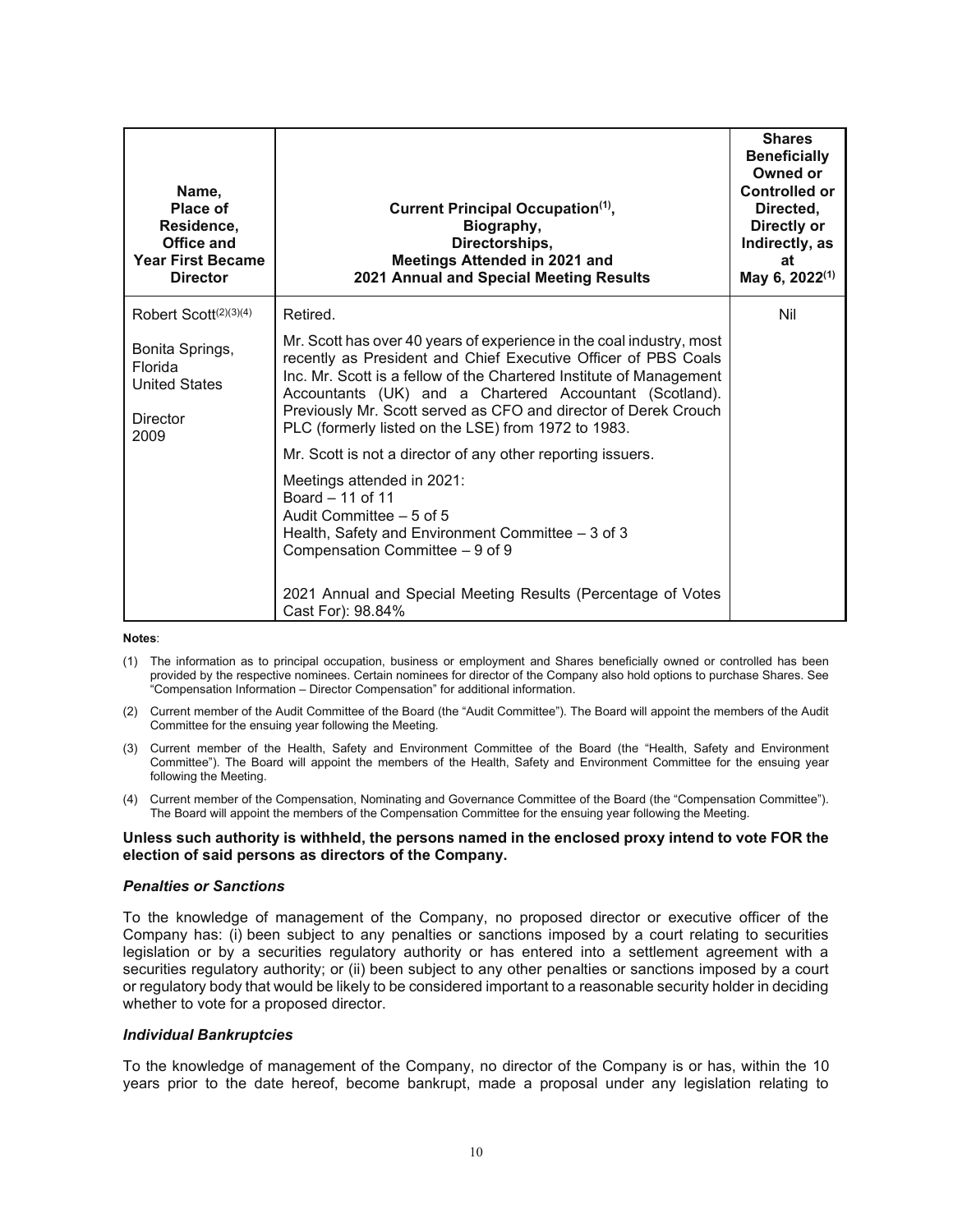| Name, Place of Residence, Office and Year First Became Director | Current Principal Occupation[(1)], Biography, Directorships, Meetings Attended in 2021 and 2021 Annual and Special Meeting Results | Shares Beneficially Owned or Controlled or Directed, Directly or Indirectly, as at May 6, 2022[(1)] |
|---|---|---|
| Robert Scott[(2)(3)(4)]<br><br>Bonita Springs, Florida United States<br><br>Director 2009 | Retired.<br><br>Mr. Scott has over 40 years of experience in the coal industry, most recently as President and Chief Executive Officer of PBS Coals Inc. Mr. Scott is a fellow of the Chartered Institute of Management Accountants (UK) and a Chartered Accountant (Scotland). Previously Mr. Scott served as CFO and director of Derek Crouch PLC (formerly listed on the LSE) from 1972 to 1983.<br><br>Mr. Scott is not a director of any other reporting issuers.<br><br>Meetings attended in 2021:<br>Board – 11 of 11<br>Audit Committee – 5 of 5<br>Health, Safety and Environment Committee – 3 of 3<br>Compensation Committee – 9 of 9<br><br>2021 Annual and Special Meeting Results (Percentage of Votes Cast For): 98.84% | Nil |

**Notes**:

(1) The information as to principal occupation, business or employment and Shares beneficially owned or controlled has been provided by the respective nominees. Certain nominees for director of the Company also hold options to purchase Shares. See "Compensation Information – Director Compensation" for additional information.

(2) Current member of the Audit Committee of the Board (the "Audit Committee"). The Board will appoint the members of the Audit Committee for the ensuing year following the Meeting.

(3) Current member of the Health, Safety and Environment Committee of the Board (the "Health, Safety and Environment Committee"). The Board will appoint the members of the Health, Safety and Environment Committee for the ensuing year following the Meeting.

(4) Current member of the Compensation, Nominating and Governance Committee of the Board (the "Compensation Committee"). The Board will appoint the members of the Compensation Committee for the ensuing year following the Meeting.

**Unless such authority is withheld, the persons named in the enclosed proxy intend to vote FOR the election of said persons as directors of the Company.**

***Penalties or Sanctions***

To the knowledge of management of the Company, no proposed director or executive officer of the Company has: (i) been subject to any penalties or sanctions imposed by a court relating to securities legislation or by a securities regulatory authority or has entered into a settlement agreement with a securities regulatory authority; or (ii) been subject to any other penalties or sanctions imposed by a court or regulatory body that would be likely to be considered important to a reasonable security holder in deciding whether to vote for a proposed director.

***Individual Bankruptcies***

To the knowledge of management of the Company, no director of the Company is or has, within the 10 years prior to the date hereof, become bankrupt, made a proposal under any legislation relating to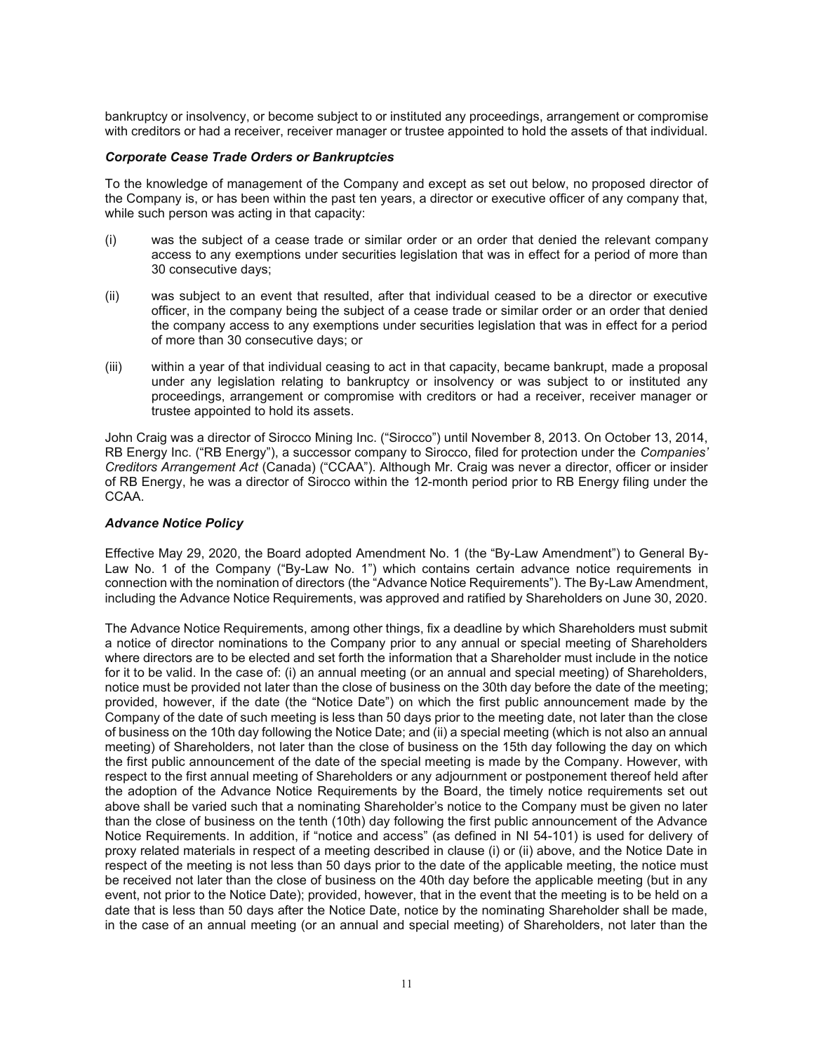bankruptcy or insolvency, or become subject to or instituted any proceedings, arrangement or compromise with creditors or had a receiver, receiver manager or trustee appointed to hold the assets of that individual.

### *Corporate Cease Trade Orders or Bankruptcies*

To the knowledge of management of the Company and except as set out below, no proposed director of the Company is, or has been within the past ten years, a director or executive officer of any company that, while such person was acting in that capacity:

(i) was the subject of a cease trade or similar order or an order that denied the relevant company access to any exemptions under securities legislation that was in effect for a period of more than 30 consecutive days;

(ii) was subject to an event that resulted, after that individual ceased to be a director or executive officer, in the company being the subject of a cease trade or similar order or an order that denied the company access to any exemptions under securities legislation that was in effect for a period of more than 30 consecutive days; or

(iii) within a year of that individual ceasing to act in that capacity, became bankrupt, made a proposal under any legislation relating to bankruptcy or insolvency or was subject to or instituted any proceedings, arrangement or compromise with creditors or had a receiver, receiver manager or trustee appointed to hold its assets.

John Craig was a director of Sirocco Mining Inc. ("Sirocco") until November 8, 2013. On October 13, 2014, RB Energy Inc. ("RB Energy"), a successor company to Sirocco, filed for protection under the *Companies' Creditors Arrangement Act* (Canada) ("CCAA"). Although Mr. Craig was never a director, officer or insider of RB Energy, he was a director of Sirocco within the 12-month period prior to RB Energy filing under the CCAA.

### *Advance Notice Policy*

Effective May 29, 2020, the Board adopted Amendment No. 1 (the "By-Law Amendment") to General By-Law No. 1 of the Company ("By-Law No. 1") which contains certain advance notice requirements in connection with the nomination of directors (the "Advance Notice Requirements"). The By-Law Amendment, including the Advance Notice Requirements, was approved and ratified by Shareholders on June 30, 2020.

The Advance Notice Requirements, among other things, fix a deadline by which Shareholders must submit a notice of director nominations to the Company prior to any annual or special meeting of Shareholders where directors are to be elected and set forth the information that a Shareholder must include in the notice for it to be valid. In the case of: (i) an annual meeting (or an annual and special meeting) of Shareholders, notice must be provided not later than the close of business on the 30th day before the date of the meeting; provided, however, if the date (the "Notice Date") on which the first public announcement made by the Company of the date of such meeting is less than 50 days prior to the meeting date, not later than the close of business on the 10th day following the Notice Date; and (ii) a special meeting (which is not also an annual meeting) of Shareholders, not later than the close of business on the 15th day following the day on which the first public announcement of the date of the special meeting is made by the Company. However, with respect to the first annual meeting of Shareholders or any adjournment or postponement thereof held after the adoption of the Advance Notice Requirements by the Board, the timely notice requirements set out above shall be varied such that a nominating Shareholder's notice to the Company must be given no later than the close of business on the tenth (10th) day following the first public announcement of the Advance Notice Requirements. In addition, if "notice and access" (as defined in NI 54-101) is used for delivery of proxy related materials in respect of a meeting described in clause (i) or (ii) above, and the Notice Date in respect of the meeting is not less than 50 days prior to the date of the applicable meeting, the notice must be received not later than the close of business on the 40th day before the applicable meeting (but in any event, not prior to the Notice Date); provided, however, that in the event that the meeting is to be held on a date that is less than 50 days after the Notice Date, notice by the nominating Shareholder shall be made, in the case of an annual meeting (or an annual and special meeting) of Shareholders, not later than the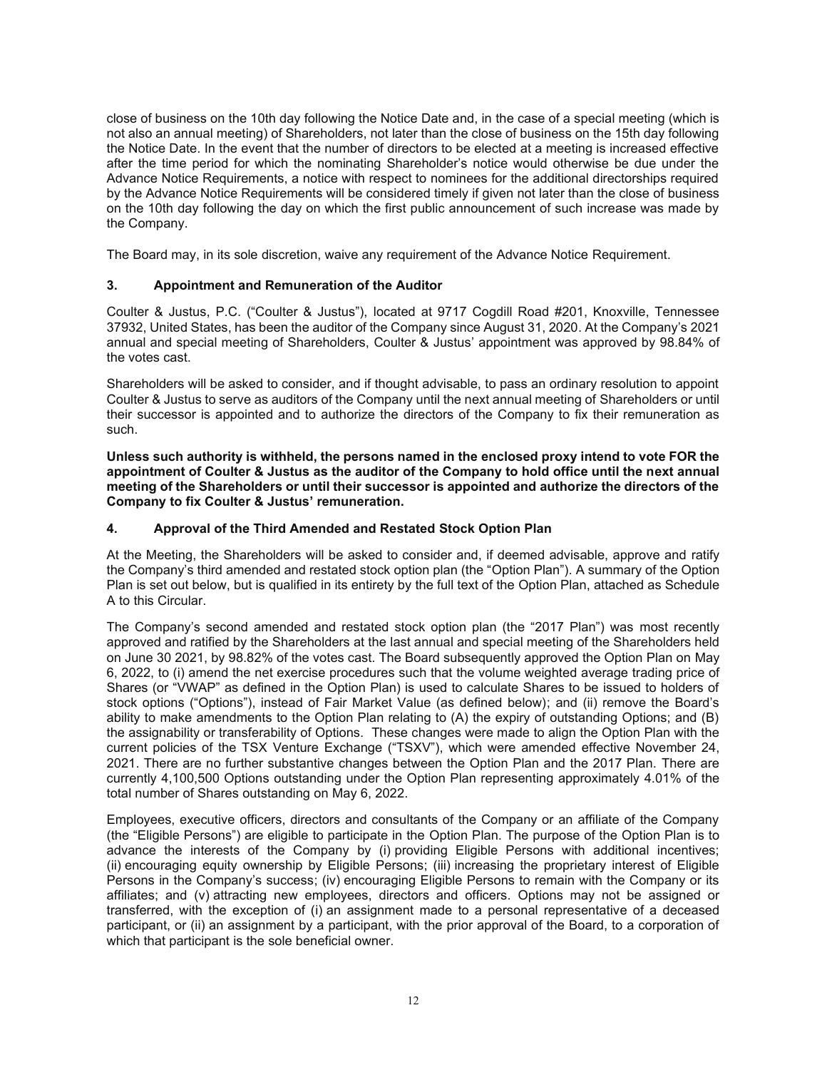close of business on the 10th day following the Notice Date and, in the case of a special meeting (which is not also an annual meeting) of Shareholders, not later than the close of business on the 15th day following the Notice Date. In the event that the number of directors to be elected at a meeting is increased effective after the time period for which the nominating Shareholder's notice would otherwise be due under the Advance Notice Requirements, a notice with respect to nominees for the additional directorships required by the Advance Notice Requirements will be considered timely if given not later than the close of business on the 10th day following the day on which the first public announcement of such increase was made by the Company.

The Board may, in its sole discretion, waive any requirement of the Advance Notice Requirement.

### 3. Appointment and Remuneration of the Auditor

Coulter & Justus, P.C. ("Coulter & Justus"), located at 9717 Cogdill Road #201, Knoxville, Tennessee 37932, United States, has been the auditor of the Company since August 31, 2020. At the Company's 2021 annual and special meeting of Shareholders, Coulter & Justus' appointment was approved by 98.84% of the votes cast.

Shareholders will be asked to consider, and if thought advisable, to pass an ordinary resolution to appoint Coulter & Justus to serve as auditors of the Company until the next annual meeting of Shareholders or until their successor is appointed and to authorize the directors of the Company to fix their remuneration as such.

**Unless such authority is withheld, the persons named in the enclosed proxy intend to vote FOR the appointment of Coulter & Justus as the auditor of the Company to hold office until the next annual meeting of the Shareholders or until their successor is appointed and authorize the directors of the Company to fix Coulter & Justus' remuneration.**

### 4. Approval of the Third Amended and Restated Stock Option Plan

At the Meeting, the Shareholders will be asked to consider and, if deemed advisable, approve and ratify the Company's third amended and restated stock option plan (the "Option Plan"). A summary of the Option Plan is set out below, but is qualified in its entirety by the full text of the Option Plan, attached as Schedule A to this Circular.

The Company's second amended and restated stock option plan (the "2017 Plan") was most recently approved and ratified by the Shareholders at the last annual and special meeting of the Shareholders held on June 30 2021, by 98.82% of the votes cast. The Board subsequently approved the Option Plan on May 6, 2022, to (i) amend the net exercise procedures such that the volume weighted average trading price of Shares (or "VWAP" as defined in the Option Plan) is used to calculate Shares to be issued to holders of stock options ("Options"), instead of Fair Market Value (as defined below); and (ii) remove the Board's ability to make amendments to the Option Plan relating to (A) the expiry of outstanding Options; and (B) the assignability or transferability of Options. These changes were made to align the Option Plan with the current policies of the TSX Venture Exchange ("TSXV"), which were amended effective November 24, 2021. There are no further substantive changes between the Option Plan and the 2017 Plan. There are currently 4,100,500 Options outstanding under the Option Plan representing approximately 4.01% of the total number of Shares outstanding on May 6, 2022.

Employees, executive officers, directors and consultants of the Company or an affiliate of the Company (the "Eligible Persons") are eligible to participate in the Option Plan. The purpose of the Option Plan is to advance the interests of the Company by (i) providing Eligible Persons with additional incentives; (ii) encouraging equity ownership by Eligible Persons; (iii) increasing the proprietary interest of Eligible Persons in the Company's success; (iv) encouraging Eligible Persons to remain with the Company or its affiliates; and (v) attracting new employees, directors and officers. Options may not be assigned or transferred, with the exception of (i) an assignment made to a personal representative of a deceased participant, or (ii) an assignment by a participant, with the prior approval of the Board, to a corporation of which that participant is the sole beneficial owner.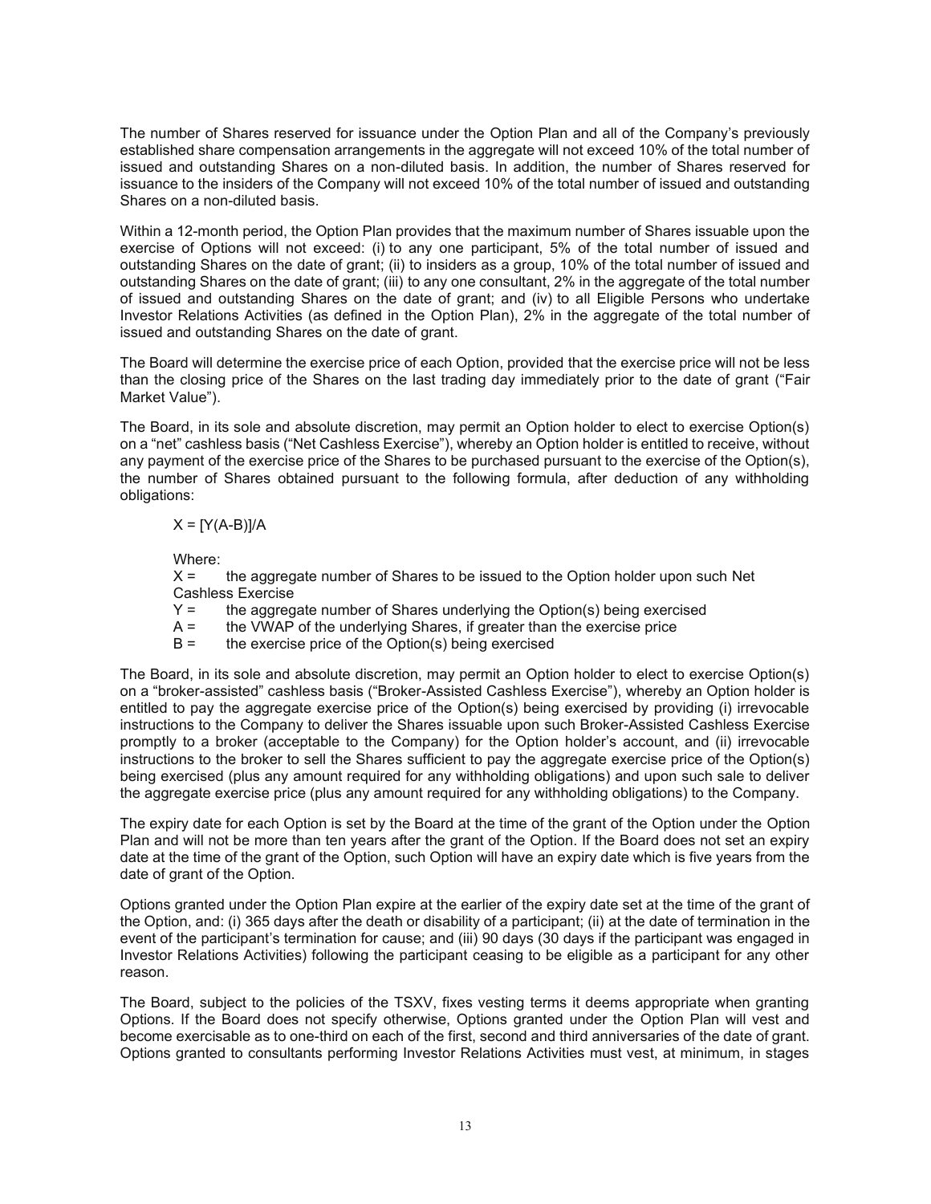The number of Shares reserved for issuance under the Option Plan and all of the Company's previously established share compensation arrangements in the aggregate will not exceed 10% of the total number of issued and outstanding Shares on a non-diluted basis. In addition, the number of Shares reserved for issuance to the insiders of the Company will not exceed 10% of the total number of issued and outstanding Shares on a non-diluted basis.

Within a 12-month period, the Option Plan provides that the maximum number of Shares issuable upon the exercise of Options will not exceed: (i) to any one participant, 5% of the total number of issued and outstanding Shares on the date of grant; (ii) to insiders as a group, 10% of the total number of issued and outstanding Shares on the date of grant; (iii) to any one consultant, 2% in the aggregate of the total number of issued and outstanding Shares on the date of grant; and (iv) to all Eligible Persons who undertake Investor Relations Activities (as defined in the Option Plan), 2% in the aggregate of the total number of issued and outstanding Shares on the date of grant.

The Board will determine the exercise price of each Option, provided that the exercise price will not be less than the closing price of the Shares on the last trading day immediately prior to the date of grant ("Fair Market Value").

The Board, in its sole and absolute discretion, may permit an Option holder to elect to exercise Option(s) on a "net" cashless basis ("Net Cashless Exercise"), whereby an Option holder is entitled to receive, without any payment of the exercise price of the Shares to be purchased pursuant to the exercise of the Option(s), the number of Shares obtained pursuant to the following formula, after deduction of any withholding obligations:

$$X = [Y(A-B)]/A$$

Where:

X = the aggregate number of Shares to be issued to the Option holder upon such Net Cashless Exercise

Y = the aggregate number of Shares underlying the Option(s) being exercised

A = the VWAP of the underlying Shares, if greater than the exercise price

B = the exercise price of the Option(s) being exercised

The Board, in its sole and absolute discretion, may permit an Option holder to elect to exercise Option(s) on a "broker-assisted" cashless basis ("Broker-Assisted Cashless Exercise"), whereby an Option holder is entitled to pay the aggregate exercise price of the Option(s) being exercised by providing (i) irrevocable instructions to the Company to deliver the Shares issuable upon such Broker-Assisted Cashless Exercise promptly to a broker (acceptable to the Company) for the Option holder's account, and (ii) irrevocable instructions to the broker to sell the Shares sufficient to pay the aggregate exercise price of the Option(s) being exercised (plus any amount required for any withholding obligations) and upon such sale to deliver the aggregate exercise price (plus any amount required for any withholding obligations) to the Company.

The expiry date for each Option is set by the Board at the time of the grant of the Option under the Option Plan and will not be more than ten years after the grant of the Option. If the Board does not set an expiry date at the time of the grant of the Option, such Option will have an expiry date which is five years from the date of grant of the Option.

Options granted under the Option Plan expire at the earlier of the expiry date set at the time of the grant of the Option, and: (i) 365 days after the death or disability of a participant; (ii) at the date of termination in the event of the participant's termination for cause; and (iii) 90 days (30 days if the participant was engaged in Investor Relations Activities) following the participant ceasing to be eligible as a participant for any other reason.

The Board, subject to the policies of the TSXV, fixes vesting terms it deems appropriate when granting Options. If the Board does not specify otherwise, Options granted under the Option Plan will vest and become exercisable as to one-third on each of the first, second and third anniversaries of the date of grant. Options granted to consultants performing Investor Relations Activities must vest, at minimum, in stages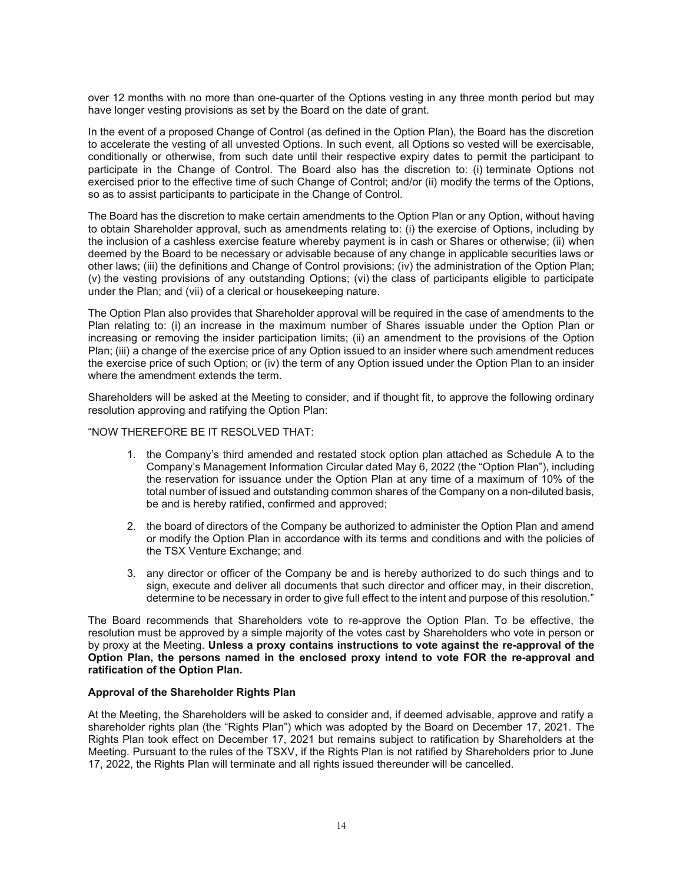over 12 months with no more than one-quarter of the Options vesting in any three month period but may have longer vesting provisions as set by the Board on the date of grant.

In the event of a proposed Change of Control (as defined in the Option Plan), the Board has the discretion to accelerate the vesting of all unvested Options. In such event, all Options so vested will be exercisable, conditionally or otherwise, from such date until their respective expiry dates to permit the participant to participate in the Change of Control. The Board also has the discretion to: (i) terminate Options not exercised prior to the effective time of such Change of Control; and/or (ii) modify the terms of the Options, so as to assist participants to participate in the Change of Control.

The Board has the discretion to make certain amendments to the Option Plan or any Option, without having to obtain Shareholder approval, such as amendments relating to: (i) the exercise of Options, including by the inclusion of a cashless exercise feature whereby payment is in cash or Shares or otherwise; (ii) when deemed by the Board to be necessary or advisable because of any change in applicable securities laws or other laws; (iii) the definitions and Change of Control provisions; (iv) the administration of the Option Plan; (v) the vesting provisions of any outstanding Options; (vi) the class of participants eligible to participate under the Plan; and (vii) of a clerical or housekeeping nature.

The Option Plan also provides that Shareholder approval will be required in the case of amendments to the Plan relating to: (i) an increase in the maximum number of Shares issuable under the Option Plan or increasing or removing the insider participation limits; (ii) an amendment to the provisions of the Option Plan; (iii) a change of the exercise price of any Option issued to an insider where such amendment reduces the exercise price of such Option; or (iv) the term of any Option issued under the Option Plan to an insider where the amendment extends the term.

Shareholders will be asked at the Meeting to consider, and if thought fit, to approve the following ordinary resolution approving and ratifying the Option Plan:

"NOW THEREFORE BE IT RESOLVED THAT:

1. the Company's third amended and restated stock option plan attached as Schedule A to the Company's Management Information Circular dated May 6, 2022 (the "Option Plan"), including the reservation for issuance under the Option Plan at any time of a maximum of 10% of the total number of issued and outstanding common shares of the Company on a non-diluted basis, be and is hereby ratified, confirmed and approved;
2. the board of directors of the Company be authorized to administer the Option Plan and amend or modify the Option Plan in accordance with its terms and conditions and with the policies of the TSX Venture Exchange; and
3. any director or officer of the Company be and is hereby authorized to do such things and to sign, execute and deliver all documents that such director and officer may, in their discretion, determine to be necessary in order to give full effect to the intent and purpose of this resolution."

The Board recommends that Shareholders vote to re-approve the Option Plan. To be effective, the resolution must be approved by a simple majority of the votes cast by Shareholders who vote in person or by proxy at the Meeting. **Unless a proxy contains instructions to vote against the re-approval of the Option Plan, the persons named in the enclosed proxy intend to vote FOR the re-approval and ratification of the Option Plan.**

### Approval of the Shareholder Rights Plan

At the Meeting, the Shareholders will be asked to consider and, if deemed advisable, approve and ratify a shareholder rights plan (the "Rights Plan") which was adopted by the Board on December 17, 2021. The Rights Plan took effect on December 17, 2021 but remains subject to ratification by Shareholders at the Meeting. Pursuant to the rules of the TSXV, if the Rights Plan is not ratified by Shareholders prior to June 17, 2022, the Rights Plan will terminate and all rights issued thereunder will be cancelled.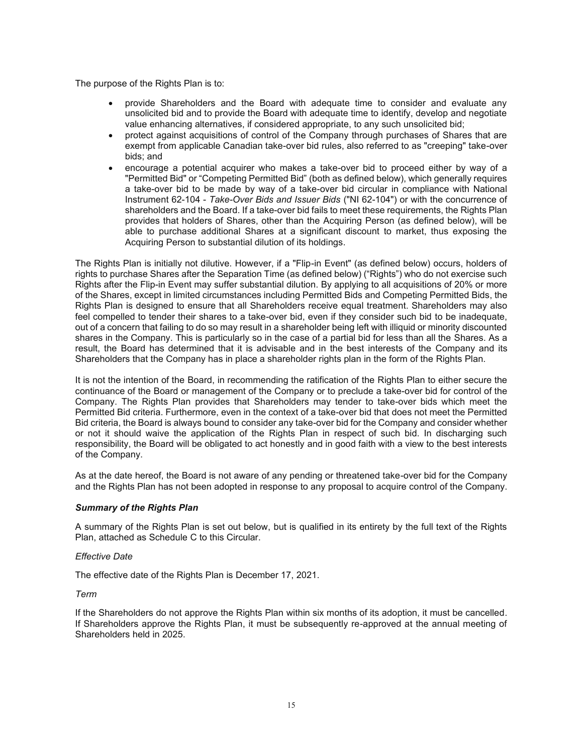The purpose of the Rights Plan is to:

- provide Shareholders and the Board with adequate time to consider and evaluate any unsolicited bid and to provide the Board with adequate time to identify, develop and negotiate value enhancing alternatives, if considered appropriate, to any such unsolicited bid;
- protect against acquisitions of control of the Company through purchases of Shares that are exempt from applicable Canadian take-over bid rules, also referred to as "creeping" take-over bids; and
- encourage a potential acquirer who makes a take-over bid to proceed either by way of a "Permitted Bid" or "Competing Permitted Bid" (both as defined below), which generally requires a take-over bid to be made by way of a take-over bid circular in compliance with National Instrument 62-104 - *Take-Over Bids and Issuer Bids* ("NI 62-104") or with the concurrence of shareholders and the Board. If a take-over bid fails to meet these requirements, the Rights Plan provides that holders of Shares, other than the Acquiring Person (as defined below), will be able to purchase additional Shares at a significant discount to market, thus exposing the Acquiring Person to substantial dilution of its holdings.

The Rights Plan is initially not dilutive. However, if a "Flip-in Event" (as defined below) occurs, holders of rights to purchase Shares after the Separation Time (as defined below) ("Rights") who do not exercise such Rights after the Flip-in Event may suffer substantial dilution. By applying to all acquisitions of 20% or more of the Shares, except in limited circumstances including Permitted Bids and Competing Permitted Bids, the Rights Plan is designed to ensure that all Shareholders receive equal treatment. Shareholders may also feel compelled to tender their shares to a take-over bid, even if they consider such bid to be inadequate, out of a concern that failing to do so may result in a shareholder being left with illiquid or minority discounted shares in the Company. This is particularly so in the case of a partial bid for less than all the Shares. As a result, the Board has determined that it is advisable and in the best interests of the Company and its Shareholders that the Company has in place a shareholder rights plan in the form of the Rights Plan.

It is not the intention of the Board, in recommending the ratification of the Rights Plan to either secure the continuance of the Board or management of the Company or to preclude a take-over bid for control of the Company. The Rights Plan provides that Shareholders may tender to take-over bids which meet the Permitted Bid criteria. Furthermore, even in the context of a take-over bid that does not meet the Permitted Bid criteria, the Board is always bound to consider any take-over bid for the Company and consider whether or not it should waive the application of the Rights Plan in respect of such bid. In discharging such responsibility, the Board will be obligated to act honestly and in good faith with a view to the best interests of the Company.

As at the date hereof, the Board is not aware of any pending or threatened take-over bid for the Company and the Rights Plan has not been adopted in response to any proposal to acquire control of the Company.

***Summary of the Rights Plan***

A summary of the Rights Plan is set out below, but is qualified in its entirety by the full text of the Rights Plan, attached as Schedule C to this Circular.

*Effective Date*

The effective date of the Rights Plan is December 17, 2021.

*Term*

If the Shareholders do not approve the Rights Plan within six months of its adoption, it must be cancelled. If Shareholders approve the Rights Plan, it must be subsequently re-approved at the annual meeting of Shareholders held in 2025.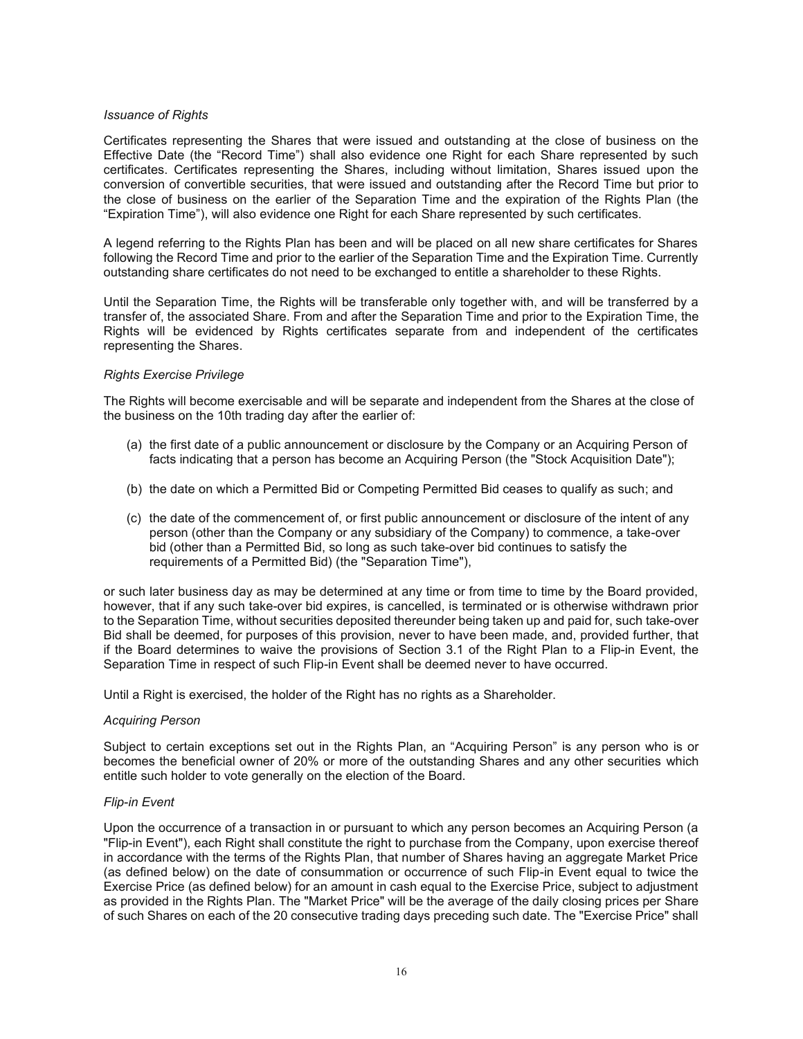*Issuance of Rights*

Certificates representing the Shares that were issued and outstanding at the close of business on the Effective Date (the "Record Time") shall also evidence one Right for each Share represented by such certificates. Certificates representing the Shares, including without limitation, Shares issued upon the conversion of convertible securities, that were issued and outstanding after the Record Time but prior to the close of business on the earlier of the Separation Time and the expiration of the Rights Plan (the "Expiration Time"), will also evidence one Right for each Share represented by such certificates.

A legend referring to the Rights Plan has been and will be placed on all new share certificates for Shares following the Record Time and prior to the earlier of the Separation Time and the Expiration Time. Currently outstanding share certificates do not need to be exchanged to entitle a shareholder to these Rights.

Until the Separation Time, the Rights will be transferable only together with, and will be transferred by a transfer of, the associated Share. From and after the Separation Time and prior to the Expiration Time, the Rights will be evidenced by Rights certificates separate from and independent of the certificates representing the Shares.

*Rights Exercise Privilege*

The Rights will become exercisable and will be separate and independent from the Shares at the close of the business on the 10th trading day after the earlier of:

(a) the first date of a public announcement or disclosure by the Company or an Acquiring Person of facts indicating that a person has become an Acquiring Person (the "Stock Acquisition Date");

(b) the date on which a Permitted Bid or Competing Permitted Bid ceases to qualify as such; and

(c) the date of the commencement of, or first public announcement or disclosure of the intent of any person (other than the Company or any subsidiary of the Company) to commence, a take-over bid (other than a Permitted Bid, so long as such take-over bid continues to satisfy the requirements of a Permitted Bid) (the "Separation Time"),

or such later business day as may be determined at any time or from time to time by the Board provided, however, that if any such take-over bid expires, is cancelled, is terminated or is otherwise withdrawn prior to the Separation Time, without securities deposited thereunder being taken up and paid for, such take-over Bid shall be deemed, for purposes of this provision, never to have been made, and, provided further, that if the Board determines to waive the provisions of Section 3.1 of the Right Plan to a Flip-in Event, the Separation Time in respect of such Flip-in Event shall be deemed never to have occurred.

Until a Right is exercised, the holder of the Right has no rights as a Shareholder.

*Acquiring Person*

Subject to certain exceptions set out in the Rights Plan, an "Acquiring Person" is any person who is or becomes the beneficial owner of 20% or more of the outstanding Shares and any other securities which entitle such holder to vote generally on the election of the Board.

*Flip-in Event*

Upon the occurrence of a transaction in or pursuant to which any person becomes an Acquiring Person (a "Flip-in Event"), each Right shall constitute the right to purchase from the Company, upon exercise thereof in accordance with the terms of the Rights Plan, that number of Shares having an aggregate Market Price (as defined below) on the date of consummation or occurrence of such Flip-in Event equal to twice the Exercise Price (as defined below) for an amount in cash equal to the Exercise Price, subject to adjustment as provided in the Rights Plan. The "Market Price" will be the average of the daily closing prices per Share of such Shares on each of the 20 consecutive trading days preceding such date. The "Exercise Price" shall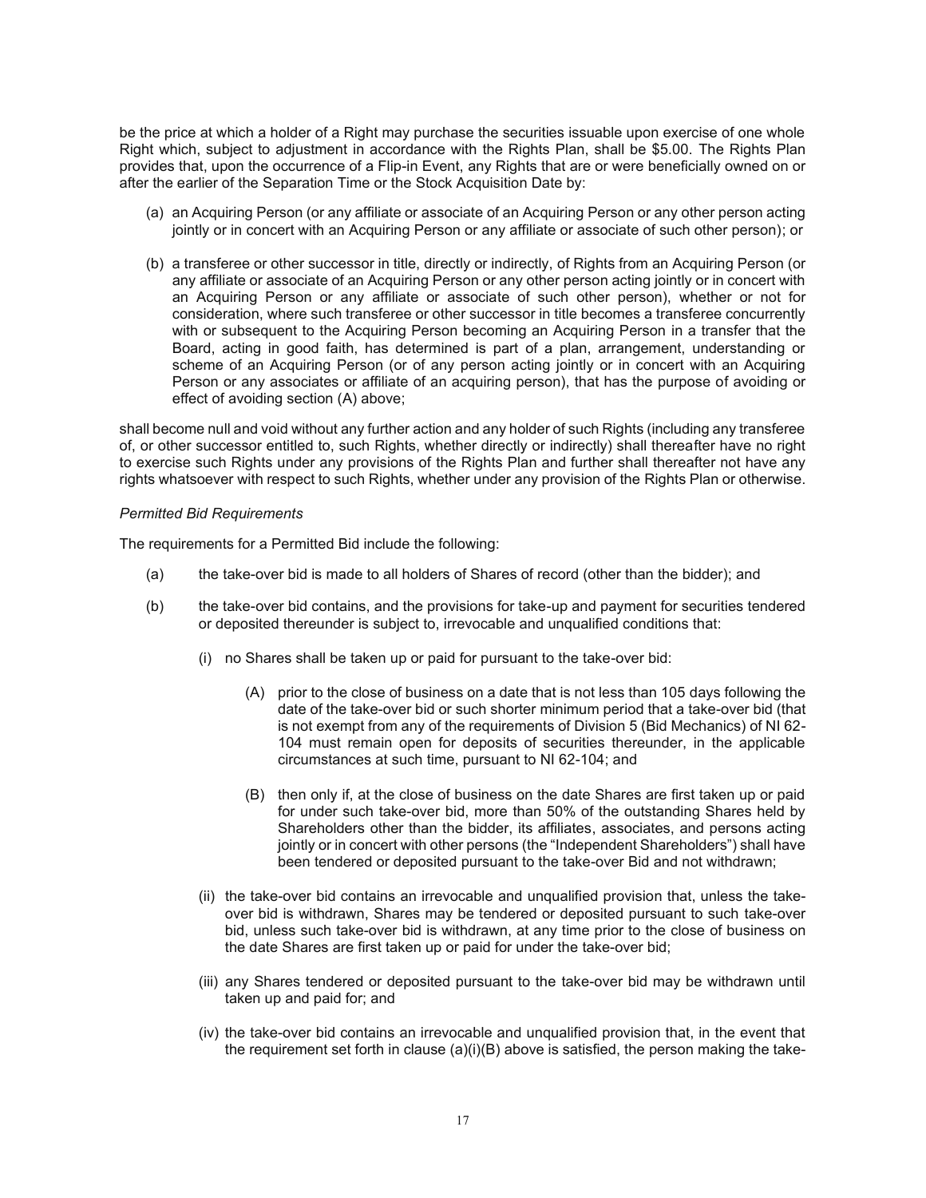be the price at which a holder of a Right may purchase the securities issuable upon exercise of one whole Right which, subject to adjustment in accordance with the Rights Plan, shall be $5.00. The Rights Plan provides that, upon the occurrence of a Flip-in Event, any Rights that are or were beneficially owned on or after the earlier of the Separation Time or the Stock Acquisition Date by:

(a) an Acquiring Person (or any affiliate or associate of an Acquiring Person or any other person acting jointly or in concert with an Acquiring Person or any affiliate or associate of such other person); or

(b) a transferee or other successor in title, directly or indirectly, of Rights from an Acquiring Person (or any affiliate or associate of an Acquiring Person or any other person acting jointly or in concert with an Acquiring Person or any affiliate or associate of such other person), whether or not for consideration, where such transferee or other successor in title becomes a transferee concurrently with or subsequent to the Acquiring Person becoming an Acquiring Person in a transfer that the Board, acting in good faith, has determined is part of a plan, arrangement, understanding or scheme of an Acquiring Person (or of any person acting jointly or in concert with an Acquiring Person or any associates or affiliate of an acquiring person), that has the purpose of avoiding or effect of avoiding section (A) above;

shall become null and void without any further action and any holder of such Rights (including any transferee of, or other successor entitled to, such Rights, whether directly or indirectly) shall thereafter have no right to exercise such Rights under any provisions of the Rights Plan and further shall thereafter not have any rights whatsoever with respect to such Rights, whether under any provision of the Rights Plan or otherwise.

*Permitted Bid Requirements*

The requirements for a Permitted Bid include the following:

(a) the take-over bid is made to all holders of Shares of record (other than the bidder); and

(b) the take-over bid contains, and the provisions for take-up and payment for securities tendered or deposited thereunder is subject to, irrevocable and unqualified conditions that:

 (i) no Shares shall be taken up or paid for pursuant to the take-over bid:

  (A) prior to the close of business on a date that is not less than 105 days following the date of the take-over bid or such shorter minimum period that a take-over bid (that is not exempt from any of the requirements of Division 5 (Bid Mechanics) of NI 62-104 must remain open for deposits of securities thereunder, in the applicable circumstances at such time, pursuant to NI 62-104; and

  (B) then only if, at the close of business on the date Shares are first taken up or paid for under such take-over bid, more than 50% of the outstanding Shares held by Shareholders other than the bidder, its affiliates, associates, and persons acting jointly or in concert with other persons (the "Independent Shareholders") shall have been tendered or deposited pursuant to the take-over Bid and not withdrawn;

 (ii) the take-over bid contains an irrevocable and unqualified provision that, unless the take-over bid is withdrawn, Shares may be tendered or deposited pursuant to such take-over bid, unless such take-over bid is withdrawn, at any time prior to the close of business on the date Shares are first taken up or paid for under the take-over bid;

 (iii) any Shares tendered or deposited pursuant to the take-over bid may be withdrawn until taken up and paid for; and

 (iv) the take-over bid contains an irrevocable and unqualified provision that, in the event that the requirement set forth in clause (a)(i)(B) above is satisfied, the person making the take-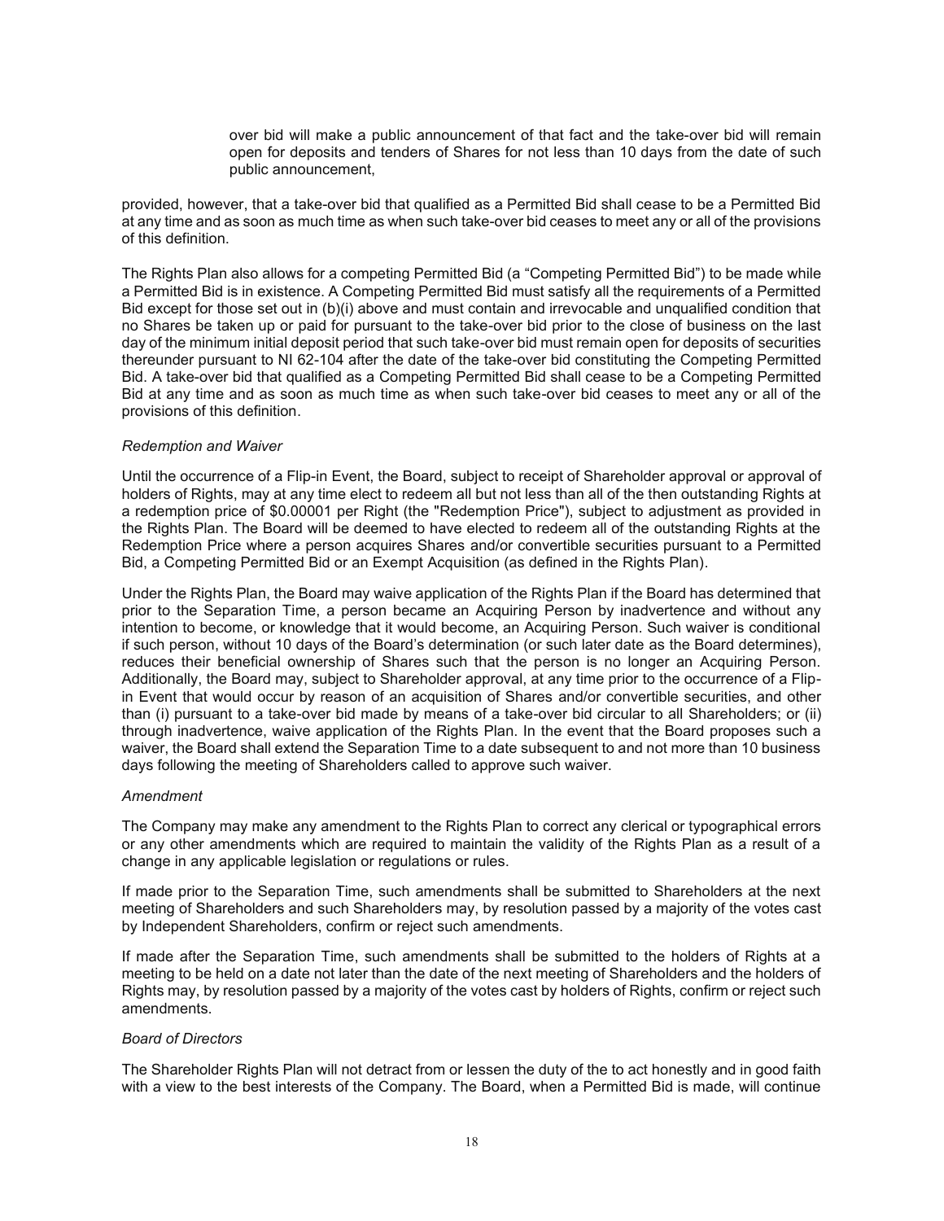over bid will make a public announcement of that fact and the take-over bid will remain open for deposits and tenders of Shares for not less than 10 days from the date of such public announcement,

provided, however, that a take-over bid that qualified as a Permitted Bid shall cease to be a Permitted Bid at any time and as soon as much time as when such take-over bid ceases to meet any or all of the provisions of this definition.

The Rights Plan also allows for a competing Permitted Bid (a "Competing Permitted Bid") to be made while a Permitted Bid is in existence. A Competing Permitted Bid must satisfy all the requirements of a Permitted Bid except for those set out in (b)(i) above and must contain and irrevocable and unqualified condition that no Shares be taken up or paid for pursuant to the take-over bid prior to the close of business on the last day of the minimum initial deposit period that such take-over bid must remain open for deposits of securities thereunder pursuant to NI 62-104 after the date of the take-over bid constituting the Competing Permitted Bid. A take-over bid that qualified as a Competing Permitted Bid shall cease to be a Competing Permitted Bid at any time and as soon as much time as when such take-over bid ceases to meet any or all of the provisions of this definition.

*Redemption and Waiver*

Until the occurrence of a Flip-in Event, the Board, subject to receipt of Shareholder approval or approval of holders of Rights, may at any time elect to redeem all but not less than all of the then outstanding Rights at a redemption price of $0.00001 per Right (the "Redemption Price"), subject to adjustment as provided in the Rights Plan. The Board will be deemed to have elected to redeem all of the outstanding Rights at the Redemption Price where a person acquires Shares and/or convertible securities pursuant to a Permitted Bid, a Competing Permitted Bid or an Exempt Acquisition (as defined in the Rights Plan).

Under the Rights Plan, the Board may waive application of the Rights Plan if the Board has determined that prior to the Separation Time, a person became an Acquiring Person by inadvertence and without any intention to become, or knowledge that it would become, an Acquiring Person. Such waiver is conditional if such person, without 10 days of the Board's determination (or such later date as the Board determines), reduces their beneficial ownership of Shares such that the person is no longer an Acquiring Person. Additionally, the Board may, subject to Shareholder approval, at any time prior to the occurrence of a Flip-in Event that would occur by reason of an acquisition of Shares and/or convertible securities, and other than (i) pursuant to a take-over bid made by means of a take-over bid circular to all Shareholders; or (ii) through inadvertence, waive application of the Rights Plan. In the event that the Board proposes such a waiver, the Board shall extend the Separation Time to a date subsequent to and not more than 10 business days following the meeting of Shareholders called to approve such waiver.

*Amendment*

The Company may make any amendment to the Rights Plan to correct any clerical or typographical errors or any other amendments which are required to maintain the validity of the Rights Plan as a result of a change in any applicable legislation or regulations or rules.

If made prior to the Separation Time, such amendments shall be submitted to Shareholders at the next meeting of Shareholders and such Shareholders may, by resolution passed by a majority of the votes cast by Independent Shareholders, confirm or reject such amendments.

If made after the Separation Time, such amendments shall be submitted to the holders of Rights at a meeting to be held on a date not later than the date of the next meeting of Shareholders and the holders of Rights may, by resolution passed by a majority of the votes cast by holders of Rights, confirm or reject such amendments.

*Board of Directors*

The Shareholder Rights Plan will not detract from or lessen the duty of the to act honestly and in good faith with a view to the best interests of the Company. The Board, when a Permitted Bid is made, will continue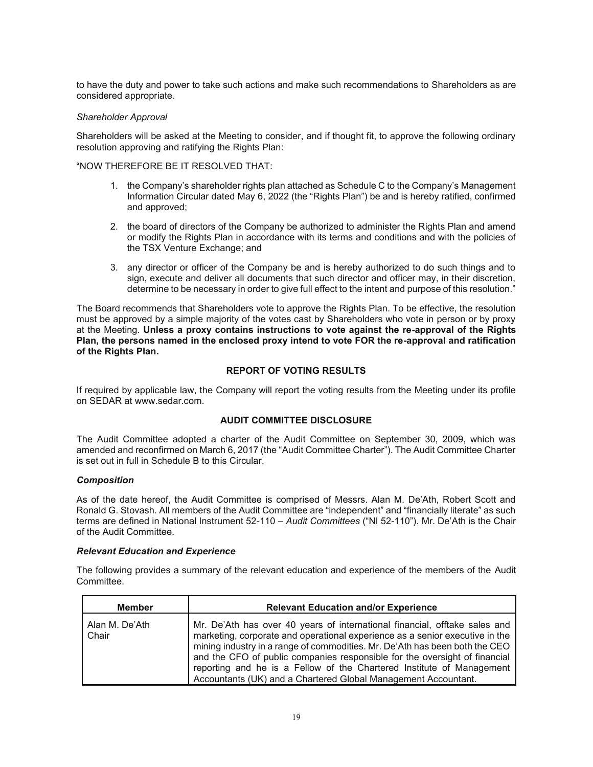to have the duty and power to take such actions and make such recommendations to Shareholders as are considered appropriate.

*Shareholder Approval*

Shareholders will be asked at the Meeting to consider, and if thought fit, to approve the following ordinary resolution approving and ratifying the Rights Plan:

"NOW THEREFORE BE IT RESOLVED THAT:

1. the Company's shareholder rights plan attached as Schedule C to the Company's Management Information Circular dated May 6, 2022 (the "Rights Plan") be and is hereby ratified, confirmed and approved;
2. the board of directors of the Company be authorized to administer the Rights Plan and amend or modify the Rights Plan in accordance with its terms and conditions and with the policies of the TSX Venture Exchange; and
3. any director or officer of the Company be and is hereby authorized to do such things and to sign, execute and deliver all documents that such director and officer may, in their discretion, determine to be necessary in order to give full effect to the intent and purpose of this resolution."

The Board recommends that Shareholders vote to approve the Rights Plan. To be effective, the resolution must be approved by a simple majority of the votes cast by Shareholders who vote in person or by proxy at the Meeting. **Unless a proxy contains instructions to vote against the re-approval of the Rights Plan, the persons named in the enclosed proxy intend to vote FOR the re-approval and ratification of the Rights Plan.**

## REPORT OF VOTING RESULTS

If required by applicable law, the Company will report the voting results from the Meeting under its profile on SEDAR at www.sedar.com.

## AUDIT COMMITTEE DISCLOSURE

The Audit Committee adopted a charter of the Audit Committee on September 30, 2009, which was amended and reconfirmed on March 6, 2017 (the "Audit Committee Charter"). The Audit Committee Charter is set out in full in Schedule B to this Circular.

### *Composition*

As of the date hereof, the Audit Committee is comprised of Messrs. Alan M. De'Ath, Robert Scott and Ronald G. Stovash. All members of the Audit Committee are "independent" and "financially literate" as such terms are defined in National Instrument 52-110 – *Audit Committees* ("NI 52-110"). Mr. De'Ath is the Chair of the Audit Committee.

### *Relevant Education and Experience*

The following provides a summary of the relevant education and experience of the members of the Audit Committee.

| Member | Relevant Education and/or Experience |
|---|---|
| Alan M. De'Ath Chair | Mr. De'Ath has over 40 years of international financial, offtake sales and marketing, corporate and operational experience as a senior executive in the mining industry in a range of commodities. Mr. De'Ath has been both the CEO and the CFO of public companies responsible for the oversight of financial reporting and he is a Fellow of the Chartered Institute of Management Accountants (UK) and a Chartered Global Management Accountant. |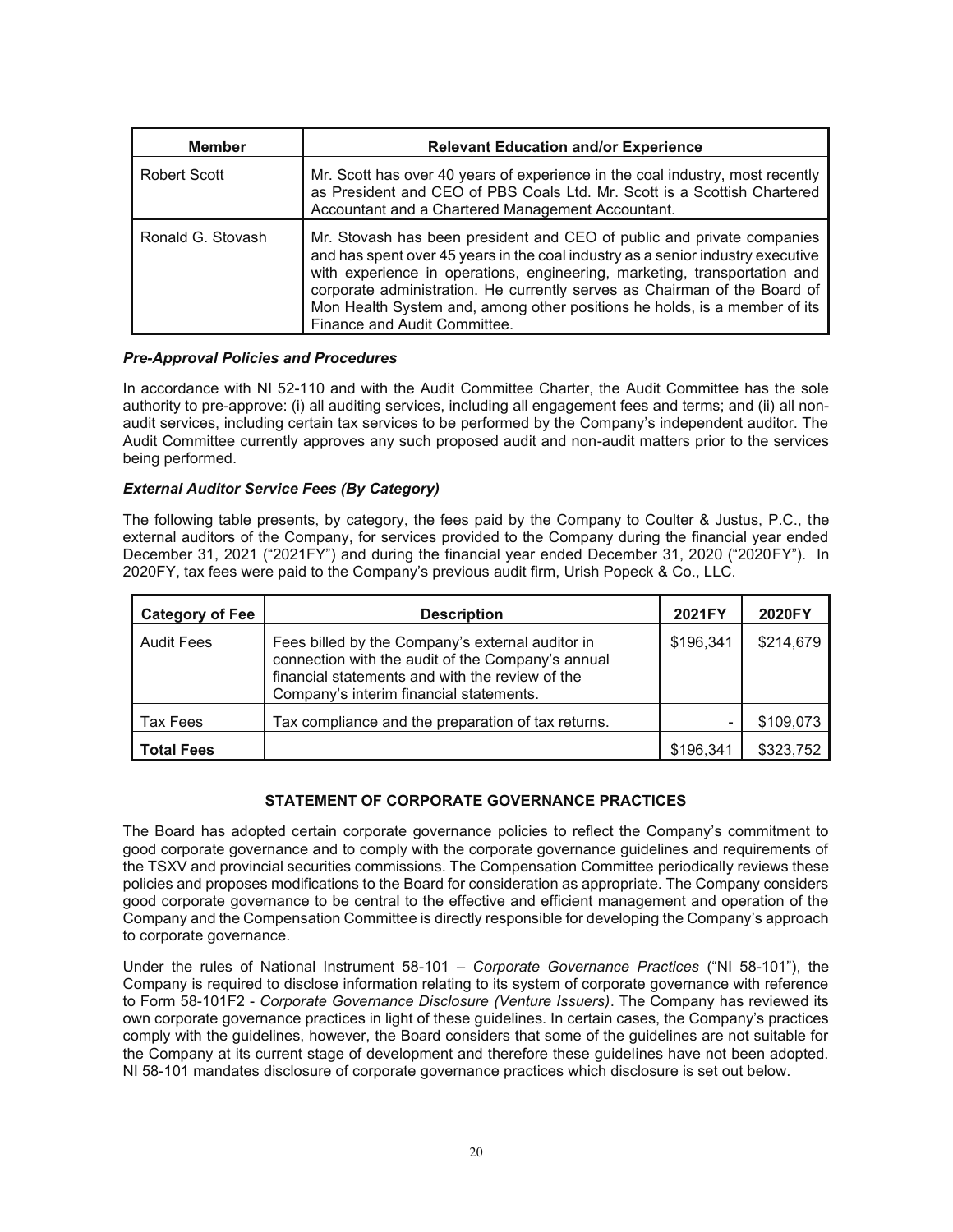| Member | Relevant Education and/or Experience |
| --- | --- |
| Robert Scott | Mr. Scott has over 40 years of experience in the coal industry, most recently as President and CEO of PBS Coals Ltd. Mr. Scott is a Scottish Chartered Accountant and a Chartered Management Accountant. |
| Ronald G. Stovash | Mr. Stovash has been president and CEO of public and private companies and has spent over 45 years in the coal industry as a senior industry executive with experience in operations, engineering, marketing, transportation and corporate administration. He currently serves as Chairman of the Board of Mon Health System and, among other positions he holds, is a member of its Finance and Audit Committee. |

***Pre-Approval Policies and Procedures***

In accordance with NI 52-110 and with the Audit Committee Charter, the Audit Committee has the sole authority to pre-approve: (i) all auditing services, including all engagement fees and terms; and (ii) all non-audit services, including certain tax services to be performed by the Company's independent auditor. The Audit Committee currently approves any such proposed audit and non-audit matters prior to the services being performed.

***External Auditor Service Fees (By Category)***

The following table presents, by category, the fees paid by the Company to Coulter & Justus, P.C., the external auditors of the Company, for services provided to the Company during the financial year ended December 31, 2021 ("2021FY") and during the financial year ended December 31, 2020 ("2020FY"). In 2020FY, tax fees were paid to the Company's previous audit firm, Urish Popeck & Co., LLC.

| Category of Fee | Description | 2021FY | 2020FY |
| --- | --- | --- | --- |
| Audit Fees | Fees billed by the Company's external auditor in connection with the audit of the Company's annual financial statements and with the review of the Company's interim financial statements. | $196,341 | $214,679 |
| Tax Fees | Tax compliance and the preparation of tax returns. | - | $109,073 |
| **Total Fees** | | $196,341 | $323,752 |

## STATEMENT OF CORPORATE GOVERNANCE PRACTICES

The Board has adopted certain corporate governance policies to reflect the Company's commitment to good corporate governance and to comply with the corporate governance guidelines and requirements of the TSXV and provincial securities commissions. The Compensation Committee periodically reviews these policies and proposes modifications to the Board for consideration as appropriate. The Company considers good corporate governance to be central to the effective and efficient management and operation of the Company and the Compensation Committee is directly responsible for developing the Company's approach to corporate governance.

Under the rules of National Instrument 58-101 – *Corporate Governance Practices* ("NI 58-101"), the Company is required to disclose information relating to its system of corporate governance with reference to Form 58-101F2 - *Corporate Governance Disclosure (Venture Issuers)*. The Company has reviewed its own corporate governance practices in light of these guidelines. In certain cases, the Company's practices comply with the guidelines, however, the Board considers that some of the guidelines are not suitable for the Company at its current stage of development and therefore these guidelines have not been adopted. NI 58-101 mandates disclosure of corporate governance practices which disclosure is set out below.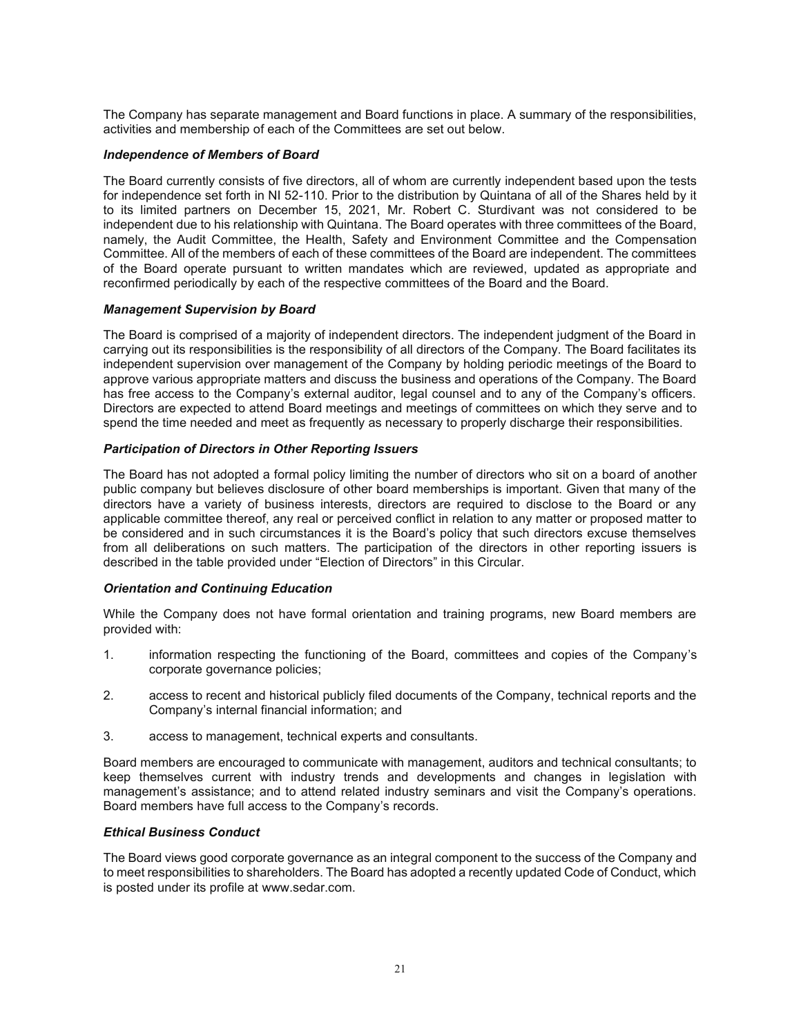The Company has separate management and Board functions in place. A summary of the responsibilities, activities and membership of each of the Committees are set out below.

### *Independence of Members of Board*

The Board currently consists of five directors, all of whom are currently independent based upon the tests for independence set forth in NI 52-110. Prior to the distribution by Quintana of all of the Shares held by it to its limited partners on December 15, 2021, Mr. Robert C. Sturdivant was not considered to be independent due to his relationship with Quintana. The Board operates with three committees of the Board, namely, the Audit Committee, the Health, Safety and Environment Committee and the Compensation Committee. All of the members of each of these committees of the Board are independent. The committees of the Board operate pursuant to written mandates which are reviewed, updated as appropriate and reconfirmed periodically by each of the respective committees of the Board and the Board.

### *Management Supervision by Board*

The Board is comprised of a majority of independent directors. The independent judgment of the Board in carrying out its responsibilities is the responsibility of all directors of the Company. The Board facilitates its independent supervision over management of the Company by holding periodic meetings of the Board to approve various appropriate matters and discuss the business and operations of the Company. The Board has free access to the Company's external auditor, legal counsel and to any of the Company's officers. Directors are expected to attend Board meetings and meetings of committees on which they serve and to spend the time needed and meet as frequently as necessary to properly discharge their responsibilities.

### *Participation of Directors in Other Reporting Issuers*

The Board has not adopted a formal policy limiting the number of directors who sit on a board of another public company but believes disclosure of other board memberships is important. Given that many of the directors have a variety of business interests, directors are required to disclose to the Board or any applicable committee thereof, any real or perceived conflict in relation to any matter or proposed matter to be considered and in such circumstances it is the Board's policy that such directors excuse themselves from all deliberations on such matters. The participation of the directors in other reporting issuers is described in the table provided under "Election of Directors" in this Circular.

### *Orientation and Continuing Education*

While the Company does not have formal orientation and training programs, new Board members are provided with:

1. information respecting the functioning of the Board, committees and copies of the Company's corporate governance policies;
2. access to recent and historical publicly filed documents of the Company, technical reports and the Company's internal financial information; and
3. access to management, technical experts and consultants.

Board members are encouraged to communicate with management, auditors and technical consultants; to keep themselves current with industry trends and developments and changes in legislation with management's assistance; and to attend related industry seminars and visit the Company's operations. Board members have full access to the Company's records.

### *Ethical Business Conduct*

The Board views good corporate governance as an integral component to the success of the Company and to meet responsibilities to shareholders. The Board has adopted a recently updated Code of Conduct, which is posted under its profile at www.sedar.com.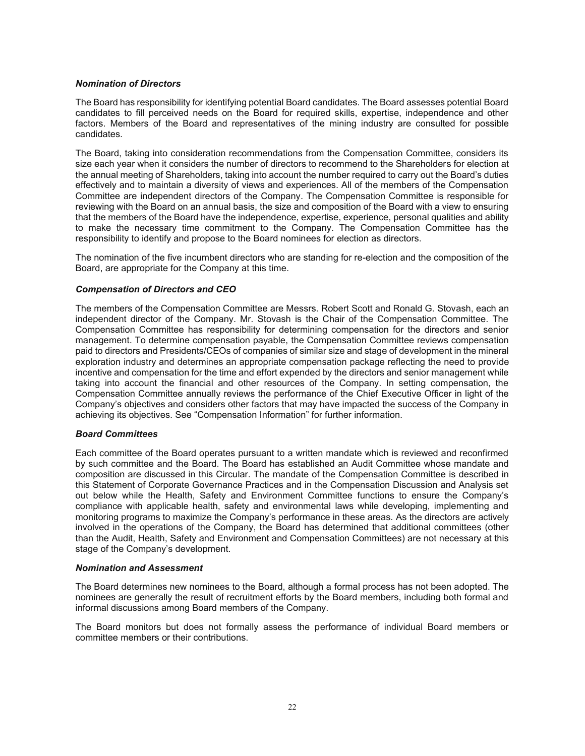### *Nomination of Directors*

The Board has responsibility for identifying potential Board candidates. The Board assesses potential Board candidates to fill perceived needs on the Board for required skills, expertise, independence and other factors. Members of the Board and representatives of the mining industry are consulted for possible candidates.

The Board, taking into consideration recommendations from the Compensation Committee, considers its size each year when it considers the number of directors to recommend to the Shareholders for election at the annual meeting of Shareholders, taking into account the number required to carry out the Board's duties effectively and to maintain a diversity of views and experiences. All of the members of the Compensation Committee are independent directors of the Company. The Compensation Committee is responsible for reviewing with the Board on an annual basis, the size and composition of the Board with a view to ensuring that the members of the Board have the independence, expertise, experience, personal qualities and ability to make the necessary time commitment to the Company. The Compensation Committee has the responsibility to identify and propose to the Board nominees for election as directors.

The nomination of the five incumbent directors who are standing for re-election and the composition of the Board, are appropriate for the Company at this time.

### *Compensation of Directors and CEO*

The members of the Compensation Committee are Messrs. Robert Scott and Ronald G. Stovash, each an independent director of the Company. Mr. Stovash is the Chair of the Compensation Committee. The Compensation Committee has responsibility for determining compensation for the directors and senior management. To determine compensation payable, the Compensation Committee reviews compensation paid to directors and Presidents/CEOs of companies of similar size and stage of development in the mineral exploration industry and determines an appropriate compensation package reflecting the need to provide incentive and compensation for the time and effort expended by the directors and senior management while taking into account the financial and other resources of the Company. In setting compensation, the Compensation Committee annually reviews the performance of the Chief Executive Officer in light of the Company's objectives and considers other factors that may have impacted the success of the Company in achieving its objectives. See "Compensation Information" for further information.

### *Board Committees*

Each committee of the Board operates pursuant to a written mandate which is reviewed and reconfirmed by such committee and the Board. The Board has established an Audit Committee whose mandate and composition are discussed in this Circular. The mandate of the Compensation Committee is described in this Statement of Corporate Governance Practices and in the Compensation Discussion and Analysis set out below while the Health, Safety and Environment Committee functions to ensure the Company's compliance with applicable health, safety and environmental laws while developing, implementing and monitoring programs to maximize the Company's performance in these areas. As the directors are actively involved in the operations of the Company, the Board has determined that additional committees (other than the Audit, Health, Safety and Environment and Compensation Committees) are not necessary at this stage of the Company's development.

### *Nomination and Assessment*

The Board determines new nominees to the Board, although a formal process has not been adopted. The nominees are generally the result of recruitment efforts by the Board members, including both formal and informal discussions among Board members of the Company.

The Board monitors but does not formally assess the performance of individual Board members or committee members or their contributions.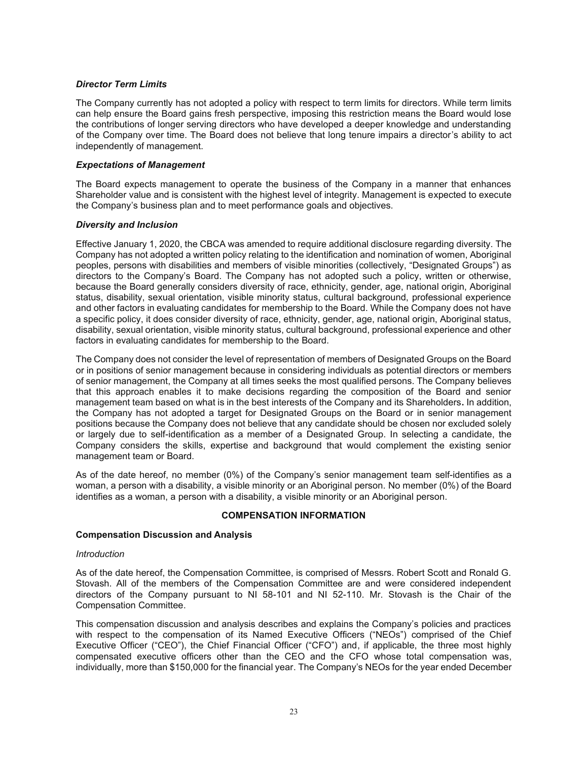### *Director Term Limits*

The Company currently has not adopted a policy with respect to term limits for directors. While term limits can help ensure the Board gains fresh perspective, imposing this restriction means the Board would lose the contributions of longer serving directors who have developed a deeper knowledge and understanding of the Company over time. The Board does not believe that long tenure impairs a director's ability to act independently of management.

### *Expectations of Management*

The Board expects management to operate the business of the Company in a manner that enhances Shareholder value and is consistent with the highest level of integrity. Management is expected to execute the Company's business plan and to meet performance goals and objectives.

### *Diversity and Inclusion*

Effective January 1, 2020, the CBCA was amended to require additional disclosure regarding diversity. The Company has not adopted a written policy relating to the identification and nomination of women, Aboriginal peoples, persons with disabilities and members of visible minorities (collectively, "Designated Groups") as directors to the Company's Board. The Company has not adopted such a policy, written or otherwise, because the Board generally considers diversity of race, ethnicity, gender, age, national origin, Aboriginal status, disability, sexual orientation, visible minority status, cultural background, professional experience and other factors in evaluating candidates for membership to the Board. While the Company does not have a specific policy, it does consider diversity of race, ethnicity, gender, age, national origin, Aboriginal status, disability, sexual orientation, visible minority status, cultural background, professional experience and other factors in evaluating candidates for membership to the Board.

The Company does not consider the level of representation of members of Designated Groups on the Board or in positions of senior management because in considering individuals as potential directors or members of senior management, the Company at all times seeks the most qualified persons. The Company believes that this approach enables it to make decisions regarding the composition of the Board and senior management team based on what is in the best interests of the Company and its Shareholders**.** In addition, the Company has not adopted a target for Designated Groups on the Board or in senior management positions because the Company does not believe that any candidate should be chosen nor excluded solely or largely due to self-identification as a member of a Designated Group. In selecting a candidate, the Company considers the skills, expertise and background that would complement the existing senior management team or Board.

As of the date hereof, no member (0%) of the Company's senior management team self-identifies as a woman, a person with a disability, a visible minority or an Aboriginal person. No member (0%) of the Board identifies as a woman, a person with a disability, a visible minority or an Aboriginal person.

## COMPENSATION INFORMATION

### Compensation Discussion and Analysis

*Introduction*

As of the date hereof, the Compensation Committee, is comprised of Messrs. Robert Scott and Ronald G. Stovash. All of the members of the Compensation Committee are and were considered independent directors of the Company pursuant to NI 58-101 and NI 52-110. Mr. Stovash is the Chair of the Compensation Committee.

This compensation discussion and analysis describes and explains the Company's policies and practices with respect to the compensation of its Named Executive Officers ("NEOs") comprised of the Chief Executive Officer ("CEO"), the Chief Financial Officer ("CFO") and, if applicable, the three most highly compensated executive officers other than the CEO and the CFO whose total compensation was, individually, more than $150,000 for the financial year. The Company's NEOs for the year ended December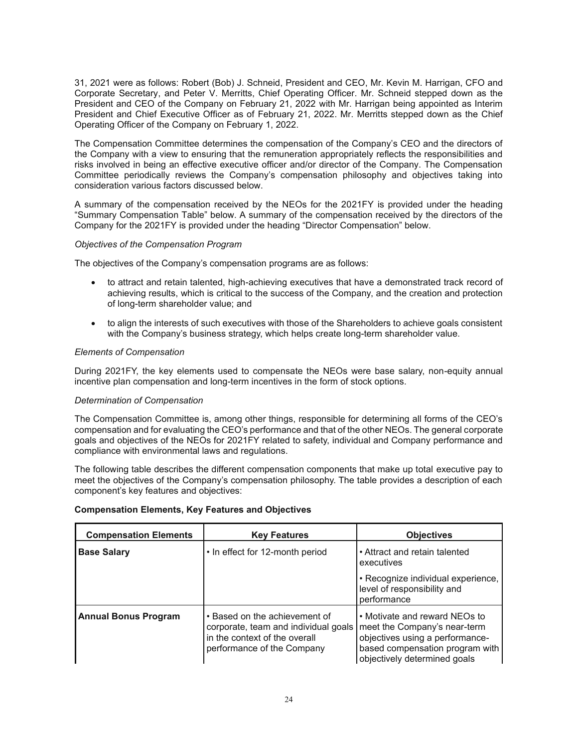31, 2021 were as follows: Robert (Bob) J. Schneid, President and CEO, Mr. Kevin M. Harrigan, CFO and Corporate Secretary, and Peter V. Merritts, Chief Operating Officer. Mr. Schneid stepped down as the President and CEO of the Company on February 21, 2022 with Mr. Harrigan being appointed as Interim President and Chief Executive Officer as of February 21, 2022. Mr. Merritts stepped down as the Chief Operating Officer of the Company on February 1, 2022.

The Compensation Committee determines the compensation of the Company's CEO and the directors of the Company with a view to ensuring that the remuneration appropriately reflects the responsibilities and risks involved in being an effective executive officer and/or director of the Company. The Compensation Committee periodically reviews the Company's compensation philosophy and objectives taking into consideration various factors discussed below.

A summary of the compensation received by the NEOs for the 2021FY is provided under the heading "Summary Compensation Table" below. A summary of the compensation received by the directors of the Company for the 2021FY is provided under the heading "Director Compensation" below.

*Objectives of the Compensation Program*

The objectives of the Company's compensation programs are as follows:

- to attract and retain talented, high-achieving executives that have a demonstrated track record of achieving results, which is critical to the success of the Company, and the creation and protection of long-term shareholder value; and
- to align the interests of such executives with those of the Shareholders to achieve goals consistent with the Company's business strategy, which helps create long-term shareholder value.

*Elements of Compensation*

During 2021FY, the key elements used to compensate the NEOs were base salary, non-equity annual incentive plan compensation and long-term incentives in the form of stock options.

*Determination of Compensation*

The Compensation Committee is, among other things, responsible for determining all forms of the CEO's compensation and for evaluating the CEO's performance and that of the other NEOs. The general corporate goals and objectives of the NEOs for 2021FY related to safety, individual and Company performance and compliance with environmental laws and regulations.

The following table describes the different compensation components that make up total executive pay to meet the objectives of the Company's compensation philosophy. The table provides a description of each component's key features and objectives:

**Compensation Elements, Key Features and Objectives**

| Compensation Elements | Key Features | Objectives |
|---|---|---|
| **Base Salary** | • In effect for 12-month period | • Attract and retain talented executives<br>• Recognize individual experience, level of responsibility and performance |
| **Annual Bonus Program** | • Based on the achievement of corporate, team and individual goals in the context of the overall performance of the Company | • Motivate and reward NEOs to meet the Company's near-term objectives using a performance-based compensation program with objectively determined goals |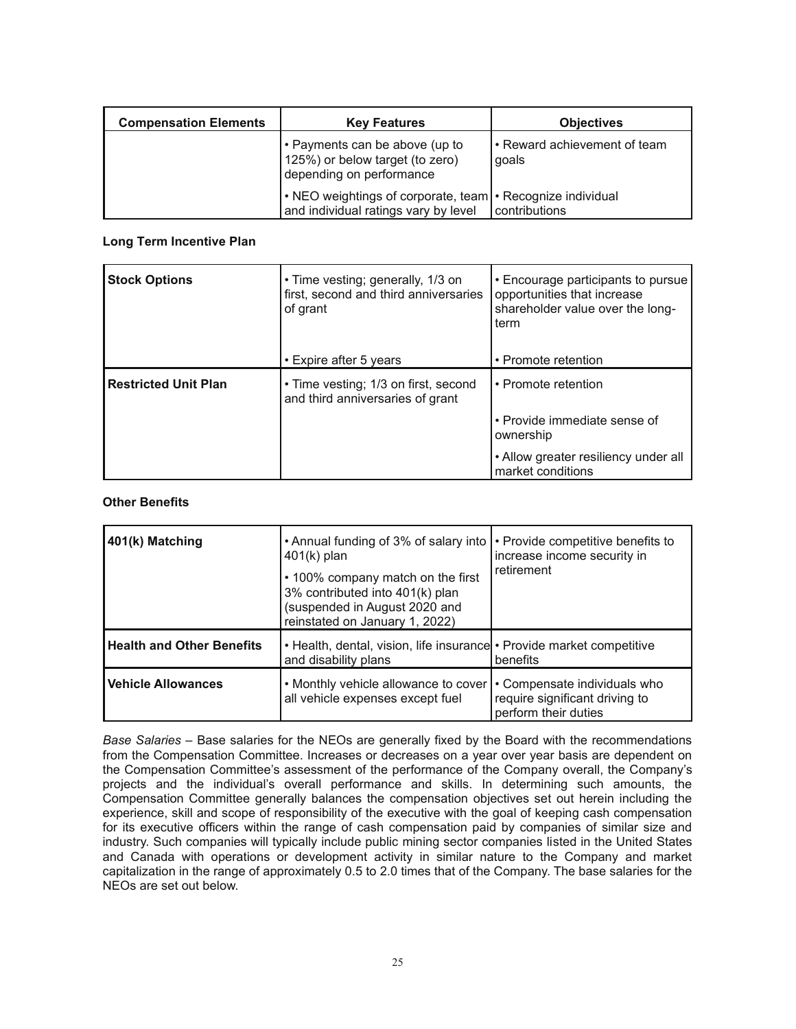| Compensation Elements | Key Features | Objectives |
|---|---|---|
| | • Payments can be above (up to 125%) or below target (to zero) depending on performance | • Reward achievement of team goals |
| | • NEO weightings of corporate, team and individual ratings vary by level | • Recognize individual contributions |

**Long Term Incentive Plan**

| | | |
|---|---|---|
| **Stock Options** | • Time vesting; generally, 1/3 on first, second and third anniversaries of grant | • Encourage participants to pursue opportunities that increase shareholder value over the long-term |
| | • Expire after 5 years | • Promote retention |
| **Restricted Unit Plan** | • Time vesting; 1/3 on first, second and third anniversaries of grant | • Promote retention |
| | | • Provide immediate sense of ownership |
| | | • Allow greater resiliency under all market conditions |

**Other Benefits**

| | | |
|---|---|---|
| **401(k) Matching** | • Annual funding of 3% of salary into 401(k) plan<br>• 100% company match on the first 3% contributed into 401(k) plan (suspended in August 2020 and reinstated on January 1, 2022) | • Provide competitive benefits to increase income security in retirement |
| **Health and Other Benefits** | • Health, dental, vision, life insurance and disability plans | • Provide market competitive benefits |
| **Vehicle Allowances** | • Monthly vehicle allowance to cover all vehicle expenses except fuel | • Compensate individuals who require significant driving to perform their duties |

*Base Salaries* – Base salaries for the NEOs are generally fixed by the Board with the recommendations from the Compensation Committee. Increases or decreases on a year over year basis are dependent on the Compensation Committee's assessment of the performance of the Company overall, the Company's projects and the individual's overall performance and skills. In determining such amounts, the Compensation Committee generally balances the compensation objectives set out herein including the experience, skill and scope of responsibility of the executive with the goal of keeping cash compensation for its executive officers within the range of cash compensation paid by companies of similar size and industry. Such companies will typically include public mining sector companies listed in the United States and Canada with operations or development activity in similar nature to the Company and market capitalization in the range of approximately 0.5 to 2.0 times that of the Company. The base salaries for the NEOs are set out below.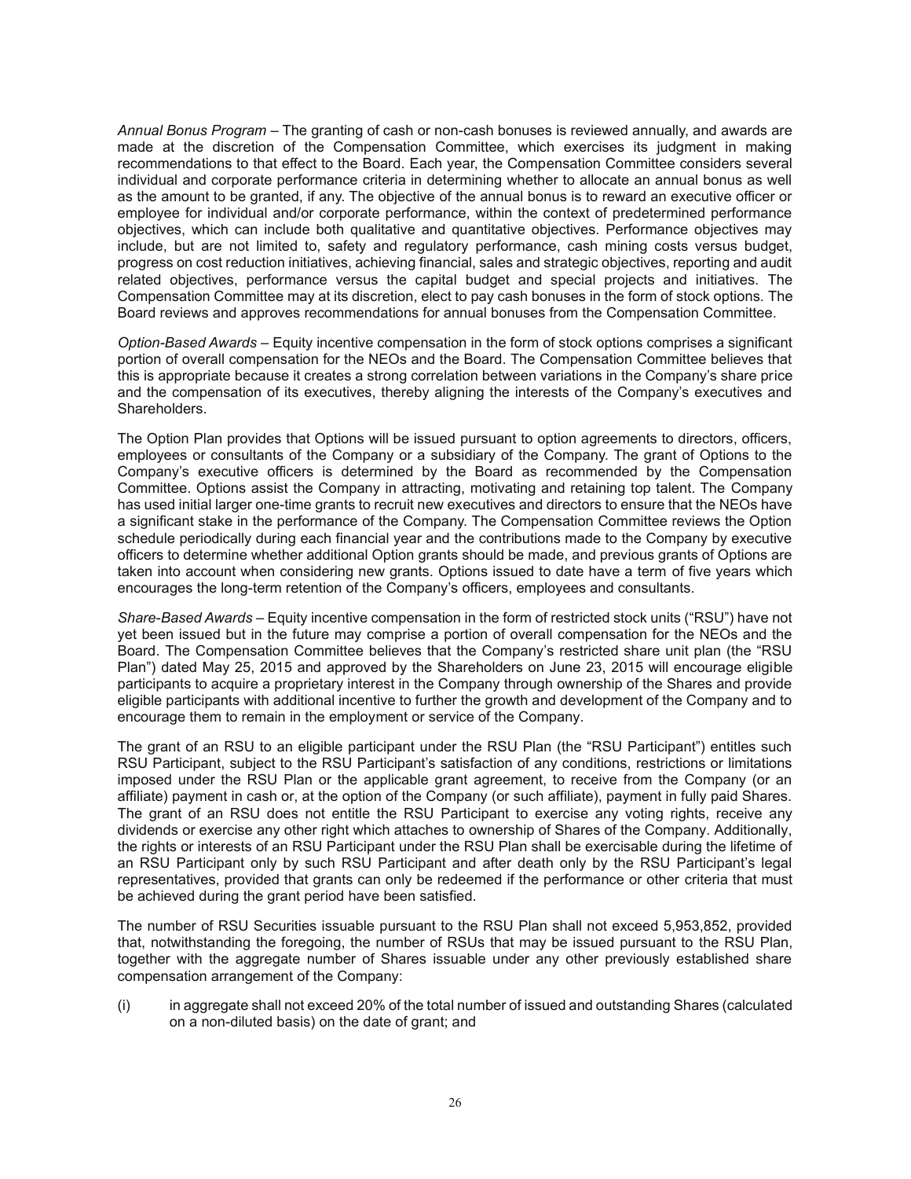*Annual Bonus Program* – The granting of cash or non-cash bonuses is reviewed annually, and awards are made at the discretion of the Compensation Committee, which exercises its judgment in making recommendations to that effect to the Board. Each year, the Compensation Committee considers several individual and corporate performance criteria in determining whether to allocate an annual bonus as well as the amount to be granted, if any. The objective of the annual bonus is to reward an executive officer or employee for individual and/or corporate performance, within the context of predetermined performance objectives, which can include both qualitative and quantitative objectives. Performance objectives may include, but are not limited to, safety and regulatory performance, cash mining costs versus budget, progress on cost reduction initiatives, achieving financial, sales and strategic objectives, reporting and audit related objectives, performance versus the capital budget and special projects and initiatives. The Compensation Committee may at its discretion, elect to pay cash bonuses in the form of stock options. The Board reviews and approves recommendations for annual bonuses from the Compensation Committee.

*Option-Based Awards* – Equity incentive compensation in the form of stock options comprises a significant portion of overall compensation for the NEOs and the Board. The Compensation Committee believes that this is appropriate because it creates a strong correlation between variations in the Company's share price and the compensation of its executives, thereby aligning the interests of the Company's executives and Shareholders.

The Option Plan provides that Options will be issued pursuant to option agreements to directors, officers, employees or consultants of the Company or a subsidiary of the Company. The grant of Options to the Company's executive officers is determined by the Board as recommended by the Compensation Committee. Options assist the Company in attracting, motivating and retaining top talent. The Company has used initial larger one-time grants to recruit new executives and directors to ensure that the NEOs have a significant stake in the performance of the Company. The Compensation Committee reviews the Option schedule periodically during each financial year and the contributions made to the Company by executive officers to determine whether additional Option grants should be made, and previous grants of Options are taken into account when considering new grants. Options issued to date have a term of five years which encourages the long-term retention of the Company's officers, employees and consultants.

*Share-Based Awards* – Equity incentive compensation in the form of restricted stock units ("RSU") have not yet been issued but in the future may comprise a portion of overall compensation for the NEOs and the Board. The Compensation Committee believes that the Company's restricted share unit plan (the "RSU Plan") dated May 25, 2015 and approved by the Shareholders on June 23, 2015 will encourage eligible participants to acquire a proprietary interest in the Company through ownership of the Shares and provide eligible participants with additional incentive to further the growth and development of the Company and to encourage them to remain in the employment or service of the Company.

The grant of an RSU to an eligible participant under the RSU Plan (the "RSU Participant") entitles such RSU Participant, subject to the RSU Participant's satisfaction of any conditions, restrictions or limitations imposed under the RSU Plan or the applicable grant agreement, to receive from the Company (or an affiliate) payment in cash or, at the option of the Company (or such affiliate), payment in fully paid Shares. The grant of an RSU does not entitle the RSU Participant to exercise any voting rights, receive any dividends or exercise any other right which attaches to ownership of Shares of the Company. Additionally, the rights or interests of an RSU Participant under the RSU Plan shall be exercisable during the lifetime of an RSU Participant only by such RSU Participant and after death only by the RSU Participant's legal representatives, provided that grants can only be redeemed if the performance or other criteria that must be achieved during the grant period have been satisfied.

The number of RSU Securities issuable pursuant to the RSU Plan shall not exceed 5,953,852, provided that, notwithstanding the foregoing, the number of RSUs that may be issued pursuant to the RSU Plan, together with the aggregate number of Shares issuable under any other previously established share compensation arrangement of the Company:

(i) in aggregate shall not exceed 20% of the total number of issued and outstanding Shares (calculated on a non-diluted basis) on the date of grant; and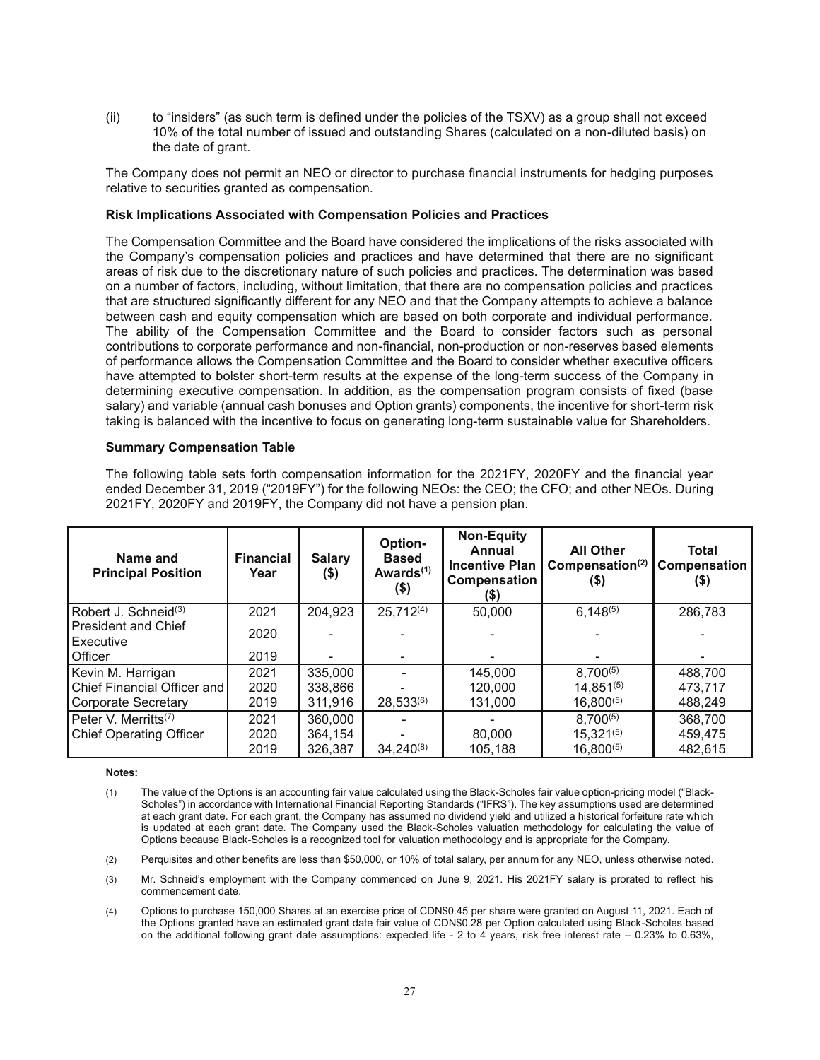(ii) to "insiders" (as such term is defined under the policies of the TSXV) as a group shall not exceed 10% of the total number of issued and outstanding Shares (calculated on a non-diluted basis) on the date of grant.

The Company does not permit an NEO or director to purchase financial instruments for hedging purposes relative to securities granted as compensation.

**Risk Implications Associated with Compensation Policies and Practices**

The Compensation Committee and the Board have considered the implications of the risks associated with the Company's compensation policies and practices and have determined that there are no significant areas of risk due to the discretionary nature of such policies and practices. The determination was based on a number of factors, including, without limitation, that there are no compensation policies and practices that are structured significantly different for any NEO and that the Company attempts to achieve a balance between cash and equity compensation which are based on both corporate and individual performance. The ability of the Compensation Committee and the Board to consider factors such as personal contributions to corporate performance and non-financial, non-production or non-reserves based elements of performance allows the Compensation Committee and the Board to consider whether executive officers have attempted to bolster short-term results at the expense of the long-term success of the Company in determining executive compensation. In addition, as the compensation program consists of fixed (base salary) and variable (annual cash bonuses and Option grants) components, the incentive for short-term risk taking is balanced with the incentive to focus on generating long-term sustainable value for Shareholders.

**Summary Compensation Table**

The following table sets forth compensation information for the 2021FY, 2020FY and the financial year ended December 31, 2019 ("2019FY") for the following NEOs: the CEO; the CFO; and other NEOs. During 2021FY, 2020FY and 2019FY, the Company did not have a pension plan.

| Name and Principal Position | Financial Year | Salary ($) | Option-Based Awards(1) ($) | Non-Equity Annual Incentive Plan Compensation ($) | All Other Compensation(2) ($) | Total Compensation ($) |
|---|---|---|---|---|---|---|
| Robert J. Schneid(3) | 2021 | 204,923 | 25,712(4) | 50,000 | 6,148(5) | 286,783 |
| President and Chief Executive | 2020 | - | - | - | - | - |
| Officer | 2019 | - | - | - | - | - |
| Kevin M. Harrigan | 2021 | 335,000 | - | 145,000 | 8,700(5) | 488,700 |
| Chief Financial Officer and | 2020 | 338,866 | - | 120,000 | 14,851(5) | 473,717 |
| Corporate Secretary | 2019 | 311,916 | 28,533(6) | 131,000 | 16,800(5) | 488,249 |
| Peter V. Merritts(7) | 2021 | 360,000 | - | - | 8,700(5) | 368,700 |
| Chief Operating Officer | 2020 | 364,154 | - | 80,000 | 15,321(5) | 459,475 |
| | 2019 | 326,387 | 34,240(8) | 105,188 | 16,800(5) | 482,615 |

**Notes:**

(1) The value of the Options is an accounting fair value calculated using the Black-Scholes fair value option-pricing model ("Black-Scholes") in accordance with International Financial Reporting Standards ("IFRS"). The key assumptions used are determined at each grant date. For each grant, the Company has assumed no dividend yield and utilized a historical forfeiture rate which is updated at each grant date. The Company used the Black-Scholes valuation methodology for calculating the value of Options because Black-Scholes is a recognized tool for valuation methodology and is appropriate for the Company.

(2) Perquisites and other benefits are less than $50,000, or 10% of total salary, per annum for any NEO, unless otherwise noted.

(3) Mr. Schneid's employment with the Company commenced on June 9, 2021. His 2021FY salary is prorated to reflect his commencement date.

(4) Options to purchase 150,000 Shares at an exercise price of CDN$0.45 per share were granted on August 11, 2021. Each of the Options granted have an estimated grant date fair value of CDN$0.28 per Option calculated using Black-Scholes based on the additional following grant date assumptions: expected life - 2 to 4 years, risk free interest rate – 0.23% to 0.63%,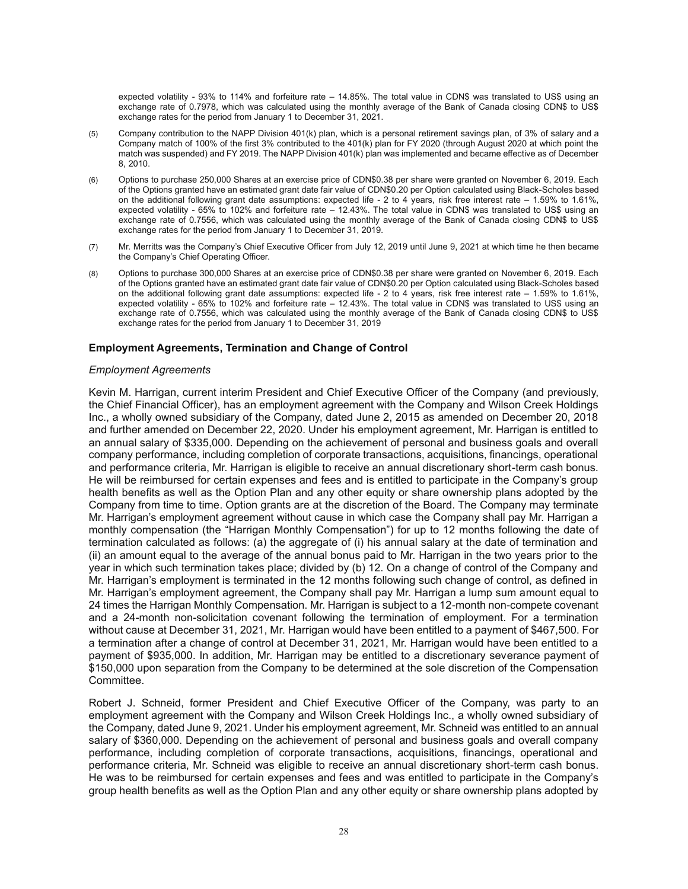expected volatility - 93% to 114% and forfeiture rate – 14.85%. The total value in CDN$ was translated to US$ using an exchange rate of 0.7978, which was calculated using the monthly average of the Bank of Canada closing CDN$ to US$ exchange rates for the period from January 1 to December 31, 2021.

(5) Company contribution to the NAPP Division 401(k) plan, which is a personal retirement savings plan, of 3% of salary and a Company match of 100% of the first 3% contributed to the 401(k) plan for FY 2020 (through August 2020 at which point the match was suspended) and FY 2019. The NAPP Division 401(k) plan was implemented and became effective as of December 8, 2010.

(6) Options to purchase 250,000 Shares at an exercise price of CDN$0.38 per share were granted on November 6, 2019. Each of the Options granted have an estimated grant date fair value of CDN$0.20 per Option calculated using Black-Scholes based on the additional following grant date assumptions: expected life - 2 to 4 years, risk free interest rate – 1.59% to 1.61%, expected volatility - 65% to 102% and forfeiture rate – 12.43%. The total value in CDN$ was translated to US$ using an exchange rate of 0.7556, which was calculated using the monthly average of the Bank of Canada closing CDN$ to US$ exchange rates for the period from January 1 to December 31, 2019.

(7) Mr. Merritts was the Company's Chief Executive Officer from July 12, 2019 until June 9, 2021 at which time he then became the Company's Chief Operating Officer.

(8) Options to purchase 300,000 Shares at an exercise price of CDN$0.38 per share were granted on November 6, 2019. Each of the Options granted have an estimated grant date fair value of CDN$0.20 per Option calculated using Black-Scholes based on the additional following grant date assumptions: expected life - 2 to 4 years, risk free interest rate – 1.59% to 1.61%, expected volatility - 65% to 102% and forfeiture rate – 12.43%. The total value in CDN$ was translated to US$ using an exchange rate of 0.7556, which was calculated using the monthly average of the Bank of Canada closing CDN$ to US$ exchange rates for the period from January 1 to December 31, 2019

## Employment Agreements, Termination and Change of Control

*Employment Agreements*

Kevin M. Harrigan, current interim President and Chief Executive Officer of the Company (and previously, the Chief Financial Officer), has an employment agreement with the Company and Wilson Creek Holdings Inc., a wholly owned subsidiary of the Company, dated June 2, 2015 as amended on December 20, 2018 and further amended on December 22, 2020. Under his employment agreement, Mr. Harrigan is entitled to an annual salary of $335,000. Depending on the achievement of personal and business goals and overall company performance, including completion of corporate transactions, acquisitions, financings, operational and performance criteria, Mr. Harrigan is eligible to receive an annual discretionary short-term cash bonus. He will be reimbursed for certain expenses and fees and is entitled to participate in the Company's group health benefits as well as the Option Plan and any other equity or share ownership plans adopted by the Company from time to time. Option grants are at the discretion of the Board. The Company may terminate Mr. Harrigan's employment agreement without cause in which case the Company shall pay Mr. Harrigan a monthly compensation (the "Harrigan Monthly Compensation") for up to 12 months following the date of termination calculated as follows: (a) the aggregate of (i) his annual salary at the date of termination and (ii) an amount equal to the average of the annual bonus paid to Mr. Harrigan in the two years prior to the year in which such termination takes place; divided by (b) 12. On a change of control of the Company and Mr. Harrigan's employment is terminated in the 12 months following such change of control, as defined in Mr. Harrigan's employment agreement, the Company shall pay Mr. Harrigan a lump sum amount equal to 24 times the Harrigan Monthly Compensation. Mr. Harrigan is subject to a 12-month non-compete covenant and a 24-month non-solicitation covenant following the termination of employment. For a termination without cause at December 31, 2021, Mr. Harrigan would have been entitled to a payment of $467,500. For a termination after a change of control at December 31, 2021, Mr. Harrigan would have been entitled to a payment of $935,000. In addition, Mr. Harrigan may be entitled to a discretionary severance payment of $150,000 upon separation from the Company to be determined at the sole discretion of the Compensation Committee.

Robert J. Schneid, former President and Chief Executive Officer of the Company, was party to an employment agreement with the Company and Wilson Creek Holdings Inc., a wholly owned subsidiary of the Company, dated June 9, 2021. Under his employment agreement, Mr. Schneid was entitled to an annual salary of $360,000. Depending on the achievement of personal and business goals and overall company performance, including completion of corporate transactions, acquisitions, financings, operational and performance criteria, Mr. Schneid was eligible to receive an annual discretionary short-term cash bonus. He was to be reimbursed for certain expenses and fees and was entitled to participate in the Company's group health benefits as well as the Option Plan and any other equity or share ownership plans adopted by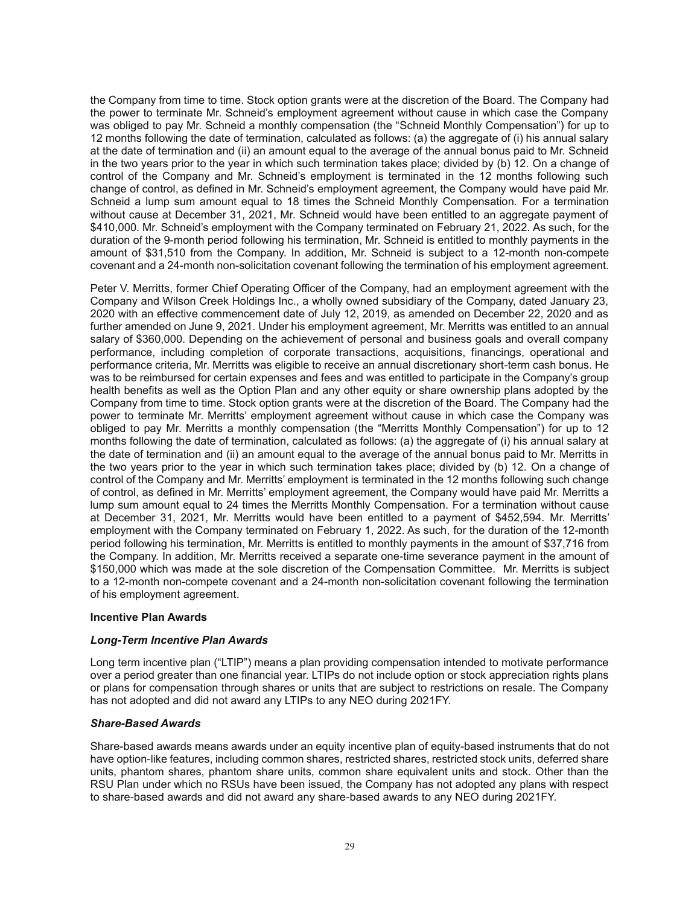the Company from time to time. Stock option grants were at the discretion of the Board. The Company had the power to terminate Mr. Schneid's employment agreement without cause in which case the Company was obliged to pay Mr. Schneid a monthly compensation (the "Schneid Monthly Compensation") for up to 12 months following the date of termination, calculated as follows: (a) the aggregate of (i) his annual salary at the date of termination and (ii) an amount equal to the average of the annual bonus paid to Mr. Schneid in the two years prior to the year in which such termination takes place; divided by (b) 12. On a change of control of the Company and Mr. Schneid's employment is terminated in the 12 months following such change of control, as defined in Mr. Schneid's employment agreement, the Company would have paid Mr. Schneid a lump sum amount equal to 18 times the Schneid Monthly Compensation. For a termination without cause at December 31, 2021, Mr. Schneid would have been entitled to an aggregate payment of $410,000. Mr. Schneid's employment with the Company terminated on February 21, 2022. As such, for the duration of the 9-month period following his termination, Mr. Schneid is entitled to monthly payments in the amount of $31,510 from the Company. In addition, Mr. Schneid is subject to a 12-month non-compete covenant and a 24-month non-solicitation covenant following the termination of his employment agreement.

Peter V. Merritts, former Chief Operating Officer of the Company, had an employment agreement with the Company and Wilson Creek Holdings Inc., a wholly owned subsidiary of the Company, dated January 23, 2020 with an effective commencement date of July 12, 2019, as amended on December 22, 2020 and as further amended on June 9, 2021. Under his employment agreement, Mr. Merritts was entitled to an annual salary of $360,000. Depending on the achievement of personal and business goals and overall company performance, including completion of corporate transactions, acquisitions, financings, operational and performance criteria, Mr. Merritts was eligible to receive an annual discretionary short-term cash bonus. He was to be reimbursed for certain expenses and fees and was entitled to participate in the Company's group health benefits as well as the Option Plan and any other equity or share ownership plans adopted by the Company from time to time. Stock option grants were at the discretion of the Board. The Company had the power to terminate Mr. Merritts' employment agreement without cause in which case the Company was obliged to pay Mr. Merritts a monthly compensation (the "Merritts Monthly Compensation") for up to 12 months following the date of termination, calculated as follows: (a) the aggregate of (i) his annual salary at the date of termination and (ii) an amount equal to the average of the annual bonus paid to Mr. Merritts in the two years prior to the year in which such termination takes place; divided by (b) 12. On a change of control of the Company and Mr. Merritts' employment is terminated in the 12 months following such change of control, as defined in Mr. Merritts' employment agreement, the Company would have paid Mr. Merritts a lump sum amount equal to 24 times the Merritts Monthly Compensation. For a termination without cause at December 31, 2021, Mr. Merritts would have been entitled to a payment of $452,594. Mr. Merritts' employment with the Company terminated on February 1, 2022. As such, for the duration of the 12-month period following his termination, Mr. Merritts is entitled to monthly payments in the amount of $37,716 from the Company. In addition, Mr. Merritts received a separate one-time severance payment in the amount of $150,000 which was made at the sole discretion of the Compensation Committee. Mr. Merritts is subject to a 12-month non-compete covenant and a 24-month non-solicitation covenant following the termination of his employment agreement.

**Incentive Plan Awards**

***Long-Term Incentive Plan Awards***

Long term incentive plan ("LTIP") means a plan providing compensation intended to motivate performance over a period greater than one financial year. LTIPs do not include option or stock appreciation rights plans or plans for compensation through shares or units that are subject to restrictions on resale. The Company has not adopted and did not award any LTIPs to any NEO during 2021FY.

***Share-Based Awards***

Share-based awards means awards under an equity incentive plan of equity-based instruments that do not have option-like features, including common shares, restricted shares, restricted stock units, deferred share units, phantom shares, phantom share units, common share equivalent units and stock. Other than the RSU Plan under which no RSUs have been issued, the Company has not adopted any plans with respect to share-based awards and did not award any share-based awards to any NEO during 2021FY.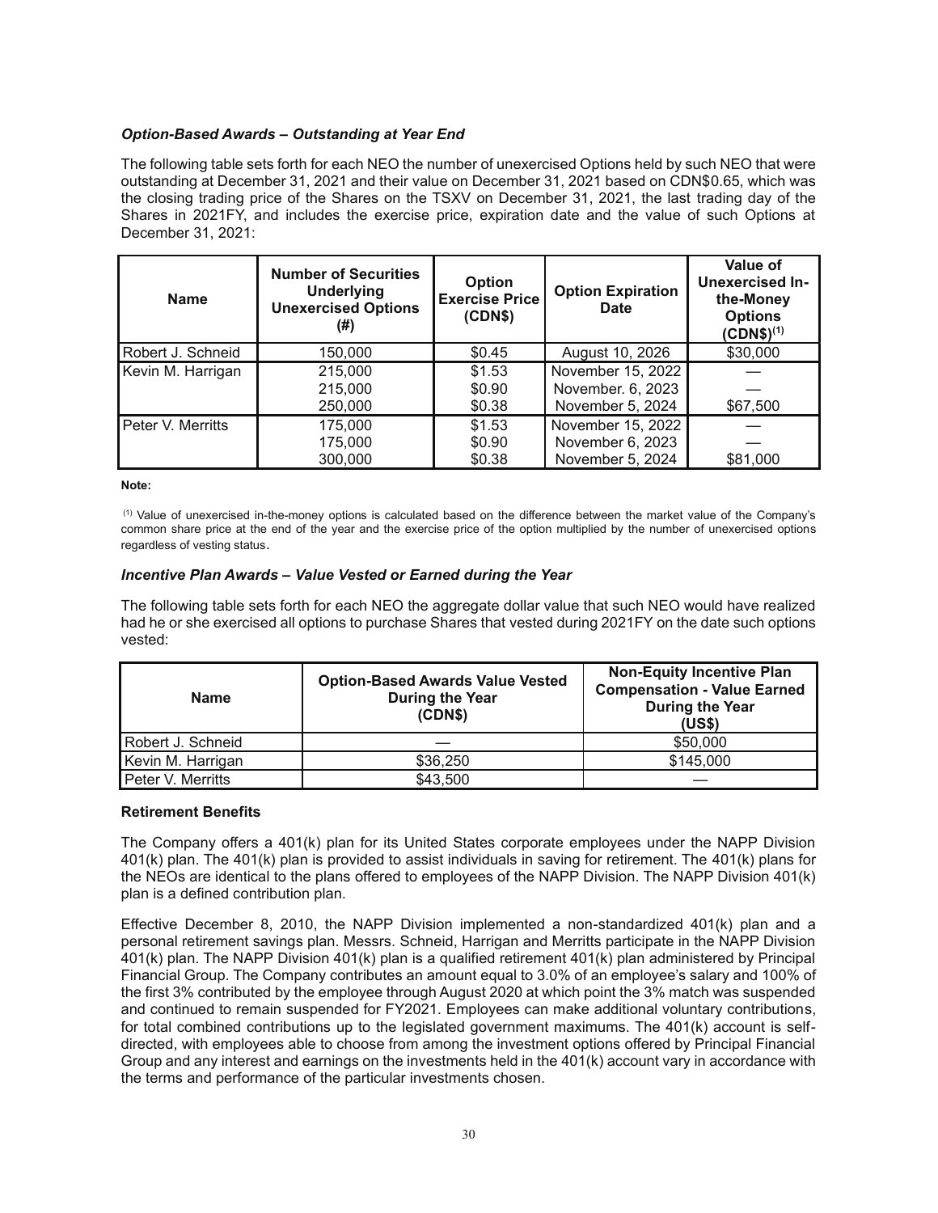### *Option-Based Awards – Outstanding at Year End*

The following table sets forth for each NEO the number of unexercised Options held by such NEO that were outstanding at December 31, 2021 and their value on December 31, 2021 based on CDN$0.65, which was the closing trading price of the Shares on the TSXV on December 31, 2021, the last trading day of the Shares in 2021FY, and includes the exercise price, expiration date and the value of such Options at December 31, 2021:

| Name | Number of Securities Underlying Unexercised Options (#) | Option Exercise Price (CDN$) | Option Expiration Date | Value of Unexercised In-the-Money Options (CDN$)[1] |
|---|---|---|---|---|
| Robert J. Schneid | 150,000 | $0.45 | August 10, 2026 | $30,000 |
| Kevin M. Harrigan | 215,000<br>215,000<br>250,000 | $1.53<br>$0.90<br>$0.38 | November 15, 2022<br>November. 6, 2023<br>November 5, 2024 | —<br>—<br>$67,500 |
| Peter V. Merritts | 175,000<br>175,000<br>300,000 | $1.53<br>$0.90<br>$0.38 | November 15, 2022<br>November 6, 2023<br>November 5, 2024 | —<br>—<br>$81,000 |

**Note:**

(1) Value of unexercised in-the-money options is calculated based on the difference between the market value of the Company's common share price at the end of the year and the exercise price of the option multiplied by the number of unexercised options regardless of vesting status.

### *Incentive Plan Awards – Value Vested or Earned during the Year*

The following table sets forth for each NEO the aggregate dollar value that such NEO would have realized had he or she exercised all options to purchase Shares that vested during 2021FY on the date such options vested:

| Name | Option-Based Awards Value Vested During the Year (CDN$) | Non-Equity Incentive Plan Compensation - Value Earned During the Year (US$) |
|---|---|---|
| Robert J. Schneid | — | $50,000 |
| Kevin M. Harrigan | $36,250 | $145,000 |
| Peter V. Merritts | $43,500 | — |

### **Retirement Benefits**

The Company offers a 401(k) plan for its United States corporate employees under the NAPP Division 401(k) plan. The 401(k) plan is provided to assist individuals in saving for retirement. The 401(k) plans for the NEOs are identical to the plans offered to employees of the NAPP Division. The NAPP Division 401(k) plan is a defined contribution plan.

Effective December 8, 2010, the NAPP Division implemented a non-standardized 401(k) plan and a personal retirement savings plan. Messrs. Schneid, Harrigan and Merritts participate in the NAPP Division 401(k) plan. The NAPP Division 401(k) plan is a qualified retirement 401(k) plan administered by Principal Financial Group. The Company contributes an amount equal to 3.0% of an employee's salary and 100% of the first 3% contributed by the employee through August 2020 at which point the 3% match was suspended and continued to remain suspended for FY2021. Employees can make additional voluntary contributions, for total combined contributions up to the legislated government maximums. The 401(k) account is self-directed, with employees able to choose from among the investment options offered by Principal Financial Group and any interest and earnings on the investments held in the 401(k) account vary in accordance with the terms and performance of the particular investments chosen.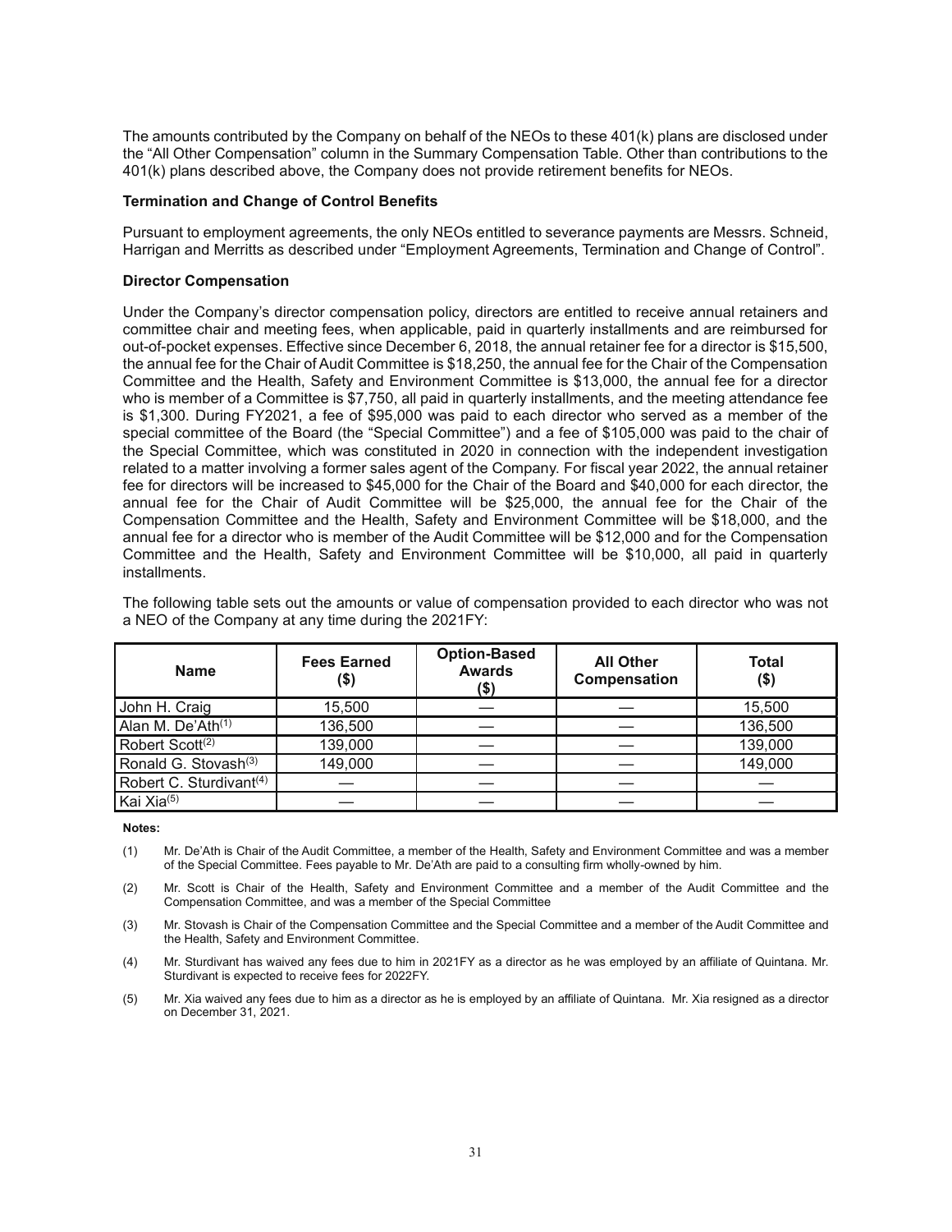The amounts contributed by the Company on behalf of the NEOs to these 401(k) plans are disclosed under the "All Other Compensation" column in the Summary Compensation Table. Other than contributions to the 401(k) plans described above, the Company does not provide retirement benefits for NEOs.

**Termination and Change of Control Benefits**

Pursuant to employment agreements, the only NEOs entitled to severance payments are Messrs. Schneid, Harrigan and Merritts as described under "Employment Agreements, Termination and Change of Control".

**Director Compensation**

Under the Company's director compensation policy, directors are entitled to receive annual retainers and committee chair and meeting fees, when applicable, paid in quarterly installments and are reimbursed for out-of-pocket expenses. Effective since December 6, 2018, the annual retainer fee for a director is $15,500, the annual fee for the Chair of Audit Committee is $18,250, the annual fee for the Chair of the Compensation Committee and the Health, Safety and Environment Committee is $13,000, the annual fee for a director who is member of a Committee is $7,750, all paid in quarterly installments, and the meeting attendance fee is $1,300. During FY2021, a fee of $95,000 was paid to each director who served as a member of the special committee of the Board (the "Special Committee") and a fee of $105,000 was paid to the chair of the Special Committee, which was constituted in 2020 in connection with the independent investigation related to a matter involving a former sales agent of the Company. For fiscal year 2022, the annual retainer fee for directors will be increased to $45,000 for the Chair of the Board and $40,000 for each director, the annual fee for the Chair of Audit Committee will be $25,000, the annual fee for the Chair of the Compensation Committee and the Health, Safety and Environment Committee will be $18,000, and the annual fee for a director who is member of the Audit Committee will be $12,000 and for the Compensation Committee and the Health, Safety and Environment Committee will be $10,000, all paid in quarterly installments.

The following table sets out the amounts or value of compensation provided to each director who was not a NEO of the Company at any time during the 2021FY:

| Name | Fees Earned ($) | Option-Based Awards ($) | All Other Compensation | Total ($) |
|---|---|---|---|---|
| John H. Craig | 15,500 | — | — | 15,500 |
| Alan M. De'Ath[(1)] | 136,500 | — | — | 136,500 |
| Robert Scott[(2)] | 139,000 | — | — | 139,000 |
| Ronald G. Stovash[(3)] | 149,000 | — | — | 149,000 |
| Robert C. Sturdivant[(4)] | — | — | — | — |
| Kai Xia[(5)] | — | — | — | — |

**Notes:**

(1) Mr. De'Ath is Chair of the Audit Committee, a member of the Health, Safety and Environment Committee and was a member of the Special Committee. Fees payable to Mr. De'Ath are paid to a consulting firm wholly-owned by him.

(2) Mr. Scott is Chair of the Health, Safety and Environment Committee and a member of the Audit Committee and the Compensation Committee, and was a member of the Special Committee

(3) Mr. Stovash is Chair of the Compensation Committee and the Special Committee and a member of the Audit Committee and the Health, Safety and Environment Committee.

(4) Mr. Sturdivant has waived any fees due to him in 2021FY as a director as he was employed by an affiliate of Quintana. Mr. Sturdivant is expected to receive fees for 2022FY.

(5) Mr. Xia waived any fees due to him as a director as he is employed by an affiliate of Quintana. Mr. Xia resigned as a director on December 31, 2021.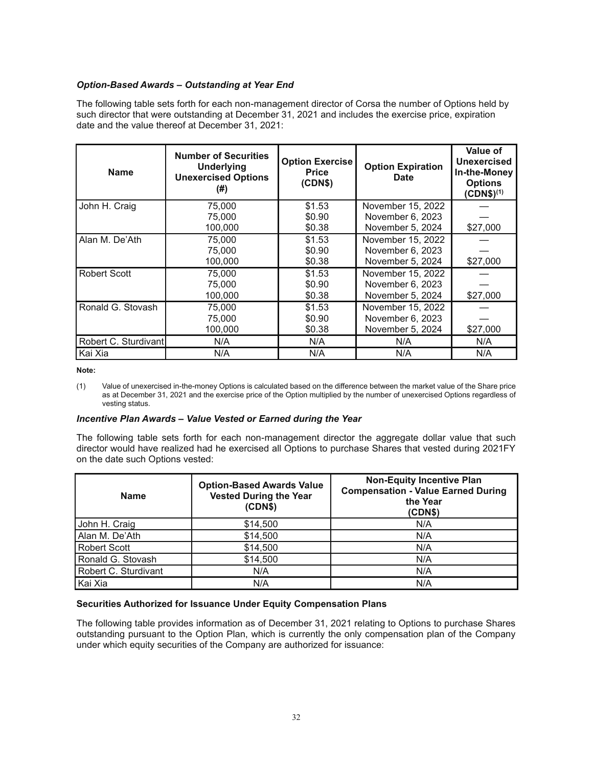### *Option-Based Awards – Outstanding at Year End*

The following table sets forth for each non-management director of Corsa the number of Options held by such director that were outstanding at December 31, 2021 and includes the exercise price, expiration date and the value thereof at December 31, 2021:

| Name | Number of Securities Underlying Unexercised Options (#) | Option Exercise Price (CDN$) | Option Expiration Date | Value of Unexercised In-the-Money Options (CDN$)[(1)] |
|---|---|---|---|---|
| John H. Craig | 75,000<br>75,000<br>100,000 | \$1.53<br>\$0.90<br>\$0.38 | November 15, 2022<br>November 6, 2023<br>November 5, 2024 | —<br>—<br>\$27,000 |
| Alan M. De'Ath | 75,000<br>75,000<br>100,000 | \$1.53<br>\$0.90<br>\$0.38 | November 15, 2022<br>November 6, 2023<br>November 5, 2024 | —<br>—<br>\$27,000 |
| Robert Scott | 75,000<br>75,000<br>100,000 | \$1.53<br>\$0.90<br>\$0.38 | November 15, 2022<br>November 6, 2023<br>November 5, 2024 | —<br>—<br>\$27,000 |
| Ronald G. Stovash | 75,000<br>75,000<br>100,000 | \$1.53<br>\$0.90<br>\$0.38 | November 15, 2022<br>November 6, 2023<br>November 5, 2024 | —<br>—<br>\$27,000 |
| Robert C. Sturdivant | N/A | N/A | N/A | N/A |
| Kai Xia | N/A | N/A | N/A | N/A |

**Note:**

(1) Value of unexercised in-the-money Options is calculated based on the difference between the market value of the Share price as at December 31, 2021 and the exercise price of the Option multiplied by the number of unexercised Options regardless of vesting status.

### *Incentive Plan Awards – Value Vested or Earned during the Year*

The following table sets forth for each non-management director the aggregate dollar value that such director would have realized had he exercised all Options to purchase Shares that vested during 2021FY on the date such Options vested:

| Name | Option-Based Awards Value Vested During the Year (CDN$) | Non-Equity Incentive Plan Compensation - Value Earned During the Year (CDN$) |
|---|---|---|
| John H. Craig | \$14,500 | N/A |
| Alan M. De'Ath | \$14,500 | N/A |
| Robert Scott | \$14,500 | N/A |
| Ronald G. Stovash | \$14,500 | N/A |
| Robert C. Sturdivant | N/A | N/A |
| Kai Xia | N/A | N/A |

### **Securities Authorized for Issuance Under Equity Compensation Plans**

The following table provides information as of December 31, 2021 relating to Options to purchase Shares outstanding pursuant to the Option Plan, which is currently the only compensation plan of the Company under which equity securities of the Company are authorized for issuance: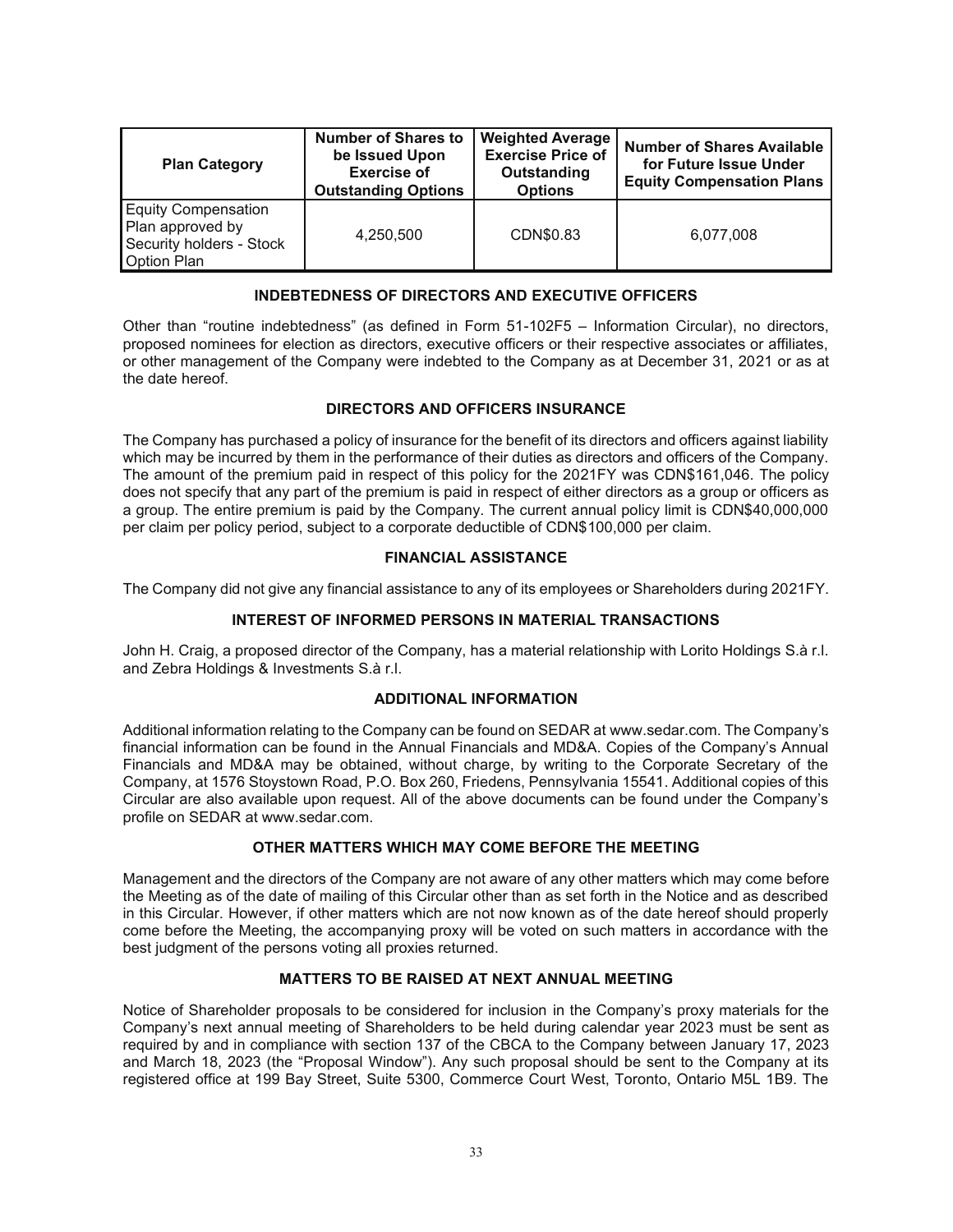| Plan Category | Number of Shares to be Issued Upon Exercise of Outstanding Options | Weighted Average Exercise Price of Outstanding Options | Number of Shares Available for Future Issue Under Equity Compensation Plans |
|---|---|---|---|
| Equity Compensation Plan approved by Security holders - Stock Option Plan | 4,250,500 | CDN$0.83 | 6,077,008 |

## INDEBTEDNESS OF DIRECTORS AND EXECUTIVE OFFICERS

Other than "routine indebtedness" (as defined in Form 51-102F5 – Information Circular), no directors, proposed nominees for election as directors, executive officers or their respective associates or affiliates, or other management of the Company were indebted to the Company as at December 31, 2021 or as at the date hereof.

## DIRECTORS AND OFFICERS INSURANCE

The Company has purchased a policy of insurance for the benefit of its directors and officers against liability which may be incurred by them in the performance of their duties as directors and officers of the Company. The amount of the premium paid in respect of this policy for the 2021FY was CDN$161,046. The policy does not specify that any part of the premium is paid in respect of either directors as a group or officers as a group. The entire premium is paid by the Company. The current annual policy limit is CDN$40,000,000 per claim per policy period, subject to a corporate deductible of CDN$100,000 per claim.

## FINANCIAL ASSISTANCE

The Company did not give any financial assistance to any of its employees or Shareholders during 2021FY.

## INTEREST OF INFORMED PERSONS IN MATERIAL TRANSACTIONS

John H. Craig, a proposed director of the Company, has a material relationship with Lorito Holdings S.à r.l. and Zebra Holdings & Investments S.à r.l.

## ADDITIONAL INFORMATION

Additional information relating to the Company can be found on SEDAR at www.sedar.com. The Company's financial information can be found in the Annual Financials and MD&A. Copies of the Company's Annual Financials and MD&A may be obtained, without charge, by writing to the Corporate Secretary of the Company, at 1576 Stoystown Road, P.O. Box 260, Friedens, Pennsylvania 15541. Additional copies of this Circular are also available upon request. All of the above documents can be found under the Company's profile on SEDAR at www.sedar.com.

## OTHER MATTERS WHICH MAY COME BEFORE THE MEETING

Management and the directors of the Company are not aware of any other matters which may come before the Meeting as of the date of mailing of this Circular other than as set forth in the Notice and as described in this Circular. However, if other matters which are not now known as of the date hereof should properly come before the Meeting, the accompanying proxy will be voted on such matters in accordance with the best judgment of the persons voting all proxies returned.

## MATTERS TO BE RAISED AT NEXT ANNUAL MEETING

Notice of Shareholder proposals to be considered for inclusion in the Company's proxy materials for the Company's next annual meeting of Shareholders to be held during calendar year 2023 must be sent as required by and in compliance with section 137 of the CBCA to the Company between January 17, 2023 and March 18, 2023 (the "Proposal Window"). Any such proposal should be sent to the Company at its registered office at 199 Bay Street, Suite 5300, Commerce Court West, Toronto, Ontario M5L 1B9. The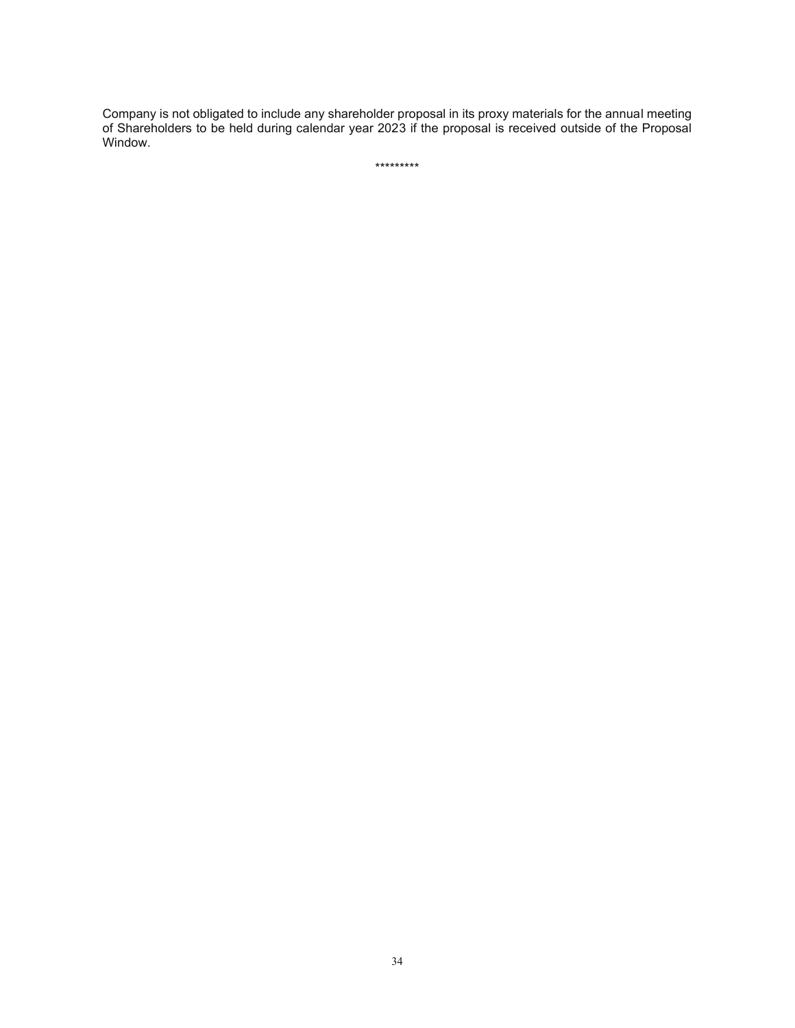Company is not obligated to include any shareholder proposal in its proxy materials for the annual meeting of Shareholders to be held during calendar year 2023 if the proposal is received outside of the Proposal Window.

*********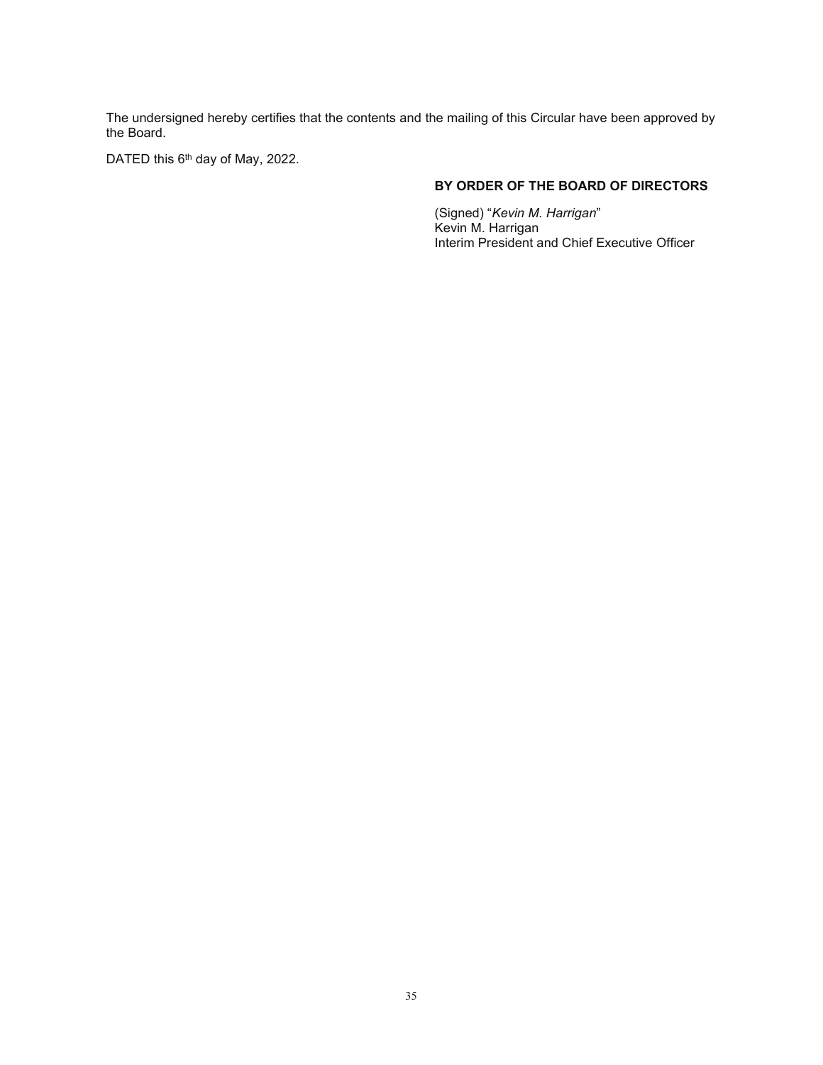The undersigned hereby certifies that the contents and the mailing of this Circular have been approved by the Board.

DATED this 6th day of May, 2022.

**BY ORDER OF THE BOARD OF DIRECTORS**

(Signed) "*Kevin M. Harrigan*"
Kevin M. Harrigan
Interim President and Chief Executive Officer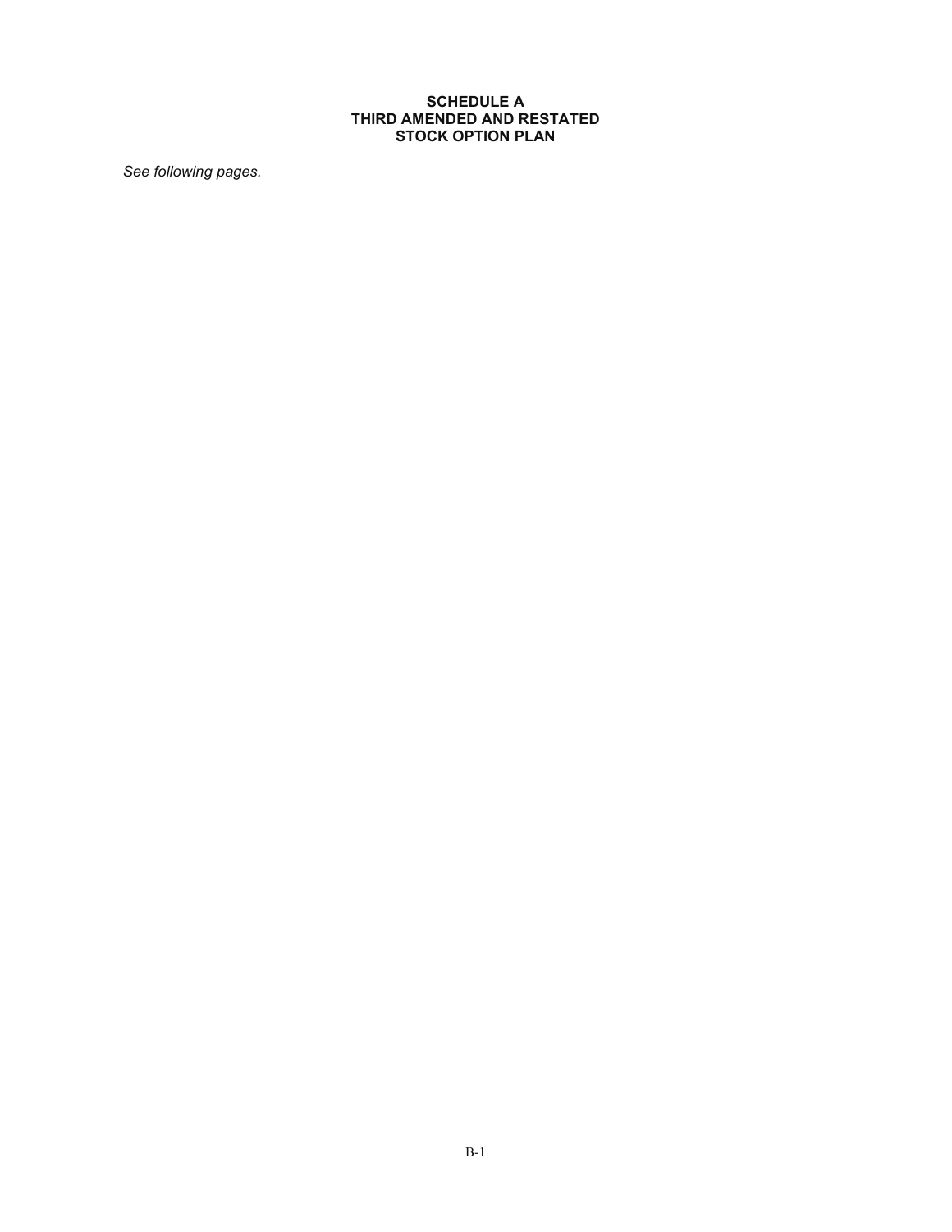**SCHEDULE A**
**THIRD AMENDED AND RESTATED**
**STOCK OPTION PLAN**

*See following pages.*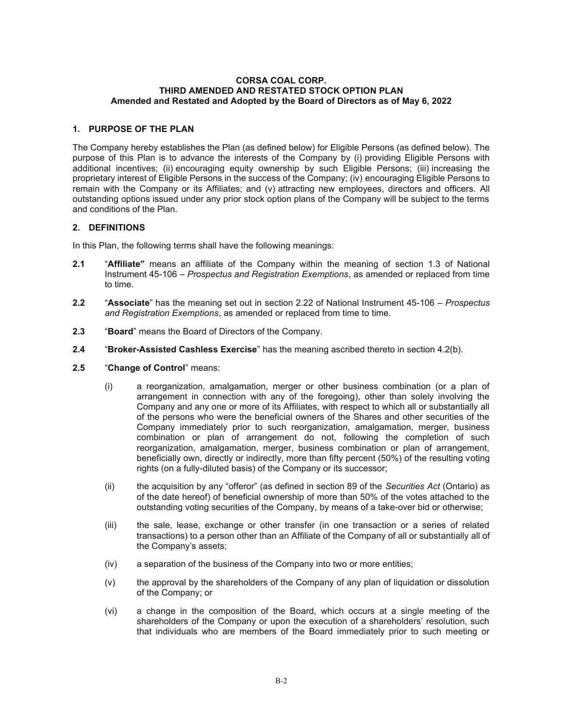**CORSA COAL CORP.**
**THIRD AMENDED AND RESTATED STOCK OPTION PLAN**
**Amended and Restated and Adopted by the Board of Directors as of May 6, 2022**

## 1. PURPOSE OF THE PLAN

The Company hereby establishes the Plan (as defined below) for Eligible Persons (as defined below). The purpose of this Plan is to advance the interests of the Company by (i) providing Eligible Persons with additional incentives; (ii) encouraging equity ownership by such Eligible Persons; (iii) increasing the proprietary interest of Eligible Persons in the success of the Company; (iv) encouraging Eligible Persons to remain with the Company or its Affiliates; and (v) attracting new employees, directors and officers. All outstanding options issued under any prior stock option plans of the Company will be subject to the terms and conditions of the Plan.

## 2. DEFINITIONS

In this Plan, the following terms shall have the following meanings:

**2.1** "**Affiliate"** means an affiliate of the Company within the meaning of section 1.3 of National Instrument 45-106 – *Prospectus and Registration Exemptions*, as amended or replaced from time to time.

**2.2** "**Associate**" has the meaning set out in section 2.22 of National Instrument 45-106 – *Prospectus and Registration Exemptions*, as amended or replaced from time to time.

**2.3** "**Board**" means the Board of Directors of the Company.

**2.4** "**Broker-Assisted Cashless Exercise**" has the meaning ascribed thereto in section 4.2(b).

**2.5** "**Change of Control**" means:

(i) a reorganization, amalgamation, merger or other business combination (or a plan of arrangement in connection with any of the foregoing), other than solely involving the Company and any one or more of its Affiliates, with respect to which all or substantially all of the persons who were the beneficial owners of the Shares and other securities of the Company immediately prior to such reorganization, amalgamation, merger, business combination or plan of arrangement do not, following the completion of such reorganization, amalgamation, merger, business combination or plan of arrangement, beneficially own, directly or indirectly, more than fifty percent (50%) of the resulting voting rights (on a fully-diluted basis) of the Company or its successor;

(ii) the acquisition by any "offeror" (as defined in section 89 of the *Securities Act* (Ontario) as of the date hereof) of beneficial ownership of more than 50% of the votes attached to the outstanding voting securities of the Company, by means of a take-over bid or otherwise;

(iii) the sale, lease, exchange or other transfer (in one transaction or a series of related transactions) to a person other than an Affiliate of the Company of all or substantially all of the Company's assets;

(iv) a separation of the business of the Company into two or more entities;

(v) the approval by the shareholders of the Company of any plan of liquidation or dissolution of the Company; or

(vi) a change in the composition of the Board, which occurs at a single meeting of the shareholders of the Company or upon the execution of a shareholders' resolution, such that individuals who are members of the Board immediately prior to such meeting or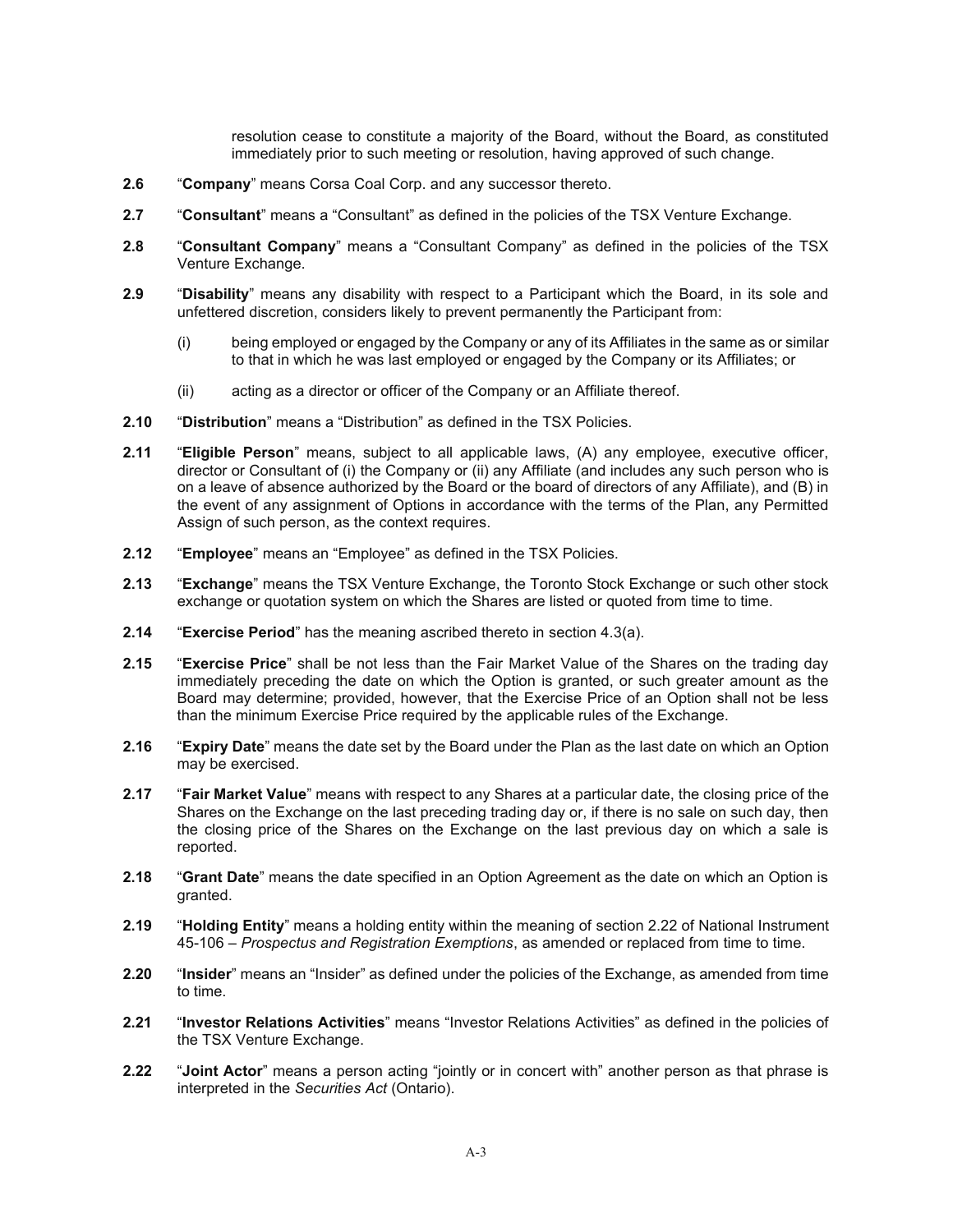resolution cease to constitute a majority of the Board, without the Board, as constituted immediately prior to such meeting or resolution, having approved of such change.

**2.6** "**Company**" means Corsa Coal Corp. and any successor thereto.

**2.7** "**Consultant**" means a "Consultant" as defined in the policies of the TSX Venture Exchange.

**2.8** "**Consultant Company**" means a "Consultant Company" as defined in the policies of the TSX Venture Exchange.

**2.9** "**Disability**" means any disability with respect to a Participant which the Board, in its sole and unfettered discretion, considers likely to prevent permanently the Participant from:

(i) being employed or engaged by the Company or any of its Affiliates in the same as or similar to that in which he was last employed or engaged by the Company or its Affiliates; or

(ii) acting as a director or officer of the Company or an Affiliate thereof.

**2.10** "**Distribution**" means a "Distribution" as defined in the TSX Policies.

**2.11** "**Eligible Person**" means, subject to all applicable laws, (A) any employee, executive officer, director or Consultant of (i) the Company or (ii) any Affiliate (and includes any such person who is on a leave of absence authorized by the Board or the board of directors of any Affiliate), and (B) in the event of any assignment of Options in accordance with the terms of the Plan, any Permitted Assign of such person, as the context requires.

**2.12** "**Employee**" means an "Employee" as defined in the TSX Policies.

**2.13** "**Exchange**" means the TSX Venture Exchange, the Toronto Stock Exchange or such other stock exchange or quotation system on which the Shares are listed or quoted from time to time.

**2.14** "**Exercise Period**" has the meaning ascribed thereto in section 4.3(a).

**2.15** "**Exercise Price**" shall be not less than the Fair Market Value of the Shares on the trading day immediately preceding the date on which the Option is granted, or such greater amount as the Board may determine; provided, however, that the Exercise Price of an Option shall not be less than the minimum Exercise Price required by the applicable rules of the Exchange.

**2.16** "**Expiry Date**" means the date set by the Board under the Plan as the last date on which an Option may be exercised.

**2.17** "**Fair Market Value**" means with respect to any Shares at a particular date, the closing price of the Shares on the Exchange on the last preceding trading day or, if there is no sale on such day, then the closing price of the Shares on the Exchange on the last previous day on which a sale is reported.

**2.18** "**Grant Date**" means the date specified in an Option Agreement as the date on which an Option is granted.

**2.19** "**Holding Entity**" means a holding entity within the meaning of section 2.22 of National Instrument 45-106 – *Prospectus and Registration Exemptions*, as amended or replaced from time to time.

**2.20** "**Insider**" means an "Insider" as defined under the policies of the Exchange, as amended from time to time.

**2.21** "**Investor Relations Activities**" means "Investor Relations Activities" as defined in the policies of the TSX Venture Exchange.

**2.22** "**Joint Actor**" means a person acting "jointly or in concert with" another person as that phrase is interpreted in the *Securities Act* (Ontario).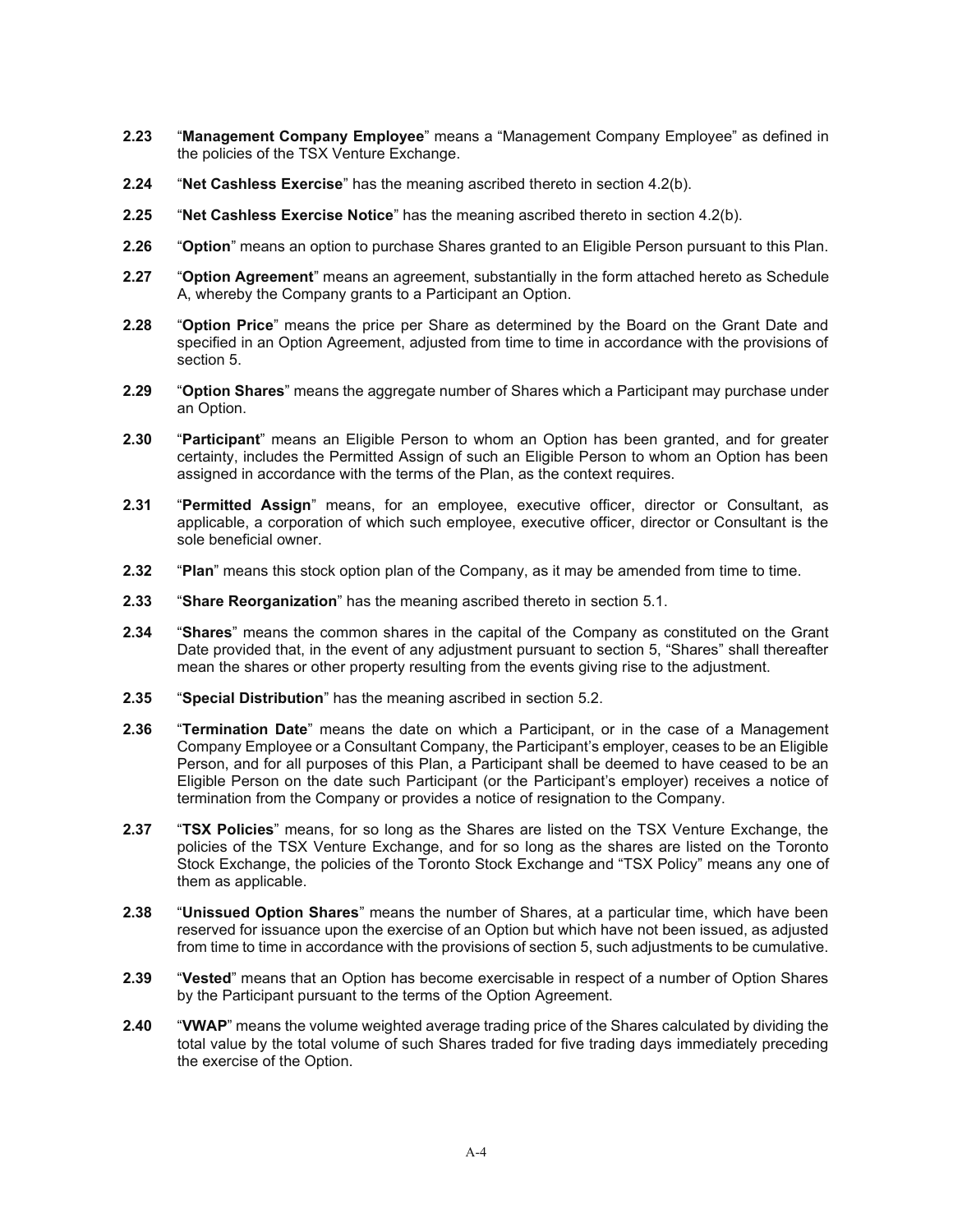**2.23** "**Management Company Employee**" means a "Management Company Employee" as defined in the policies of the TSX Venture Exchange.

**2.24** "**Net Cashless Exercise**" has the meaning ascribed thereto in section 4.2(b).

**2.25** "**Net Cashless Exercise Notice**" has the meaning ascribed thereto in section 4.2(b).

**2.26** "**Option**" means an option to purchase Shares granted to an Eligible Person pursuant to this Plan.

**2.27** "**Option Agreement**" means an agreement, substantially in the form attached hereto as Schedule A, whereby the Company grants to a Participant an Option.

**2.28** "**Option Price**" means the price per Share as determined by the Board on the Grant Date and specified in an Option Agreement, adjusted from time to time in accordance with the provisions of section 5.

**2.29** "**Option Shares**" means the aggregate number of Shares which a Participant may purchase under an Option.

**2.30** "**Participant**" means an Eligible Person to whom an Option has been granted, and for greater certainty, includes the Permitted Assign of such an Eligible Person to whom an Option has been assigned in accordance with the terms of the Plan, as the context requires.

**2.31** "**Permitted Assign**" means, for an employee, executive officer, director or Consultant, as applicable, a corporation of which such employee, executive officer, director or Consultant is the sole beneficial owner.

**2.32** "**Plan**" means this stock option plan of the Company, as it may be amended from time to time.

**2.33** "**Share Reorganization**" has the meaning ascribed thereto in section 5.1.

**2.34** "**Shares**" means the common shares in the capital of the Company as constituted on the Grant Date provided that, in the event of any adjustment pursuant to section 5, "Shares" shall thereafter mean the shares or other property resulting from the events giving rise to the adjustment.

**2.35** "**Special Distribution**" has the meaning ascribed in section 5.2.

**2.36** "**Termination Date**" means the date on which a Participant, or in the case of a Management Company Employee or a Consultant Company, the Participant's employer, ceases to be an Eligible Person, and for all purposes of this Plan, a Participant shall be deemed to have ceased to be an Eligible Person on the date such Participant (or the Participant's employer) receives a notice of termination from the Company or provides a notice of resignation to the Company.

**2.37** "**TSX Policies**" means, for so long as the Shares are listed on the TSX Venture Exchange, the policies of the TSX Venture Exchange, and for so long as the shares are listed on the Toronto Stock Exchange, the policies of the Toronto Stock Exchange and "TSX Policy" means any one of them as applicable.

**2.38** "**Unissued Option Shares**" means the number of Shares, at a particular time, which have been reserved for issuance upon the exercise of an Option but which have not been issued, as adjusted from time to time in accordance with the provisions of section 5, such adjustments to be cumulative.

**2.39** "**Vested**" means that an Option has become exercisable in respect of a number of Option Shares by the Participant pursuant to the terms of the Option Agreement.

**2.40** "**VWAP**" means the volume weighted average trading price of the Shares calculated by dividing the total value by the total volume of such Shares traded for five trading days immediately preceding the exercise of the Option.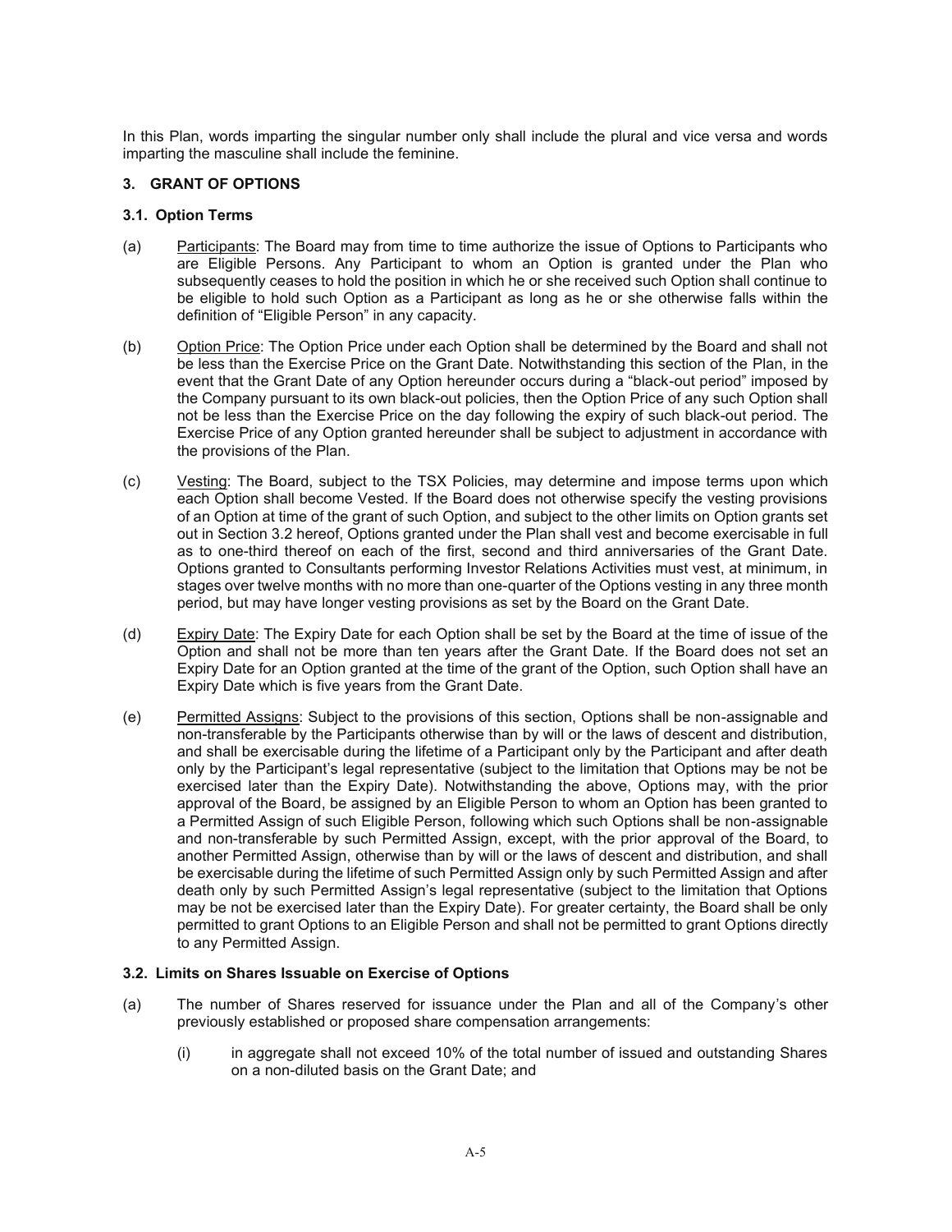In this Plan, words imparting the singular number only shall include the plural and vice versa and words imparting the masculine shall include the feminine.

## 3. GRANT OF OPTIONS

### 3.1. Option Terms

(a) Participants: The Board may from time to time authorize the issue of Options to Participants who are Eligible Persons. Any Participant to whom an Option is granted under the Plan who subsequently ceases to hold the position in which he or she received such Option shall continue to be eligible to hold such Option as a Participant as long as he or she otherwise falls within the definition of "Eligible Person" in any capacity.

(b) Option Price: The Option Price under each Option shall be determined by the Board and shall not be less than the Exercise Price on the Grant Date. Notwithstanding this section of the Plan, in the event that the Grant Date of any Option hereunder occurs during a "black-out period" imposed by the Company pursuant to its own black-out policies, then the Option Price of any such Option shall not be less than the Exercise Price on the day following the expiry of such black-out period. The Exercise Price of any Option granted hereunder shall be subject to adjustment in accordance with the provisions of the Plan.

(c) Vesting: The Board, subject to the TSX Policies, may determine and impose terms upon which each Option shall become Vested. If the Board does not otherwise specify the vesting provisions of an Option at time of the grant of such Option, and subject to the other limits on Option grants set out in Section 3.2 hereof, Options granted under the Plan shall vest and become exercisable in full as to one-third thereof on each of the first, second and third anniversaries of the Grant Date. Options granted to Consultants performing Investor Relations Activities must vest, at minimum, in stages over twelve months with no more than one-quarter of the Options vesting in any three month period, but may have longer vesting provisions as set by the Board on the Grant Date.

(d) Expiry Date: The Expiry Date for each Option shall be set by the Board at the time of issue of the Option and shall not be more than ten years after the Grant Date. If the Board does not set an Expiry Date for an Option granted at the time of the grant of the Option, such Option shall have an Expiry Date which is five years from the Grant Date.

(e) Permitted Assigns: Subject to the provisions of this section, Options shall be non-assignable and non-transferable by the Participants otherwise than by will or the laws of descent and distribution, and shall be exercisable during the lifetime of a Participant only by the Participant and after death only by the Participant's legal representative (subject to the limitation that Options may be not be exercised later than the Expiry Date). Notwithstanding the above, Options may, with the prior approval of the Board, be assigned by an Eligible Person to whom an Option has been granted to a Permitted Assign of such Eligible Person, following which such Options shall be non-assignable and non-transferable by such Permitted Assign, except, with the prior approval of the Board, to another Permitted Assign, otherwise than by will or the laws of descent and distribution, and shall be exercisable during the lifetime of such Permitted Assign only by such Permitted Assign and after death only by such Permitted Assign's legal representative (subject to the limitation that Options may be not be exercised later than the Expiry Date). For greater certainty, the Board shall be only permitted to grant Options to an Eligible Person and shall not be permitted to grant Options directly to any Permitted Assign.

### 3.2. Limits on Shares Issuable on Exercise of Options

(a) The number of Shares reserved for issuance under the Plan and all of the Company's other previously established or proposed share compensation arrangements:

(i) in aggregate shall not exceed 10% of the total number of issued and outstanding Shares on a non-diluted basis on the Grant Date; and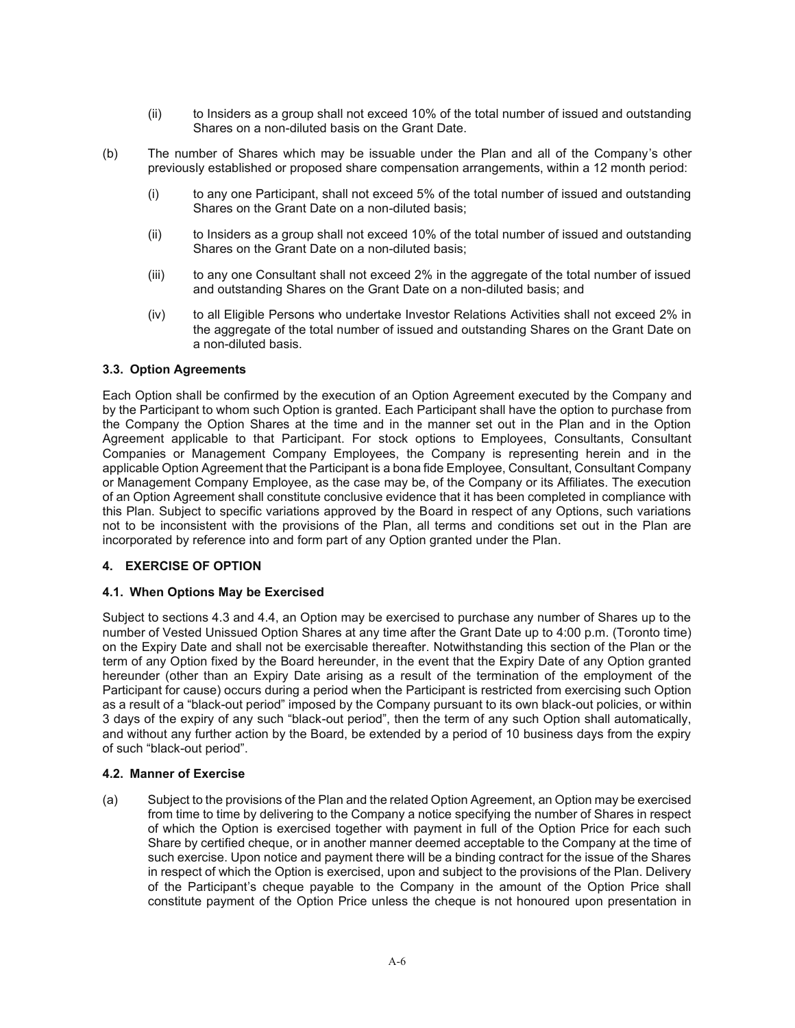(ii) to Insiders as a group shall not exceed 10% of the total number of issued and outstanding Shares on a non-diluted basis on the Grant Date.

(b) The number of Shares which may be issuable under the Plan and all of the Company's other previously established or proposed share compensation arrangements, within a 12 month period:

(i) to any one Participant, shall not exceed 5% of the total number of issued and outstanding Shares on the Grant Date on a non-diluted basis;

(ii) to Insiders as a group shall not exceed 10% of the total number of issued and outstanding Shares on the Grant Date on a non-diluted basis;

(iii) to any one Consultant shall not exceed 2% in the aggregate of the total number of issued and outstanding Shares on the Grant Date on a non-diluted basis; and

(iv) to all Eligible Persons who undertake Investor Relations Activities shall not exceed 2% in the aggregate of the total number of issued and outstanding Shares on the Grant Date on a non-diluted basis.

### 3.3. Option Agreements

Each Option shall be confirmed by the execution of an Option Agreement executed by the Company and by the Participant to whom such Option is granted. Each Participant shall have the option to purchase from the Company the Option Shares at the time and in the manner set out in the Plan and in the Option Agreement applicable to that Participant. For stock options to Employees, Consultants, Consultant Companies or Management Company Employees, the Company is representing herein and in the applicable Option Agreement that the Participant is a bona fide Employee, Consultant, Consultant Company or Management Company Employee, as the case may be, of the Company or its Affiliates. The execution of an Option Agreement shall constitute conclusive evidence that it has been completed in compliance with this Plan. Subject to specific variations approved by the Board in respect of any Options, such variations not to be inconsistent with the provisions of the Plan, all terms and conditions set out in the Plan are incorporated by reference into and form part of any Option granted under the Plan.

## 4. EXERCISE OF OPTION

### 4.1. When Options May be Exercised

Subject to sections 4.3 and 4.4, an Option may be exercised to purchase any number of Shares up to the number of Vested Unissued Option Shares at any time after the Grant Date up to 4:00 p.m. (Toronto time) on the Expiry Date and shall not be exercisable thereafter. Notwithstanding this section of the Plan or the term of any Option fixed by the Board hereunder, in the event that the Expiry Date of any Option granted hereunder (other than an Expiry Date arising as a result of the termination of the employment of the Participant for cause) occurs during a period when the Participant is restricted from exercising such Option as a result of a "black-out period" imposed by the Company pursuant to its own black-out policies, or within 3 days of the expiry of any such "black-out period", then the term of any such Option shall automatically, and without any further action by the Board, be extended by a period of 10 business days from the expiry of such "black-out period".

### 4.2. Manner of Exercise

(a) Subject to the provisions of the Plan and the related Option Agreement, an Option may be exercised from time to time by delivering to the Company a notice specifying the number of Shares in respect of which the Option is exercised together with payment in full of the Option Price for each such Share by certified cheque, or in another manner deemed acceptable to the Company at the time of such exercise. Upon notice and payment there will be a binding contract for the issue of the Shares in respect of which the Option is exercised, upon and subject to the provisions of the Plan. Delivery of the Participant's cheque payable to the Company in the amount of the Option Price shall constitute payment of the Option Price unless the cheque is not honoured upon presentation in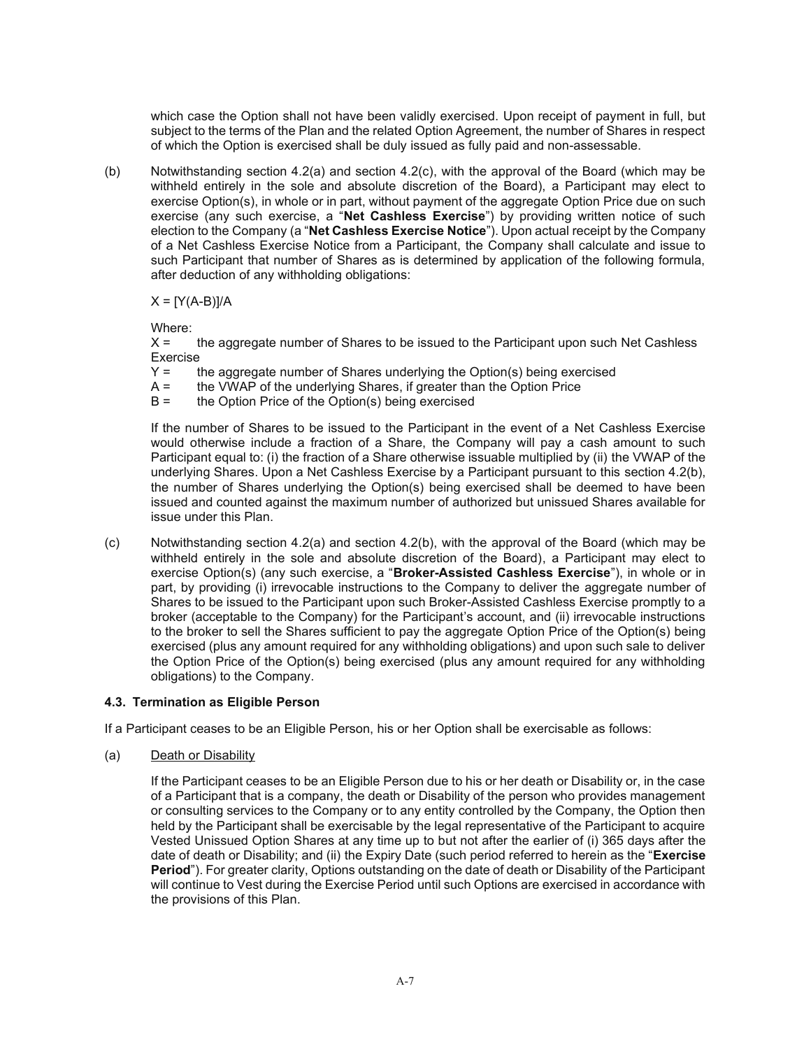which case the Option shall not have been validly exercised. Upon receipt of payment in full, but subject to the terms of the Plan and the related Option Agreement, the number of Shares in respect of which the Option is exercised shall be duly issued as fully paid and non-assessable.

(b) Notwithstanding section 4.2(a) and section 4.2(c), with the approval of the Board (which may be withheld entirely in the sole and absolute discretion of the Board), a Participant may elect to exercise Option(s), in whole or in part, without payment of the aggregate Option Price due on such exercise (any such exercise, a "**Net Cashless Exercise**") by providing written notice of such election to the Company (a "**Net Cashless Exercise Notice**"). Upon actual receipt by the Company of a Net Cashless Exercise Notice from a Participant, the Company shall calculate and issue to such Participant that number of Shares as is determined by application of the following formula, after deduction of any withholding obligations:

$X = [Y(A-B)]/A$

Where:
$X =$ the aggregate number of Shares to be issued to the Participant upon such Net Cashless Exercise
$Y =$ the aggregate number of Shares underlying the Option(s) being exercised
$A =$ the VWAP of the underlying Shares, if greater than the Option Price
$B =$ the Option Price of the Option(s) being exercised

If the number of Shares to be issued to the Participant in the event of a Net Cashless Exercise would otherwise include a fraction of a Share, the Company will pay a cash amount to such Participant equal to: (i) the fraction of a Share otherwise issuable multiplied by (ii) the VWAP of the underlying Shares. Upon a Net Cashless Exercise by a Participant pursuant to this section 4.2(b), the number of Shares underlying the Option(s) being exercised shall be deemed to have been issued and counted against the maximum number of authorized but unissued Shares available for issue under this Plan.

(c) Notwithstanding section 4.2(a) and section 4.2(b), with the approval of the Board (which may be withheld entirely in the sole and absolute discretion of the Board), a Participant may elect to exercise Option(s) (any such exercise, a "**Broker-Assisted Cashless Exercise**"), in whole or in part, by providing (i) irrevocable instructions to the Company to deliver the aggregate number of Shares to be issued to the Participant upon such Broker-Assisted Cashless Exercise promptly to a broker (acceptable to the Company) for the Participant's account, and (ii) irrevocable instructions to the broker to sell the Shares sufficient to pay the aggregate Option Price of the Option(s) being exercised (plus any amount required for any withholding obligations) and upon such sale to deliver the Option Price of the Option(s) being exercised (plus any amount required for any withholding obligations) to the Company.

### 4.3. Termination as Eligible Person

If a Participant ceases to be an Eligible Person, his or her Option shall be exercisable as follows:

(a) Death or Disability

If the Participant ceases to be an Eligible Person due to his or her death or Disability or, in the case of a Participant that is a company, the death or Disability of the person who provides management or consulting services to the Company or to any entity controlled by the Company, the Option then held by the Participant shall be exercisable by the legal representative of the Participant to acquire Vested Unissued Option Shares at any time up to but not after the earlier of (i) 365 days after the date of death or Disability; and (ii) the Expiry Date (such period referred to herein as the "**Exercise Period**"). For greater clarity, Options outstanding on the date of death or Disability of the Participant will continue to Vest during the Exercise Period until such Options are exercised in accordance with the provisions of this Plan.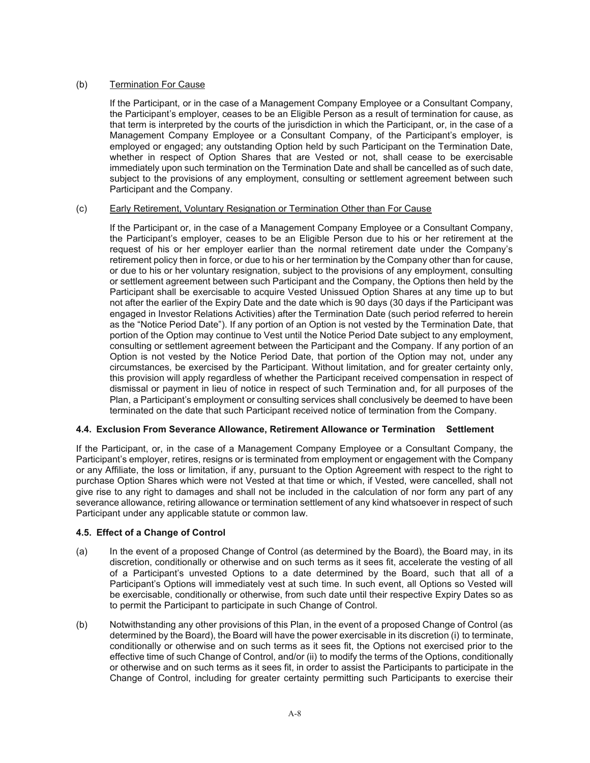(b) Termination For Cause

If the Participant, or in the case of a Management Company Employee or a Consultant Company, the Participant's employer, ceases to be an Eligible Person as a result of termination for cause, as that term is interpreted by the courts of the jurisdiction in which the Participant, or, in the case of a Management Company Employee or a Consultant Company, of the Participant's employer, is employed or engaged; any outstanding Option held by such Participant on the Termination Date, whether in respect of Option Shares that are Vested or not, shall cease to be exercisable immediately upon such termination on the Termination Date and shall be cancelled as of such date, subject to the provisions of any employment, consulting or settlement agreement between such Participant and the Company.

(c) Early Retirement, Voluntary Resignation or Termination Other than For Cause

If the Participant or, in the case of a Management Company Employee or a Consultant Company, the Participant's employer, ceases to be an Eligible Person due to his or her retirement at the request of his or her employer earlier than the normal retirement date under the Company's retirement policy then in force, or due to his or her termination by the Company other than for cause, or due to his or her voluntary resignation, subject to the provisions of any employment, consulting or settlement agreement between such Participant and the Company, the Options then held by the Participant shall be exercisable to acquire Vested Unissued Option Shares at any time up to but not after the earlier of the Expiry Date and the date which is 90 days (30 days if the Participant was engaged in Investor Relations Activities) after the Termination Date (such period referred to herein as the "Notice Period Date"). If any portion of an Option is not vested by the Termination Date, that portion of the Option may continue to Vest until the Notice Period Date subject to any employment, consulting or settlement agreement between the Participant and the Company. If any portion of an Option is not vested by the Notice Period Date, that portion of the Option may not, under any circumstances, be exercised by the Participant. Without limitation, and for greater certainty only, this provision will apply regardless of whether the Participant received compensation in respect of dismissal or payment in lieu of notice in respect of such Termination and, for all purposes of the Plan, a Participant's employment or consulting services shall conclusively be deemed to have been terminated on the date that such Participant received notice of termination from the Company.

### 4.4. Exclusion From Severance Allowance, Retirement Allowance or Termination Settlement

If the Participant, or, in the case of a Management Company Employee or a Consultant Company, the Participant's employer, retires, resigns or is terminated from employment or engagement with the Company or any Affiliate, the loss or limitation, if any, pursuant to the Option Agreement with respect to the right to purchase Option Shares which were not Vested at that time or which, if Vested, were cancelled, shall not give rise to any right to damages and shall not be included in the calculation of nor form any part of any severance allowance, retiring allowance or termination settlement of any kind whatsoever in respect of such Participant under any applicable statute or common law.

### 4.5. Effect of a Change of Control

(a) In the event of a proposed Change of Control (as determined by the Board), the Board may, in its discretion, conditionally or otherwise and on such terms as it sees fit, accelerate the vesting of all of a Participant's unvested Options to a date determined by the Board, such that all of a Participant's Options will immediately vest at such time. In such event, all Options so Vested will be exercisable, conditionally or otherwise, from such date until their respective Expiry Dates so as to permit the Participant to participate in such Change of Control.

(b) Notwithstanding any other provisions of this Plan, in the event of a proposed Change of Control (as determined by the Board), the Board will have the power exercisable in its discretion (i) to terminate, conditionally or otherwise and on such terms as it sees fit, the Options not exercised prior to the effective time of such Change of Control, and/or (ii) to modify the terms of the Options, conditionally or otherwise and on such terms as it sees fit, in order to assist the Participants to participate in the Change of Control, including for greater certainty permitting such Participants to exercise their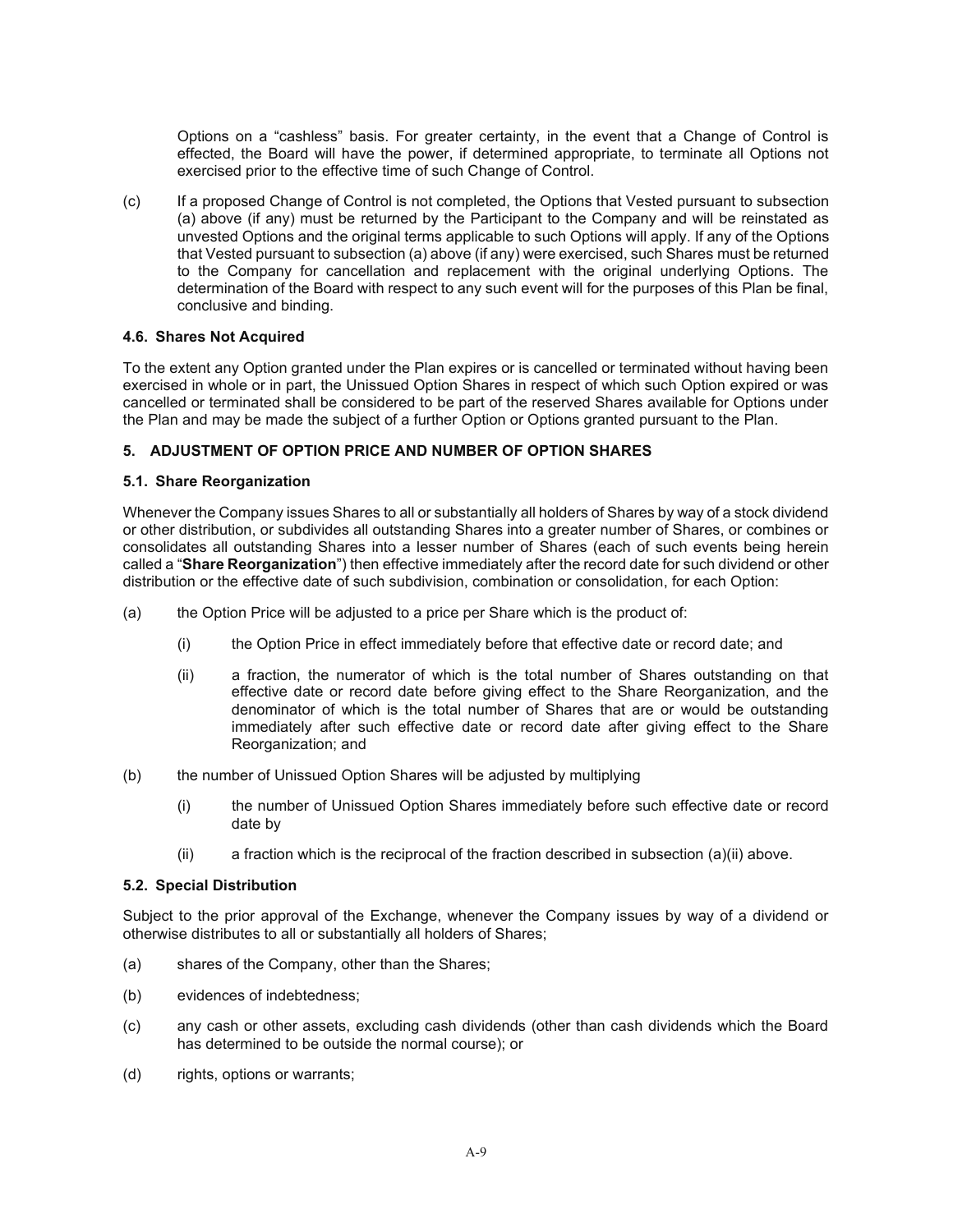Options on a "cashless" basis. For greater certainty, in the event that a Change of Control is effected, the Board will have the power, if determined appropriate, to terminate all Options not exercised prior to the effective time of such Change of Control.

(c) If a proposed Change of Control is not completed, the Options that Vested pursuant to subsection (a) above (if any) must be returned by the Participant to the Company and will be reinstated as unvested Options and the original terms applicable to such Options will apply. If any of the Options that Vested pursuant to subsection (a) above (if any) were exercised, such Shares must be returned to the Company for cancellation and replacement with the original underlying Options. The determination of the Board with respect to any such event will for the purposes of this Plan be final, conclusive and binding.

### 4.6. Shares Not Acquired

To the extent any Option granted under the Plan expires or is cancelled or terminated without having been exercised in whole or in part, the Unissued Option Shares in respect of which such Option expired or was cancelled or terminated shall be considered to be part of the reserved Shares available for Options under the Plan and may be made the subject of a further Option or Options granted pursuant to the Plan.

## 5. ADJUSTMENT OF OPTION PRICE AND NUMBER OF OPTION SHARES

### 5.1. Share Reorganization

Whenever the Company issues Shares to all or substantially all holders of Shares by way of a stock dividend or other distribution, or subdivides all outstanding Shares into a greater number of Shares, or combines or consolidates all outstanding Shares into a lesser number of Shares (each of such events being herein called a "**Share Reorganization**") then effective immediately after the record date for such dividend or other distribution or the effective date of such subdivision, combination or consolidation, for each Option:

(a) the Option Price will be adjusted to a price per Share which is the product of:

(i) the Option Price in effect immediately before that effective date or record date; and

(ii) a fraction, the numerator of which is the total number of Shares outstanding on that effective date or record date before giving effect to the Share Reorganization, and the denominator of which is the total number of Shares that are or would be outstanding immediately after such effective date or record date after giving effect to the Share Reorganization; and

(b) the number of Unissued Option Shares will be adjusted by multiplying

(i) the number of Unissued Option Shares immediately before such effective date or record date by

(ii) a fraction which is the reciprocal of the fraction described in subsection (a)(ii) above.

### 5.2. Special Distribution

Subject to the prior approval of the Exchange, whenever the Company issues by way of a dividend or otherwise distributes to all or substantially all holders of Shares;

(a) shares of the Company, other than the Shares;

(b) evidences of indebtedness;

(c) any cash or other assets, excluding cash dividends (other than cash dividends which the Board has determined to be outside the normal course); or

(d) rights, options or warrants;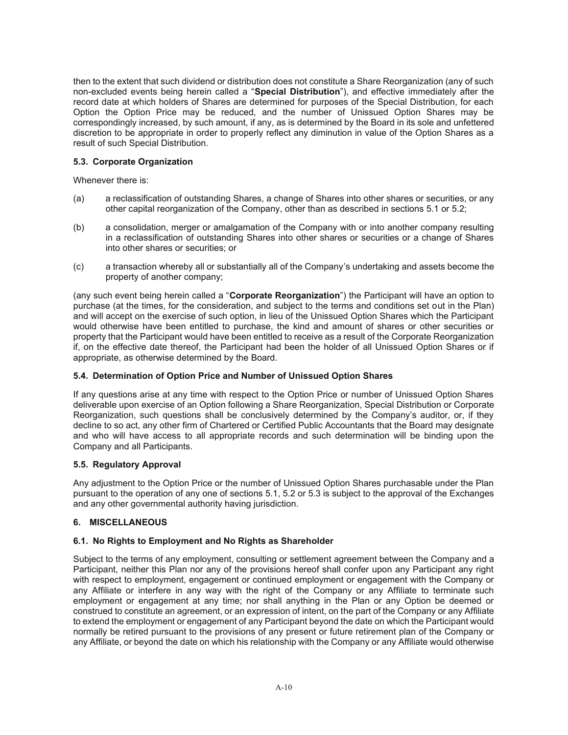then to the extent that such dividend or distribution does not constitute a Share Reorganization (any of such non-excluded events being herein called a "**Special Distribution**"), and effective immediately after the record date at which holders of Shares are determined for purposes of the Special Distribution, for each Option the Option Price may be reduced, and the number of Unissued Option Shares may be correspondingly increased, by such amount, if any, as is determined by the Board in its sole and unfettered discretion to be appropriate in order to properly reflect any diminution in value of the Option Shares as a result of such Special Distribution.

### 5.3. Corporate Organization

Whenever there is:

(a) a reclassification of outstanding Shares, a change of Shares into other shares or securities, or any other capital reorganization of the Company, other than as described in sections 5.1 or 5.2;

(b) a consolidation, merger or amalgamation of the Company with or into another company resulting in a reclassification of outstanding Shares into other shares or securities or a change of Shares into other shares or securities; or

(c) a transaction whereby all or substantially all of the Company's undertaking and assets become the property of another company;

(any such event being herein called a "**Corporate Reorganization**") the Participant will have an option to purchase (at the times, for the consideration, and subject to the terms and conditions set out in the Plan) and will accept on the exercise of such option, in lieu of the Unissued Option Shares which the Participant would otherwise have been entitled to purchase, the kind and amount of shares or other securities or property that the Participant would have been entitled to receive as a result of the Corporate Reorganization if, on the effective date thereof, the Participant had been the holder of all Unissued Option Shares or if appropriate, as otherwise determined by the Board.

### 5.4. Determination of Option Price and Number of Unissued Option Shares

If any questions arise at any time with respect to the Option Price or number of Unissued Option Shares deliverable upon exercise of an Option following a Share Reorganization, Special Distribution or Corporate Reorganization, such questions shall be conclusively determined by the Company's auditor, or, if they decline to so act, any other firm of Chartered or Certified Public Accountants that the Board may designate and who will have access to all appropriate records and such determination will be binding upon the Company and all Participants.

### 5.5. Regulatory Approval

Any adjustment to the Option Price or the number of Unissued Option Shares purchasable under the Plan pursuant to the operation of any one of sections 5.1, 5.2 or 5.3 is subject to the approval of the Exchanges and any other governmental authority having jurisdiction.

## 6. MISCELLANEOUS

### 6.1. No Rights to Employment and No Rights as Shareholder

Subject to the terms of any employment, consulting or settlement agreement between the Company and a Participant, neither this Plan nor any of the provisions hereof shall confer upon any Participant any right with respect to employment, engagement or continued employment or engagement with the Company or any Affiliate or interfere in any way with the right of the Company or any Affiliate to terminate such employment or engagement at any time; nor shall anything in the Plan or any Option be deemed or construed to constitute an agreement, or an expression of intent, on the part of the Company or any Affiliate to extend the employment or engagement of any Participant beyond the date on which the Participant would normally be retired pursuant to the provisions of any present or future retirement plan of the Company or any Affiliate, or beyond the date on which his relationship with the Company or any Affiliate would otherwise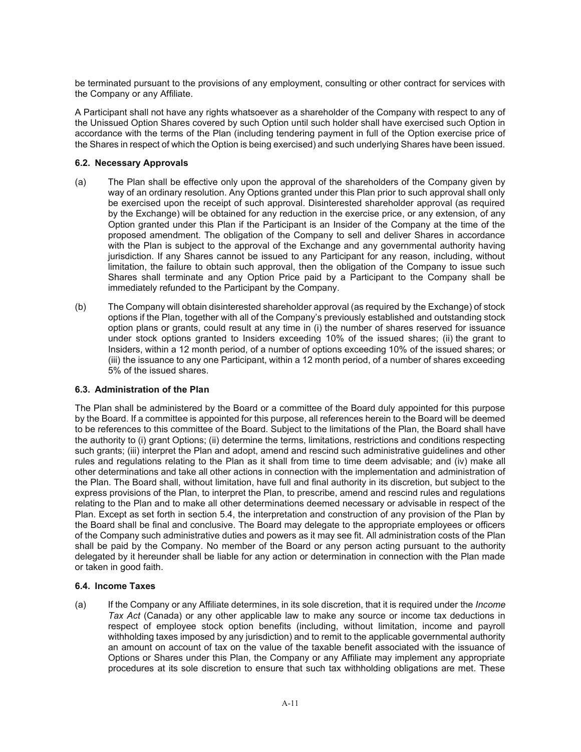be terminated pursuant to the provisions of any employment, consulting or other contract for services with the Company or any Affiliate.

A Participant shall not have any rights whatsoever as a shareholder of the Company with respect to any of the Unissued Option Shares covered by such Option until such holder shall have exercised such Option in accordance with the terms of the Plan (including tendering payment in full of the Option exercise price of the Shares in respect of which the Option is being exercised) and such underlying Shares have been issued.

### 6.2. Necessary Approvals

(a) The Plan shall be effective only upon the approval of the shareholders of the Company given by way of an ordinary resolution. Any Options granted under this Plan prior to such approval shall only be exercised upon the receipt of such approval. Disinterested shareholder approval (as required by the Exchange) will be obtained for any reduction in the exercise price, or any extension, of any Option granted under this Plan if the Participant is an Insider of the Company at the time of the proposed amendment. The obligation of the Company to sell and deliver Shares in accordance with the Plan is subject to the approval of the Exchange and any governmental authority having jurisdiction. If any Shares cannot be issued to any Participant for any reason, including, without limitation, the failure to obtain such approval, then the obligation of the Company to issue such Shares shall terminate and any Option Price paid by a Participant to the Company shall be immediately refunded to the Participant by the Company.

(b) The Company will obtain disinterested shareholder approval (as required by the Exchange) of stock options if the Plan, together with all of the Company's previously established and outstanding stock option plans or grants, could result at any time in (i) the number of shares reserved for issuance under stock options granted to Insiders exceeding 10% of the issued shares; (ii) the grant to Insiders, within a 12 month period, of a number of options exceeding 10% of the issued shares; or (iii) the issuance to any one Participant, within a 12 month period, of a number of shares exceeding 5% of the issued shares.

### 6.3. Administration of the Plan

The Plan shall be administered by the Board or a committee of the Board duly appointed for this purpose by the Board. If a committee is appointed for this purpose, all references herein to the Board will be deemed to be references to this committee of the Board. Subject to the limitations of the Plan, the Board shall have the authority to (i) grant Options; (ii) determine the terms, limitations, restrictions and conditions respecting such grants; (iii) interpret the Plan and adopt, amend and rescind such administrative guidelines and other rules and regulations relating to the Plan as it shall from time to time deem advisable; and (iv) make all other determinations and take all other actions in connection with the implementation and administration of the Plan. The Board shall, without limitation, have full and final authority in its discretion, but subject to the express provisions of the Plan, to interpret the Plan, to prescribe, amend and rescind rules and regulations relating to the Plan and to make all other determinations deemed necessary or advisable in respect of the Plan. Except as set forth in section 5.4, the interpretation and construction of any provision of the Plan by the Board shall be final and conclusive. The Board may delegate to the appropriate employees or officers of the Company such administrative duties and powers as it may see fit. All administration costs of the Plan shall be paid by the Company. No member of the Board or any person acting pursuant to the authority delegated by it hereunder shall be liable for any action or determination in connection with the Plan made or taken in good faith.

### 6.4. Income Taxes

(a) If the Company or any Affiliate determines, in its sole discretion, that it is required under the *Income Tax Act* (Canada) or any other applicable law to make any source or income tax deductions in respect of employee stock option benefits (including, without limitation, income and payroll withholding taxes imposed by any jurisdiction) and to remit to the applicable governmental authority an amount on account of tax on the value of the taxable benefit associated with the issuance of Options or Shares under this Plan, the Company or any Affiliate may implement any appropriate procedures at its sole discretion to ensure that such tax withholding obligations are met. These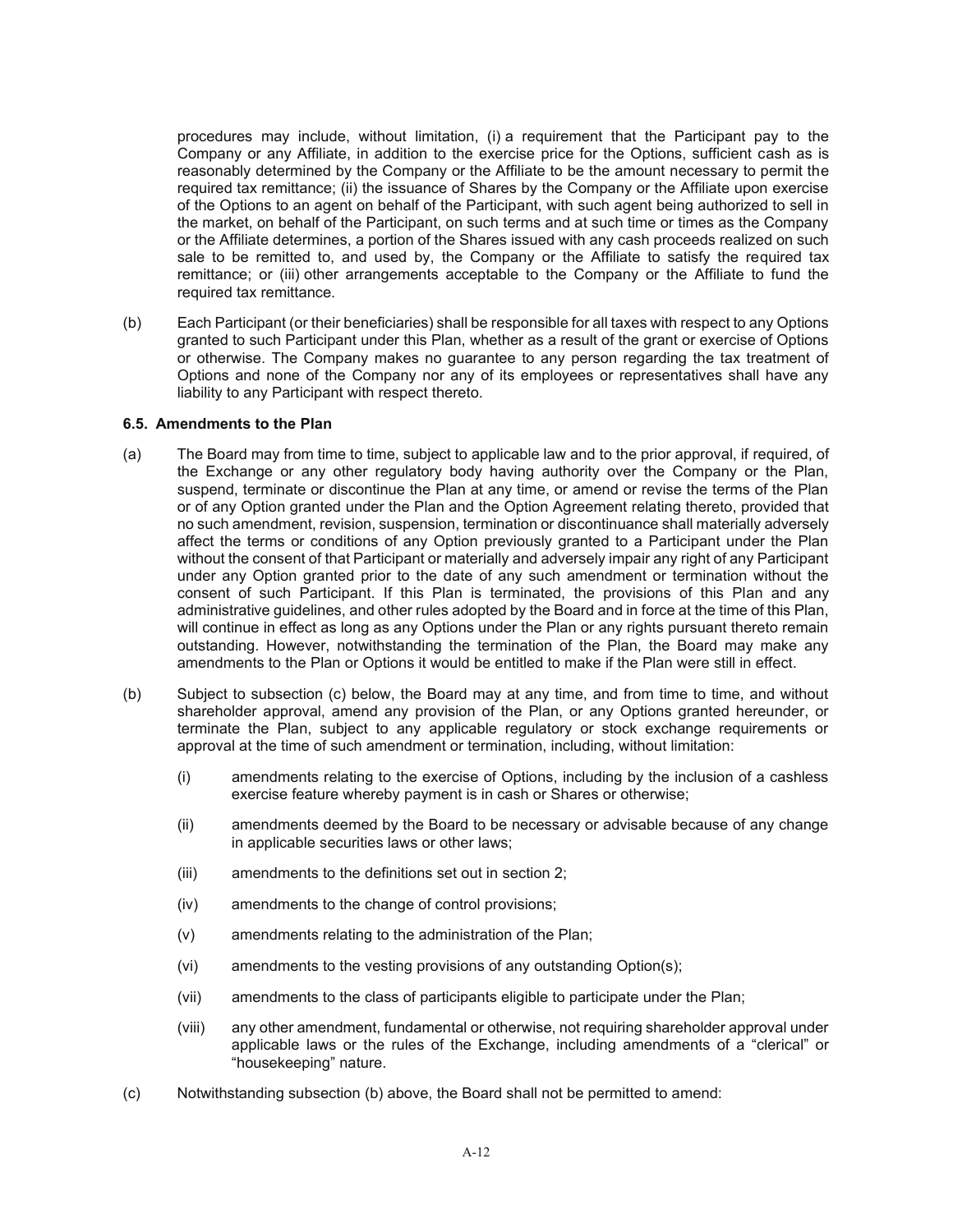procedures may include, without limitation, (i) a requirement that the Participant pay to the Company or any Affiliate, in addition to the exercise price for the Options, sufficient cash as is reasonably determined by the Company or the Affiliate to be the amount necessary to permit the required tax remittance; (ii) the issuance of Shares by the Company or the Affiliate upon exercise of the Options to an agent on behalf of the Participant, with such agent being authorized to sell in the market, on behalf of the Participant, on such terms and at such time or times as the Company or the Affiliate determines, a portion of the Shares issued with any cash proceeds realized on such sale to be remitted to, and used by, the Company or the Affiliate to satisfy the required tax remittance; or (iii) other arrangements acceptable to the Company or the Affiliate to fund the required tax remittance.

(b) Each Participant (or their beneficiaries) shall be responsible for all taxes with respect to any Options granted to such Participant under this Plan, whether as a result of the grant or exercise of Options or otherwise. The Company makes no guarantee to any person regarding the tax treatment of Options and none of the Company nor any of its employees or representatives shall have any liability to any Participant with respect thereto.

#### 6.5. Amendments to the Plan

(a) The Board may from time to time, subject to applicable law and to the prior approval, if required, of the Exchange or any other regulatory body having authority over the Company or the Plan, suspend, terminate or discontinue the Plan at any time, or amend or revise the terms of the Plan or of any Option granted under the Plan and the Option Agreement relating thereto, provided that no such amendment, revision, suspension, termination or discontinuance shall materially adversely affect the terms or conditions of any Option previously granted to a Participant under the Plan without the consent of that Participant or materially and adversely impair any right of any Participant under any Option granted prior to the date of any such amendment or termination without the consent of such Participant. If this Plan is terminated, the provisions of this Plan and any administrative guidelines, and other rules adopted by the Board and in force at the time of this Plan, will continue in effect as long as any Options under the Plan or any rights pursuant thereto remain outstanding. However, notwithstanding the termination of the Plan, the Board may make any amendments to the Plan or Options it would be entitled to make if the Plan were still in effect.

(b) Subject to subsection (c) below, the Board may at any time, and from time to time, and without shareholder approval, amend any provision of the Plan, or any Options granted hereunder, or terminate the Plan, subject to any applicable regulatory or stock exchange requirements or approval at the time of such amendment or termination, including, without limitation:

(i) amendments relating to the exercise of Options, including by the inclusion of a cashless exercise feature whereby payment is in cash or Shares or otherwise;

(ii) amendments deemed by the Board to be necessary or advisable because of any change in applicable securities laws or other laws;

(iii) amendments to the definitions set out in section 2;

(iv) amendments to the change of control provisions;

(v) amendments relating to the administration of the Plan;

(vi) amendments to the vesting provisions of any outstanding Option(s);

(vii) amendments to the class of participants eligible to participate under the Plan;

(viii) any other amendment, fundamental or otherwise, not requiring shareholder approval under applicable laws or the rules of the Exchange, including amendments of a "clerical" or "housekeeping" nature.

(c) Notwithstanding subsection (b) above, the Board shall not be permitted to amend: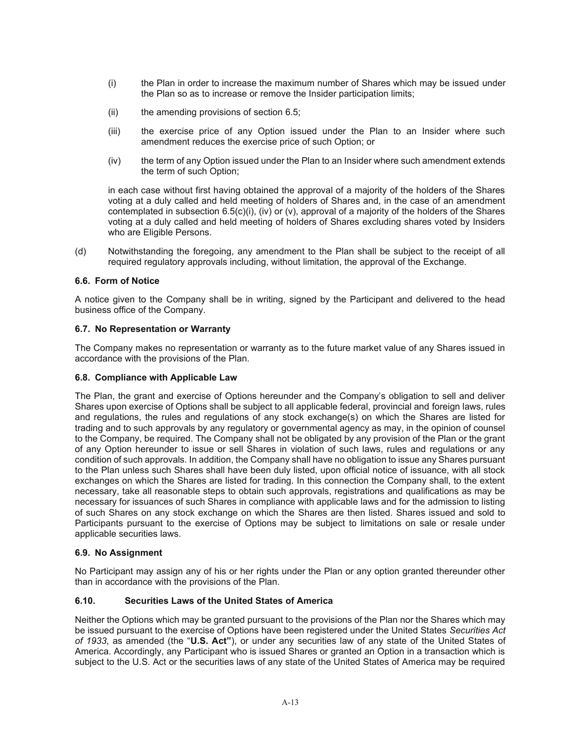(i) the Plan in order to increase the maximum number of Shares which may be issued under the Plan so as to increase or remove the Insider participation limits;

(ii) the amending provisions of section 6.5;

(iii) the exercise price of any Option issued under the Plan to an Insider where such amendment reduces the exercise price of such Option; or

(iv) the term of any Option issued under the Plan to an Insider where such amendment extends the term of such Option;

in each case without first having obtained the approval of a majority of the holders of the Shares voting at a duly called and held meeting of holders of Shares and, in the case of an amendment contemplated in subsection 6.5(c)(i), (iv) or (v), approval of a majority of the holders of the Shares voting at a duly called and held meeting of holders of Shares excluding shares voted by Insiders who are Eligible Persons.

(d) Notwithstanding the foregoing, any amendment to the Plan shall be subject to the receipt of all required regulatory approvals including, without limitation, the approval of the Exchange.

### 6.6. Form of Notice

A notice given to the Company shall be in writing, signed by the Participant and delivered to the head business office of the Company.

### 6.7. No Representation or Warranty

The Company makes no representation or warranty as to the future market value of any Shares issued in accordance with the provisions of the Plan.

### 6.8. Compliance with Applicable Law

The Plan, the grant and exercise of Options hereunder and the Company's obligation to sell and deliver Shares upon exercise of Options shall be subject to all applicable federal, provincial and foreign laws, rules and regulations, the rules and regulations of any stock exchange(s) on which the Shares are listed for trading and to such approvals by any regulatory or governmental agency as may, in the opinion of counsel to the Company, be required. The Company shall not be obligated by any provision of the Plan or the grant of any Option hereunder to issue or sell Shares in violation of such laws, rules and regulations or any condition of such approvals. In addition, the Company shall have no obligation to issue any Shares pursuant to the Plan unless such Shares shall have been duly listed, upon official notice of issuance, with all stock exchanges on which the Shares are listed for trading. In this connection the Company shall, to the extent necessary, take all reasonable steps to obtain such approvals, registrations and qualifications as may be necessary for issuances of such Shares in compliance with applicable laws and for the admission to listing of such Shares on any stock exchange on which the Shares are then listed. Shares issued and sold to Participants pursuant to the exercise of Options may be subject to limitations on sale or resale under applicable securities laws.

### 6.9. No Assignment

No Participant may assign any of his or her rights under the Plan or any option granted thereunder other than in accordance with the provisions of the Plan.

### 6.10. Securities Laws of the United States of America

Neither the Options which may be granted pursuant to the provisions of the Plan nor the Shares which may be issued pursuant to the exercise of Options have been registered under the United States *Securities Act of 1933*, as amended (the "**U.S. Act"**), or under any securities law of any state of the United States of America. Accordingly, any Participant who is issued Shares or granted an Option in a transaction which is subject to the U.S. Act or the securities laws of any state of the United States of America may be required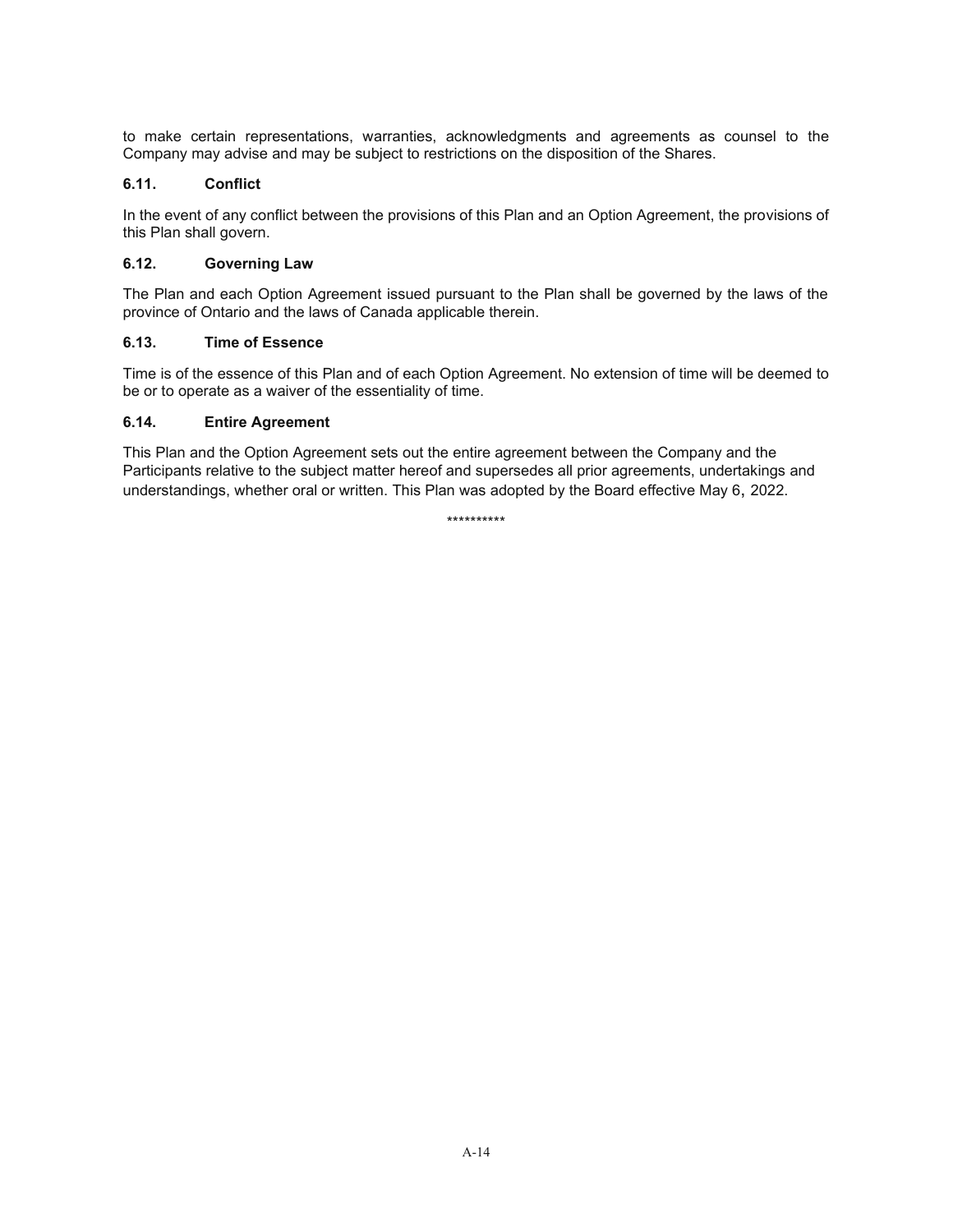to make certain representations, warranties, acknowledgments and agreements as counsel to the Company may advise and may be subject to restrictions on the disposition of the Shares.

### 6.11. Conflict

In the event of any conflict between the provisions of this Plan and an Option Agreement, the provisions of this Plan shall govern.

### 6.12. Governing Law

The Plan and each Option Agreement issued pursuant to the Plan shall be governed by the laws of the province of Ontario and the laws of Canada applicable therein.

### 6.13. Time of Essence

Time is of the essence of this Plan and of each Option Agreement. No extension of time will be deemed to be or to operate as a waiver of the essentiality of time.

### 6.14. Entire Agreement

This Plan and the Option Agreement sets out the entire agreement between the Company and the Participants relative to the subject matter hereof and supersedes all prior agreements, undertakings and understandings, whether oral or written. This Plan was adopted by the Board effective May 6, 2022.

**********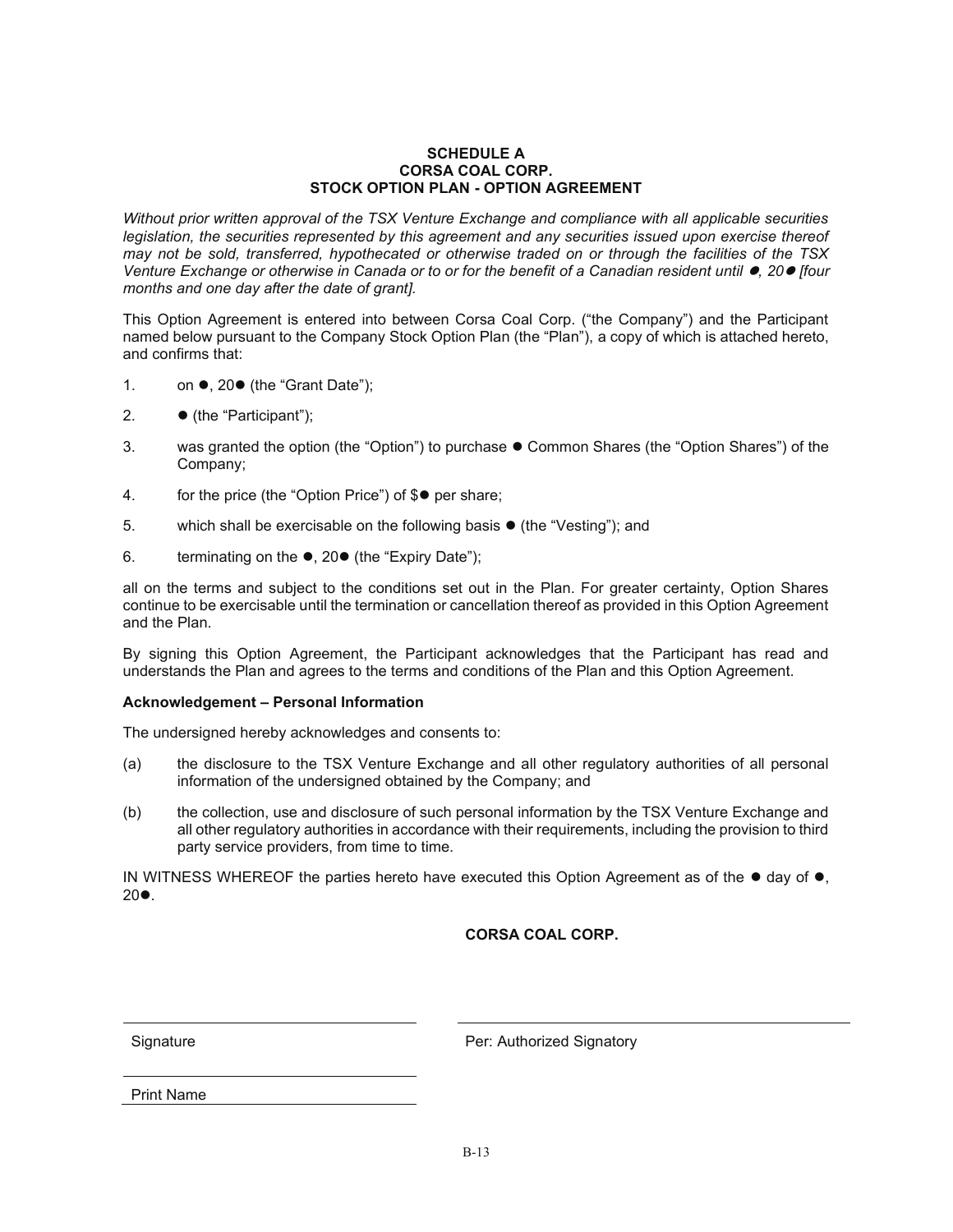**SCHEDULE A**
**CORSA COAL CORP.**
**STOCK OPTION PLAN - OPTION AGREEMENT**

*Without prior written approval of the TSX Venture Exchange and compliance with all applicable securities legislation, the securities represented by this agreement and any securities issued upon exercise thereof may not be sold, transferred, hypothecated or otherwise traded on or through the facilities of the TSX Venture Exchange or otherwise in Canada or to or for the benefit of a Canadian resident until ●, 20● [four months and one day after the date of grant].*

This Option Agreement is entered into between Corsa Coal Corp. ("the Company") and the Participant named below pursuant to the Company Stock Option Plan (the "Plan"), a copy of which is attached hereto, and confirms that:

1. on ●, 20● (the "Grant Date");
2. ● (the "Participant");
3. was granted the option (the "Option") to purchase ● Common Shares (the "Option Shares") of the Company;
4. for the price (the "Option Price") of $● per share;
5. which shall be exercisable on the following basis ● (the "Vesting"); and
6. terminating on the ●, 20● (the "Expiry Date");

all on the terms and subject to the conditions set out in the Plan. For greater certainty, Option Shares continue to be exercisable until the termination or cancellation thereof as provided in this Option Agreement and the Plan.

By signing this Option Agreement, the Participant acknowledges that the Participant has read and understands the Plan and agrees to the terms and conditions of the Plan and this Option Agreement.

**Acknowledgement – Personal Information**

The undersigned hereby acknowledges and consents to:

(a) the disclosure to the TSX Venture Exchange and all other regulatory authorities of all personal information of the undersigned obtained by the Company; and

(b) the collection, use and disclosure of such personal information by the TSX Venture Exchange and all other regulatory authorities in accordance with their requirements, including the provision to third party service providers, from time to time.

IN WITNESS WHEREOF the parties hereto have executed this Option Agreement as of the ● day of ●, 20●.

**CORSA COAL CORP.**

Signature

Print Name

Per: Authorized Signatory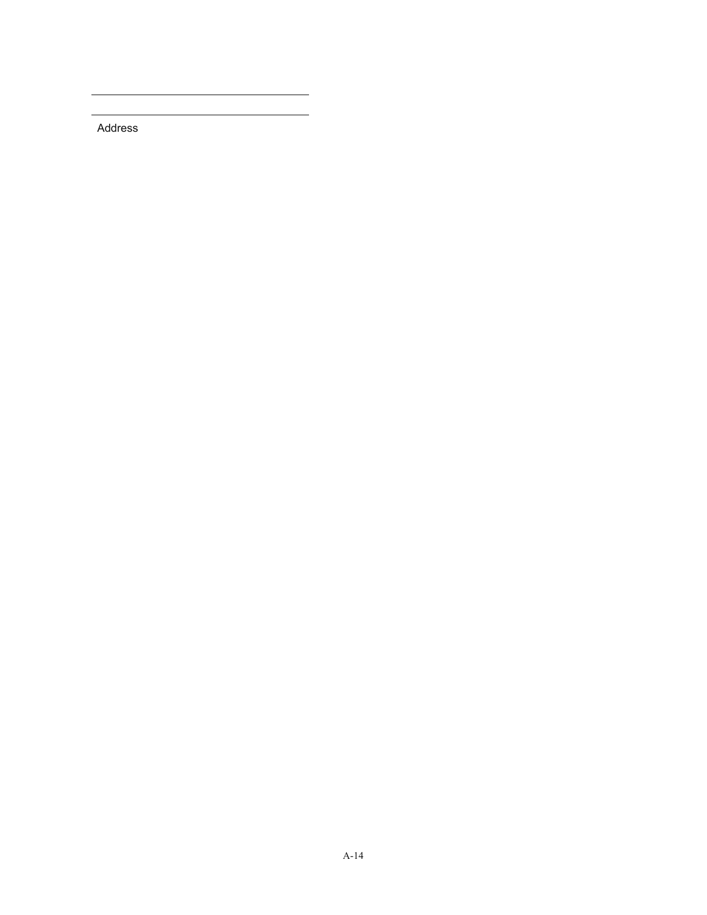\_\_\_\_\_\_\_\_\_\_\_\_\_\_\_\_\_\_\_\_\_\_\_\_\_\_\_\_\_\_\_\_\_\_\_\_\_\_

\_\_\_\_\_\_\_\_\_\_\_\_\_\_\_\_\_\_\_\_\_\_\_\_\_\_\_\_\_\_\_\_\_\_\_\_\_\_

Address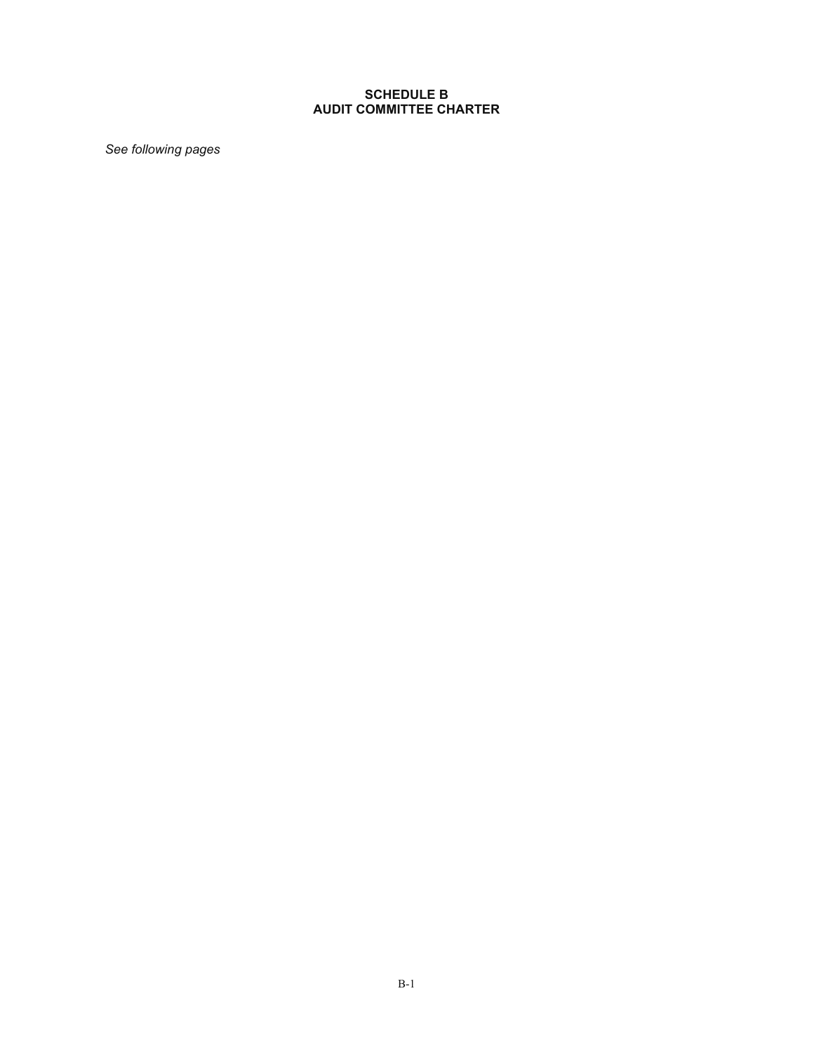**SCHEDULE B**
**AUDIT COMMITTEE CHARTER**

*See following pages*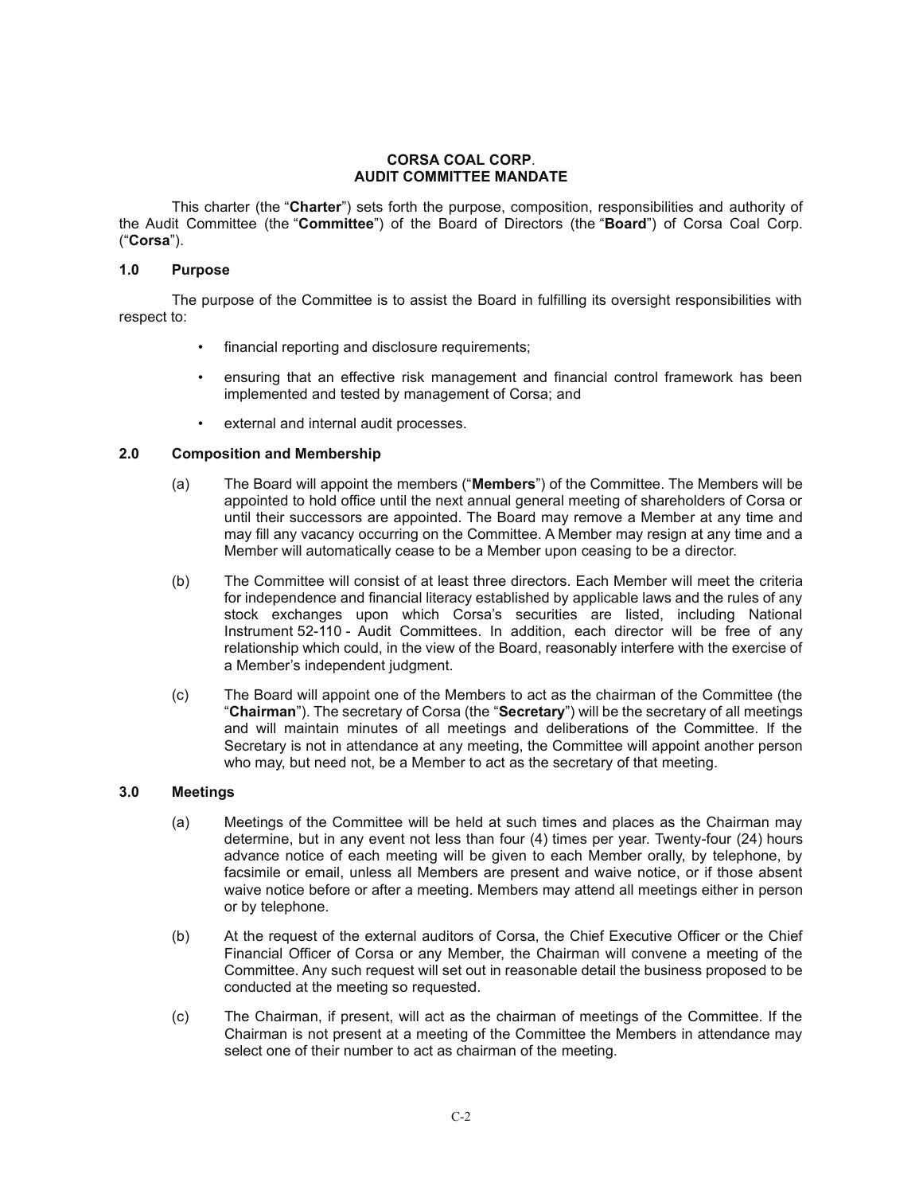**CORSA COAL CORP.**
**AUDIT COMMITTEE MANDATE**

This charter (the "**Charter**") sets forth the purpose, composition, responsibilities and authority of the Audit Committee (the "**Committee**") of the Board of Directors (the "**Board**") of Corsa Coal Corp. ("**Corsa**").

## 1.0 Purpose

The purpose of the Committee is to assist the Board in fulfilling its oversight responsibilities with respect to:

- financial reporting and disclosure requirements;
- ensuring that an effective risk management and financial control framework has been implemented and tested by management of Corsa; and
- external and internal audit processes.

## 2.0 Composition and Membership

(a) The Board will appoint the members ("**Members**") of the Committee. The Members will be appointed to hold office until the next annual general meeting of shareholders of Corsa or until their successors are appointed. The Board may remove a Member at any time and may fill any vacancy occurring on the Committee. A Member may resign at any time and a Member will automatically cease to be a Member upon ceasing to be a director.

(b) The Committee will consist of at least three directors. Each Member will meet the criteria for independence and financial literacy established by applicable laws and the rules of any stock exchanges upon which Corsa's securities are listed, including National Instrument 52-110 - Audit Committees. In addition, each director will be free of any relationship which could, in the view of the Board, reasonably interfere with the exercise of a Member's independent judgment.

(c) The Board will appoint one of the Members to act as the chairman of the Committee (the "**Chairman**"). The secretary of Corsa (the "**Secretary**") will be the secretary of all meetings and will maintain minutes of all meetings and deliberations of the Committee. If the Secretary is not in attendance at any meeting, the Committee will appoint another person who may, but need not, be a Member to act as the secretary of that meeting.

## 3.0 Meetings

(a) Meetings of the Committee will be held at such times and places as the Chairman may determine, but in any event not less than four (4) times per year. Twenty-four (24) hours advance notice of each meeting will be given to each Member orally, by telephone, by facsimile or email, unless all Members are present and waive notice, or if those absent waive notice before or after a meeting. Members may attend all meetings either in person or by telephone.

(b) At the request of the external auditors of Corsa, the Chief Executive Officer or the Chief Financial Officer of Corsa or any Member, the Chairman will convene a meeting of the Committee. Any such request will set out in reasonable detail the business proposed to be conducted at the meeting so requested.

(c) The Chairman, if present, will act as the chairman of meetings of the Committee. If the Chairman is not present at a meeting of the Committee the Members in attendance may select one of their number to act as chairman of the meeting.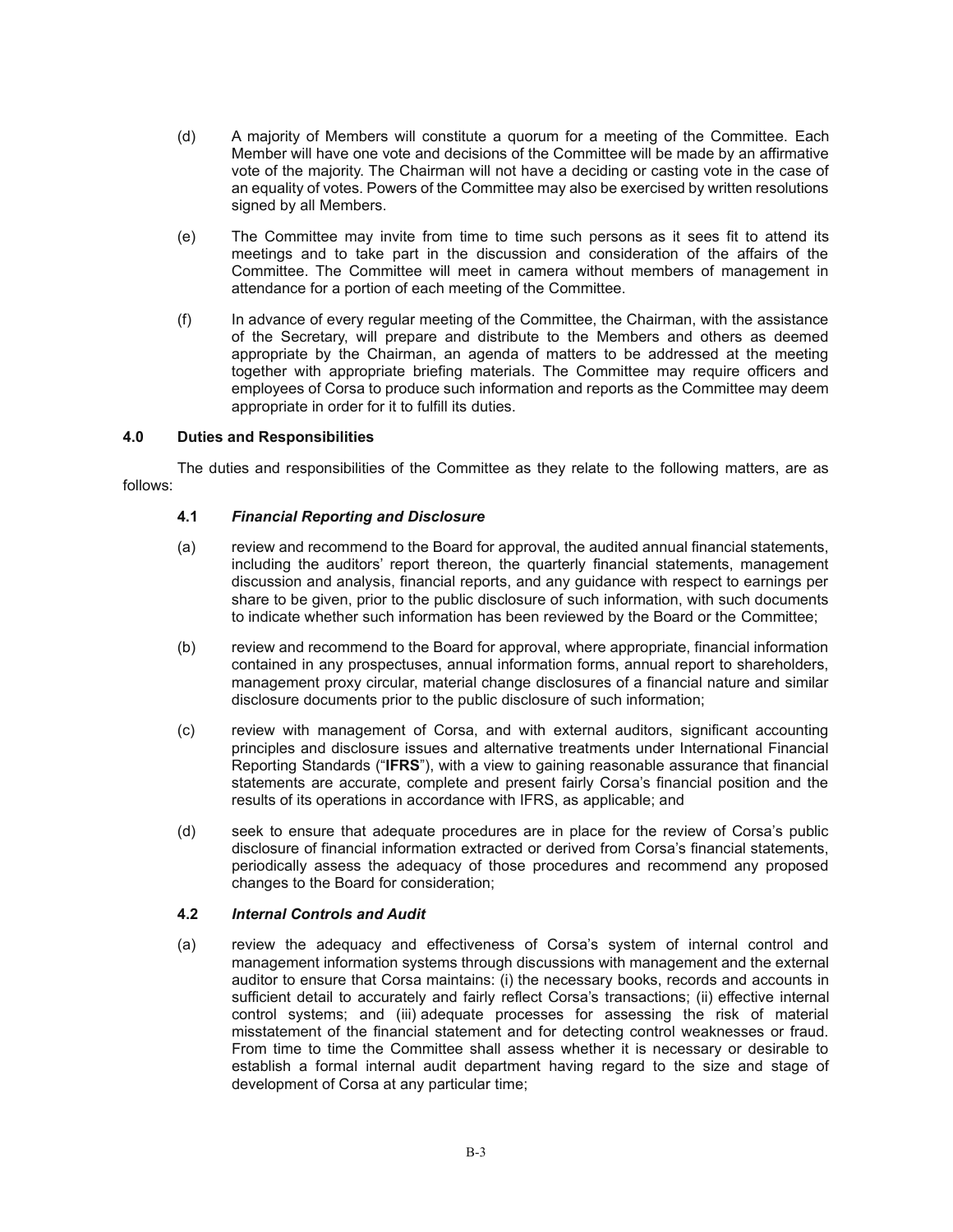(d) A majority of Members will constitute a quorum for a meeting of the Committee. Each Member will have one vote and decisions of the Committee will be made by an affirmative vote of the majority. The Chairman will not have a deciding or casting vote in the case of an equality of votes. Powers of the Committee may also be exercised by written resolutions signed by all Members.

(e) The Committee may invite from time to time such persons as it sees fit to attend its meetings and to take part in the discussion and consideration of the affairs of the Committee. The Committee will meet in camera without members of management in attendance for a portion of each meeting of the Committee.

(f) In advance of every regular meeting of the Committee, the Chairman, with the assistance of the Secretary, will prepare and distribute to the Members and others as deemed appropriate by the Chairman, an agenda of matters to be addressed at the meeting together with appropriate briefing materials. The Committee may require officers and employees of Corsa to produce such information and reports as the Committee may deem appropriate in order for it to fulfill its duties.

## 4.0 Duties and Responsibilities

The duties and responsibilities of the Committee as they relate to the following matters, are as follows:

### 4.1 *Financial Reporting and Disclosure*

(a) review and recommend to the Board for approval, the audited annual financial statements, including the auditors' report thereon, the quarterly financial statements, management discussion and analysis, financial reports, and any guidance with respect to earnings per share to be given, prior to the public disclosure of such information, with such documents to indicate whether such information has been reviewed by the Board or the Committee;

(b) review and recommend to the Board for approval, where appropriate, financial information contained in any prospectuses, annual information forms, annual report to shareholders, management proxy circular, material change disclosures of a financial nature and similar disclosure documents prior to the public disclosure of such information;

(c) review with management of Corsa, and with external auditors, significant accounting principles and disclosure issues and alternative treatments under International Financial Reporting Standards ("**IFRS**"), with a view to gaining reasonable assurance that financial statements are accurate, complete and present fairly Corsa's financial position and the results of its operations in accordance with IFRS, as applicable; and

(d) seek to ensure that adequate procedures are in place for the review of Corsa's public disclosure of financial information extracted or derived from Corsa's financial statements, periodically assess the adequacy of those procedures and recommend any proposed changes to the Board for consideration;

### 4.2 *Internal Controls and Audit*

(a) review the adequacy and effectiveness of Corsa's system of internal control and management information systems through discussions with management and the external auditor to ensure that Corsa maintains: (i) the necessary books, records and accounts in sufficient detail to accurately and fairly reflect Corsa's transactions; (ii) effective internal control systems; and (iii) adequate processes for assessing the risk of material misstatement of the financial statement and for detecting control weaknesses or fraud. From time to time the Committee shall assess whether it is necessary or desirable to establish a formal internal audit department having regard to the size and stage of development of Corsa at any particular time;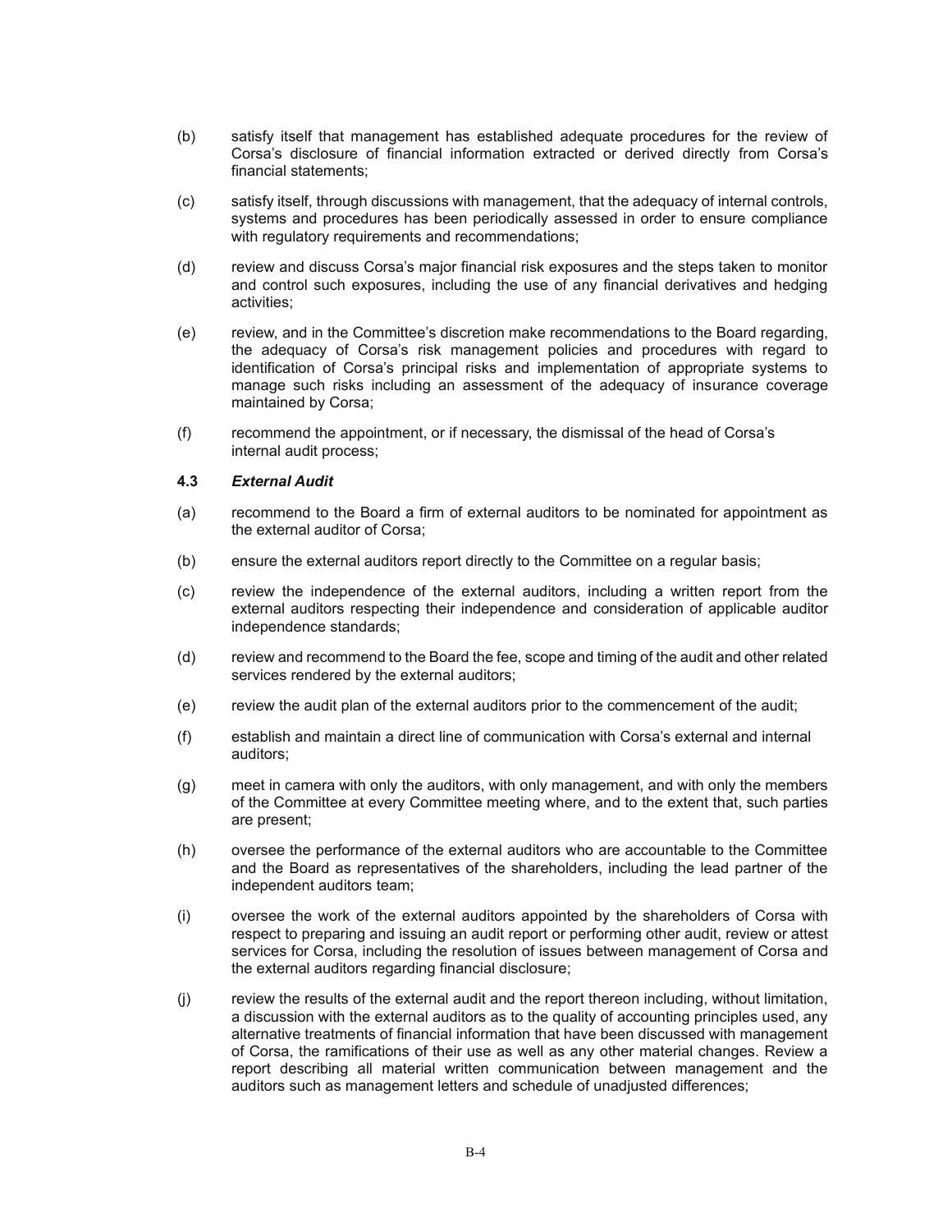(b) satisfy itself that management has established adequate procedures for the review of Corsa's disclosure of financial information extracted or derived directly from Corsa's financial statements;

(c) satisfy itself, through discussions with management, that the adequacy of internal controls, systems and procedures has been periodically assessed in order to ensure compliance with regulatory requirements and recommendations;

(d) review and discuss Corsa's major financial risk exposures and the steps taken to monitor and control such exposures, including the use of any financial derivatives and hedging activities;

(e) review, and in the Committee's discretion make recommendations to the Board regarding, the adequacy of Corsa's risk management policies and procedures with regard to identification of Corsa's principal risks and implementation of appropriate systems to manage such risks including an assessment of the adequacy of insurance coverage maintained by Corsa;

(f) recommend the appointment, or if necessary, the dismissal of the head of Corsa's internal audit process;

**4.3 *External Audit***

(a) recommend to the Board a firm of external auditors to be nominated for appointment as the external auditor of Corsa;

(b) ensure the external auditors report directly to the Committee on a regular basis;

(c) review the independence of the external auditors, including a written report from the external auditors respecting their independence and consideration of applicable auditor independence standards;

(d) review and recommend to the Board the fee, scope and timing of the audit and other related services rendered by the external auditors;

(e) review the audit plan of the external auditors prior to the commencement of the audit;

(f) establish and maintain a direct line of communication with Corsa's external and internal auditors;

(g) meet in camera with only the auditors, with only management, and with only the members of the Committee at every Committee meeting where, and to the extent that, such parties are present;

(h) oversee the performance of the external auditors who are accountable to the Committee and the Board as representatives of the shareholders, including the lead partner of the independent auditors team;

(i) oversee the work of the external auditors appointed by the shareholders of Corsa with respect to preparing and issuing an audit report or performing other audit, review or attest services for Corsa, including the resolution of issues between management of Corsa and the external auditors regarding financial disclosure;

(j) review the results of the external audit and the report thereon including, without limitation, a discussion with the external auditors as to the quality of accounting principles used, any alternative treatments of financial information that have been discussed with management of Corsa, the ramifications of their use as well as any other material changes. Review a report describing all material written communication between management and the auditors such as management letters and schedule of unadjusted differences;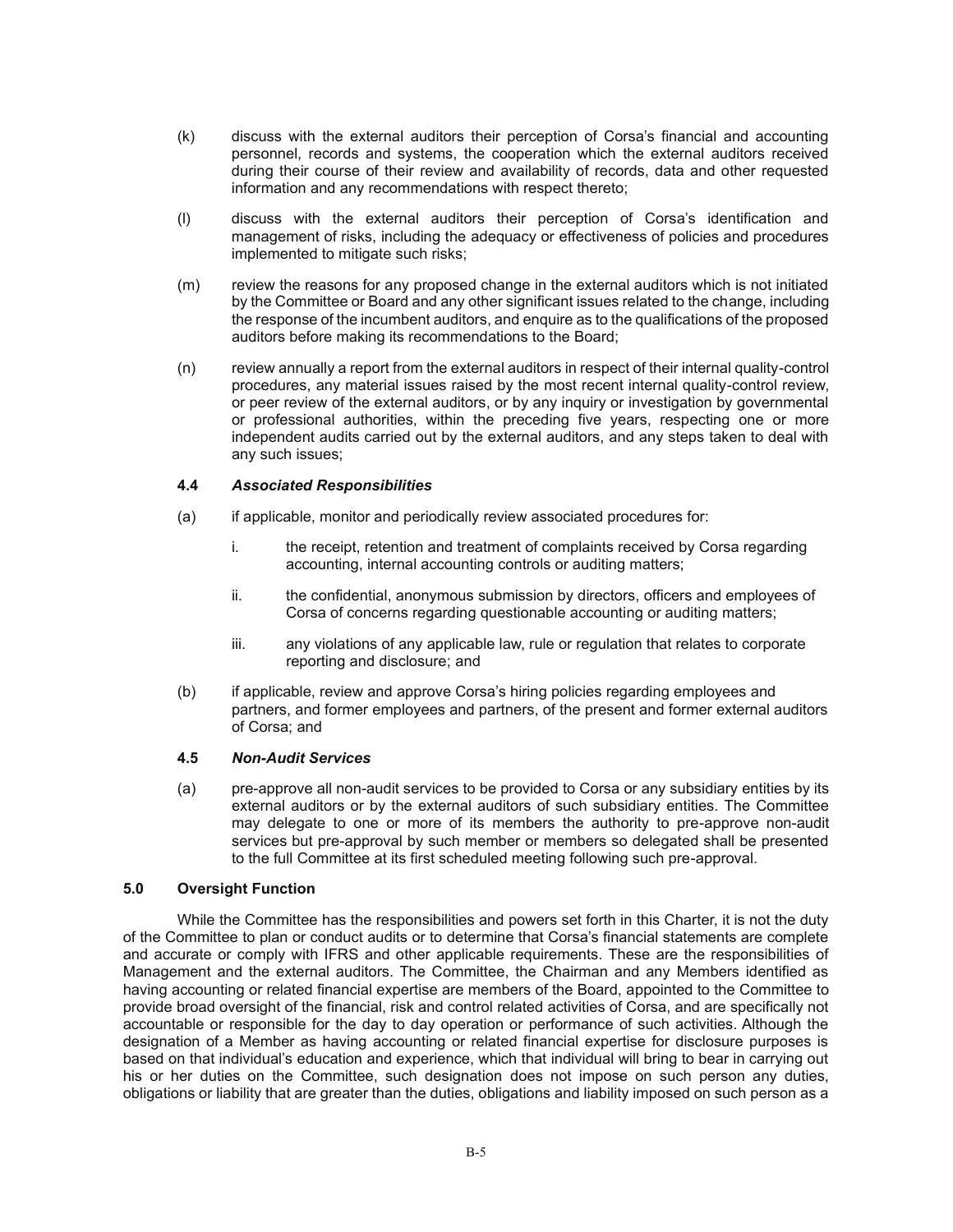(k) discuss with the external auditors their perception of Corsa's financial and accounting personnel, records and systems, the cooperation which the external auditors received during their course of their review and availability of records, data and other requested information and any recommendations with respect thereto;

(l) discuss with the external auditors their perception of Corsa's identification and management of risks, including the adequacy or effectiveness of policies and procedures implemented to mitigate such risks;

(m) review the reasons for any proposed change in the external auditors which is not initiated by the Committee or Board and any other significant issues related to the change, including the response of the incumbent auditors, and enquire as to the qualifications of the proposed auditors before making its recommendations to the Board;

(n) review annually a report from the external auditors in respect of their internal quality-control procedures, any material issues raised by the most recent internal quality-control review, or peer review of the external auditors, or by any inquiry or investigation by governmental or professional authorities, within the preceding five years, respecting one or more independent audits carried out by the external auditors, and any steps taken to deal with any such issues;

**4.4 *Associated Responsibilities***

(a) if applicable, monitor and periodically review associated procedures for:

i. the receipt, retention and treatment of complaints received by Corsa regarding accounting, internal accounting controls or auditing matters;

ii. the confidential, anonymous submission by directors, officers and employees of Corsa of concerns regarding questionable accounting or auditing matters;

iii. any violations of any applicable law, rule or regulation that relates to corporate reporting and disclosure; and

(b) if applicable, review and approve Corsa's hiring policies regarding employees and partners, and former employees and partners, of the present and former external auditors of Corsa; and

**4.5 *Non-Audit Services***

(a) pre-approve all non-audit services to be provided to Corsa or any subsidiary entities by its external auditors or by the external auditors of such subsidiary entities. The Committee may delegate to one or more of its members the authority to pre-approve non-audit services but pre-approval by such member or members so delegated shall be presented to the full Committee at its first scheduled meeting following such pre-approval.

**5.0 Oversight Function**

While the Committee has the responsibilities and powers set forth in this Charter, it is not the duty of the Committee to plan or conduct audits or to determine that Corsa's financial statements are complete and accurate or comply with IFRS and other applicable requirements. These are the responsibilities of Management and the external auditors. The Committee, the Chairman and any Members identified as having accounting or related financial expertise are members of the Board, appointed to the Committee to provide broad oversight of the financial, risk and control related activities of Corsa, and are specifically not accountable or responsible for the day to day operation or performance of such activities. Although the designation of a Member as having accounting or related financial expertise for disclosure purposes is based on that individual's education and experience, which that individual will bring to bear in carrying out his or her duties on the Committee, such designation does not impose on such person any duties, obligations or liability that are greater than the duties, obligations and liability imposed on such person as a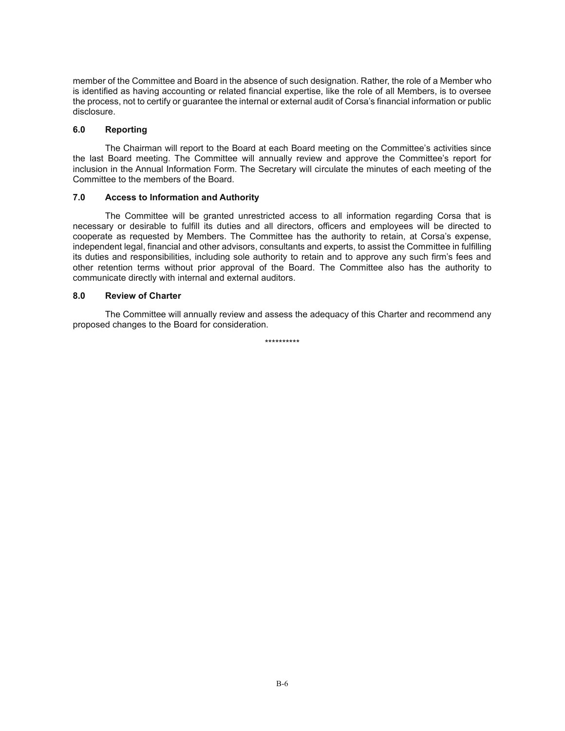member of the Committee and Board in the absence of such designation. Rather, the role of a Member who is identified as having accounting or related financial expertise, like the role of all Members, is to oversee the process, not to certify or guarantee the internal or external audit of Corsa's financial information or public disclosure.

### 6.0 Reporting

The Chairman will report to the Board at each Board meeting on the Committee's activities since the last Board meeting. The Committee will annually review and approve the Committee's report for inclusion in the Annual Information Form. The Secretary will circulate the minutes of each meeting of the Committee to the members of the Board.

### 7.0 Access to Information and Authority

The Committee will be granted unrestricted access to all information regarding Corsa that is necessary or desirable to fulfill its duties and all directors, officers and employees will be directed to cooperate as requested by Members. The Committee has the authority to retain, at Corsa's expense, independent legal, financial and other advisors, consultants and experts, to assist the Committee in fulfilling its duties and responsibilities, including sole authority to retain and to approve any such firm's fees and other retention terms without prior approval of the Board. The Committee also has the authority to communicate directly with internal and external auditors.

### 8.0 Review of Charter

The Committee will annually review and assess the adequacy of this Charter and recommend any proposed changes to the Board for consideration.

**********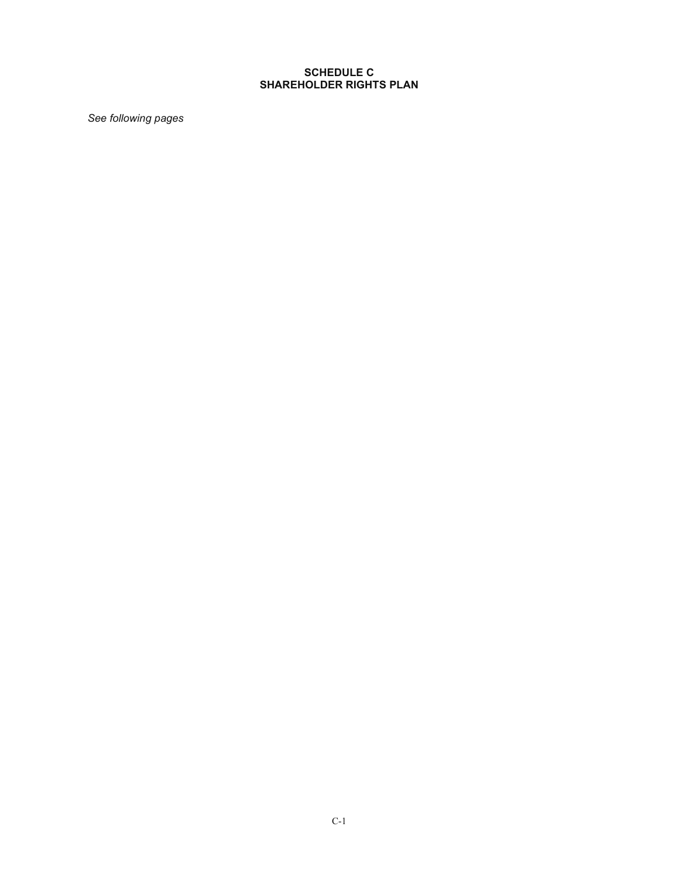# SCHEDULE C
# SHAREHOLDER RIGHTS PLAN

*See following pages*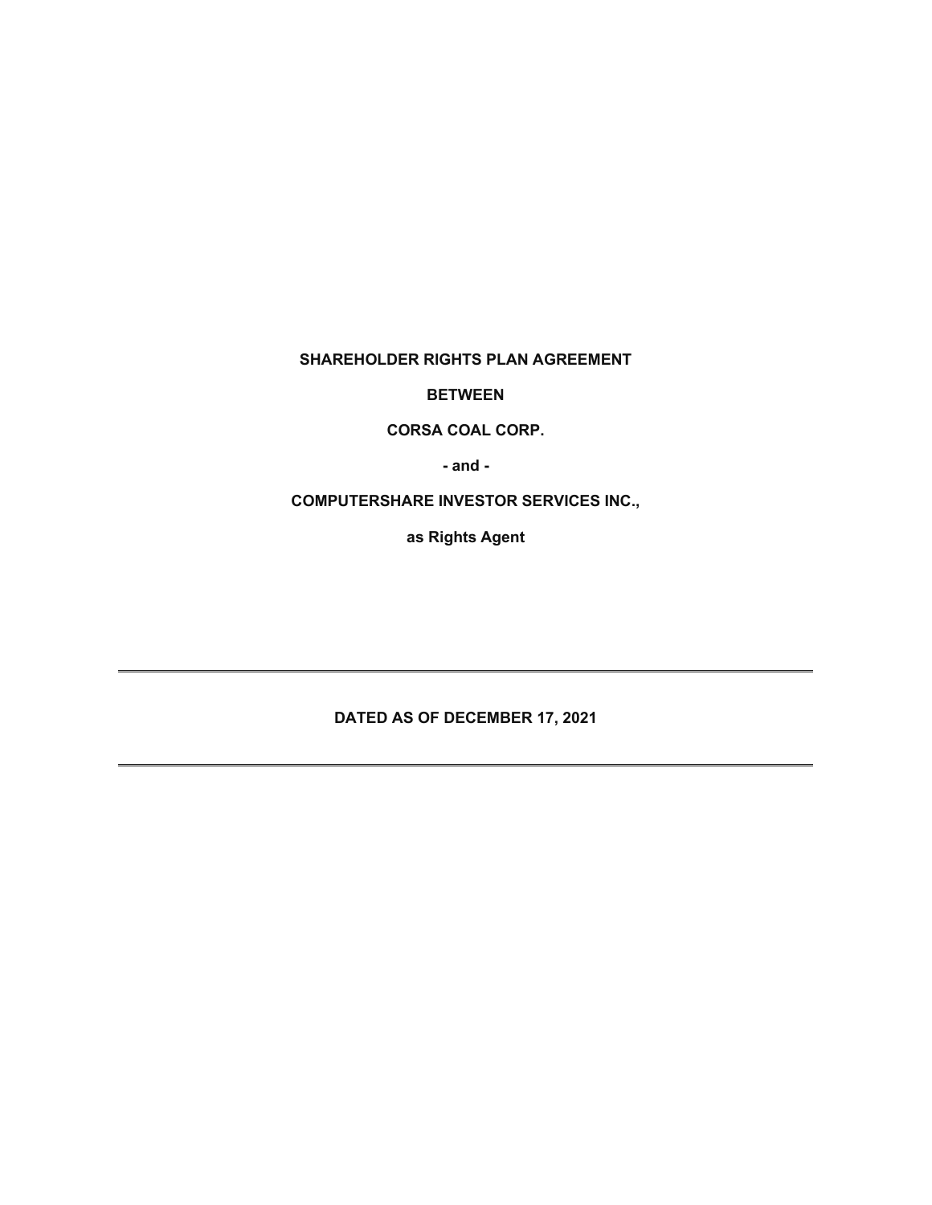**SHAREHOLDER RIGHTS PLAN AGREEMENT**

**BETWEEN**

**CORSA COAL CORP.**

**- and -**

**COMPUTERSHARE INVESTOR SERVICES INC.,**

**as Rights Agent**

---

**DATED AS OF DECEMBER 17, 2021**

---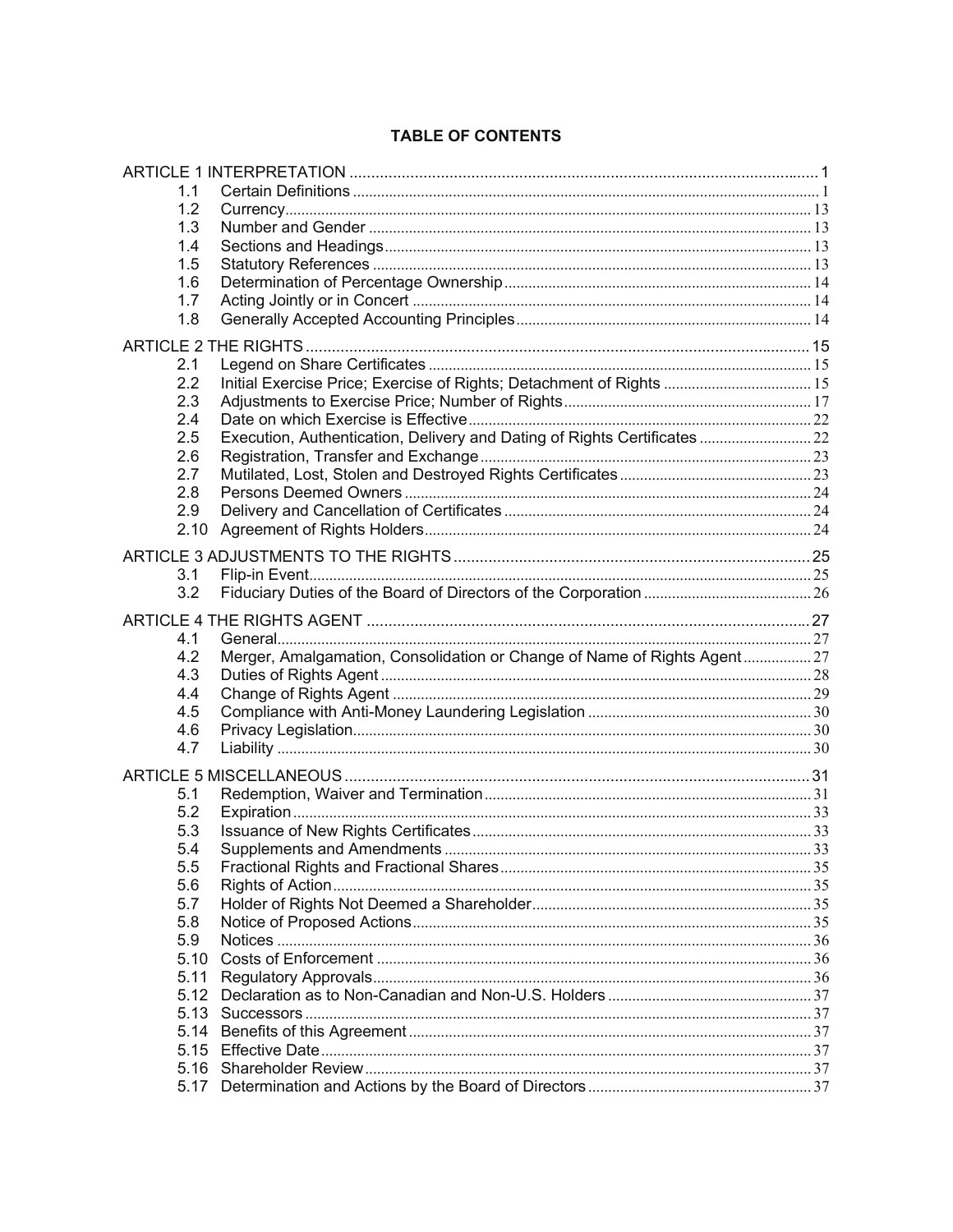**TABLE OF CONTENTS**

| | | |
|---|---|---|
| ARTICLE 1 INTERPRETATION | | 1 |
| 1.1 | Certain Definitions | 1 |
| 1.2 | Currency | 13 |
| 1.3 | Number and Gender | 13 |
| 1.4 | Sections and Headings | 13 |
| 1.5 | Statutory References | 13 |
| 1.6 | Determination of Percentage Ownership | 14 |
| 1.7 | Acting Jointly or in Concert | 14 |
| 1.8 | Generally Accepted Accounting Principles | 14 |
| ARTICLE 2 THE RIGHTS | | 15 |
| 2.1 | Legend on Share Certificates | 15 |
| 2.2 | Initial Exercise Price; Exercise of Rights; Detachment of Rights | 15 |
| 2.3 | Adjustments to Exercise Price; Number of Rights | 17 |
| 2.4 | Date on which Exercise is Effective | 22 |
| 2.5 | Execution, Authentication, Delivery and Dating of Rights Certificates | 22 |
| 2.6 | Registration, Transfer and Exchange | 23 |
| 2.7 | Mutilated, Lost, Stolen and Destroyed Rights Certificates | 23 |
| 2.8 | Persons Deemed Owners | 24 |
| 2.9 | Delivery and Cancellation of Certificates | 24 |
| 2.10 | Agreement of Rights Holders | 24 |
| ARTICLE 3 ADJUSTMENTS TO THE RIGHTS | | 25 |
| 3.1 | Flip-in Event | 25 |
| 3.2 | Fiduciary Duties of the Board of Directors of the Corporation | 26 |
| ARTICLE 4 THE RIGHTS AGENT | | 27 |
| 4.1 | General | 27 |
| 4.2 | Merger, Amalgamation, Consolidation or Change of Name of Rights Agent | 27 |
| 4.3 | Duties of Rights Agent | 28 |
| 4.4 | Change of Rights Agent | 29 |
| 4.5 | Compliance with Anti-Money Laundering Legislation | 30 |
| 4.6 | Privacy Legislation | 30 |
| 4.7 | Liability | 30 |
| ARTICLE 5 MISCELLANEOUS | | 31 |
| 5.1 | Redemption, Waiver and Termination | 31 |
| 5.2 | Expiration | 33 |
| 5.3 | Issuance of New Rights Certificates | 33 |
| 5.4 | Supplements and Amendments | 33 |
| 5.5 | Fractional Rights and Fractional Shares | 35 |
| 5.6 | Rights of Action | 35 |
| 5.7 | Holder of Rights Not Deemed a Shareholder | 35 |
| 5.8 | Notice of Proposed Actions | 35 |
| 5.9 | Notices | 36 |
| 5.10 | Costs of Enforcement | 36 |
| 5.11 | Regulatory Approvals | 36 |
| 5.12 | Declaration as to Non-Canadian and Non-U.S. Holders | 37 |
| 5.13 | Successors | 37 |
| 5.14 | Benefits of this Agreement | 37 |
| 5.15 | Effective Date | 37 |
| 5.16 | Shareholder Review | 37 |
| 5.17 | Determination and Actions by the Board of Directors | 37 |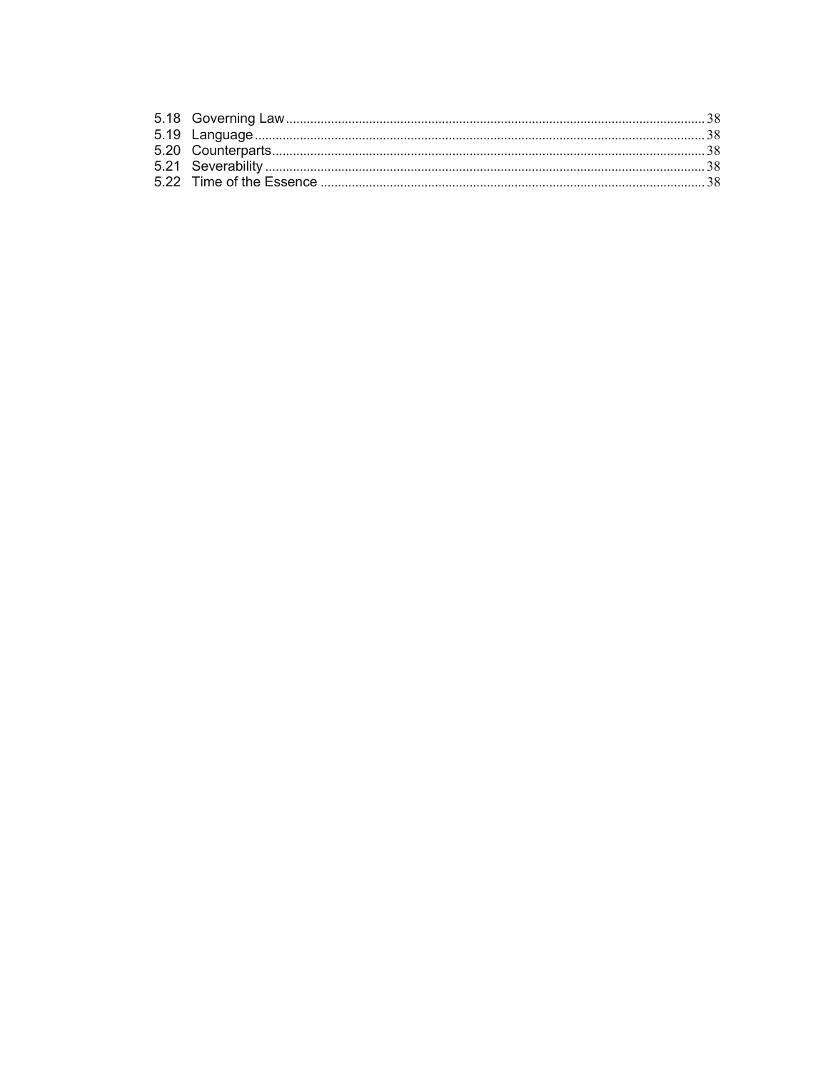5.18 Governing Law .......... 38
5.19 Language .......... 38
5.20 Counterparts .......... 38
5.21 Severability .......... 38
5.22 Time of the Essence .......... 38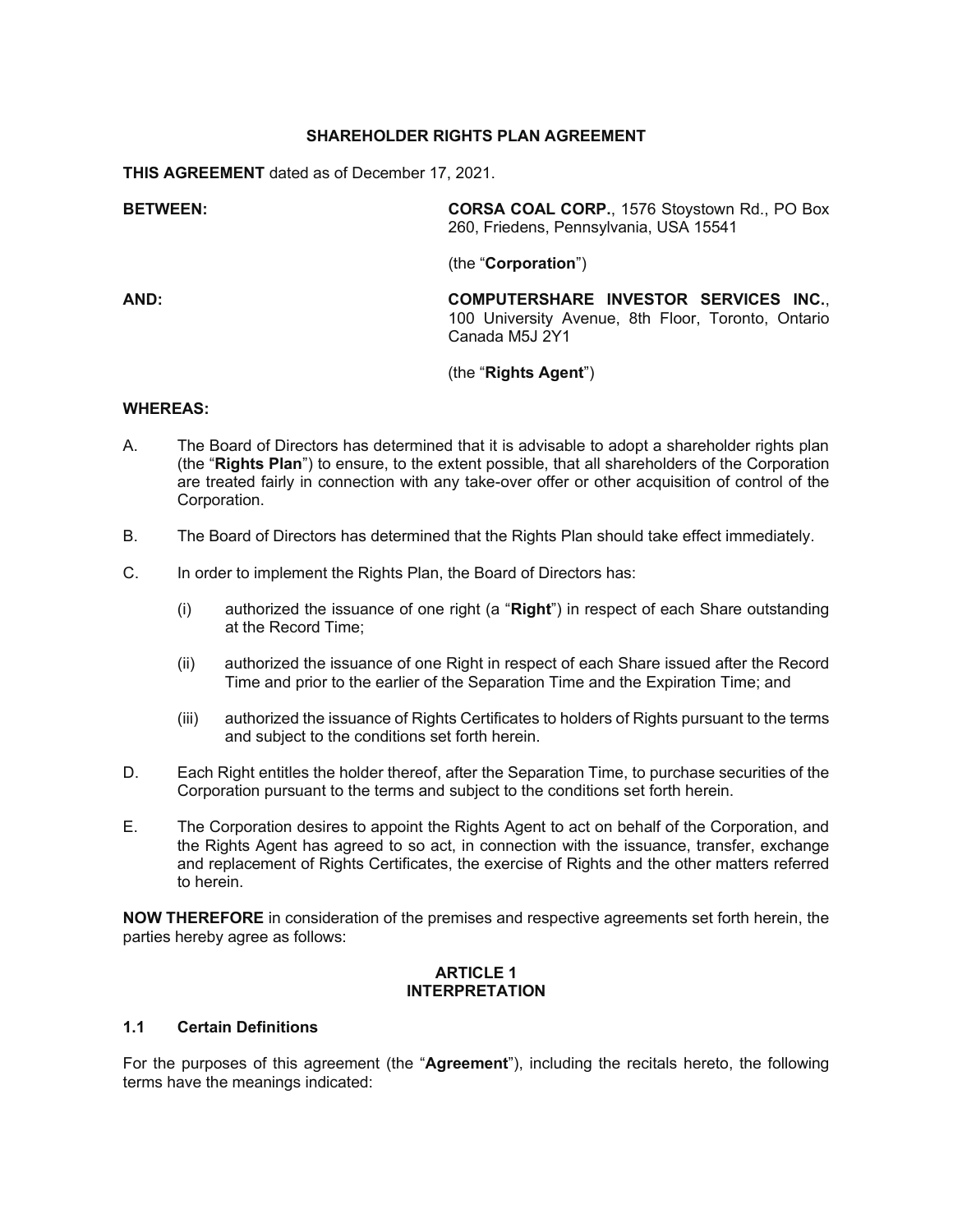# SHAREHOLDER RIGHTS PLAN AGREEMENT

**THIS AGREEMENT** dated as of December 17, 2021.

**BETWEEN:** **CORSA COAL CORP.**, 1576 Stoystown Rd., PO Box 260, Friedens, Pennsylvania, USA 15541

(the "**Corporation**")

**AND:** **COMPUTERSHARE INVESTOR SERVICES INC.**, 100 University Avenue, 8th Floor, Toronto, Ontario Canada M5J 2Y1

(the "**Rights Agent**")

**WHEREAS:**

A. The Board of Directors has determined that it is advisable to adopt a shareholder rights plan (the "**Rights Plan**") to ensure, to the extent possible, that all shareholders of the Corporation are treated fairly in connection with any take-over offer or other acquisition of control of the Corporation.

B. The Board of Directors has determined that the Rights Plan should take effect immediately.

C. In order to implement the Rights Plan, the Board of Directors has:

   (i) authorized the issuance of one right (a "**Right**") in respect of each Share outstanding at the Record Time;

   (ii) authorized the issuance of one Right in respect of each Share issued after the Record Time and prior to the earlier of the Separation Time and the Expiration Time; and

   (iii) authorized the issuance of Rights Certificates to holders of Rights pursuant to the terms and subject to the conditions set forth herein.

D. Each Right entitles the holder thereof, after the Separation Time, to purchase securities of the Corporation pursuant to the terms and subject to the conditions set forth herein.

E. The Corporation desires to appoint the Rights Agent to act on behalf of the Corporation, and the Rights Agent has agreed to so act, in connection with the issuance, transfer, exchange and replacement of Rights Certificates, the exercise of Rights and the other matters referred to herein.

**NOW THEREFORE** in consideration of the premises and respective agreements set forth herein, the parties hereby agree as follows:

## ARTICLE 1
## INTERPRETATION

### 1.1 Certain Definitions

For the purposes of this agreement (the "**Agreement**"), including the recitals hereto, the following terms have the meanings indicated: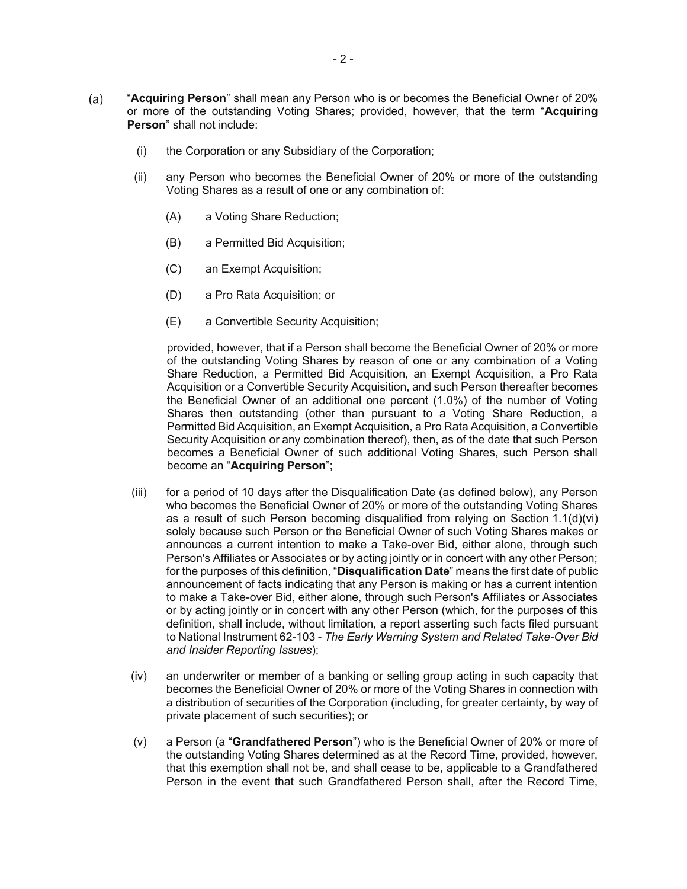(a) "**Acquiring Person**" shall mean any Person who is or becomes the Beneficial Owner of 20% or more of the outstanding Voting Shares; provided, however, that the term "**Acquiring Person**" shall not include:

   (i) the Corporation or any Subsidiary of the Corporation;

   (ii) any Person who becomes the Beneficial Owner of 20% or more of the outstanding Voting Shares as a result of one or any combination of:

      (A) a Voting Share Reduction;

      (B) a Permitted Bid Acquisition;

      (C) an Exempt Acquisition;

      (D) a Pro Rata Acquisition; or

      (E) a Convertible Security Acquisition;

   provided, however, that if a Person shall become the Beneficial Owner of 20% or more of the outstanding Voting Shares by reason of one or any combination of a Voting Share Reduction, a Permitted Bid Acquisition, an Exempt Acquisition, a Pro Rata Acquisition or a Convertible Security Acquisition, and such Person thereafter becomes the Beneficial Owner of an additional one percent (1.0%) of the number of Voting Shares then outstanding (other than pursuant to a Voting Share Reduction, a Permitted Bid Acquisition, an Exempt Acquisition, a Pro Rata Acquisition, a Convertible Security Acquisition or any combination thereof), then, as of the date that such Person becomes a Beneficial Owner of such additional Voting Shares, such Person shall become an "**Acquiring Person**";

   (iii) for a period of 10 days after the Disqualification Date (as defined below), any Person who becomes the Beneficial Owner of 20% or more of the outstanding Voting Shares as a result of such Person becoming disqualified from relying on Section 1.1(d)(vi) solely because such Person or the Beneficial Owner of such Voting Shares makes or announces a current intention to make a Take-over Bid, either alone, through such Person's Affiliates or Associates or by acting jointly or in concert with any other Person; for the purposes of this definition, "**Disqualification Date**" means the first date of public announcement of facts indicating that any Person is making or has a current intention to make a Take-over Bid, either alone, through such Person's Affiliates or Associates or by acting jointly or in concert with any other Person (which, for the purposes of this definition, shall include, without limitation, a report asserting such facts filed pursuant to National Instrument 62-103 - *The Early Warning System and Related Take-Over Bid and Insider Reporting Issues*);

   (iv) an underwriter or member of a banking or selling group acting in such capacity that becomes the Beneficial Owner of 20% or more of the Voting Shares in connection with a distribution of securities of the Corporation (including, for greater certainty, by way of private placement of such securities); or

   (v) a Person (a "**Grandfathered Person**") who is the Beneficial Owner of 20% or more of the outstanding Voting Shares determined as at the Record Time, provided, however, that this exemption shall not be, and shall cease to be, applicable to a Grandfathered Person in the event that such Grandfathered Person shall, after the Record Time,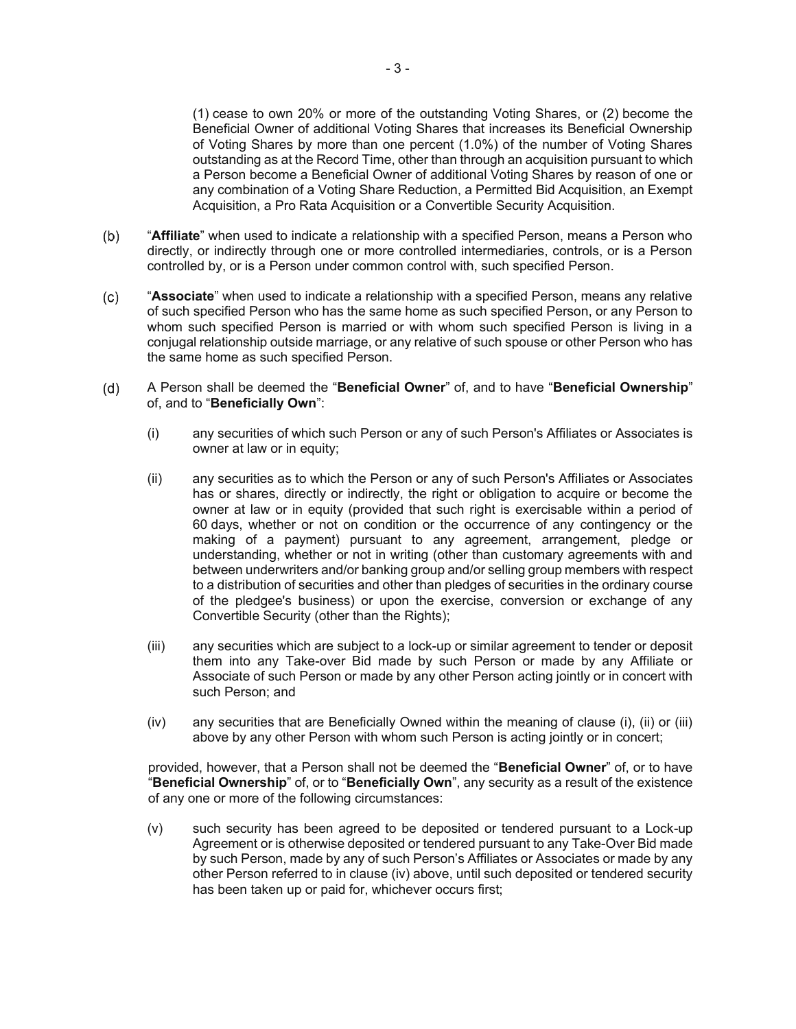(1) cease to own 20% or more of the outstanding Voting Shares, or (2) become the Beneficial Owner of additional Voting Shares that increases its Beneficial Ownership of Voting Shares by more than one percent (1.0%) of the number of Voting Shares outstanding as at the Record Time, other than through an acquisition pursuant to which a Person become a Beneficial Owner of additional Voting Shares by reason of one or any combination of a Voting Share Reduction, a Permitted Bid Acquisition, an Exempt Acquisition, a Pro Rata Acquisition or a Convertible Security Acquisition.

(b) "**Affiliate**" when used to indicate a relationship with a specified Person, means a Person who directly, or indirectly through one or more controlled intermediaries, controls, or is a Person controlled by, or is a Person under common control with, such specified Person.

(c) "**Associate**" when used to indicate a relationship with a specified Person, means any relative of such specified Person who has the same home as such specified Person, or any Person to whom such specified Person is married or with whom such specified Person is living in a conjugal relationship outside marriage, or any relative of such spouse or other Person who has the same home as such specified Person.

(d) A Person shall be deemed the "**Beneficial Owner**" of, and to have "**Beneficial Ownership**" of, and to "**Beneficially Own**":

(i) any securities of which such Person or any of such Person's Affiliates or Associates is owner at law or in equity;

(ii) any securities as to which the Person or any of such Person's Affiliates or Associates has or shares, directly or indirectly, the right or obligation to acquire or become the owner at law or in equity (provided that such right is exercisable within a period of 60 days, whether or not on condition or the occurrence of any contingency or the making of a payment) pursuant to any agreement, arrangement, pledge or understanding, whether or not in writing (other than customary agreements with and between underwriters and/or banking group and/or selling group members with respect to a distribution of securities and other than pledges of securities in the ordinary course of the pledgee's business) or upon the exercise, conversion or exchange of any Convertible Security (other than the Rights);

(iii) any securities which are subject to a lock-up or similar agreement to tender or deposit them into any Take-over Bid made by such Person or made by any Affiliate or Associate of such Person or made by any other Person acting jointly or in concert with such Person; and

(iv) any securities that are Beneficially Owned within the meaning of clause (i), (ii) or (iii) above by any other Person with whom such Person is acting jointly or in concert;

provided, however, that a Person shall not be deemed the "**Beneficial Owner**" of, or to have "**Beneficial Ownership**" of, or to "**Beneficially Own**", any security as a result of the existence of any one or more of the following circumstances:

(v) such security has been agreed to be deposited or tendered pursuant to a Lock-up Agreement or is otherwise deposited or tendered pursuant to any Take-Over Bid made by such Person, made by any of such Person's Affiliates or Associates or made by any other Person referred to in clause (iv) above, until such deposited or tendered security has been taken up or paid for, whichever occurs first;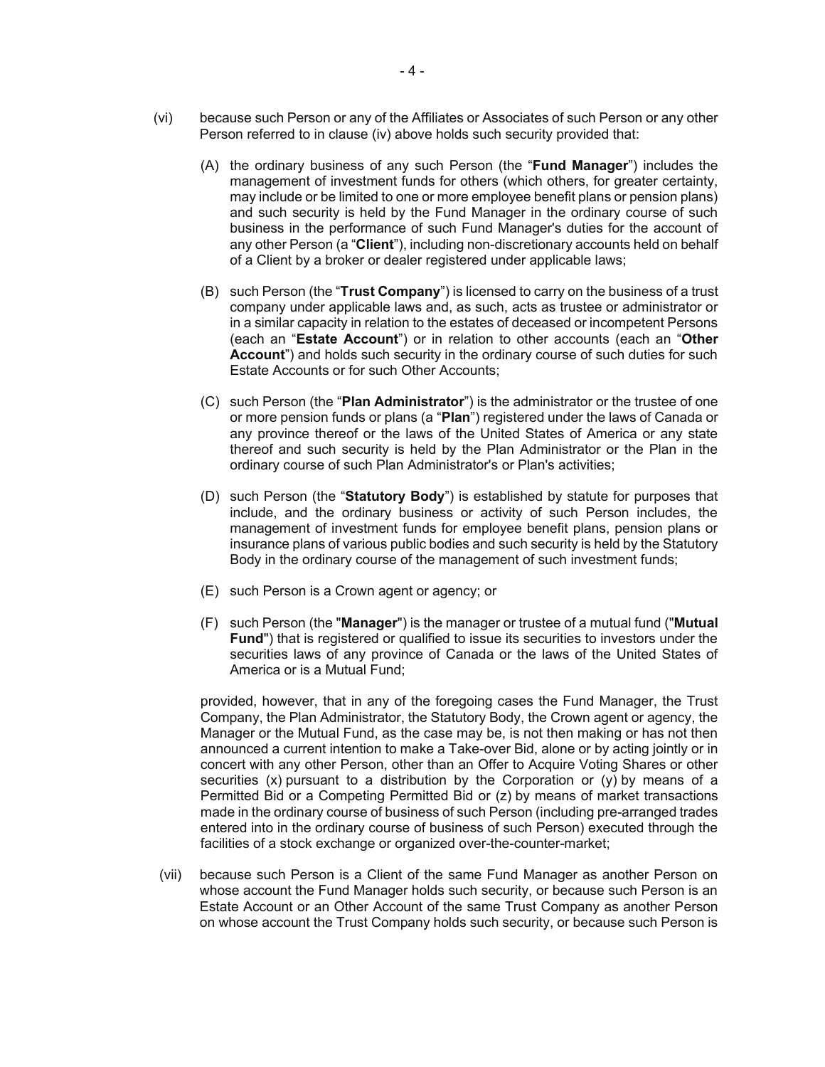(vi) because such Person or any of the Affiliates or Associates of such Person or any other Person referred to in clause (iv) above holds such security provided that:

(A) the ordinary business of any such Person (the "**Fund Manager**") includes the management of investment funds for others (which others, for greater certainty, may include or be limited to one or more employee benefit plans or pension plans) and such security is held by the Fund Manager in the ordinary course of such business in the performance of such Fund Manager's duties for the account of any other Person (a "**Client**"), including non-discretionary accounts held on behalf of a Client by a broker or dealer registered under applicable laws;

(B) such Person (the "**Trust Company**") is licensed to carry on the business of a trust company under applicable laws and, as such, acts as trustee or administrator or in a similar capacity in relation to the estates of deceased or incompetent Persons (each an "**Estate Account**") or in relation to other accounts (each an "**Other Account**") and holds such security in the ordinary course of such duties for such Estate Accounts or for such Other Accounts;

(C) such Person (the "**Plan Administrator**") is the administrator or the trustee of one or more pension funds or plans (a "**Plan**") registered under the laws of Canada or any province thereof or the laws of the United States of America or any state thereof and such security is held by the Plan Administrator or the Plan in the ordinary course of such Plan Administrator's or Plan's activities;

(D) such Person (the "**Statutory Body**") is established by statute for purposes that include, and the ordinary business or activity of such Person includes, the management of investment funds for employee benefit plans, pension plans or insurance plans of various public bodies and such security is held by the Statutory Body in the ordinary course of the management of such investment funds;

(E) such Person is a Crown agent or agency; or

(F) such Person (the "**Manager**") is the manager or trustee of a mutual fund ("**Mutual Fund**") that is registered or qualified to issue its securities to investors under the securities laws of any province of Canada or the laws of the United States of America or is a Mutual Fund;

provided, however, that in any of the foregoing cases the Fund Manager, the Trust Company, the Plan Administrator, the Statutory Body, the Crown agent or agency, the Manager or the Mutual Fund, as the case may be, is not then making or has not then announced a current intention to make a Take-over Bid, alone or by acting jointly or in concert with any other Person, other than an Offer to Acquire Voting Shares or other securities (x) pursuant to a distribution by the Corporation or (y) by means of a Permitted Bid or a Competing Permitted Bid or (z) by means of market transactions made in the ordinary course of business of such Person (including pre-arranged trades entered into in the ordinary course of business of such Person) executed through the facilities of a stock exchange or organized over-the-counter-market;

(vii) because such Person is a Client of the same Fund Manager as another Person on whose account the Fund Manager holds such security, or because such Person is an Estate Account or an Other Account of the same Trust Company as another Person on whose account the Trust Company holds such security, or because such Person is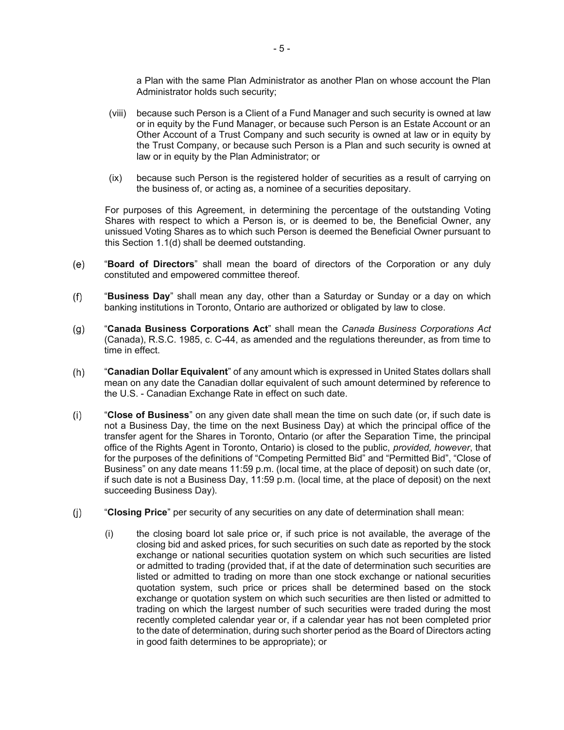a Plan with the same Plan Administrator as another Plan on whose account the Plan Administrator holds such security;

(viii) because such Person is a Client of a Fund Manager and such security is owned at law or in equity by the Fund Manager, or because such Person is an Estate Account or an Other Account of a Trust Company and such security is owned at law or in equity by the Trust Company, or because such Person is a Plan and such security is owned at law or in equity by the Plan Administrator; or

(ix) because such Person is the registered holder of securities as a result of carrying on the business of, or acting as, a nominee of a securities depositary.

For purposes of this Agreement, in determining the percentage of the outstanding Voting Shares with respect to which a Person is, or is deemed to be, the Beneficial Owner, any unissued Voting Shares as to which such Person is deemed the Beneficial Owner pursuant to this Section 1.1(d) shall be deemed outstanding.

(e) "**Board of Directors**" shall mean the board of directors of the Corporation or any duly constituted and empowered committee thereof.

(f) "**Business Day**" shall mean any day, other than a Saturday or Sunday or a day on which banking institutions in Toronto, Ontario are authorized or obligated by law to close.

(g) "**Canada Business Corporations Act**" shall mean the *Canada Business Corporations Act* (Canada), R.S.C. 1985, c. C-44, as amended and the regulations thereunder, as from time to time in effect.

(h) "**Canadian Dollar Equivalent**" of any amount which is expressed in United States dollars shall mean on any date the Canadian dollar equivalent of such amount determined by reference to the U.S. - Canadian Exchange Rate in effect on such date.

(i) "**Close of Business**" on any given date shall mean the time on such date (or, if such date is not a Business Day, the time on the next Business Day) at which the principal office of the transfer agent for the Shares in Toronto, Ontario (or after the Separation Time, the principal office of the Rights Agent in Toronto, Ontario) is closed to the public, *provided, however*, that for the purposes of the definitions of "Competing Permitted Bid" and "Permitted Bid", "Close of Business" on any date means 11:59 p.m. (local time, at the place of deposit) on such date (or, if such date is not a Business Day, 11:59 p.m. (local time, at the place of deposit) on the next succeeding Business Day).

(j) "**Closing Price**" per security of any securities on any date of determination shall mean:

(i) the closing board lot sale price or, if such price is not available, the average of the closing bid and asked prices, for such securities on such date as reported by the stock exchange or national securities quotation system on which such securities are listed or admitted to trading (provided that, if at the date of determination such securities are listed or admitted to trading on more than one stock exchange or national securities quotation system, such price or prices shall be determined based on the stock exchange or quotation system on which such securities are then listed or admitted to trading on which the largest number of such securities were traded during the most recently completed calendar year or, if a calendar year has not been completed prior to the date of determination, during such shorter period as the Board of Directors acting in good faith determines to be appropriate); or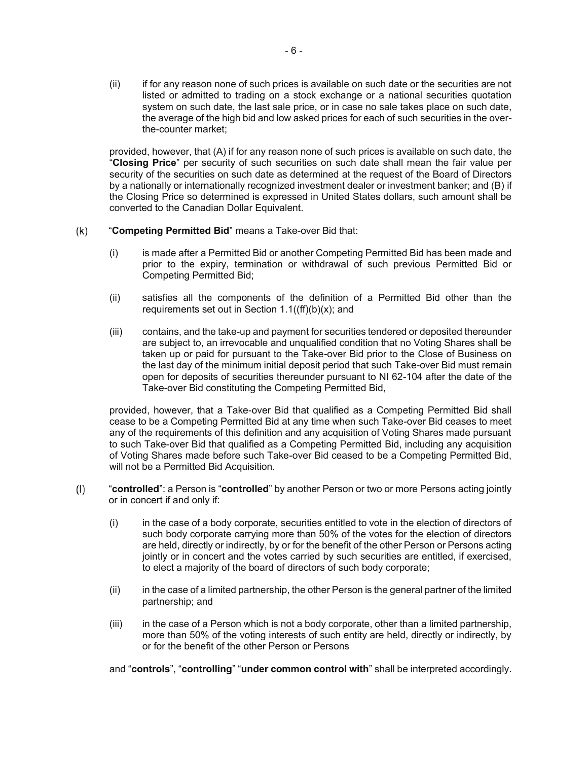(ii) if for any reason none of such prices is available on such date or the securities are not listed or admitted to trading on a stock exchange or a national securities quotation system on such date, the last sale price, or in case no sale takes place on such date, the average of the high bid and low asked prices for each of such securities in the over-the-counter market;

provided, however, that (A) if for any reason none of such prices is available on such date, the "**Closing Price**" per security of such securities on such date shall mean the fair value per security of the securities on such date as determined at the request of the Board of Directors by a nationally or internationally recognized investment dealer or investment banker; and (B) if the Closing Price so determined is expressed in United States dollars, such amount shall be converted to the Canadian Dollar Equivalent.

(k) "**Competing Permitted Bid**" means a Take-over Bid that:

(i) is made after a Permitted Bid or another Competing Permitted Bid has been made and prior to the expiry, termination or withdrawal of such previous Permitted Bid or Competing Permitted Bid;

(ii) satisfies all the components of the definition of a Permitted Bid other than the requirements set out in Section 1.1((ff)(b)(x); and

(iii) contains, and the take-up and payment for securities tendered or deposited thereunder are subject to, an irrevocable and unqualified condition that no Voting Shares shall be taken up or paid for pursuant to the Take-over Bid prior to the Close of Business on the last day of the minimum initial deposit period that such Take-over Bid must remain open for deposits of securities thereunder pursuant to NI 62-104 after the date of the Take-over Bid constituting the Competing Permitted Bid,

provided, however, that a Take-over Bid that qualified as a Competing Permitted Bid shall cease to be a Competing Permitted Bid at any time when such Take-over Bid ceases to meet any of the requirements of this definition and any acquisition of Voting Shares made pursuant to such Take-over Bid that qualified as a Competing Permitted Bid, including any acquisition of Voting Shares made before such Take-over Bid ceased to be a Competing Permitted Bid, will not be a Permitted Bid Acquisition.

(l) "**controlled**": a Person is "**controlled**" by another Person or two or more Persons acting jointly or in concert if and only if:

(i) in the case of a body corporate, securities entitled to vote in the election of directors of such body corporate carrying more than 50% of the votes for the election of directors are held, directly or indirectly, by or for the benefit of the other Person or Persons acting jointly or in concert and the votes carried by such securities are entitled, if exercised, to elect a majority of the board of directors of such body corporate;

(ii) in the case of a limited partnership, the other Person is the general partner of the limited partnership; and

(iii) in the case of a Person which is not a body corporate, other than a limited partnership, more than 50% of the voting interests of such entity are held, directly or indirectly, by or for the benefit of the other Person or Persons

and "**controls**", "**controlling**" "**under common control with**" shall be interpreted accordingly.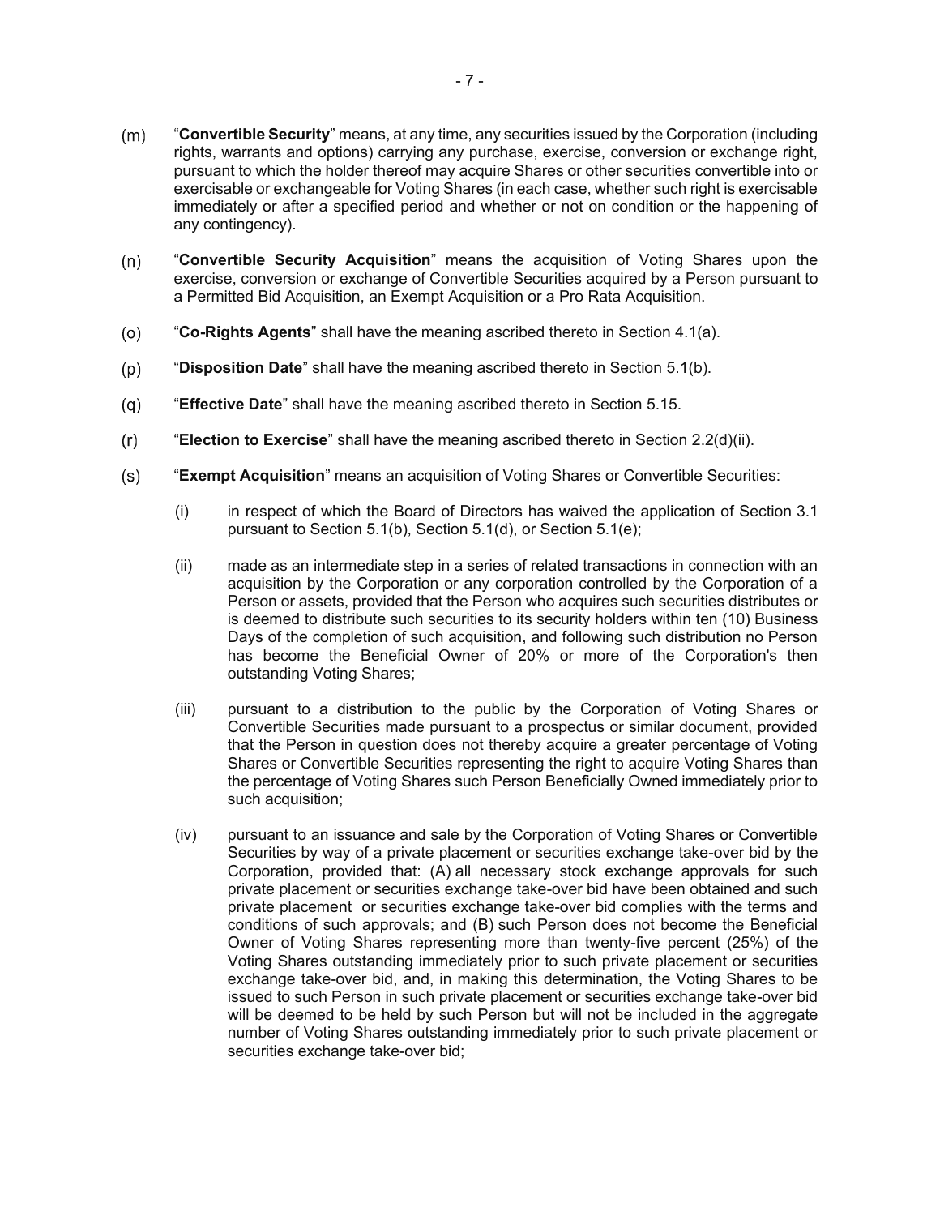(m) "**Convertible Security**" means, at any time, any securities issued by the Corporation (including rights, warrants and options) carrying any purchase, exercise, conversion or exchange right, pursuant to which the holder thereof may acquire Shares or other securities convertible into or exercisable or exchangeable for Voting Shares (in each case, whether such right is exercisable immediately or after a specified period and whether or not on condition or the happening of any contingency).

(n) "**Convertible Security Acquisition**" means the acquisition of Voting Shares upon the exercise, conversion or exchange of Convertible Securities acquired by a Person pursuant to a Permitted Bid Acquisition, an Exempt Acquisition or a Pro Rata Acquisition.

(o) "**Co-Rights Agents**" shall have the meaning ascribed thereto in Section 4.1(a).

(p) "**Disposition Date**" shall have the meaning ascribed thereto in Section 5.1(b).

(q) "**Effective Date**" shall have the meaning ascribed thereto in Section 5.15.

(r) "**Election to Exercise**" shall have the meaning ascribed thereto in Section 2.2(d)(ii).

(s) "**Exempt Acquisition**" means an acquisition of Voting Shares or Convertible Securities:

   (i) in respect of which the Board of Directors has waived the application of Section 3.1 pursuant to Section 5.1(b), Section 5.1(d), or Section 5.1(e);

   (ii) made as an intermediate step in a series of related transactions in connection with an acquisition by the Corporation or any corporation controlled by the Corporation of a Person or assets, provided that the Person who acquires such securities distributes or is deemed to distribute such securities to its security holders within ten (10) Business Days of the completion of such acquisition, and following such distribution no Person has become the Beneficial Owner of 20% or more of the Corporation's then outstanding Voting Shares;

   (iii) pursuant to a distribution to the public by the Corporation of Voting Shares or Convertible Securities made pursuant to a prospectus or similar document, provided that the Person in question does not thereby acquire a greater percentage of Voting Shares or Convertible Securities representing the right to acquire Voting Shares than the percentage of Voting Shares such Person Beneficially Owned immediately prior to such acquisition;

   (iv) pursuant to an issuance and sale by the Corporation of Voting Shares or Convertible Securities by way of a private placement or securities exchange take-over bid by the Corporation, provided that: (A) all necessary stock exchange approvals for such private placement or securities exchange take-over bid have been obtained and such private placement or securities exchange take-over bid complies with the terms and conditions of such approvals; and (B) such Person does not become the Beneficial Owner of Voting Shares representing more than twenty-five percent (25%) of the Voting Shares outstanding immediately prior to such private placement or securities exchange take-over bid, and, in making this determination, the Voting Shares to be issued to such Person in such private placement or securities exchange take-over bid will be deemed to be held by such Person but will not be included in the aggregate number of Voting Shares outstanding immediately prior to such private placement or securities exchange take-over bid;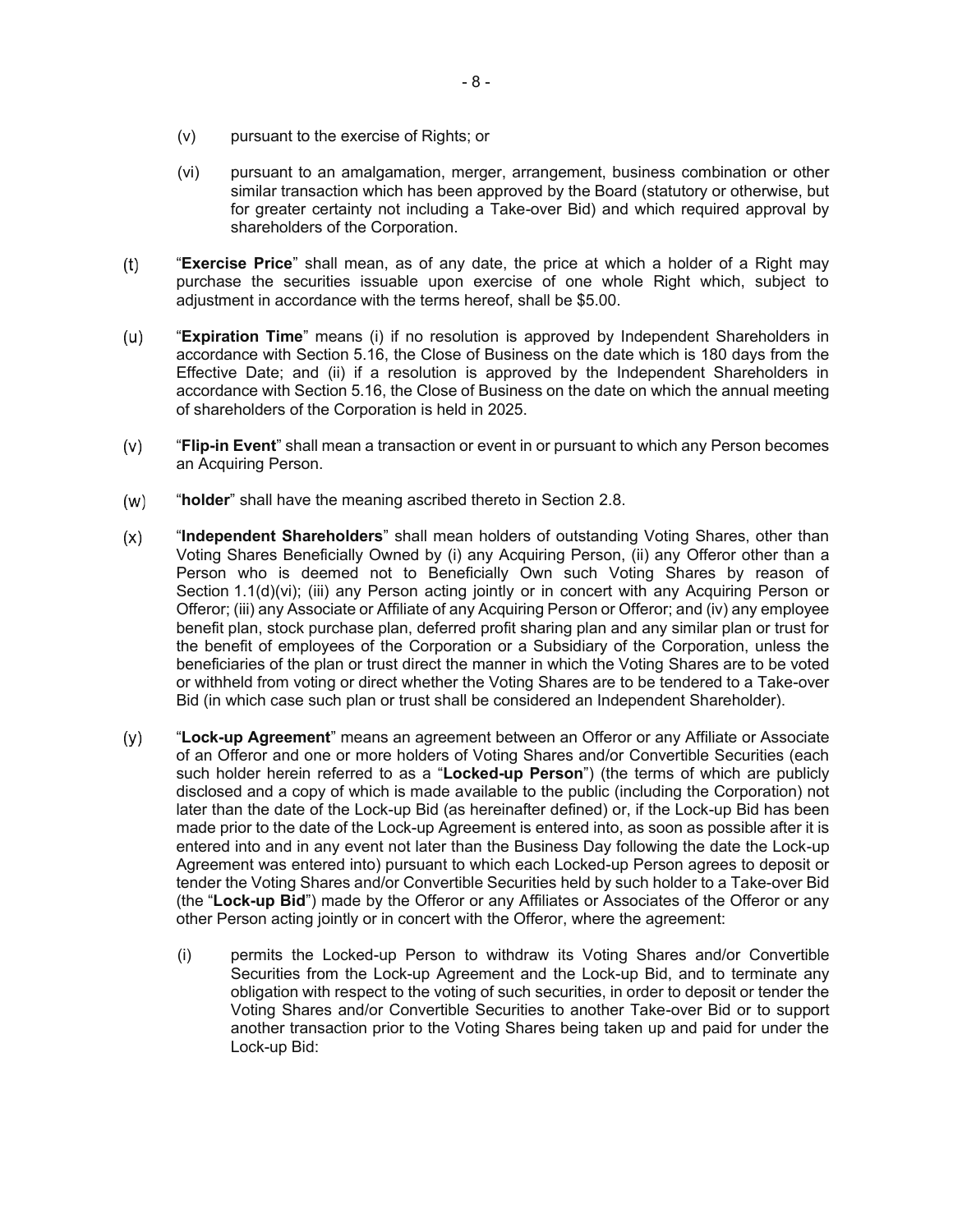(v) pursuant to the exercise of Rights; or

(vi) pursuant to an amalgamation, merger, arrangement, business combination or other similar transaction which has been approved by the Board (statutory or otherwise, but for greater certainty not including a Take-over Bid) and which required approval by shareholders of the Corporation.

(t) "**Exercise Price**" shall mean, as of any date, the price at which a holder of a Right may purchase the securities issuable upon exercise of one whole Right which, subject to adjustment in accordance with the terms hereof, shall be $5.00.

(u) "**Expiration Time**" means (i) if no resolution is approved by Independent Shareholders in accordance with Section 5.16, the Close of Business on the date which is 180 days from the Effective Date; and (ii) if a resolution is approved by the Independent Shareholders in accordance with Section 5.16, the Close of Business on the date on which the annual meeting of shareholders of the Corporation is held in 2025.

(v) "**Flip-in Event**" shall mean a transaction or event in or pursuant to which any Person becomes an Acquiring Person.

(w) "**holder**" shall have the meaning ascribed thereto in Section 2.8.

(x) "**Independent Shareholders**" shall mean holders of outstanding Voting Shares, other than Voting Shares Beneficially Owned by (i) any Acquiring Person, (ii) any Offeror other than a Person who is deemed not to Beneficially Own such Voting Shares by reason of Section 1.1(d)(vi); (iii) any Person acting jointly or in concert with any Acquiring Person or Offeror; (iii) any Associate or Affiliate of any Acquiring Person or Offeror; and (iv) any employee benefit plan, stock purchase plan, deferred profit sharing plan and any similar plan or trust for the benefit of employees of the Corporation or a Subsidiary of the Corporation, unless the beneficiaries of the plan or trust direct the manner in which the Voting Shares are to be voted or withheld from voting or direct whether the Voting Shares are to be tendered to a Take-over Bid (in which case such plan or trust shall be considered an Independent Shareholder).

(y) "**Lock-up Agreement**" means an agreement between an Offeror or any Affiliate or Associate of an Offeror and one or more holders of Voting Shares and/or Convertible Securities (each such holder herein referred to as a "**Locked-up Person**") (the terms of which are publicly disclosed and a copy of which is made available to the public (including the Corporation) not later than the date of the Lock-up Bid (as hereinafter defined) or, if the Lock-up Bid has been made prior to the date of the Lock-up Agreement is entered into, as soon as possible after it is entered into and in any event not later than the Business Day following the date the Lock-up Agreement was entered into) pursuant to which each Locked-up Person agrees to deposit or tender the Voting Shares and/or Convertible Securities held by such holder to a Take-over Bid (the "**Lock-up Bid**") made by the Offeror or any Affiliates or Associates of the Offeror or any other Person acting jointly or in concert with the Offeror, where the agreement:

(i) permits the Locked-up Person to withdraw its Voting Shares and/or Convertible Securities from the Lock-up Agreement and the Lock-up Bid, and to terminate any obligation with respect to the voting of such securities, in order to deposit or tender the Voting Shares and/or Convertible Securities to another Take-over Bid or to support another transaction prior to the Voting Shares being taken up and paid for under the Lock-up Bid: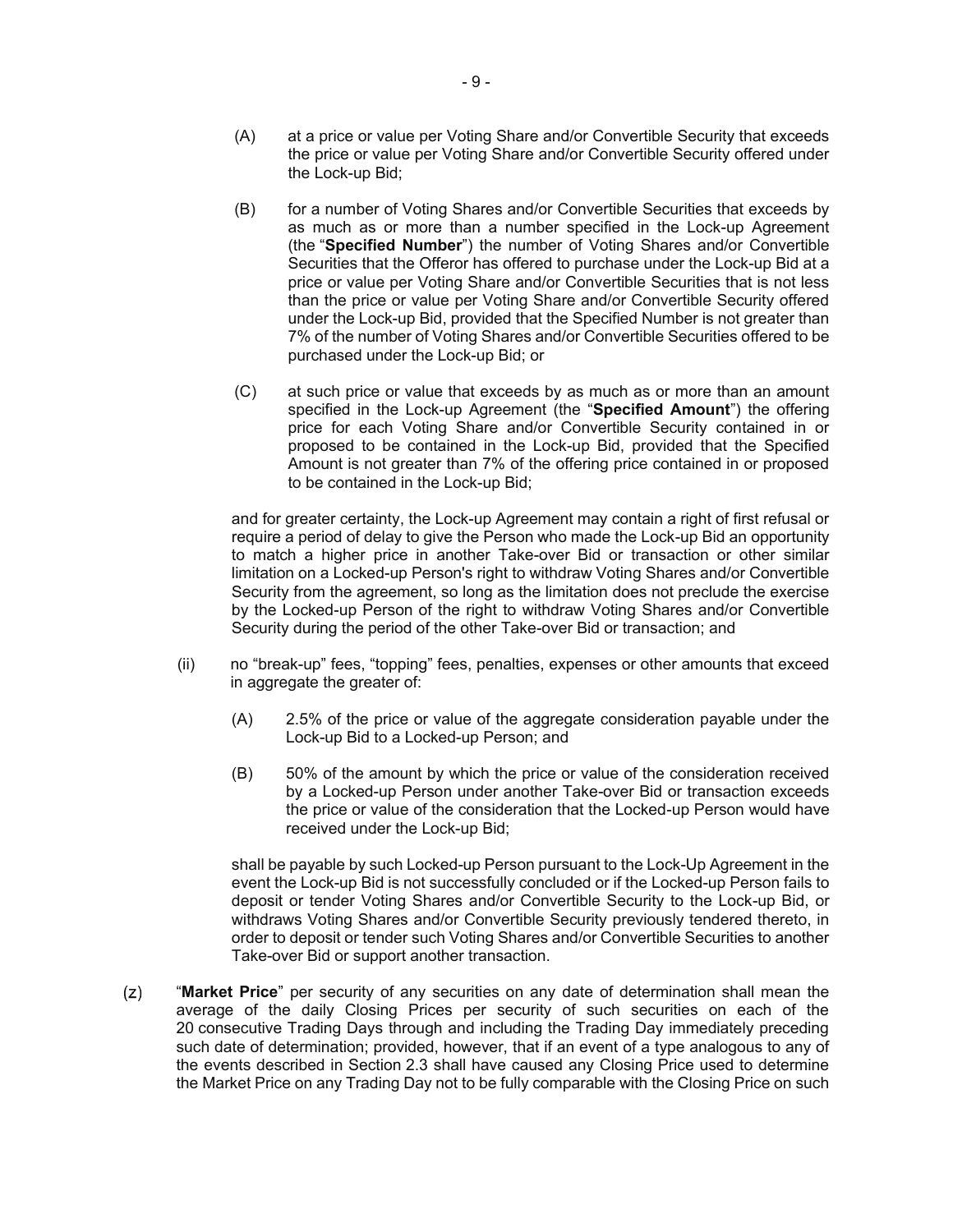(A) at a price or value per Voting Share and/or Convertible Security that exceeds the price or value per Voting Share and/or Convertible Security offered under the Lock-up Bid;

(B) for a number of Voting Shares and/or Convertible Securities that exceeds by as much as or more than a number specified in the Lock-up Agreement (the "**Specified Number**") the number of Voting Shares and/or Convertible Securities that the Offeror has offered to purchase under the Lock-up Bid at a price or value per Voting Share and/or Convertible Securities that is not less than the price or value per Voting Share and/or Convertible Security offered under the Lock-up Bid, provided that the Specified Number is not greater than 7% of the number of Voting Shares and/or Convertible Securities offered to be purchased under the Lock-up Bid; or

(C) at such price or value that exceeds by as much as or more than an amount specified in the Lock-up Agreement (the "**Specified Amount**") the offering price for each Voting Share and/or Convertible Security contained in or proposed to be contained in the Lock-up Bid, provided that the Specified Amount is not greater than 7% of the offering price contained in or proposed to be contained in the Lock-up Bid;

and for greater certainty, the Lock-up Agreement may contain a right of first refusal or require a period of delay to give the Person who made the Lock-up Bid an opportunity to match a higher price in another Take-over Bid or transaction or other similar limitation on a Locked-up Person's right to withdraw Voting Shares and/or Convertible Security from the agreement, so long as the limitation does not preclude the exercise by the Locked-up Person of the right to withdraw Voting Shares and/or Convertible Security during the period of the other Take-over Bid or transaction; and

(ii) no "break-up" fees, "topping" fees, penalties, expenses or other amounts that exceed in aggregate the greater of:

(A) 2.5% of the price or value of the aggregate consideration payable under the Lock-up Bid to a Locked-up Person; and

(B) 50% of the amount by which the price or value of the consideration received by a Locked-up Person under another Take-over Bid or transaction exceeds the price or value of the consideration that the Locked-up Person would have received under the Lock-up Bid;

shall be payable by such Locked-up Person pursuant to the Lock-Up Agreement in the event the Lock-up Bid is not successfully concluded or if the Locked-up Person fails to deposit or tender Voting Shares and/or Convertible Security to the Lock-up Bid, or withdraws Voting Shares and/or Convertible Security previously tendered thereto, in order to deposit or tender such Voting Shares and/or Convertible Securities to another Take-over Bid or support another transaction.

(z) "**Market Price**" per security of any securities on any date of determination shall mean the average of the daily Closing Prices per security of such securities on each of the 20 consecutive Trading Days through and including the Trading Day immediately preceding such date of determination; provided, however, that if an event of a type analogous to any of the events described in Section 2.3 shall have caused any Closing Price used to determine the Market Price on any Trading Day not to be fully comparable with the Closing Price on such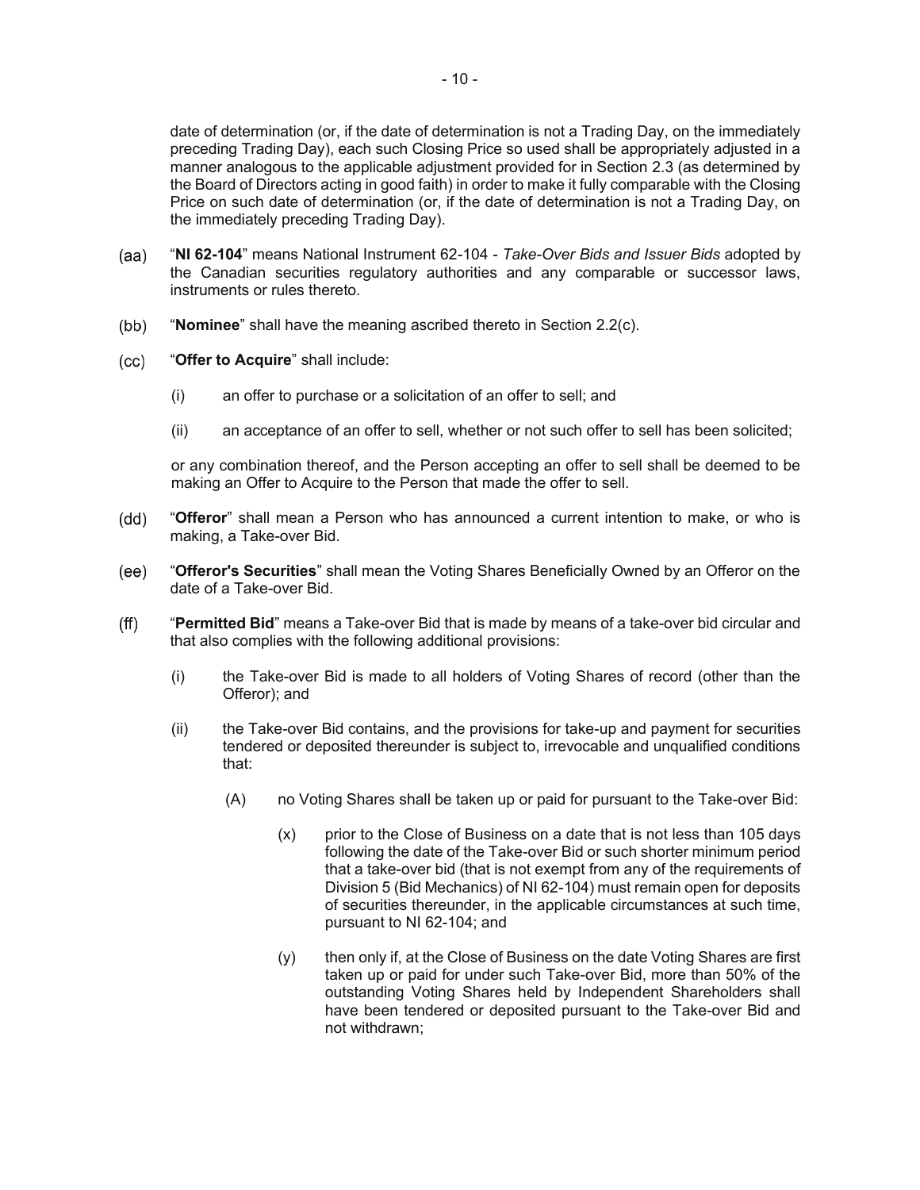date of determination (or, if the date of determination is not a Trading Day, on the immediately preceding Trading Day), each such Closing Price so used shall be appropriately adjusted in a manner analogous to the applicable adjustment provided for in Section 2.3 (as determined by the Board of Directors acting in good faith) in order to make it fully comparable with the Closing Price on such date of determination (or, if the date of determination is not a Trading Day, on the immediately preceding Trading Day).

(aa) "**NI 62-104**" means National Instrument 62-104 - *Take-Over Bids and Issuer Bids* adopted by the Canadian securities regulatory authorities and any comparable or successor laws, instruments or rules thereto.

(bb) "**Nominee**" shall have the meaning ascribed thereto in Section 2.2(c).

(cc) "**Offer to Acquire**" shall include:

- (i) an offer to purchase or a solicitation of an offer to sell; and
- (ii) an acceptance of an offer to sell, whether or not such offer to sell has been solicited;

or any combination thereof, and the Person accepting an offer to sell shall be deemed to be making an Offer to Acquire to the Person that made the offer to sell.

(dd) "**Offeror**" shall mean a Person who has announced a current intention to make, or who is making, a Take-over Bid.

(ee) "**Offeror's Securities**" shall mean the Voting Shares Beneficially Owned by an Offeror on the date of a Take-over Bid.

(ff) "**Permitted Bid**" means a Take-over Bid that is made by means of a take-over bid circular and that also complies with the following additional provisions:

- (i) the Take-over Bid is made to all holders of Voting Shares of record (other than the Offeror); and
- (ii) the Take-over Bid contains, and the provisions for take-up and payment for securities tendered or deposited thereunder is subject to, irrevocable and unqualified conditions that:
  - (A) no Voting Shares shall be taken up or paid for pursuant to the Take-over Bid:
    - (x) prior to the Close of Business on a date that is not less than 105 days following the date of the Take-over Bid or such shorter minimum period that a take-over bid (that is not exempt from any of the requirements of Division 5 (Bid Mechanics) of NI 62-104) must remain open for deposits of securities thereunder, in the applicable circumstances at such time, pursuant to NI 62-104; and
    - (y) then only if, at the Close of Business on the date Voting Shares are first taken up or paid for under such Take-over Bid, more than 50% of the outstanding Voting Shares held by Independent Shareholders shall have been tendered or deposited pursuant to the Take-over Bid and not withdrawn;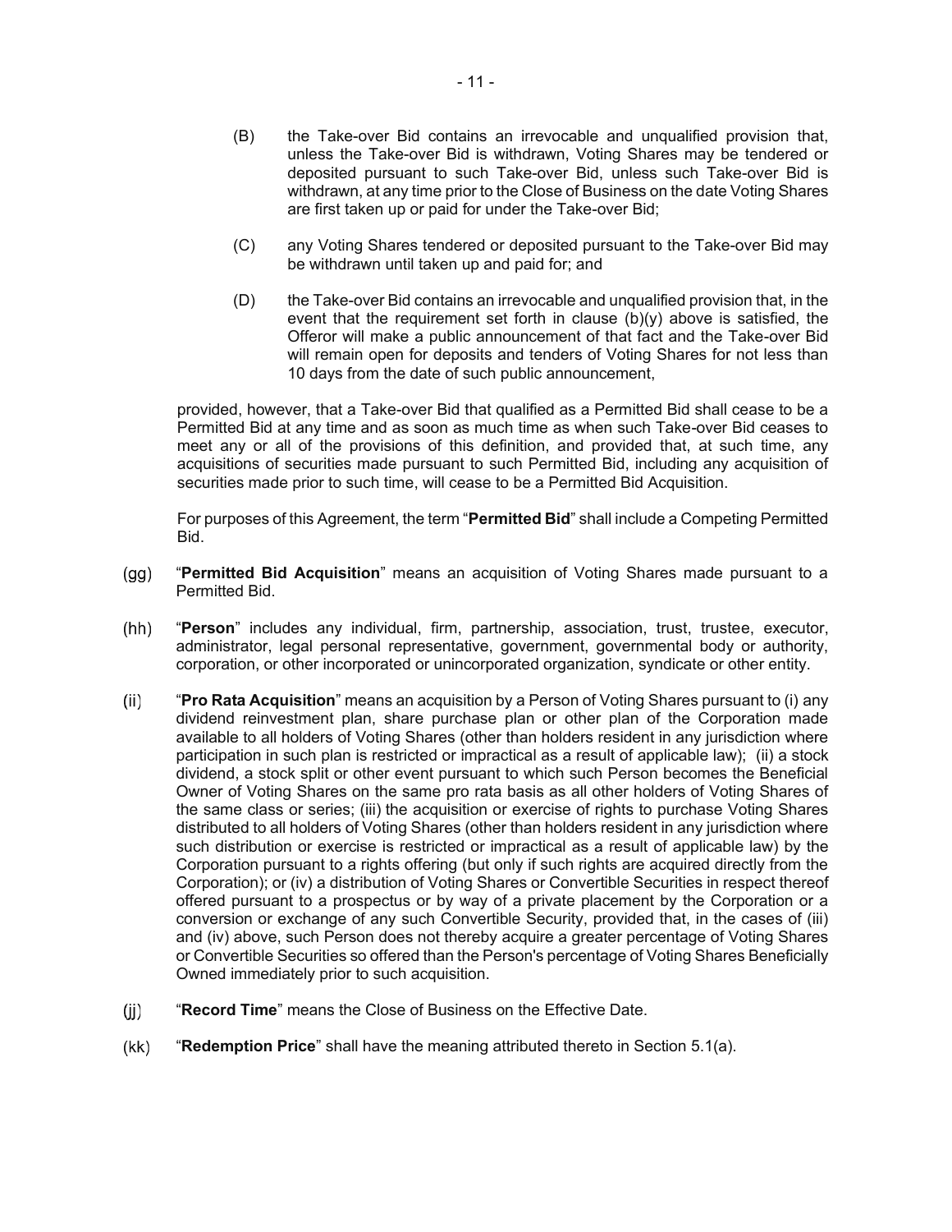(B) the Take-over Bid contains an irrevocable and unqualified provision that, unless the Take-over Bid is withdrawn, Voting Shares may be tendered or deposited pursuant to such Take-over Bid, unless such Take-over Bid is withdrawn, at any time prior to the Close of Business on the date Voting Shares are first taken up or paid for under the Take-over Bid;

(C) any Voting Shares tendered or deposited pursuant to the Take-over Bid may be withdrawn until taken up and paid for; and

(D) the Take-over Bid contains an irrevocable and unqualified provision that, in the event that the requirement set forth in clause (b)(y) above is satisfied, the Offeror will make a public announcement of that fact and the Take-over Bid will remain open for deposits and tenders of Voting Shares for not less than 10 days from the date of such public announcement,

provided, however, that a Take-over Bid that qualified as a Permitted Bid shall cease to be a Permitted Bid at any time and as soon as much time as when such Take-over Bid ceases to meet any or all of the provisions of this definition, and provided that, at such time, any acquisitions of securities made pursuant to such Permitted Bid, including any acquisition of securities made prior to such time, will cease to be a Permitted Bid Acquisition.

For purposes of this Agreement, the term "**Permitted Bid**" shall include a Competing Permitted Bid.

(gg) "**Permitted Bid Acquisition**" means an acquisition of Voting Shares made pursuant to a Permitted Bid.

(hh) "**Person**" includes any individual, firm, partnership, association, trust, trustee, executor, administrator, legal personal representative, government, governmental body or authority, corporation, or other incorporated or unincorporated organization, syndicate or other entity.

(ii) "**Pro Rata Acquisition**" means an acquisition by a Person of Voting Shares pursuant to (i) any dividend reinvestment plan, share purchase plan or other plan of the Corporation made available to all holders of Voting Shares (other than holders resident in any jurisdiction where participation in such plan is restricted or impractical as a result of applicable law); (ii) a stock dividend, a stock split or other event pursuant to which such Person becomes the Beneficial Owner of Voting Shares on the same pro rata basis as all other holders of Voting Shares of the same class or series; (iii) the acquisition or exercise of rights to purchase Voting Shares distributed to all holders of Voting Shares (other than holders resident in any jurisdiction where such distribution or exercise is restricted or impractical as a result of applicable law) by the Corporation pursuant to a rights offering (but only if such rights are acquired directly from the Corporation); or (iv) a distribution of Voting Shares or Convertible Securities in respect thereof offered pursuant to a prospectus or by way of a private placement by the Corporation or a conversion or exchange of any such Convertible Security, provided that, in the cases of (iii) and (iv) above, such Person does not thereby acquire a greater percentage of Voting Shares or Convertible Securities so offered than the Person's percentage of Voting Shares Beneficially Owned immediately prior to such acquisition.

(jj) "**Record Time**" means the Close of Business on the Effective Date.

(kk) "**Redemption Price**" shall have the meaning attributed thereto in Section 5.1(a).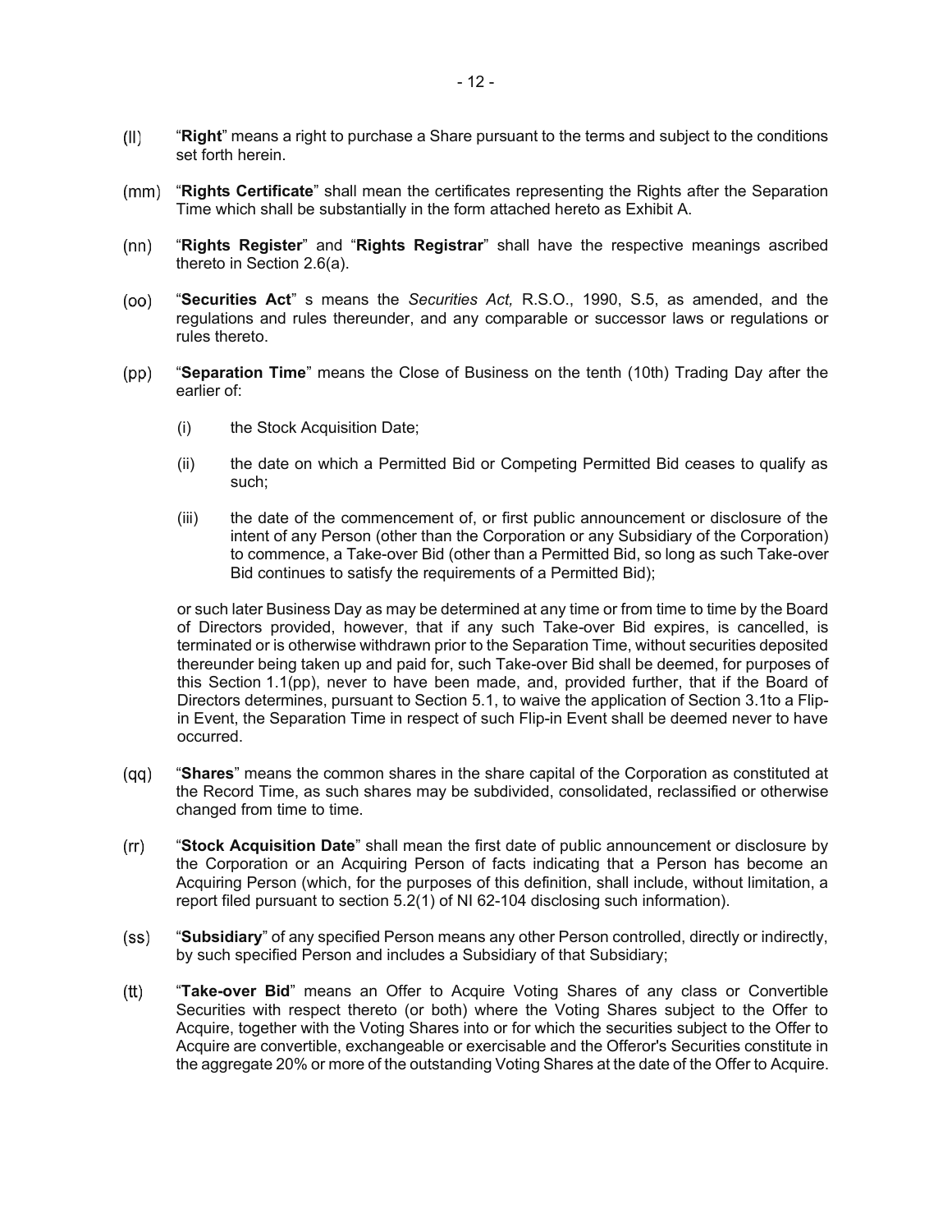(ll) "**Right**" means a right to purchase a Share pursuant to the terms and subject to the conditions set forth herein.

(mm) "**Rights Certificate**" shall mean the certificates representing the Rights after the Separation Time which shall be substantially in the form attached hereto as Exhibit A.

(nn) "**Rights Register**" and "**Rights Registrar**" shall have the respective meanings ascribed thereto in Section 2.6(a).

(oo) "**Securities Act**" s means the *Securities Act,* R.S.O., 1990, S.5, as amended, and the regulations and rules thereunder, and any comparable or successor laws or regulations or rules thereto.

(pp) "**Separation Time**" means the Close of Business on the tenth (10th) Trading Day after the earlier of:

  (i) the Stock Acquisition Date;

  (ii) the date on which a Permitted Bid or Competing Permitted Bid ceases to qualify as such;

  (iii) the date of the commencement of, or first public announcement or disclosure of the intent of any Person (other than the Corporation or any Subsidiary of the Corporation) to commence, a Take-over Bid (other than a Permitted Bid, so long as such Take-over Bid continues to satisfy the requirements of a Permitted Bid);

or such later Business Day as may be determined at any time or from time to time by the Board of Directors provided, however, that if any such Take-over Bid expires, is cancelled, is terminated or is otherwise withdrawn prior to the Separation Time, without securities deposited thereunder being taken up and paid for, such Take-over Bid shall be deemed, for purposes of this Section 1.1(pp), never to have been made, and, provided further, that if the Board of Directors determines, pursuant to Section 5.1, to waive the application of Section 3.1to a Flip-in Event, the Separation Time in respect of such Flip-in Event shall be deemed never to have occurred.

(qq) "**Shares**" means the common shares in the share capital of the Corporation as constituted at the Record Time, as such shares may be subdivided, consolidated, reclassified or otherwise changed from time to time.

(rr) "**Stock Acquisition Date**" shall mean the first date of public announcement or disclosure by the Corporation or an Acquiring Person of facts indicating that a Person has become an Acquiring Person (which, for the purposes of this definition, shall include, without limitation, a report filed pursuant to section 5.2(1) of NI 62-104 disclosing such information).

(ss) "**Subsidiary**" of any specified Person means any other Person controlled, directly or indirectly, by such specified Person and includes a Subsidiary of that Subsidiary;

(tt) "**Take-over Bid**" means an Offer to Acquire Voting Shares of any class or Convertible Securities with respect thereto (or both) where the Voting Shares subject to the Offer to Acquire, together with the Voting Shares into or for which the securities subject to the Offer to Acquire are convertible, exchangeable or exercisable and the Offeror's Securities constitute in the aggregate 20% or more of the outstanding Voting Shares at the date of the Offer to Acquire.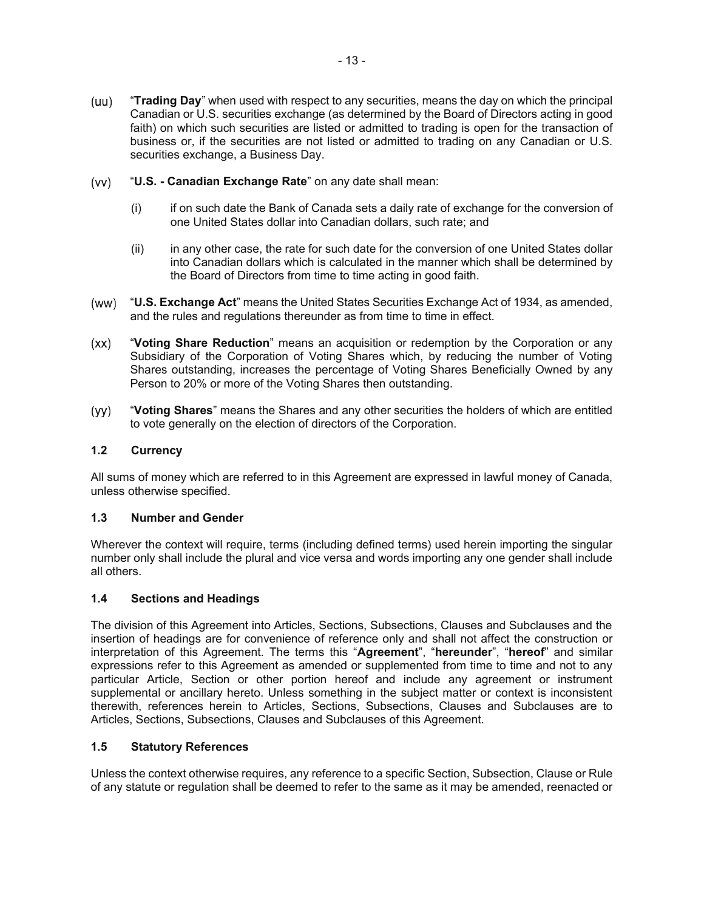(uu) "**Trading Day**" when used with respect to any securities, means the day on which the principal Canadian or U.S. securities exchange (as determined by the Board of Directors acting in good faith) on which such securities are listed or admitted to trading is open for the transaction of business or, if the securities are not listed or admitted to trading on any Canadian or U.S. securities exchange, a Business Day.

(vv) "**U.S. - Canadian Exchange Rate**" on any date shall mean:

(i) if on such date the Bank of Canada sets a daily rate of exchange for the conversion of one United States dollar into Canadian dollars, such rate; and

(ii) in any other case, the rate for such date for the conversion of one United States dollar into Canadian dollars which is calculated in the manner which shall be determined by the Board of Directors from time to time acting in good faith.

(ww) "**U.S. Exchange Act**" means the United States Securities Exchange Act of 1934, as amended, and the rules and regulations thereunder as from time to time in effect.

(xx) "**Voting Share Reduction**" means an acquisition or redemption by the Corporation or any Subsidiary of the Corporation of Voting Shares which, by reducing the number of Voting Shares outstanding, increases the percentage of Voting Shares Beneficially Owned by any Person to 20% or more of the Voting Shares then outstanding.

(yy) "**Voting Shares**" means the Shares and any other securities the holders of which are entitled to vote generally on the election of directors of the Corporation.

### 1.2 Currency

All sums of money which are referred to in this Agreement are expressed in lawful money of Canada, unless otherwise specified.

### 1.3 Number and Gender

Wherever the context will require, terms (including defined terms) used herein importing the singular number only shall include the plural and vice versa and words importing any one gender shall include all others.

### 1.4 Sections and Headings

The division of this Agreement into Articles, Sections, Subsections, Clauses and Subclauses and the insertion of headings are for convenience of reference only and shall not affect the construction or interpretation of this Agreement. The terms this "**Agreement**", "**hereunder**", "**hereof**" and similar expressions refer to this Agreement as amended or supplemented from time to time and not to any particular Article, Section or other portion hereof and include any agreement or instrument supplemental or ancillary hereto. Unless something in the subject matter or context is inconsistent therewith, references herein to Articles, Sections, Subsections, Clauses and Subclauses are to Articles, Sections, Subsections, Clauses and Subclauses of this Agreement.

### 1.5 Statutory References

Unless the context otherwise requires, any reference to a specific Section, Subsection, Clause or Rule of any statute or regulation shall be deemed to refer to the same as it may be amended, reenacted or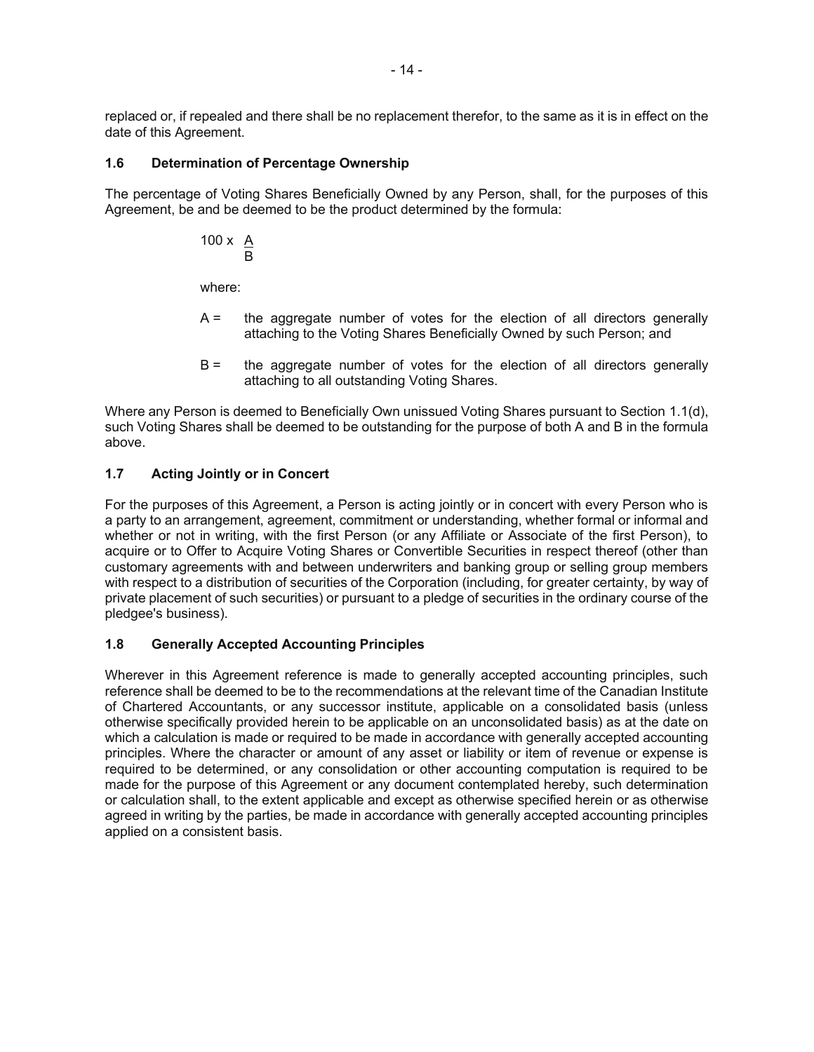replaced or, if repealed and there shall be no replacement therefor, to the same as it is in effect on the date of this Agreement.

### 1.6 Determination of Percentage Ownership

The percentage of Voting Shares Beneficially Owned by any Person, shall, for the purposes of this Agreement, be and be deemed to be the product determined by the formula:

$$100 \times \frac{A}{B}$$

where:

A = the aggregate number of votes for the election of all directors generally attaching to the Voting Shares Beneficially Owned by such Person; and

B = the aggregate number of votes for the election of all directors generally attaching to all outstanding Voting Shares.

Where any Person is deemed to Beneficially Own unissued Voting Shares pursuant to Section 1.1(d), such Voting Shares shall be deemed to be outstanding for the purpose of both A and B in the formula above.

### 1.7 Acting Jointly or in Concert

For the purposes of this Agreement, a Person is acting jointly or in concert with every Person who is a party to an arrangement, agreement, commitment or understanding, whether formal or informal and whether or not in writing, with the first Person (or any Affiliate or Associate of the first Person), to acquire or to Offer to Acquire Voting Shares or Convertible Securities in respect thereof (other than customary agreements with and between underwriters and banking group or selling group members with respect to a distribution of securities of the Corporation (including, for greater certainty, by way of private placement of such securities) or pursuant to a pledge of securities in the ordinary course of the pledgee's business).

### 1.8 Generally Accepted Accounting Principles

Wherever in this Agreement reference is made to generally accepted accounting principles, such reference shall be deemed to be to the recommendations at the relevant time of the Canadian Institute of Chartered Accountants, or any successor institute, applicable on a consolidated basis (unless otherwise specifically provided herein to be applicable on an unconsolidated basis) as at the date on which a calculation is made or required to be made in accordance with generally accepted accounting principles. Where the character or amount of any asset or liability or item of revenue or expense is required to be determined, or any consolidation or other accounting computation is required to be made for the purpose of this Agreement or any document contemplated hereby, such determination or calculation shall, to the extent applicable and except as otherwise specified herein or as otherwise agreed in writing by the parties, be made in accordance with generally accepted accounting principles applied on a consistent basis.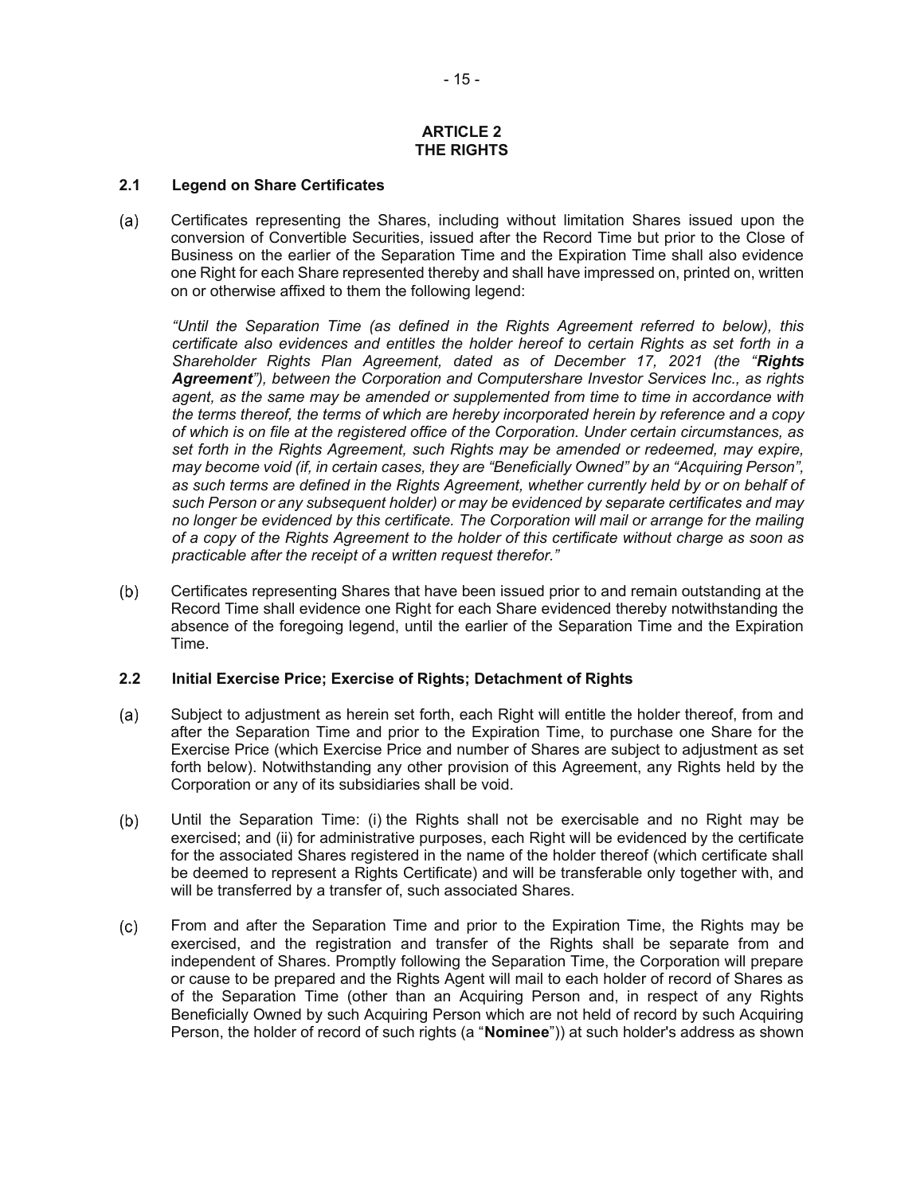# ARTICLE 2
# THE RIGHTS

### 2.1 Legend on Share Certificates

(a) Certificates representing the Shares, including without limitation Shares issued upon the conversion of Convertible Securities, issued after the Record Time but prior to the Close of Business on the earlier of the Separation Time and the Expiration Time shall also evidence one Right for each Share represented thereby and shall have impressed on, printed on, written on or otherwise affixed to them the following legend:

*"Until the Separation Time (as defined in the Rights Agreement referred to below), this certificate also evidences and entitles the holder hereof to certain Rights as set forth in a Shareholder Rights Plan Agreement, dated as of December 17, 2021 (the "**Rights Agreement**"), between the Corporation and Computershare Investor Services Inc., as rights agent, as the same may be amended or supplemented from time to time in accordance with the terms thereof, the terms of which are hereby incorporated herein by reference and a copy of which is on file at the registered office of the Corporation. Under certain circumstances, as set forth in the Rights Agreement, such Rights may be amended or redeemed, may expire, may become void (if, in certain cases, they are "Beneficially Owned" by an "Acquiring Person", as such terms are defined in the Rights Agreement, whether currently held by or on behalf of such Person or any subsequent holder) or may be evidenced by separate certificates and may no longer be evidenced by this certificate. The Corporation will mail or arrange for the mailing of a copy of the Rights Agreement to the holder of this certificate without charge as soon as practicable after the receipt of a written request therefor."*

(b) Certificates representing Shares that have been issued prior to and remain outstanding at the Record Time shall evidence one Right for each Share evidenced thereby notwithstanding the absence of the foregoing legend, until the earlier of the Separation Time and the Expiration Time.

### 2.2 Initial Exercise Price; Exercise of Rights; Detachment of Rights

(a) Subject to adjustment as herein set forth, each Right will entitle the holder thereof, from and after the Separation Time and prior to the Expiration Time, to purchase one Share for the Exercise Price (which Exercise Price and number of Shares are subject to adjustment as set forth below). Notwithstanding any other provision of this Agreement, any Rights held by the Corporation or any of its subsidiaries shall be void.

(b) Until the Separation Time: (i) the Rights shall not be exercisable and no Right may be exercised; and (ii) for administrative purposes, each Right will be evidenced by the certificate for the associated Shares registered in the name of the holder thereof (which certificate shall be deemed to represent a Rights Certificate) and will be transferable only together with, and will be transferred by a transfer of, such associated Shares.

(c) From and after the Separation Time and prior to the Expiration Time, the Rights may be exercised, and the registration and transfer of the Rights shall be separate from and independent of Shares. Promptly following the Separation Time, the Corporation will prepare or cause to be prepared and the Rights Agent will mail to each holder of record of Shares as of the Separation Time (other than an Acquiring Person and, in respect of any Rights Beneficially Owned by such Acquiring Person which are not held of record by such Acquiring Person, the holder of record of such rights (a "**Nominee**")) at such holder's address as shown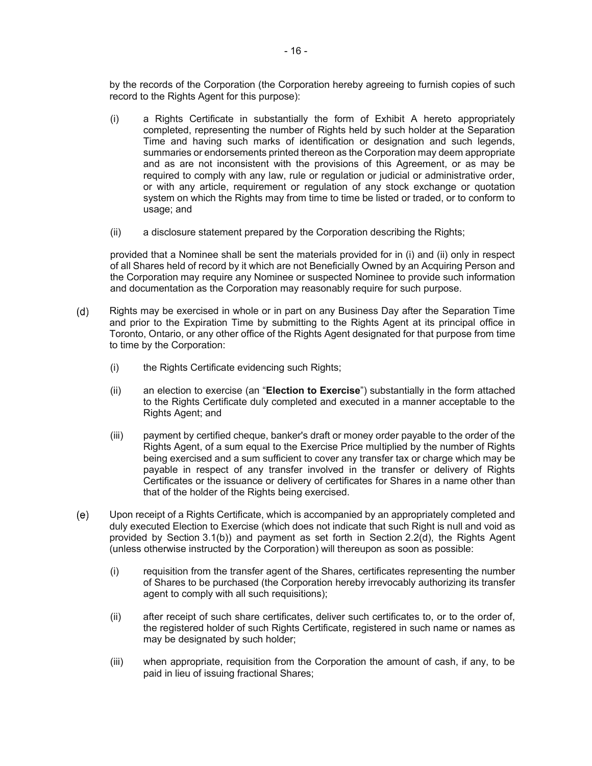by the records of the Corporation (the Corporation hereby agreeing to furnish copies of such record to the Rights Agent for this purpose):

(i) a Rights Certificate in substantially the form of Exhibit A hereto appropriately completed, representing the number of Rights held by such holder at the Separation Time and having such marks of identification or designation and such legends, summaries or endorsements printed thereon as the Corporation may deem appropriate and as are not inconsistent with the provisions of this Agreement, or as may be required to comply with any law, rule or regulation or judicial or administrative order, or with any article, requirement or regulation of any stock exchange or quotation system on which the Rights may from time to time be listed or traded, or to conform to usage; and

(ii) a disclosure statement prepared by the Corporation describing the Rights;

provided that a Nominee shall be sent the materials provided for in (i) and (ii) only in respect of all Shares held of record by it which are not Beneficially Owned by an Acquiring Person and the Corporation may require any Nominee or suspected Nominee to provide such information and documentation as the Corporation may reasonably require for such purpose.

(d) Rights may be exercised in whole or in part on any Business Day after the Separation Time and prior to the Expiration Time by submitting to the Rights Agent at its principal office in Toronto, Ontario, or any other office of the Rights Agent designated for that purpose from time to time by the Corporation:

(i) the Rights Certificate evidencing such Rights;

(ii) an election to exercise (an "**Election to Exercise**") substantially in the form attached to the Rights Certificate duly completed and executed in a manner acceptable to the Rights Agent; and

(iii) payment by certified cheque, banker's draft or money order payable to the order of the Rights Agent, of a sum equal to the Exercise Price multiplied by the number of Rights being exercised and a sum sufficient to cover any transfer tax or charge which may be payable in respect of any transfer involved in the transfer or delivery of Rights Certificates or the issuance or delivery of certificates for Shares in a name other than that of the holder of the Rights being exercised.

(e) Upon receipt of a Rights Certificate, which is accompanied by an appropriately completed and duly executed Election to Exercise (which does not indicate that such Right is null and void as provided by Section 3.1(b)) and payment as set forth in Section 2.2(d), the Rights Agent (unless otherwise instructed by the Corporation) will thereupon as soon as possible:

(i) requisition from the transfer agent of the Shares, certificates representing the number of Shares to be purchased (the Corporation hereby irrevocably authorizing its transfer agent to comply with all such requisitions);

(ii) after receipt of such share certificates, deliver such certificates to, or to the order of, the registered holder of such Rights Certificate, registered in such name or names as may be designated by such holder;

(iii) when appropriate, requisition from the Corporation the amount of cash, if any, to be paid in lieu of issuing fractional Shares;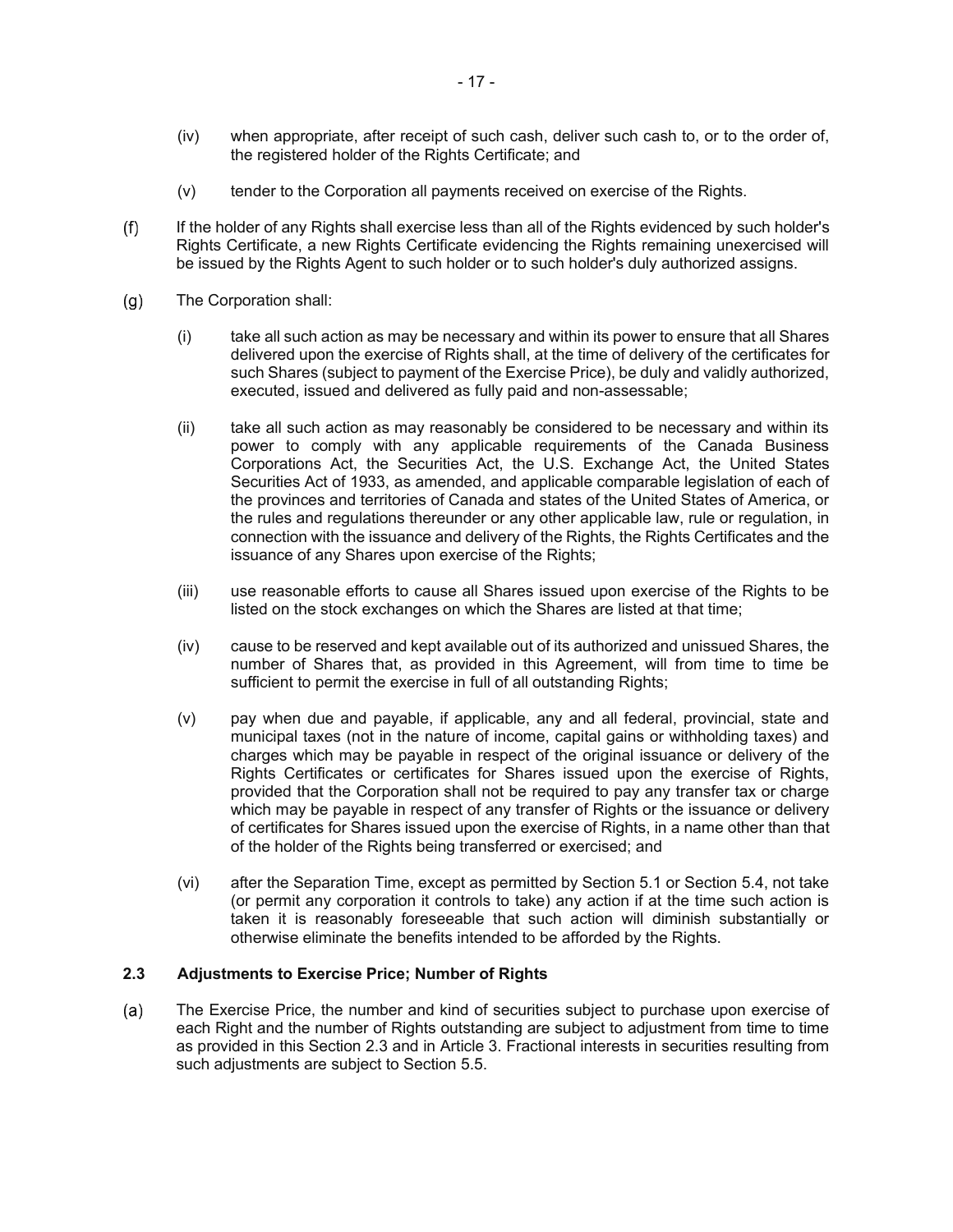(iv) when appropriate, after receipt of such cash, deliver such cash to, or to the order of, the registered holder of the Rights Certificate; and

(v) tender to the Corporation all payments received on exercise of the Rights.

(f) If the holder of any Rights shall exercise less than all of the Rights evidenced by such holder's Rights Certificate, a new Rights Certificate evidencing the Rights remaining unexercised will be issued by the Rights Agent to such holder or to such holder's duly authorized assigns.

(g) The Corporation shall:

(i) take all such action as may be necessary and within its power to ensure that all Shares delivered upon the exercise of Rights shall, at the time of delivery of the certificates for such Shares (subject to payment of the Exercise Price), be duly and validly authorized, executed, issued and delivered as fully paid and non-assessable;

(ii) take all such action as may reasonably be considered to be necessary and within its power to comply with any applicable requirements of the Canada Business Corporations Act, the Securities Act, the U.S. Exchange Act, the United States Securities Act of 1933, as amended, and applicable comparable legislation of each of the provinces and territories of Canada and states of the United States of America, or the rules and regulations thereunder or any other applicable law, rule or regulation, in connection with the issuance and delivery of the Rights, the Rights Certificates and the issuance of any Shares upon exercise of the Rights;

(iii) use reasonable efforts to cause all Shares issued upon exercise of the Rights to be listed on the stock exchanges on which the Shares are listed at that time;

(iv) cause to be reserved and kept available out of its authorized and unissued Shares, the number of Shares that, as provided in this Agreement, will from time to time be sufficient to permit the exercise in full of all outstanding Rights;

(v) pay when due and payable, if applicable, any and all federal, provincial, state and municipal taxes (not in the nature of income, capital gains or withholding taxes) and charges which may be payable in respect of the original issuance or delivery of the Rights Certificates or certificates for Shares issued upon the exercise of Rights, provided that the Corporation shall not be required to pay any transfer tax or charge which may be payable in respect of any transfer of Rights or the issuance or delivery of certificates for Shares issued upon the exercise of Rights, in a name other than that of the holder of the Rights being transferred or exercised; and

(vi) after the Separation Time, except as permitted by Section 5.1 or Section 5.4, not take (or permit any corporation it controls to take) any action if at the time such action is taken it is reasonably foreseeable that such action will diminish substantially or otherwise eliminate the benefits intended to be afforded by the Rights.

### 2.3 Adjustments to Exercise Price; Number of Rights

(a) The Exercise Price, the number and kind of securities subject to purchase upon exercise of each Right and the number of Rights outstanding are subject to adjustment from time to time as provided in this Section 2.3 and in Article 3. Fractional interests in securities resulting from such adjustments are subject to Section 5.5.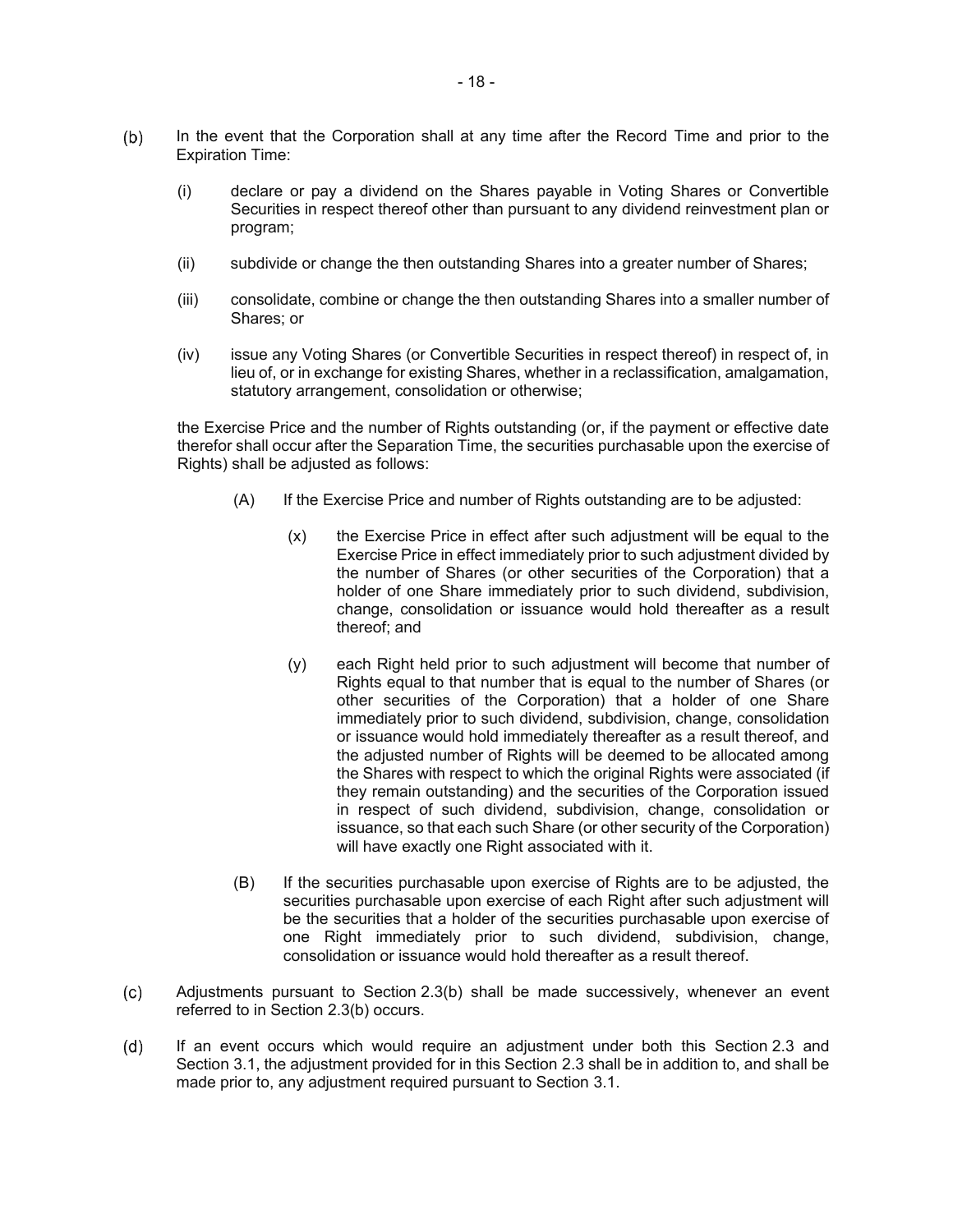(b) In the event that the Corporation shall at any time after the Record Time and prior to the Expiration Time:

    (i) declare or pay a dividend on the Shares payable in Voting Shares or Convertible Securities in respect thereof other than pursuant to any dividend reinvestment plan or program;

    (ii) subdivide or change the then outstanding Shares into a greater number of Shares;

    (iii) consolidate, combine or change the then outstanding Shares into a smaller number of Shares; or

    (iv) issue any Voting Shares (or Convertible Securities in respect thereof) in respect of, in lieu of, or in exchange for existing Shares, whether in a reclassification, amalgamation, statutory arrangement, consolidation or otherwise;

    the Exercise Price and the number of Rights outstanding (or, if the payment or effective date therefor shall occur after the Separation Time, the securities purchasable upon the exercise of Rights) shall be adjusted as follows:

    (A) If the Exercise Price and number of Rights outstanding are to be adjusted:

        (x) the Exercise Price in effect after such adjustment will be equal to the Exercise Price in effect immediately prior to such adjustment divided by the number of Shares (or other securities of the Corporation) that a holder of one Share immediately prior to such dividend, subdivision, change, consolidation or issuance would hold thereafter as a result thereof; and

        (y) each Right held prior to such adjustment will become that number of Rights equal to that number that is equal to the number of Shares (or other securities of the Corporation) that a holder of one Share immediately prior to such dividend, subdivision, change, consolidation or issuance would hold immediately thereafter as a result thereof, and the adjusted number of Rights will be deemed to be allocated among the Shares with respect to which the original Rights were associated (if they remain outstanding) and the securities of the Corporation issued in respect of such dividend, subdivision, change, consolidation or issuance, so that each such Share (or other security of the Corporation) will have exactly one Right associated with it.

    (B) If the securities purchasable upon exercise of Rights are to be adjusted, the securities purchasable upon exercise of each Right after such adjustment will be the securities that a holder of the securities purchasable upon exercise of one Right immediately prior to such dividend, subdivision, change, consolidation or issuance would hold thereafter as a result thereof.

(c) Adjustments pursuant to Section 2.3(b) shall be made successively, whenever an event referred to in Section 2.3(b) occurs.

(d) If an event occurs which would require an adjustment under both this Section 2.3 and Section 3.1, the adjustment provided for in this Section 2.3 shall be in addition to, and shall be made prior to, any adjustment required pursuant to Section 3.1.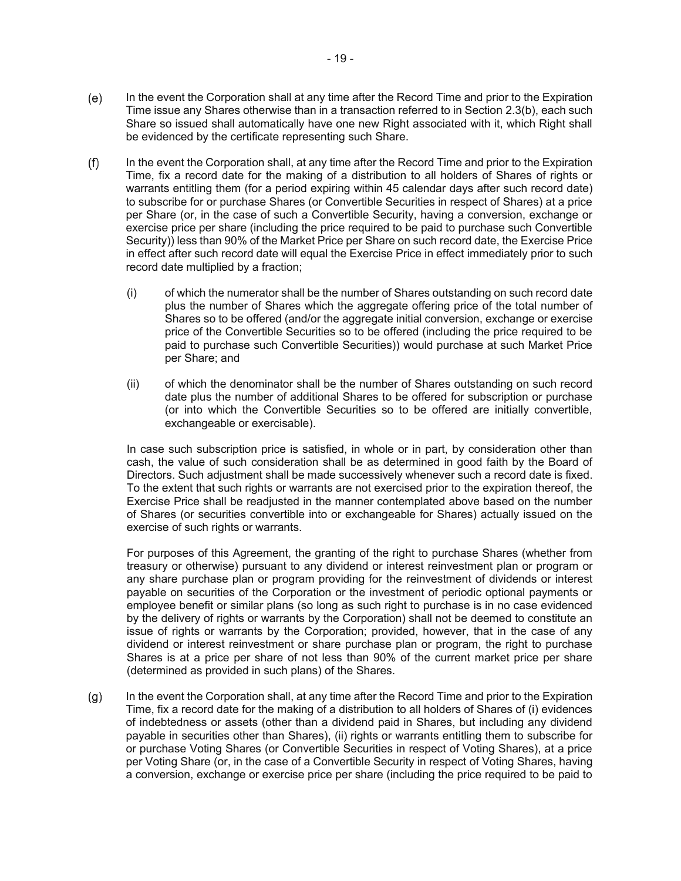(e) In the event the Corporation shall at any time after the Record Time and prior to the Expiration Time issue any Shares otherwise than in a transaction referred to in Section 2.3(b), each such Share so issued shall automatically have one new Right associated with it, which Right shall be evidenced by the certificate representing such Share.

(f) In the event the Corporation shall, at any time after the Record Time and prior to the Expiration Time, fix a record date for the making of a distribution to all holders of Shares of rights or warrants entitling them (for a period expiring within 45 calendar days after such record date) to subscribe for or purchase Shares (or Convertible Securities in respect of Shares) at a price per Share (or, in the case of such a Convertible Security, having a conversion, exchange or exercise price per share (including the price required to be paid to purchase such Convertible Security)) less than 90% of the Market Price per Share on such record date, the Exercise Price in effect after such record date will equal the Exercise Price in effect immediately prior to such record date multiplied by a fraction;

   (i) of which the numerator shall be the number of Shares outstanding on such record date plus the number of Shares which the aggregate offering price of the total number of Shares so to be offered (and/or the aggregate initial conversion, exchange or exercise price of the Convertible Securities so to be offered (including the price required to be paid to purchase such Convertible Securities)) would purchase at such Market Price per Share; and

   (ii) of which the denominator shall be the number of Shares outstanding on such record date plus the number of additional Shares to be offered for subscription or purchase (or into which the Convertible Securities so to be offered are initially convertible, exchangeable or exercisable).

   In case such subscription price is satisfied, in whole or in part, by consideration other than cash, the value of such consideration shall be as determined in good faith by the Board of Directors. Such adjustment shall be made successively whenever such a record date is fixed. To the extent that such rights or warrants are not exercised prior to the expiration thereof, the Exercise Price shall be readjusted in the manner contemplated above based on the number of Shares (or securities convertible into or exchangeable for Shares) actually issued on the exercise of such rights or warrants.

   For purposes of this Agreement, the granting of the right to purchase Shares (whether from treasury or otherwise) pursuant to any dividend or interest reinvestment plan or program or any share purchase plan or program providing for the reinvestment of dividends or interest payable on securities of the Corporation or the investment of periodic optional payments or employee benefit or similar plans (so long as such right to purchase is in no case evidenced by the delivery of rights or warrants by the Corporation) shall not be deemed to constitute an issue of rights or warrants by the Corporation; provided, however, that in the case of any dividend or interest reinvestment or share purchase plan or program, the right to purchase Shares is at a price per share of not less than 90% of the current market price per share (determined as provided in such plans) of the Shares.

(g) In the event the Corporation shall, at any time after the Record Time and prior to the Expiration Time, fix a record date for the making of a distribution to all holders of Shares of (i) evidences of indebtedness or assets (other than a dividend paid in Shares, but including any dividend payable in securities other than Shares), (ii) rights or warrants entitling them to subscribe for or purchase Voting Shares (or Convertible Securities in respect of Voting Shares), at a price per Voting Share (or, in the case of a Convertible Security in respect of Voting Shares, having a conversion, exchange or exercise price per share (including the price required to be paid to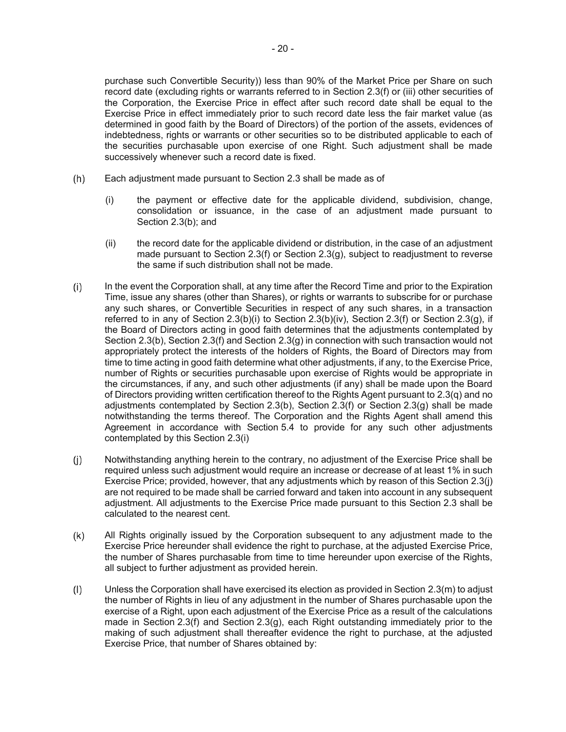purchase such Convertible Security)) less than 90% of the Market Price per Share on such record date (excluding rights or warrants referred to in Section 2.3(f) or (iii) other securities of the Corporation, the Exercise Price in effect after such record date shall be equal to the Exercise Price in effect immediately prior to such record date less the fair market value (as determined in good faith by the Board of Directors) of the portion of the assets, evidences of indebtedness, rights or warrants or other securities so to be distributed applicable to each of the securities purchasable upon exercise of one Right. Such adjustment shall be made successively whenever such a record date is fixed.

(h) Each adjustment made pursuant to Section 2.3 shall be made as of

   (i) the payment or effective date for the applicable dividend, subdivision, change, consolidation or issuance, in the case of an adjustment made pursuant to Section 2.3(b); and

   (ii) the record date for the applicable dividend or distribution, in the case of an adjustment made pursuant to Section 2.3(f) or Section 2.3(g), subject to readjustment to reverse the same if such distribution shall not be made.

(i) In the event the Corporation shall, at any time after the Record Time and prior to the Expiration Time, issue any shares (other than Shares), or rights or warrants to subscribe for or purchase any such shares, or Convertible Securities in respect of any such shares, in a transaction referred to in any of Section 2.3(b)(i) to Section 2.3(b)(iv), Section 2.3(f) or Section 2.3(g), if the Board of Directors acting in good faith determines that the adjustments contemplated by Section 2.3(b), Section 2.3(f) and Section 2.3(g) in connection with such transaction would not appropriately protect the interests of the holders of Rights, the Board of Directors may from time to time acting in good faith determine what other adjustments, if any, to the Exercise Price, number of Rights or securities purchasable upon exercise of Rights would be appropriate in the circumstances, if any, and such other adjustments (if any) shall be made upon the Board of Directors providing written certification thereof to the Rights Agent pursuant to 2.3(q) and no adjustments contemplated by Section 2.3(b), Section 2.3(f) or Section 2.3(g) shall be made notwithstanding the terms thereof. The Corporation and the Rights Agent shall amend this Agreement in accordance with Section 5.4 to provide for any such other adjustments contemplated by this Section 2.3(i)

(j) Notwithstanding anything herein to the contrary, no adjustment of the Exercise Price shall be required unless such adjustment would require an increase or decrease of at least 1% in such Exercise Price; provided, however, that any adjustments which by reason of this Section 2.3(j) are not required to be made shall be carried forward and taken into account in any subsequent adjustment. All adjustments to the Exercise Price made pursuant to this Section 2.3 shall be calculated to the nearest cent.

(k) All Rights originally issued by the Corporation subsequent to any adjustment made to the Exercise Price hereunder shall evidence the right to purchase, at the adjusted Exercise Price, the number of Shares purchasable from time to time hereunder upon exercise of the Rights, all subject to further adjustment as provided herein.

(l) Unless the Corporation shall have exercised its election as provided in Section 2.3(m) to adjust the number of Rights in lieu of any adjustment in the number of Shares purchasable upon the exercise of a Right, upon each adjustment of the Exercise Price as a result of the calculations made in Section 2.3(f) and Section 2.3(g), each Right outstanding immediately prior to the making of such adjustment shall thereafter evidence the right to purchase, at the adjusted Exercise Price, that number of Shares obtained by: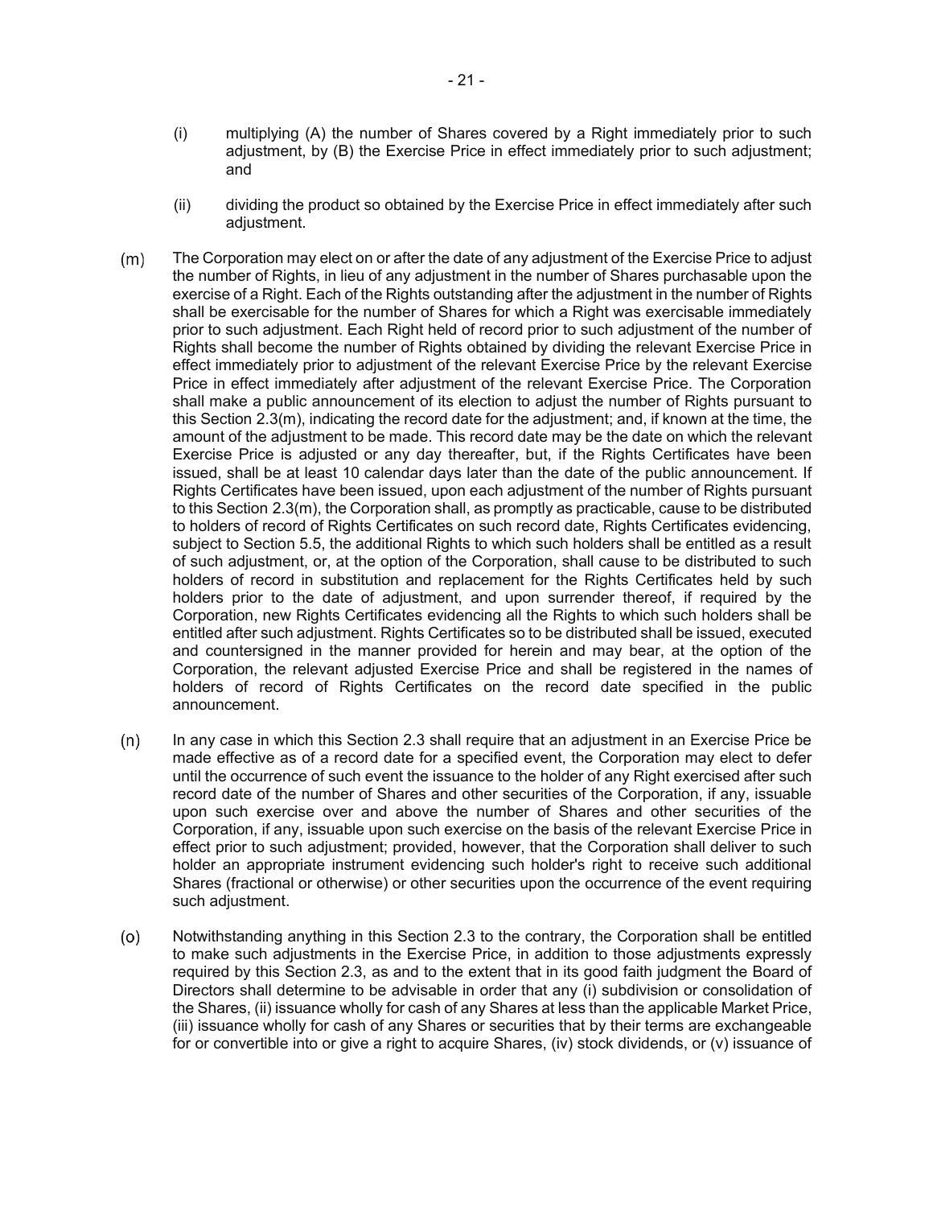(i) multiplying (A) the number of Shares covered by a Right immediately prior to such adjustment, by (B) the Exercise Price in effect immediately prior to such adjustment; and

(ii) dividing the product so obtained by the Exercise Price in effect immediately after such adjustment.

(m) The Corporation may elect on or after the date of any adjustment of the Exercise Price to adjust the number of Rights, in lieu of any adjustment in the number of Shares purchasable upon the exercise of a Right. Each of the Rights outstanding after the adjustment in the number of Rights shall be exercisable for the number of Shares for which a Right was exercisable immediately prior to such adjustment. Each Right held of record prior to such adjustment of the number of Rights shall become the number of Rights obtained by dividing the relevant Exercise Price in effect immediately prior to adjustment of the relevant Exercise Price by the relevant Exercise Price in effect immediately after adjustment of the relevant Exercise Price. The Corporation shall make a public announcement of its election to adjust the number of Rights pursuant to this Section 2.3(m), indicating the record date for the adjustment; and, if known at the time, the amount of the adjustment to be made. This record date may be the date on which the relevant Exercise Price is adjusted or any day thereafter, but, if the Rights Certificates have been issued, shall be at least 10 calendar days later than the date of the public announcement. If Rights Certificates have been issued, upon each adjustment of the number of Rights pursuant to this Section 2.3(m), the Corporation shall, as promptly as practicable, cause to be distributed to holders of record of Rights Certificates on such record date, Rights Certificates evidencing, subject to Section 5.5, the additional Rights to which such holders shall be entitled as a result of such adjustment, or, at the option of the Corporation, shall cause to be distributed to such holders of record in substitution and replacement for the Rights Certificates held by such holders prior to the date of adjustment, and upon surrender thereof, if required by the Corporation, new Rights Certificates evidencing all the Rights to which such holders shall be entitled after such adjustment. Rights Certificates so to be distributed shall be issued, executed and countersigned in the manner provided for herein and may bear, at the option of the Corporation, the relevant adjusted Exercise Price and shall be registered in the names of holders of record of Rights Certificates on the record date specified in the public announcement.

(n) In any case in which this Section 2.3 shall require that an adjustment in an Exercise Price be made effective as of a record date for a specified event, the Corporation may elect to defer until the occurrence of such event the issuance to the holder of any Right exercised after such record date of the number of Shares and other securities of the Corporation, if any, issuable upon such exercise over and above the number of Shares and other securities of the Corporation, if any, issuable upon such exercise on the basis of the relevant Exercise Price in effect prior to such adjustment; provided, however, that the Corporation shall deliver to such holder an appropriate instrument evidencing such holder's right to receive such additional Shares (fractional or otherwise) or other securities upon the occurrence of the event requiring such adjustment.

(o) Notwithstanding anything in this Section 2.3 to the contrary, the Corporation shall be entitled to make such adjustments in the Exercise Price, in addition to those adjustments expressly required by this Section 2.3, as and to the extent that in its good faith judgment the Board of Directors shall determine to be advisable in order that any (i) subdivision or consolidation of the Shares, (ii) issuance wholly for cash of any Shares at less than the applicable Market Price, (iii) issuance wholly for cash of any Shares or securities that by their terms are exchangeable for or convertible into or give a right to acquire Shares, (iv) stock dividends, or (v) issuance of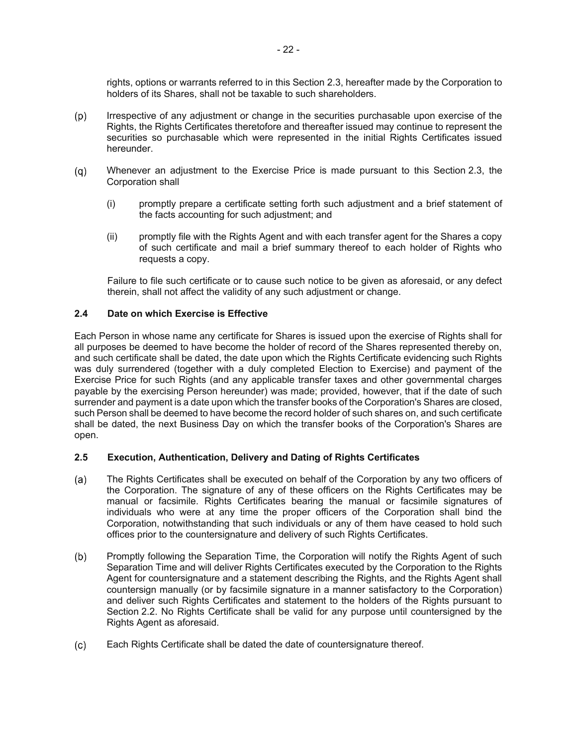rights, options or warrants referred to in this Section 2.3, hereafter made by the Corporation to holders of its Shares, shall not be taxable to such shareholders.

(p) Irrespective of any adjustment or change in the securities purchasable upon exercise of the Rights, the Rights Certificates theretofore and thereafter issued may continue to represent the securities so purchasable which were represented in the initial Rights Certificates issued hereunder.

(q) Whenever an adjustment to the Exercise Price is made pursuant to this Section 2.3, the Corporation shall

   (i) promptly prepare a certificate setting forth such adjustment and a brief statement of the facts accounting for such adjustment; and

   (ii) promptly file with the Rights Agent and with each transfer agent for the Shares a copy of such certificate and mail a brief summary thereof to each holder of Rights who requests a copy.

   Failure to file such certificate or to cause such notice to be given as aforesaid, or any defect therein, shall not affect the validity of any such adjustment or change.

### 2.4 Date on which Exercise is Effective

Each Person in whose name any certificate for Shares is issued upon the exercise of Rights shall for all purposes be deemed to have become the holder of record of the Shares represented thereby on, and such certificate shall be dated, the date upon which the Rights Certificate evidencing such Rights was duly surrendered (together with a duly completed Election to Exercise) and payment of the Exercise Price for such Rights (and any applicable transfer taxes and other governmental charges payable by the exercising Person hereunder) was made; provided, however, that if the date of such surrender and payment is a date upon which the transfer books of the Corporation's Shares are closed, such Person shall be deemed to have become the record holder of such shares on, and such certificate shall be dated, the next Business Day on which the transfer books of the Corporation's Shares are open.

### 2.5 Execution, Authentication, Delivery and Dating of Rights Certificates

(a) The Rights Certificates shall be executed on behalf of the Corporation by any two officers of the Corporation. The signature of any of these officers on the Rights Certificates may be manual or facsimile. Rights Certificates bearing the manual or facsimile signatures of individuals who were at any time the proper officers of the Corporation shall bind the Corporation, notwithstanding that such individuals or any of them have ceased to hold such offices prior to the countersignature and delivery of such Rights Certificates.

(b) Promptly following the Separation Time, the Corporation will notify the Rights Agent of such Separation Time and will deliver Rights Certificates executed by the Corporation to the Rights Agent for countersignature and a statement describing the Rights, and the Rights Agent shall countersign manually (or by facsimile signature in a manner satisfactory to the Corporation) and deliver such Rights Certificates and statement to the holders of the Rights pursuant to Section 2.2. No Rights Certificate shall be valid for any purpose until countersigned by the Rights Agent as aforesaid.

(c) Each Rights Certificate shall be dated the date of countersignature thereof.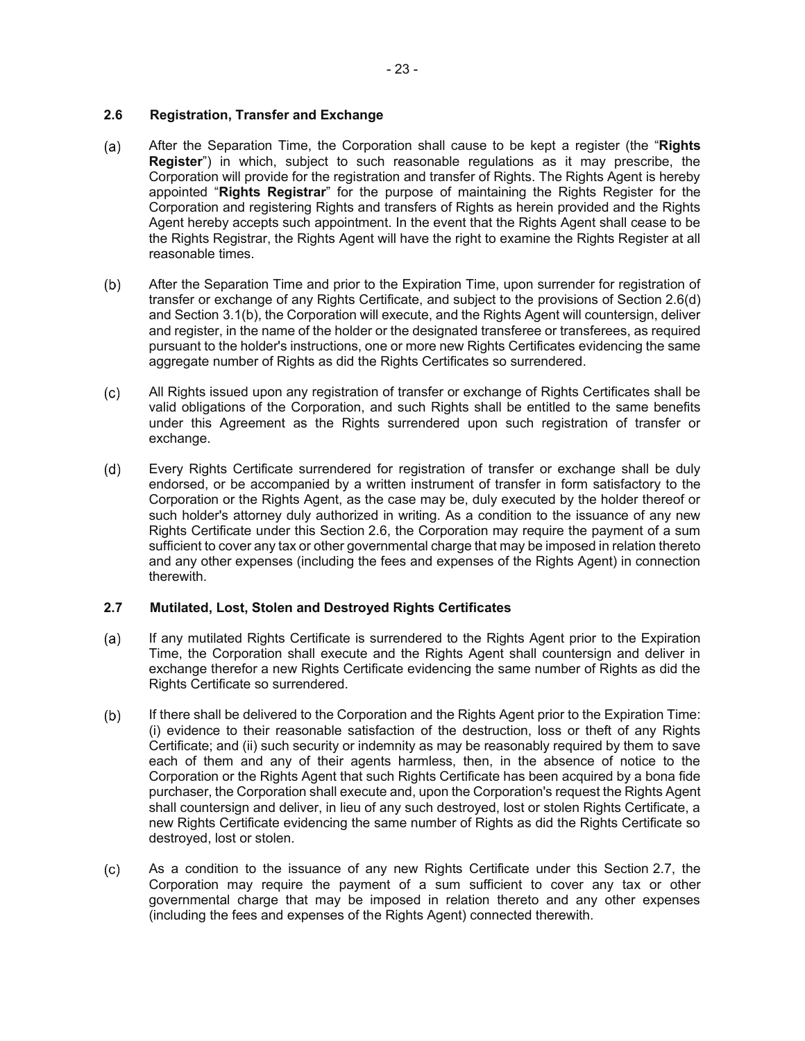### 2.6 Registration, Transfer and Exchange

(a) After the Separation Time, the Corporation shall cause to be kept a register (the "**Rights Register**") in which, subject to such reasonable regulations as it may prescribe, the Corporation will provide for the registration and transfer of Rights. The Rights Agent is hereby appointed "**Rights Registrar**" for the purpose of maintaining the Rights Register for the Corporation and registering Rights and transfers of Rights as herein provided and the Rights Agent hereby accepts such appointment. In the event that the Rights Agent shall cease to be the Rights Registrar, the Rights Agent will have the right to examine the Rights Register at all reasonable times.

(b) After the Separation Time and prior to the Expiration Time, upon surrender for registration of transfer or exchange of any Rights Certificate, and subject to the provisions of Section 2.6(d) and Section 3.1(b), the Corporation will execute, and the Rights Agent will countersign, deliver and register, in the name of the holder or the designated transferee or transferees, as required pursuant to the holder's instructions, one or more new Rights Certificates evidencing the same aggregate number of Rights as did the Rights Certificates so surrendered.

(c) All Rights issued upon any registration of transfer or exchange of Rights Certificates shall be valid obligations of the Corporation, and such Rights shall be entitled to the same benefits under this Agreement as the Rights surrendered upon such registration of transfer or exchange.

(d) Every Rights Certificate surrendered for registration of transfer or exchange shall be duly endorsed, or be accompanied by a written instrument of transfer in form satisfactory to the Corporation or the Rights Agent, as the case may be, duly executed by the holder thereof or such holder's attorney duly authorized in writing. As a condition to the issuance of any new Rights Certificate under this Section 2.6, the Corporation may require the payment of a sum sufficient to cover any tax or other governmental charge that may be imposed in relation thereto and any other expenses (including the fees and expenses of the Rights Agent) in connection therewith.

### 2.7 Mutilated, Lost, Stolen and Destroyed Rights Certificates

(a) If any mutilated Rights Certificate is surrendered to the Rights Agent prior to the Expiration Time, the Corporation shall execute and the Rights Agent shall countersign and deliver in exchange therefor a new Rights Certificate evidencing the same number of Rights as did the Rights Certificate so surrendered.

(b) If there shall be delivered to the Corporation and the Rights Agent prior to the Expiration Time: (i) evidence to their reasonable satisfaction of the destruction, loss or theft of any Rights Certificate; and (ii) such security or indemnity as may be reasonably required by them to save each of them and any of their agents harmless, then, in the absence of notice to the Corporation or the Rights Agent that such Rights Certificate has been acquired by a bona fide purchaser, the Corporation shall execute and, upon the Corporation's request the Rights Agent shall countersign and deliver, in lieu of any such destroyed, lost or stolen Rights Certificate, a new Rights Certificate evidencing the same number of Rights as did the Rights Certificate so destroyed, lost or stolen.

(c) As a condition to the issuance of any new Rights Certificate under this Section 2.7, the Corporation may require the payment of a sum sufficient to cover any tax or other governmental charge that may be imposed in relation thereto and any other expenses (including the fees and expenses of the Rights Agent) connected therewith.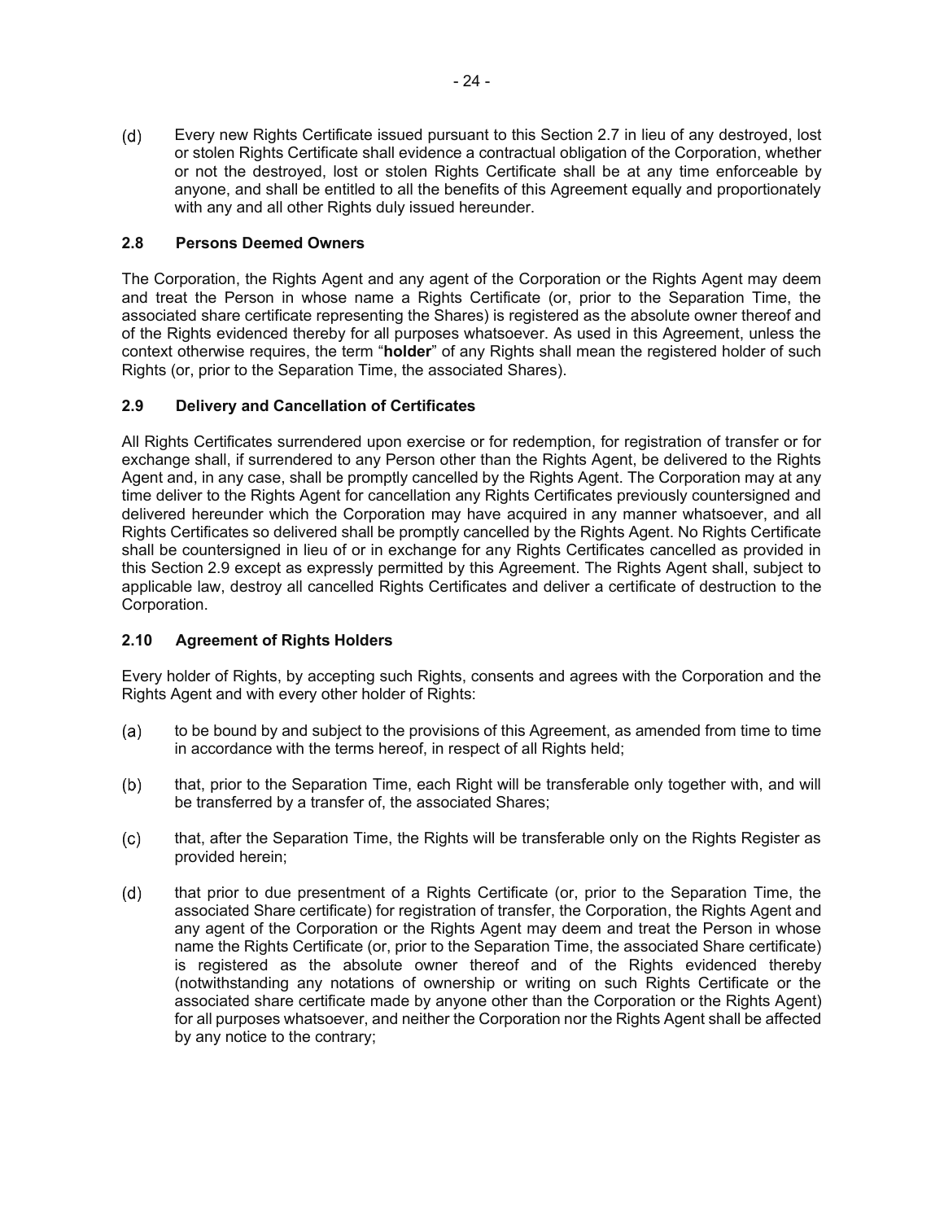(d) Every new Rights Certificate issued pursuant to this Section 2.7 in lieu of any destroyed, lost or stolen Rights Certificate shall evidence a contractual obligation of the Corporation, whether or not the destroyed, lost or stolen Rights Certificate shall be at any time enforceable by anyone, and shall be entitled to all the benefits of this Agreement equally and proportionately with any and all other Rights duly issued hereunder.

### 2.8 Persons Deemed Owners

The Corporation, the Rights Agent and any agent of the Corporation or the Rights Agent may deem and treat the Person in whose name a Rights Certificate (or, prior to the Separation Time, the associated share certificate representing the Shares) is registered as the absolute owner thereof and of the Rights evidenced thereby for all purposes whatsoever. As used in this Agreement, unless the context otherwise requires, the term "**holder**" of any Rights shall mean the registered holder of such Rights (or, prior to the Separation Time, the associated Shares).

### 2.9 Delivery and Cancellation of Certificates

All Rights Certificates surrendered upon exercise or for redemption, for registration of transfer or for exchange shall, if surrendered to any Person other than the Rights Agent, be delivered to the Rights Agent and, in any case, shall be promptly cancelled by the Rights Agent. The Corporation may at any time deliver to the Rights Agent for cancellation any Rights Certificates previously countersigned and delivered hereunder which the Corporation may have acquired in any manner whatsoever, and all Rights Certificates so delivered shall be promptly cancelled by the Rights Agent. No Rights Certificate shall be countersigned in lieu of or in exchange for any Rights Certificates cancelled as provided in this Section 2.9 except as expressly permitted by this Agreement. The Rights Agent shall, subject to applicable law, destroy all cancelled Rights Certificates and deliver a certificate of destruction to the Corporation.

### 2.10 Agreement of Rights Holders

Every holder of Rights, by accepting such Rights, consents and agrees with the Corporation and the Rights Agent and with every other holder of Rights:

(a) to be bound by and subject to the provisions of this Agreement, as amended from time to time in accordance with the terms hereof, in respect of all Rights held;

(b) that, prior to the Separation Time, each Right will be transferable only together with, and will be transferred by a transfer of, the associated Shares;

(c) that, after the Separation Time, the Rights will be transferable only on the Rights Register as provided herein;

(d) that prior to due presentment of a Rights Certificate (or, prior to the Separation Time, the associated Share certificate) for registration of transfer, the Corporation, the Rights Agent and any agent of the Corporation or the Rights Agent may deem and treat the Person in whose name the Rights Certificate (or, prior to the Separation Time, the associated Share certificate) is registered as the absolute owner thereof and of the Rights evidenced thereby (notwithstanding any notations of ownership or writing on such Rights Certificate or the associated share certificate made by anyone other than the Corporation or the Rights Agent) for all purposes whatsoever, and neither the Corporation nor the Rights Agent shall be affected by any notice to the contrary;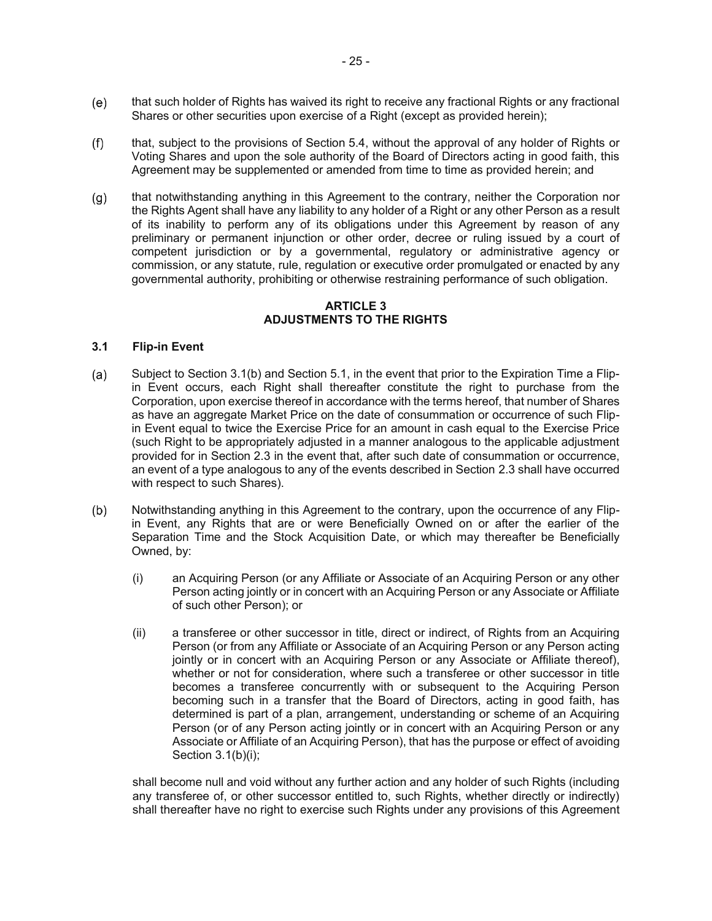(e) that such holder of Rights has waived its right to receive any fractional Rights or any fractional Shares or other securities upon exercise of a Right (except as provided herein);

(f) that, subject to the provisions of Section 5.4, without the approval of any holder of Rights or Voting Shares and upon the sole authority of the Board of Directors acting in good faith, this Agreement may be supplemented or amended from time to time as provided herein; and

(g) that notwithstanding anything in this Agreement to the contrary, neither the Corporation nor the Rights Agent shall have any liability to any holder of a Right or any other Person as a result of its inability to perform any of its obligations under this Agreement by reason of any preliminary or permanent injunction or other order, decree or ruling issued by a court of competent jurisdiction or by a governmental, regulatory or administrative agency or commission, or any statute, rule, regulation or executive order promulgated or enacted by any governmental authority, prohibiting or otherwise restraining performance of such obligation.

## ARTICLE 3
## ADJUSTMENTS TO THE RIGHTS

### 3.1 Flip-in Event

(a) Subject to Section 3.1(b) and Section 5.1, in the event that prior to the Expiration Time a Flip-in Event occurs, each Right shall thereafter constitute the right to purchase from the Corporation, upon exercise thereof in accordance with the terms hereof, that number of Shares as have an aggregate Market Price on the date of consummation or occurrence of such Flip-in Event equal to twice the Exercise Price for an amount in cash equal to the Exercise Price (such Right to be appropriately adjusted in a manner analogous to the applicable adjustment provided for in Section 2.3 in the event that, after such date of consummation or occurrence, an event of a type analogous to any of the events described in Section 2.3 shall have occurred with respect to such Shares).

(b) Notwithstanding anything in this Agreement to the contrary, upon the occurrence of any Flip-in Event, any Rights that are or were Beneficially Owned on or after the earlier of the Separation Time and the Stock Acquisition Date, or which may thereafter be Beneficially Owned, by:

   (i) an Acquiring Person (or any Affiliate or Associate of an Acquiring Person or any other Person acting jointly or in concert with an Acquiring Person or any Associate or Affiliate of such other Person); or

   (ii) a transferee or other successor in title, direct or indirect, of Rights from an Acquiring Person (or from any Affiliate or Associate of an Acquiring Person or any Person acting jointly or in concert with an Acquiring Person or any Associate or Affiliate thereof), whether or not for consideration, where such a transferee or other successor in title becomes a transferee concurrently with or subsequent to the Acquiring Person becoming such in a transfer that the Board of Directors, acting in good faith, has determined is part of a plan, arrangement, understanding or scheme of an Acquiring Person (or of any Person acting jointly or in concert with an Acquiring Person or any Associate or Affiliate of an Acquiring Person), that has the purpose or effect of avoiding Section 3.1(b)(i);

shall become null and void without any further action and any holder of such Rights (including any transferee of, or other successor entitled to, such Rights, whether directly or indirectly) shall thereafter have no right to exercise such Rights under any provisions of this Agreement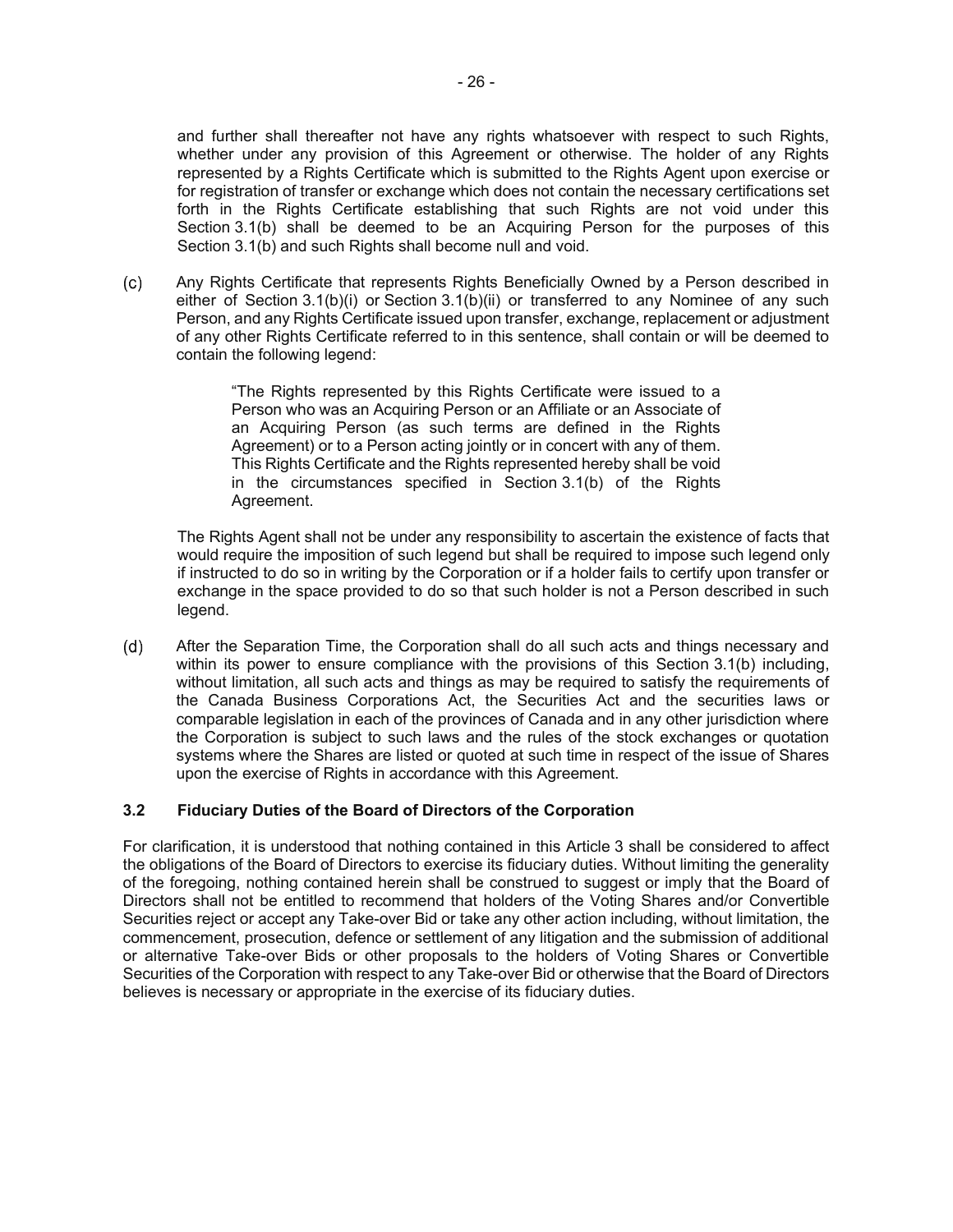and further shall thereafter not have any rights whatsoever with respect to such Rights, whether under any provision of this Agreement or otherwise. The holder of any Rights represented by a Rights Certificate which is submitted to the Rights Agent upon exercise or for registration of transfer or exchange which does not contain the necessary certifications set forth in the Rights Certificate establishing that such Rights are not void under this Section 3.1(b) shall be deemed to be an Acquiring Person for the purposes of this Section 3.1(b) and such Rights shall become null and void.

(c) Any Rights Certificate that represents Rights Beneficially Owned by a Person described in either of Section 3.1(b)(i) or Section 3.1(b)(ii) or transferred to any Nominee of any such Person, and any Rights Certificate issued upon transfer, exchange, replacement or adjustment of any other Rights Certificate referred to in this sentence, shall contain or will be deemed to contain the following legend:

> "The Rights represented by this Rights Certificate were issued to a Person who was an Acquiring Person or an Affiliate or an Associate of an Acquiring Person (as such terms are defined in the Rights Agreement) or to a Person acting jointly or in concert with any of them. This Rights Certificate and the Rights represented hereby shall be void in the circumstances specified in Section 3.1(b) of the Rights Agreement.

The Rights Agent shall not be under any responsibility to ascertain the existence of facts that would require the imposition of such legend but shall be required to impose such legend only if instructed to do so in writing by the Corporation or if a holder fails to certify upon transfer or exchange in the space provided to do so that such holder is not a Person described in such legend.

(d) After the Separation Time, the Corporation shall do all such acts and things necessary and within its power to ensure compliance with the provisions of this Section 3.1(b) including, without limitation, all such acts and things as may be required to satisfy the requirements of the Canada Business Corporations Act, the Securities Act and the securities laws or comparable legislation in each of the provinces of Canada and in any other jurisdiction where the Corporation is subject to such laws and the rules of the stock exchanges or quotation systems where the Shares are listed or quoted at such time in respect of the issue of Shares upon the exercise of Rights in accordance with this Agreement.

### 3.2 Fiduciary Duties of the Board of Directors of the Corporation

For clarification, it is understood that nothing contained in this Article 3 shall be considered to affect the obligations of the Board of Directors to exercise its fiduciary duties. Without limiting the generality of the foregoing, nothing contained herein shall be construed to suggest or imply that the Board of Directors shall not be entitled to recommend that holders of the Voting Shares and/or Convertible Securities reject or accept any Take-over Bid or take any other action including, without limitation, the commencement, prosecution, defence or settlement of any litigation and the submission of additional or alternative Take-over Bids or other proposals to the holders of Voting Shares or Convertible Securities of the Corporation with respect to any Take-over Bid or otherwise that the Board of Directors believes is necessary or appropriate in the exercise of its fiduciary duties.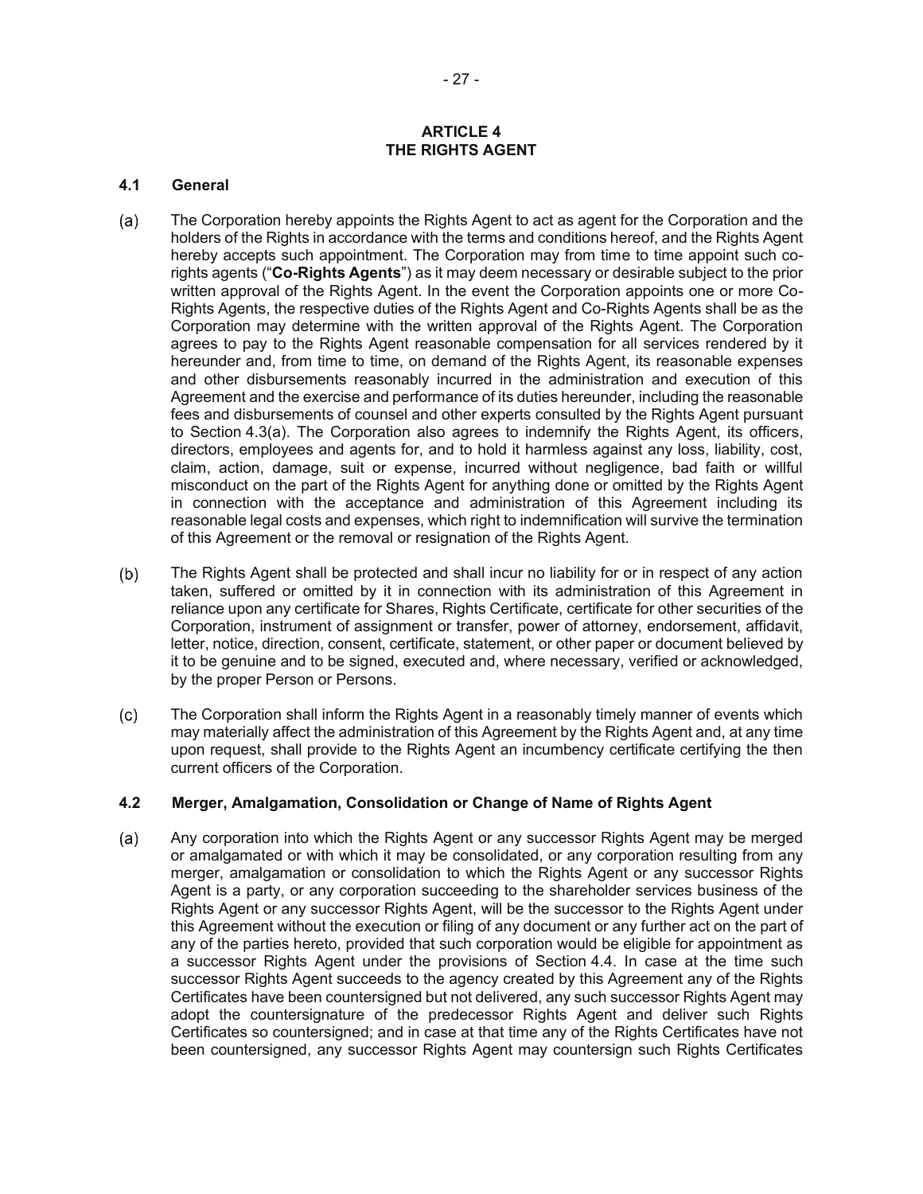## ARTICLE 4
## THE RIGHTS AGENT

### 4.1 General

(a) The Corporation hereby appoints the Rights Agent to act as agent for the Corporation and the holders of the Rights in accordance with the terms and conditions hereof, and the Rights Agent hereby accepts such appointment. The Corporation may from time to time appoint such co-rights agents ("**Co-Rights Agents**") as it may deem necessary or desirable subject to the prior written approval of the Rights Agent. In the event the Corporation appoints one or more Co-Rights Agents, the respective duties of the Rights Agent and Co-Rights Agents shall be as the Corporation may determine with the written approval of the Rights Agent. The Corporation agrees to pay to the Rights Agent reasonable compensation for all services rendered by it hereunder and, from time to time, on demand of the Rights Agent, its reasonable expenses and other disbursements reasonably incurred in the administration and execution of this Agreement and the exercise and performance of its duties hereunder, including the reasonable fees and disbursements of counsel and other experts consulted by the Rights Agent pursuant to Section 4.3(a). The Corporation also agrees to indemnify the Rights Agent, its officers, directors, employees and agents for, and to hold it harmless against any loss, liability, cost, claim, action, damage, suit or expense, incurred without negligence, bad faith or willful misconduct on the part of the Rights Agent for anything done or omitted by the Rights Agent in connection with the acceptance and administration of this Agreement including its reasonable legal costs and expenses, which right to indemnification will survive the termination of this Agreement or the removal or resignation of the Rights Agent.

(b) The Rights Agent shall be protected and shall incur no liability for or in respect of any action taken, suffered or omitted by it in connection with its administration of this Agreement in reliance upon any certificate for Shares, Rights Certificate, certificate for other securities of the Corporation, instrument of assignment or transfer, power of attorney, endorsement, affidavit, letter, notice, direction, consent, certificate, statement, or other paper or document believed by it to be genuine and to be signed, executed and, where necessary, verified or acknowledged, by the proper Person or Persons.

(c) The Corporation shall inform the Rights Agent in a reasonably timely manner of events which may materially affect the administration of this Agreement by the Rights Agent and, at any time upon request, shall provide to the Rights Agent an incumbency certificate certifying the then current officers of the Corporation.

### 4.2 Merger, Amalgamation, Consolidation or Change of Name of Rights Agent

(a) Any corporation into which the Rights Agent or any successor Rights Agent may be merged or amalgamated or with which it may be consolidated, or any corporation resulting from any merger, amalgamation or consolidation to which the Rights Agent or any successor Rights Agent is a party, or any corporation succeeding to the shareholder services business of the Rights Agent or any successor Rights Agent, will be the successor to the Rights Agent under this Agreement without the execution or filing of any document or any further act on the part of any of the parties hereto, provided that such corporation would be eligible for appointment as a successor Rights Agent under the provisions of Section 4.4. In case at the time such successor Rights Agent succeeds to the agency created by this Agreement any of the Rights Certificates have been countersigned but not delivered, any such successor Rights Agent may adopt the countersignature of the predecessor Rights Agent and deliver such Rights Certificates so countersigned; and in case at that time any of the Rights Certificates have not been countersigned, any successor Rights Agent may countersign such Rights Certificates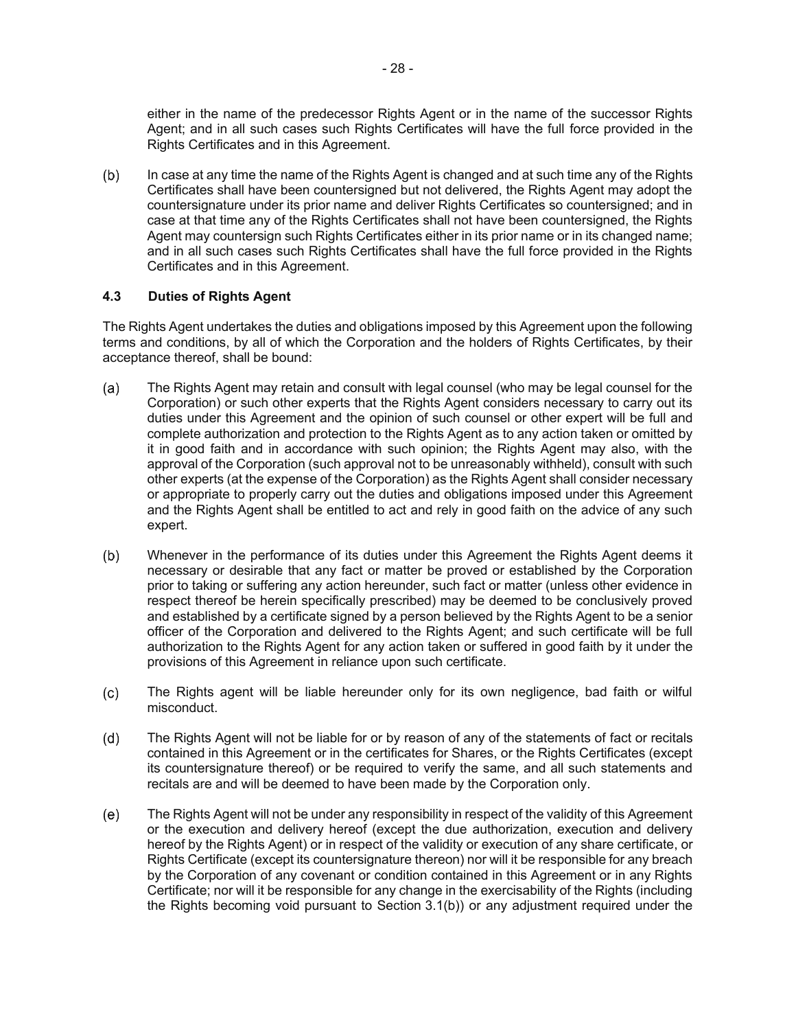either in the name of the predecessor Rights Agent or in the name of the successor Rights Agent; and in all such cases such Rights Certificates will have the full force provided in the Rights Certificates and in this Agreement.

(b) In case at any time the name of the Rights Agent is changed and at such time any of the Rights Certificates shall have been countersigned but not delivered, the Rights Agent may adopt the countersignature under its prior name and deliver Rights Certificates so countersigned; and in case at that time any of the Rights Certificates shall not have been countersigned, the Rights Agent may countersign such Rights Certificates either in its prior name or in its changed name; and in all such cases such Rights Certificates shall have the full force provided in the Rights Certificates and in this Agreement.

### 4.3 Duties of Rights Agent

The Rights Agent undertakes the duties and obligations imposed by this Agreement upon the following terms and conditions, by all of which the Corporation and the holders of Rights Certificates, by their acceptance thereof, shall be bound:

(a) The Rights Agent may retain and consult with legal counsel (who may be legal counsel for the Corporation) or such other experts that the Rights Agent considers necessary to carry out its duties under this Agreement and the opinion of such counsel or other expert will be full and complete authorization and protection to the Rights Agent as to any action taken or omitted by it in good faith and in accordance with such opinion; the Rights Agent may also, with the approval of the Corporation (such approval not to be unreasonably withheld), consult with such other experts (at the expense of the Corporation) as the Rights Agent shall consider necessary or appropriate to properly carry out the duties and obligations imposed under this Agreement and the Rights Agent shall be entitled to act and rely in good faith on the advice of any such expert.

(b) Whenever in the performance of its duties under this Agreement the Rights Agent deems it necessary or desirable that any fact or matter be proved or established by the Corporation prior to taking or suffering any action hereunder, such fact or matter (unless other evidence in respect thereof be herein specifically prescribed) may be deemed to be conclusively proved and established by a certificate signed by a person believed by the Rights Agent to be a senior officer of the Corporation and delivered to the Rights Agent; and such certificate will be full authorization to the Rights Agent for any action taken or suffered in good faith by it under the provisions of this Agreement in reliance upon such certificate.

(c) The Rights agent will be liable hereunder only for its own negligence, bad faith or wilful misconduct.

(d) The Rights Agent will not be liable for or by reason of any of the statements of fact or recitals contained in this Agreement or in the certificates for Shares, or the Rights Certificates (except its countersignature thereof) or be required to verify the same, and all such statements and recitals are and will be deemed to have been made by the Corporation only.

(e) The Rights Agent will not be under any responsibility in respect of the validity of this Agreement or the execution and delivery hereof (except the due authorization, execution and delivery hereof by the Rights Agent) or in respect of the validity or execution of any share certificate, or Rights Certificate (except its countersignature thereon) nor will it be responsible for any breach by the Corporation of any covenant or condition contained in this Agreement or in any Rights Certificate; nor will it be responsible for any change in the exercisability of the Rights (including the Rights becoming void pursuant to Section 3.1(b)) or any adjustment required under the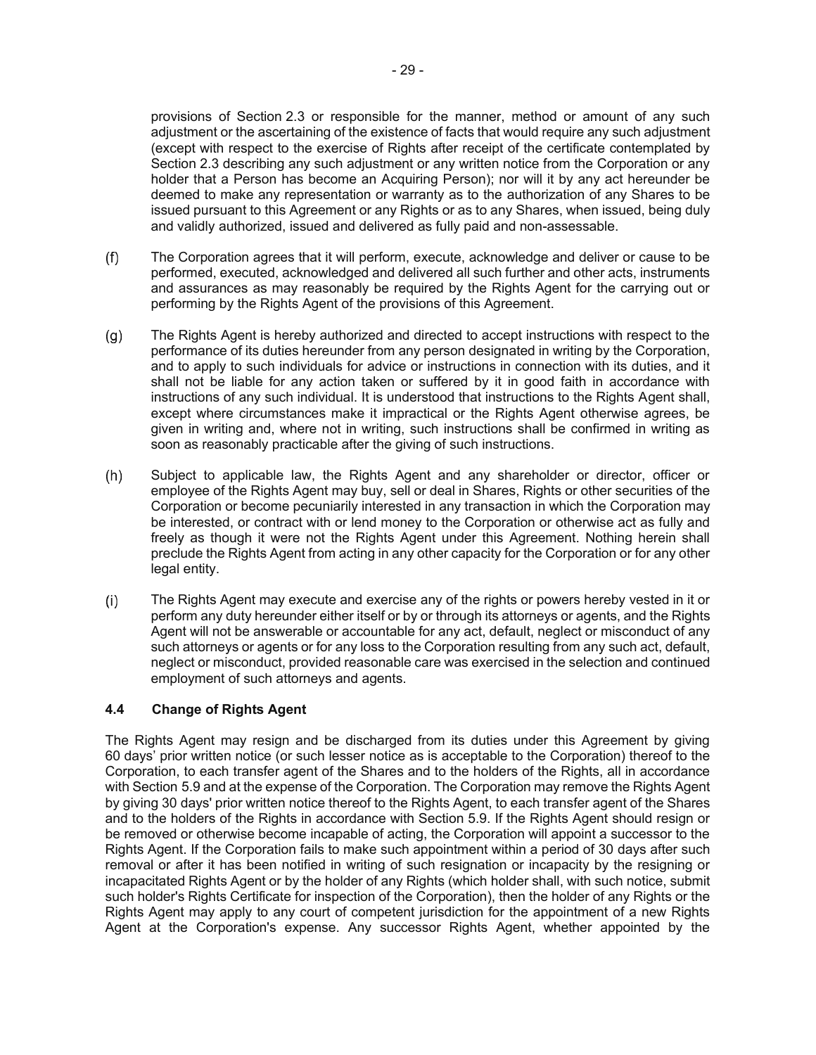provisions of Section 2.3 or responsible for the manner, method or amount of any such adjustment or the ascertaining of the existence of facts that would require any such adjustment (except with respect to the exercise of Rights after receipt of the certificate contemplated by Section 2.3 describing any such adjustment or any written notice from the Corporation or any holder that a Person has become an Acquiring Person); nor will it by any act hereunder be deemed to make any representation or warranty as to the authorization of any Shares to be issued pursuant to this Agreement or any Rights or as to any Shares, when issued, being duly and validly authorized, issued and delivered as fully paid and non-assessable.

(f) The Corporation agrees that it will perform, execute, acknowledge and deliver or cause to be performed, executed, acknowledged and delivered all such further and other acts, instruments and assurances as may reasonably be required by the Rights Agent for the carrying out or performing by the Rights Agent of the provisions of this Agreement.

(g) The Rights Agent is hereby authorized and directed to accept instructions with respect to the performance of its duties hereunder from any person designated in writing by the Corporation, and to apply to such individuals for advice or instructions in connection with its duties, and it shall not be liable for any action taken or suffered by it in good faith in accordance with instructions of any such individual. It is understood that instructions to the Rights Agent shall, except where circumstances make it impractical or the Rights Agent otherwise agrees, be given in writing and, where not in writing, such instructions shall be confirmed in writing as soon as reasonably practicable after the giving of such instructions.

(h) Subject to applicable law, the Rights Agent and any shareholder or director, officer or employee of the Rights Agent may buy, sell or deal in Shares, Rights or other securities of the Corporation or become pecuniarily interested in any transaction in which the Corporation may be interested, or contract with or lend money to the Corporation or otherwise act as fully and freely as though it were not the Rights Agent under this Agreement. Nothing herein shall preclude the Rights Agent from acting in any other capacity for the Corporation or for any other legal entity.

(i) The Rights Agent may execute and exercise any of the rights or powers hereby vested in it or perform any duty hereunder either itself or by or through its attorneys or agents, and the Rights Agent will not be answerable or accountable for any act, default, neglect or misconduct of any such attorneys or agents or for any loss to the Corporation resulting from any such act, default, neglect or misconduct, provided reasonable care was exercised in the selection and continued employment of such attorneys and agents.

### 4.4 Change of Rights Agent

The Rights Agent may resign and be discharged from its duties under this Agreement by giving 60 days' prior written notice (or such lesser notice as is acceptable to the Corporation) thereof to the Corporation, to each transfer agent of the Shares and to the holders of the Rights, all in accordance with Section 5.9 and at the expense of the Corporation. The Corporation may remove the Rights Agent by giving 30 days' prior written notice thereof to the Rights Agent, to each transfer agent of the Shares and to the holders of the Rights in accordance with Section 5.9. If the Rights Agent should resign or be removed or otherwise become incapable of acting, the Corporation will appoint a successor to the Rights Agent. If the Corporation fails to make such appointment within a period of 30 days after such removal or after it has been notified in writing of such resignation or incapacity by the resigning or incapacitated Rights Agent or by the holder of any Rights (which holder shall, with such notice, submit such holder's Rights Certificate for inspection of the Corporation), then the holder of any Rights or the Rights Agent may apply to any court of competent jurisdiction for the appointment of a new Rights Agent at the Corporation's expense. Any successor Rights Agent, whether appointed by the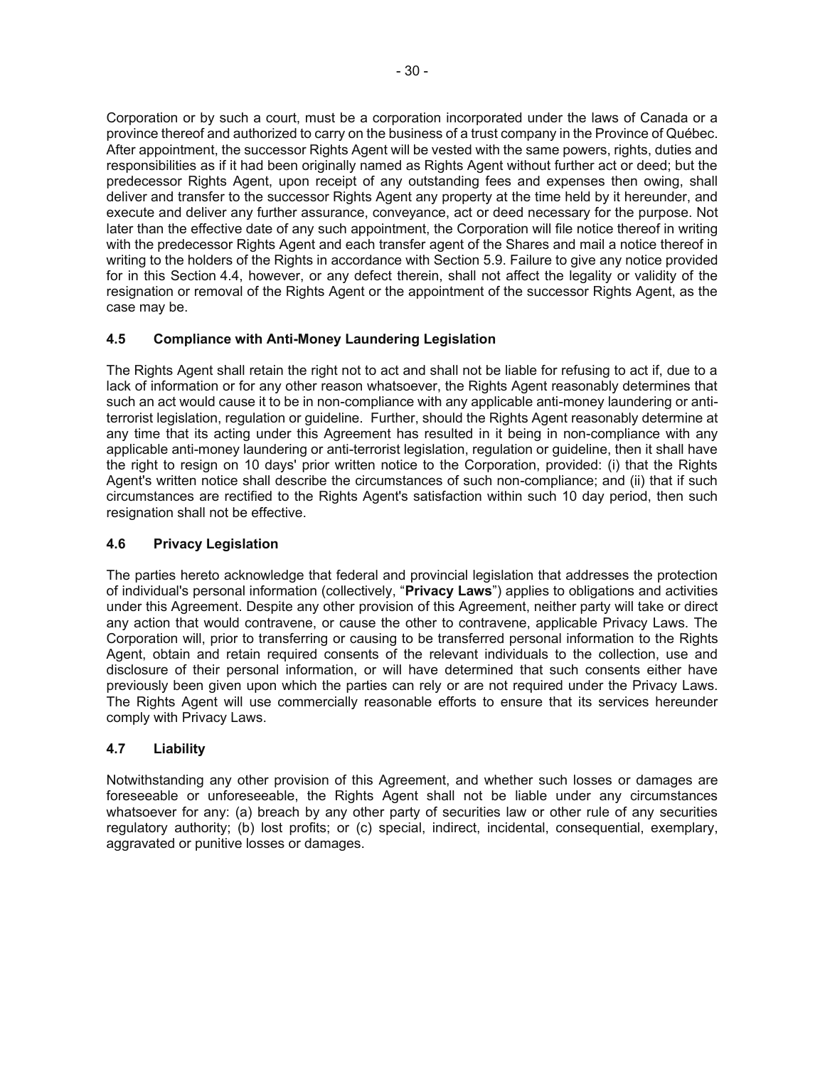Corporation or by such a court, must be a corporation incorporated under the laws of Canada or a province thereof and authorized to carry on the business of a trust company in the Province of Québec. After appointment, the successor Rights Agent will be vested with the same powers, rights, duties and responsibilities as if it had been originally named as Rights Agent without further act or deed; but the predecessor Rights Agent, upon receipt of any outstanding fees and expenses then owing, shall deliver and transfer to the successor Rights Agent any property at the time held by it hereunder, and execute and deliver any further assurance, conveyance, act or deed necessary for the purpose. Not later than the effective date of any such appointment, the Corporation will file notice thereof in writing with the predecessor Rights Agent and each transfer agent of the Shares and mail a notice thereof in writing to the holders of the Rights in accordance with Section 5.9. Failure to give any notice provided for in this Section 4.4, however, or any defect therein, shall not affect the legality or validity of the resignation or removal of the Rights Agent or the appointment of the successor Rights Agent, as the case may be.

### 4.5 Compliance with Anti-Money Laundering Legislation

The Rights Agent shall retain the right not to act and shall not be liable for refusing to act if, due to a lack of information or for any other reason whatsoever, the Rights Agent reasonably determines that such an act would cause it to be in non-compliance with any applicable anti-money laundering or anti-terrorist legislation, regulation or guideline. Further, should the Rights Agent reasonably determine at any time that its acting under this Agreement has resulted in it being in non-compliance with any applicable anti-money laundering or anti-terrorist legislation, regulation or guideline, then it shall have the right to resign on 10 days' prior written notice to the Corporation, provided: (i) that the Rights Agent's written notice shall describe the circumstances of such non-compliance; and (ii) that if such circumstances are rectified to the Rights Agent's satisfaction within such 10 day period, then such resignation shall not be effective.

### 4.6 Privacy Legislation

The parties hereto acknowledge that federal and provincial legislation that addresses the protection of individual's personal information (collectively, "**Privacy Laws**") applies to obligations and activities under this Agreement. Despite any other provision of this Agreement, neither party will take or direct any action that would contravene, or cause the other to contravene, applicable Privacy Laws. The Corporation will, prior to transferring or causing to be transferred personal information to the Rights Agent, obtain and retain required consents of the relevant individuals to the collection, use and disclosure of their personal information, or will have determined that such consents either have previously been given upon which the parties can rely or are not required under the Privacy Laws. The Rights Agent will use commercially reasonable efforts to ensure that its services hereunder comply with Privacy Laws.

### 4.7 Liability

Notwithstanding any other provision of this Agreement, and whether such losses or damages are foreseeable or unforeseeable, the Rights Agent shall not be liable under any circumstances whatsoever for any: (a) breach by any other party of securities law or other rule of any securities regulatory authority; (b) lost profits; or (c) special, indirect, incidental, consequential, exemplary, aggravated or punitive losses or damages.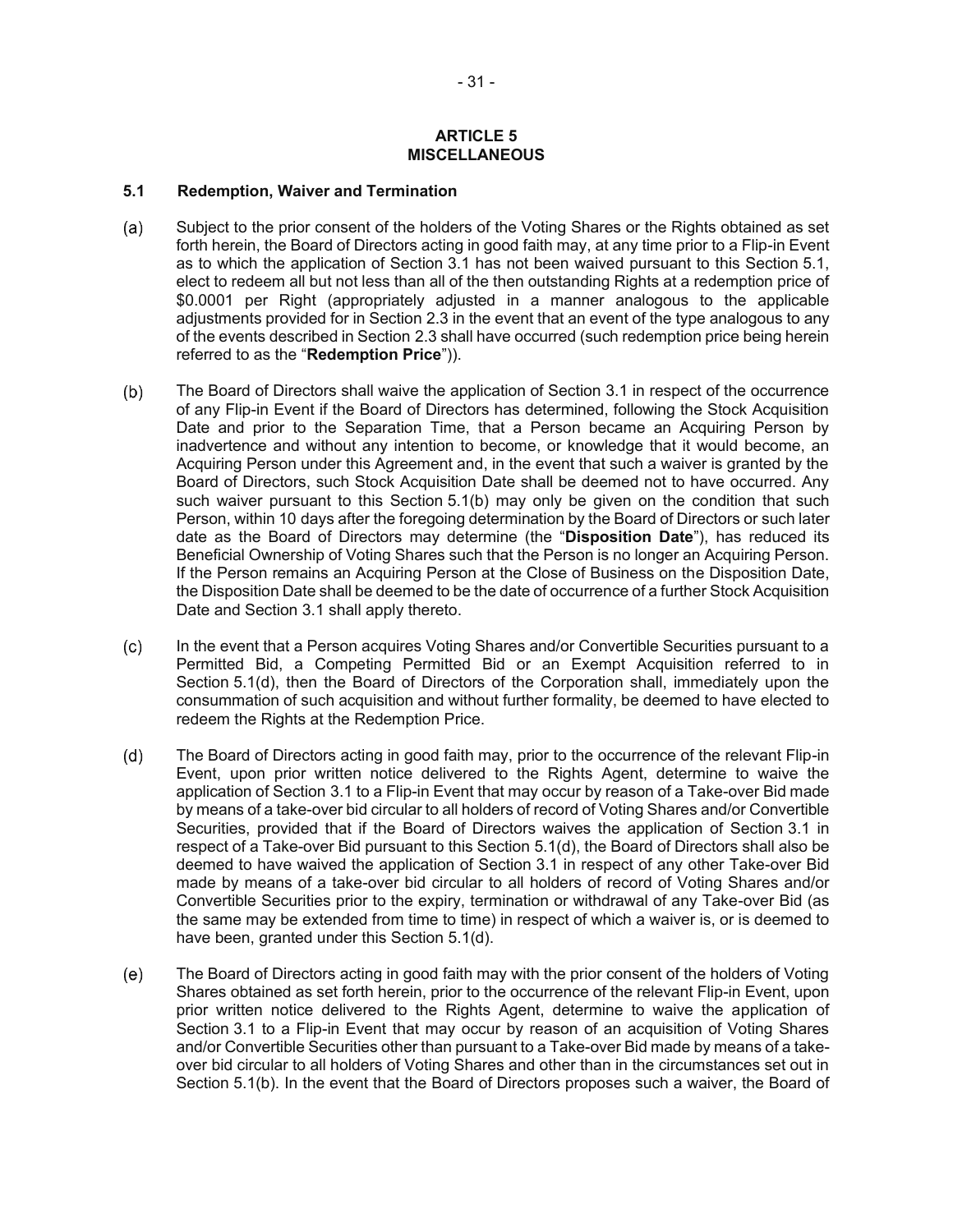## ARTICLE 5
## MISCELLANEOUS

### 5.1 Redemption, Waiver and Termination

(a) Subject to the prior consent of the holders of the Voting Shares or the Rights obtained as set forth herein, the Board of Directors acting in good faith may, at any time prior to a Flip-in Event as to which the application of Section 3.1 has not been waived pursuant to this Section 5.1, elect to redeem all but not less than all of the then outstanding Rights at a redemption price of $0.0001 per Right (appropriately adjusted in a manner analogous to the applicable adjustments provided for in Section 2.3 in the event that an event of the type analogous to any of the events described in Section 2.3 shall have occurred (such redemption price being herein referred to as the "**Redemption Price**")).

(b) The Board of Directors shall waive the application of Section 3.1 in respect of the occurrence of any Flip-in Event if the Board of Directors has determined, following the Stock Acquisition Date and prior to the Separation Time, that a Person became an Acquiring Person by inadvertence and without any intention to become, or knowledge that it would become, an Acquiring Person under this Agreement and, in the event that such a waiver is granted by the Board of Directors, such Stock Acquisition Date shall be deemed not to have occurred. Any such waiver pursuant to this Section 5.1(b) may only be given on the condition that such Person, within 10 days after the foregoing determination by the Board of Directors or such later date as the Board of Directors may determine (the "**Disposition Date**"), has reduced its Beneficial Ownership of Voting Shares such that the Person is no longer an Acquiring Person. If the Person remains an Acquiring Person at the Close of Business on the Disposition Date, the Disposition Date shall be deemed to be the date of occurrence of a further Stock Acquisition Date and Section 3.1 shall apply thereto.

(c) In the event that a Person acquires Voting Shares and/or Convertible Securities pursuant to a Permitted Bid, a Competing Permitted Bid or an Exempt Acquisition referred to in Section 5.1(d), then the Board of Directors of the Corporation shall, immediately upon the consummation of such acquisition and without further formality, be deemed to have elected to redeem the Rights at the Redemption Price.

(d) The Board of Directors acting in good faith may, prior to the occurrence of the relevant Flip-in Event, upon prior written notice delivered to the Rights Agent, determine to waive the application of Section 3.1 to a Flip-in Event that may occur by reason of a Take-over Bid made by means of a take-over bid circular to all holders of record of Voting Shares and/or Convertible Securities, provided that if the Board of Directors waives the application of Section 3.1 in respect of a Take-over Bid pursuant to this Section 5.1(d), the Board of Directors shall also be deemed to have waived the application of Section 3.1 in respect of any other Take-over Bid made by means of a take-over bid circular to all holders of record of Voting Shares and/or Convertible Securities prior to the expiry, termination or withdrawal of any Take-over Bid (as the same may be extended from time to time) in respect of which a waiver is, or is deemed to have been, granted under this Section 5.1(d).

(e) The Board of Directors acting in good faith may with the prior consent of the holders of Voting Shares obtained as set forth herein, prior to the occurrence of the relevant Flip-in Event, upon prior written notice delivered to the Rights Agent, determine to waive the application of Section 3.1 to a Flip-in Event that may occur by reason of an acquisition of Voting Shares and/or Convertible Securities other than pursuant to a Take-over Bid made by means of a take-over bid circular to all holders of Voting Shares and other than in the circumstances set out in Section 5.1(b). In the event that the Board of Directors proposes such a waiver, the Board of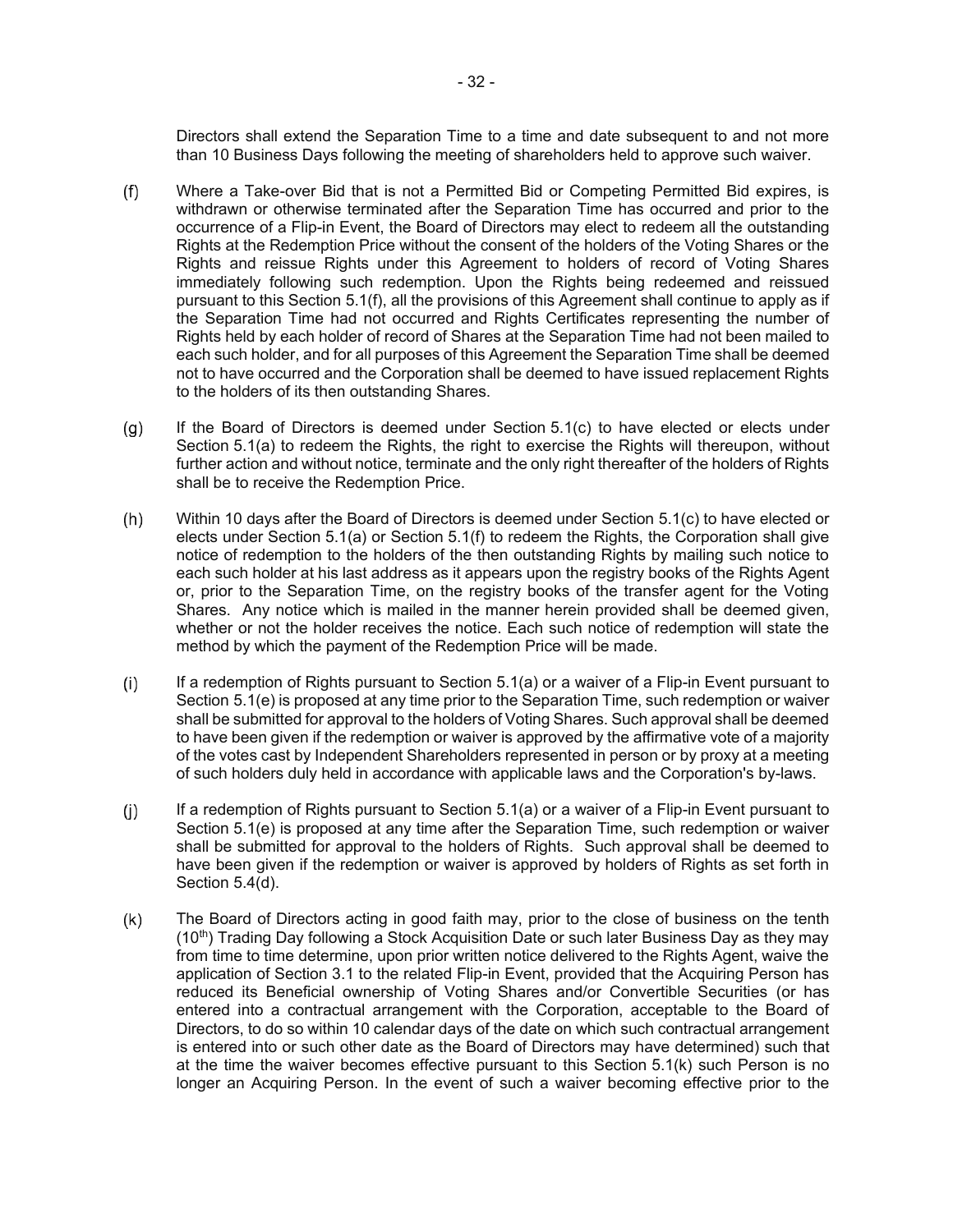Directors shall extend the Separation Time to a time and date subsequent to and not more than 10 Business Days following the meeting of shareholders held to approve such waiver.

(f) Where a Take-over Bid that is not a Permitted Bid or Competing Permitted Bid expires, is withdrawn or otherwise terminated after the Separation Time has occurred and prior to the occurrence of a Flip-in Event, the Board of Directors may elect to redeem all the outstanding Rights at the Redemption Price without the consent of the holders of the Voting Shares or the Rights and reissue Rights under this Agreement to holders of record of Voting Shares immediately following such redemption. Upon the Rights being redeemed and reissued pursuant to this Section 5.1(f), all the provisions of this Agreement shall continue to apply as if the Separation Time had not occurred and Rights Certificates representing the number of Rights held by each holder of record of Shares at the Separation Time had not been mailed to each such holder, and for all purposes of this Agreement the Separation Time shall be deemed not to have occurred and the Corporation shall be deemed to have issued replacement Rights to the holders of its then outstanding Shares.

(g) If the Board of Directors is deemed under Section 5.1(c) to have elected or elects under Section 5.1(a) to redeem the Rights, the right to exercise the Rights will thereupon, without further action and without notice, terminate and the only right thereafter of the holders of Rights shall be to receive the Redemption Price.

(h) Within 10 days after the Board of Directors is deemed under Section 5.1(c) to have elected or elects under Section 5.1(a) or Section 5.1(f) to redeem the Rights, the Corporation shall give notice of redemption to the holders of the then outstanding Rights by mailing such notice to each such holder at his last address as it appears upon the registry books of the Rights Agent or, prior to the Separation Time, on the registry books of the transfer agent for the Voting Shares. Any notice which is mailed in the manner herein provided shall be deemed given, whether or not the holder receives the notice. Each such notice of redemption will state the method by which the payment of the Redemption Price will be made.

(i) If a redemption of Rights pursuant to Section 5.1(a) or a waiver of a Flip-in Event pursuant to Section 5.1(e) is proposed at any time prior to the Separation Time, such redemption or waiver shall be submitted for approval to the holders of Voting Shares. Such approval shall be deemed to have been given if the redemption or waiver is approved by the affirmative vote of a majority of the votes cast by Independent Shareholders represented in person or by proxy at a meeting of such holders duly held in accordance with applicable laws and the Corporation's by-laws.

(j) If a redemption of Rights pursuant to Section 5.1(a) or a waiver of a Flip-in Event pursuant to Section 5.1(e) is proposed at any time after the Separation Time, such redemption or waiver shall be submitted for approval to the holders of Rights. Such approval shall be deemed to have been given if the redemption or waiver is approved by holders of Rights as set forth in Section 5.4(d).

(k) The Board of Directors acting in good faith may, prior to the close of business on the tenth (10th) Trading Day following a Stock Acquisition Date or such later Business Day as they may from time to time determine, upon prior written notice delivered to the Rights Agent, waive the application of Section 3.1 to the related Flip-in Event, provided that the Acquiring Person has reduced its Beneficial ownership of Voting Shares and/or Convertible Securities (or has entered into a contractual arrangement with the Corporation, acceptable to the Board of Directors, to do so within 10 calendar days of the date on which such contractual arrangement is entered into or such other date as the Board of Directors may have determined) such that at the time the waiver becomes effective pursuant to this Section 5.1(k) such Person is no longer an Acquiring Person. In the event of such a waiver becoming effective prior to the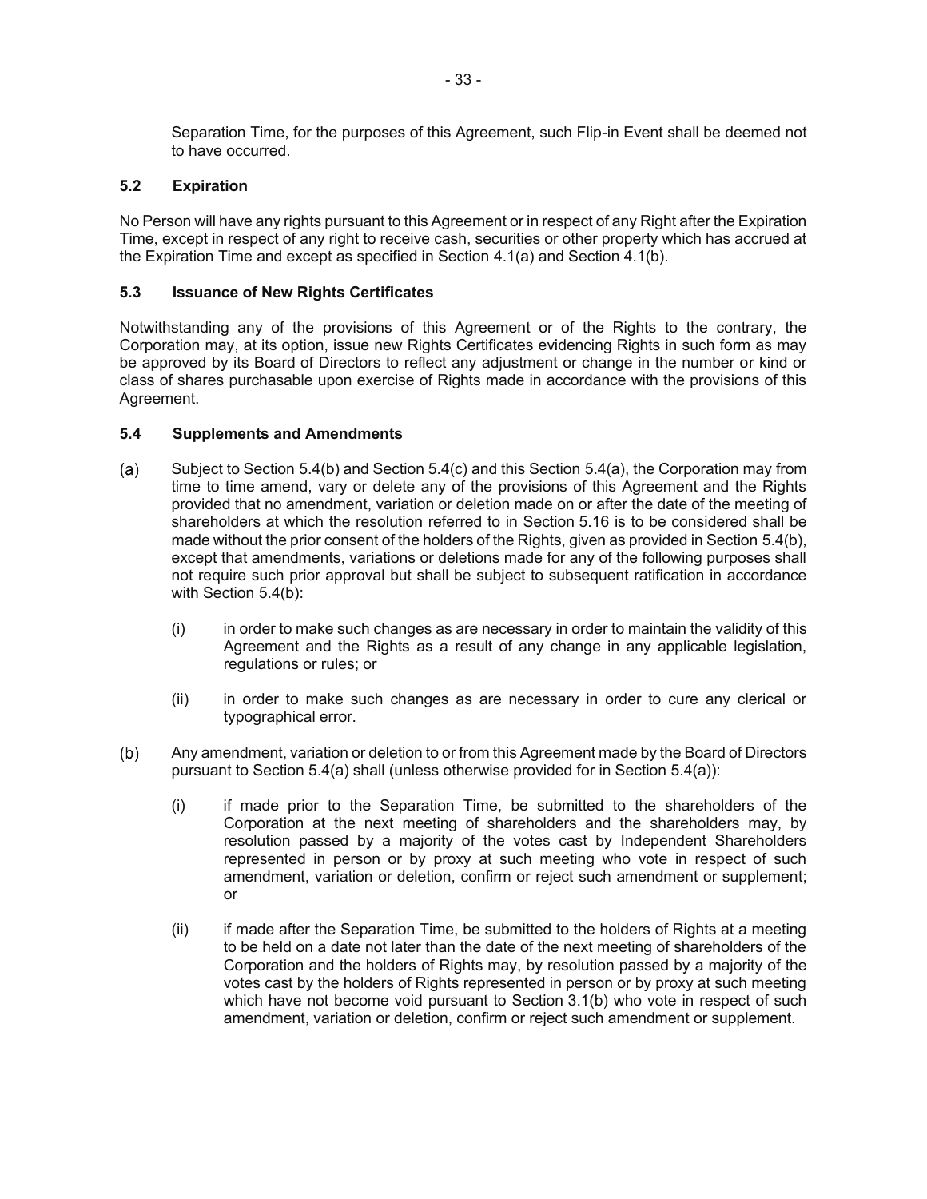Separation Time, for the purposes of this Agreement, such Flip-in Event shall be deemed not to have occurred.

### 5.2 Expiration

No Person will have any rights pursuant to this Agreement or in respect of any Right after the Expiration Time, except in respect of any right to receive cash, securities or other property which has accrued at the Expiration Time and except as specified in Section 4.1(a) and Section 4.1(b).

### 5.3 Issuance of New Rights Certificates

Notwithstanding any of the provisions of this Agreement or of the Rights to the contrary, the Corporation may, at its option, issue new Rights Certificates evidencing Rights in such form as may be approved by its Board of Directors to reflect any adjustment or change in the number or kind or class of shares purchasable upon exercise of Rights made in accordance with the provisions of this Agreement.

### 5.4 Supplements and Amendments

(a) Subject to Section 5.4(b) and Section 5.4(c) and this Section 5.4(a), the Corporation may from time to time amend, vary or delete any of the provisions of this Agreement and the Rights provided that no amendment, variation or deletion made on or after the date of the meeting of shareholders at which the resolution referred to in Section 5.16 is to be considered shall be made without the prior consent of the holders of the Rights, given as provided in Section 5.4(b), except that amendments, variations or deletions made for any of the following purposes shall not require such prior approval but shall be subject to subsequent ratification in accordance with Section 5.4(b):

   (i) in order to make such changes as are necessary in order to maintain the validity of this Agreement and the Rights as a result of any change in any applicable legislation, regulations or rules; or

   (ii) in order to make such changes as are necessary in order to cure any clerical or typographical error.

(b) Any amendment, variation or deletion to or from this Agreement made by the Board of Directors pursuant to Section 5.4(a) shall (unless otherwise provided for in Section 5.4(a)):

   (i) if made prior to the Separation Time, be submitted to the shareholders of the Corporation at the next meeting of shareholders and the shareholders may, by resolution passed by a majority of the votes cast by Independent Shareholders represented in person or by proxy at such meeting who vote in respect of such amendment, variation or deletion, confirm or reject such amendment or supplement; or

   (ii) if made after the Separation Time, be submitted to the holders of Rights at a meeting to be held on a date not later than the date of the next meeting of shareholders of the Corporation and the holders of Rights may, by resolution passed by a majority of the votes cast by the holders of Rights represented in person or by proxy at such meeting which have not become void pursuant to Section 3.1(b) who vote in respect of such amendment, variation or deletion, confirm or reject such amendment or supplement.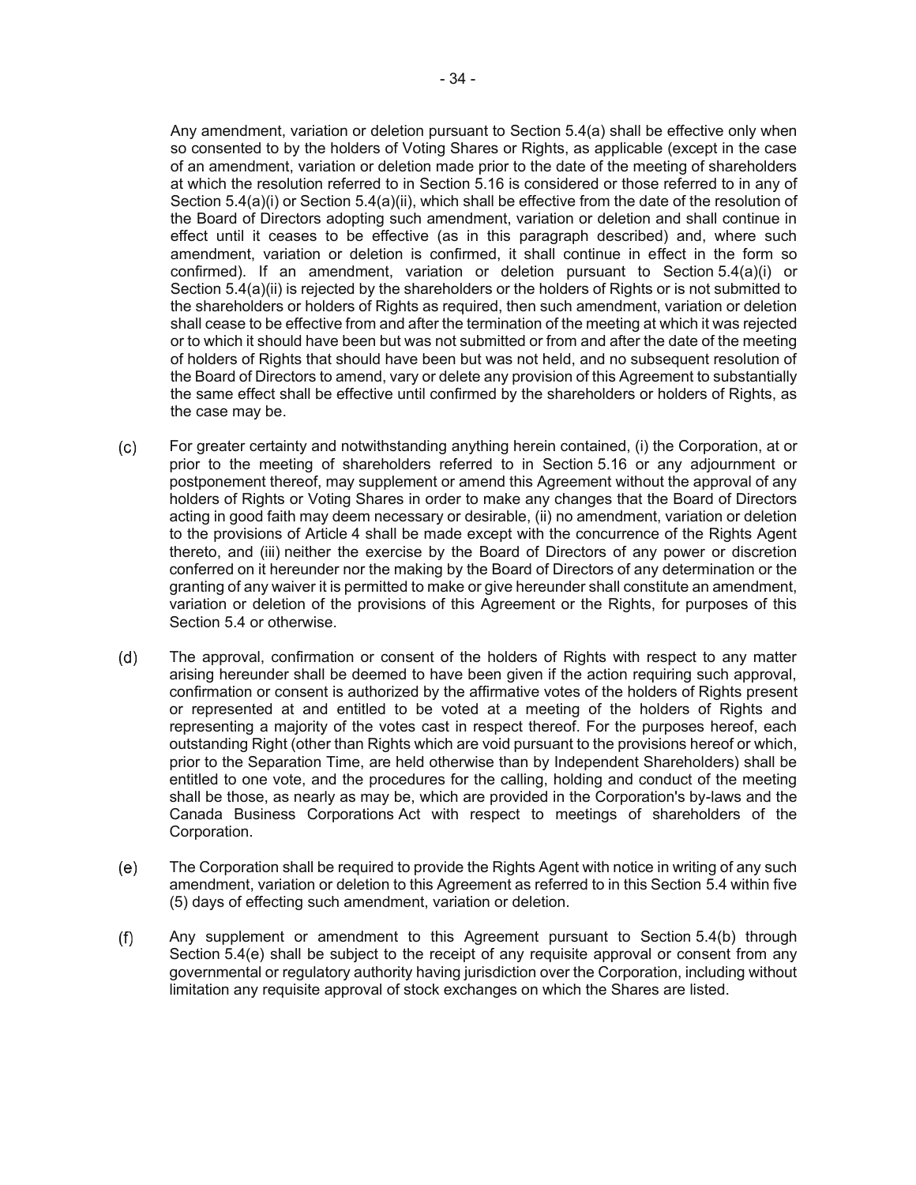Any amendment, variation or deletion pursuant to Section 5.4(a) shall be effective only when so consented to by the holders of Voting Shares or Rights, as applicable (except in the case of an amendment, variation or deletion made prior to the date of the meeting of shareholders at which the resolution referred to in Section 5.16 is considered or those referred to in any of Section 5.4(a)(i) or Section 5.4(a)(ii), which shall be effective from the date of the resolution of the Board of Directors adopting such amendment, variation or deletion and shall continue in effect until it ceases to be effective (as in this paragraph described) and, where such amendment, variation or deletion is confirmed, it shall continue in effect in the form so confirmed). If an amendment, variation or deletion pursuant to Section 5.4(a)(i) or Section 5.4(a)(ii) is rejected by the shareholders or the holders of Rights or is not submitted to the shareholders or holders of Rights as required, then such amendment, variation or deletion shall cease to be effective from and after the termination of the meeting at which it was rejected or to which it should have been but was not submitted or from and after the date of the meeting of holders of Rights that should have been but was not held, and no subsequent resolution of the Board of Directors to amend, vary or delete any provision of this Agreement to substantially the same effect shall be effective until confirmed by the shareholders or holders of Rights, as the case may be.

(c) For greater certainty and notwithstanding anything herein contained, (i) the Corporation, at or prior to the meeting of shareholders referred to in Section 5.16 or any adjournment or postponement thereof, may supplement or amend this Agreement without the approval of any holders of Rights or Voting Shares in order to make any changes that the Board of Directors acting in good faith may deem necessary or desirable, (ii) no amendment, variation or deletion to the provisions of Article 4 shall be made except with the concurrence of the Rights Agent thereto, and (iii) neither the exercise by the Board of Directors of any power or discretion conferred on it hereunder nor the making by the Board of Directors of any determination or the granting of any waiver it is permitted to make or give hereunder shall constitute an amendment, variation or deletion of the provisions of this Agreement or the Rights, for purposes of this Section 5.4 or otherwise.

(d) The approval, confirmation or consent of the holders of Rights with respect to any matter arising hereunder shall be deemed to have been given if the action requiring such approval, confirmation or consent is authorized by the affirmative votes of the holders of Rights present or represented at and entitled to be voted at a meeting of the holders of Rights and representing a majority of the votes cast in respect thereof. For the purposes hereof, each outstanding Right (other than Rights which are void pursuant to the provisions hereof or which, prior to the Separation Time, are held otherwise than by Independent Shareholders) shall be entitled to one vote, and the procedures for the calling, holding and conduct of the meeting shall be those, as nearly as may be, which are provided in the Corporation's by-laws and the Canada Business Corporations Act with respect to meetings of shareholders of the Corporation.

(e) The Corporation shall be required to provide the Rights Agent with notice in writing of any such amendment, variation or deletion to this Agreement as referred to in this Section 5.4 within five (5) days of effecting such amendment, variation or deletion.

(f) Any supplement or amendment to this Agreement pursuant to Section 5.4(b) through Section 5.4(e) shall be subject to the receipt of any requisite approval or consent from any governmental or regulatory authority having jurisdiction over the Corporation, including without limitation any requisite approval of stock exchanges on which the Shares are listed.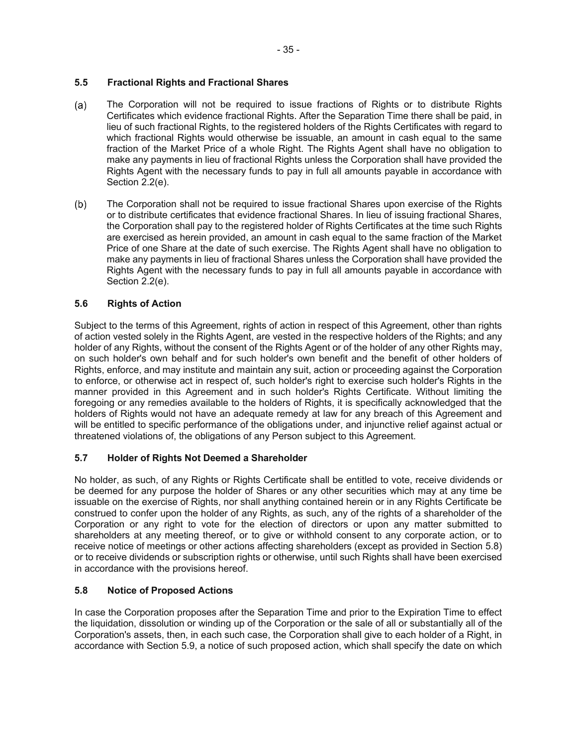### 5.5 Fractional Rights and Fractional Shares

(a) The Corporation will not be required to issue fractions of Rights or to distribute Rights Certificates which evidence fractional Rights. After the Separation Time there shall be paid, in lieu of such fractional Rights, to the registered holders of the Rights Certificates with regard to which fractional Rights would otherwise be issuable, an amount in cash equal to the same fraction of the Market Price of a whole Right. The Rights Agent shall have no obligation to make any payments in lieu of fractional Rights unless the Corporation shall have provided the Rights Agent with the necessary funds to pay in full all amounts payable in accordance with Section 2.2(e).

(b) The Corporation shall not be required to issue fractional Shares upon exercise of the Rights or to distribute certificates that evidence fractional Shares. In lieu of issuing fractional Shares, the Corporation shall pay to the registered holder of Rights Certificates at the time such Rights are exercised as herein provided, an amount in cash equal to the same fraction of the Market Price of one Share at the date of such exercise. The Rights Agent shall have no obligation to make any payments in lieu of fractional Shares unless the Corporation shall have provided the Rights Agent with the necessary funds to pay in full all amounts payable in accordance with Section 2.2(e).

### 5.6 Rights of Action

Subject to the terms of this Agreement, rights of action in respect of this Agreement, other than rights of action vested solely in the Rights Agent, are vested in the respective holders of the Rights; and any holder of any Rights, without the consent of the Rights Agent or of the holder of any other Rights may, on such holder's own behalf and for such holder's own benefit and the benefit of other holders of Rights, enforce, and may institute and maintain any suit, action or proceeding against the Corporation to enforce, or otherwise act in respect of, such holder's right to exercise such holder's Rights in the manner provided in this Agreement and in such holder's Rights Certificate. Without limiting the foregoing or any remedies available to the holders of Rights, it is specifically acknowledged that the holders of Rights would not have an adequate remedy at law for any breach of this Agreement and will be entitled to specific performance of the obligations under, and injunctive relief against actual or threatened violations of, the obligations of any Person subject to this Agreement.

### 5.7 Holder of Rights Not Deemed a Shareholder

No holder, as such, of any Rights or Rights Certificate shall be entitled to vote, receive dividends or be deemed for any purpose the holder of Shares or any other securities which may at any time be issuable on the exercise of Rights, nor shall anything contained herein or in any Rights Certificate be construed to confer upon the holder of any Rights, as such, any of the rights of a shareholder of the Corporation or any right to vote for the election of directors or upon any matter submitted to shareholders at any meeting thereof, or to give or withhold consent to any corporate action, or to receive notice of meetings or other actions affecting shareholders (except as provided in Section 5.8) or to receive dividends or subscription rights or otherwise, until such Rights shall have been exercised in accordance with the provisions hereof.

### 5.8 Notice of Proposed Actions

In case the Corporation proposes after the Separation Time and prior to the Expiration Time to effect the liquidation, dissolution or winding up of the Corporation or the sale of all or substantially all of the Corporation's assets, then, in each such case, the Corporation shall give to each holder of a Right, in accordance with Section 5.9, a notice of such proposed action, which shall specify the date on which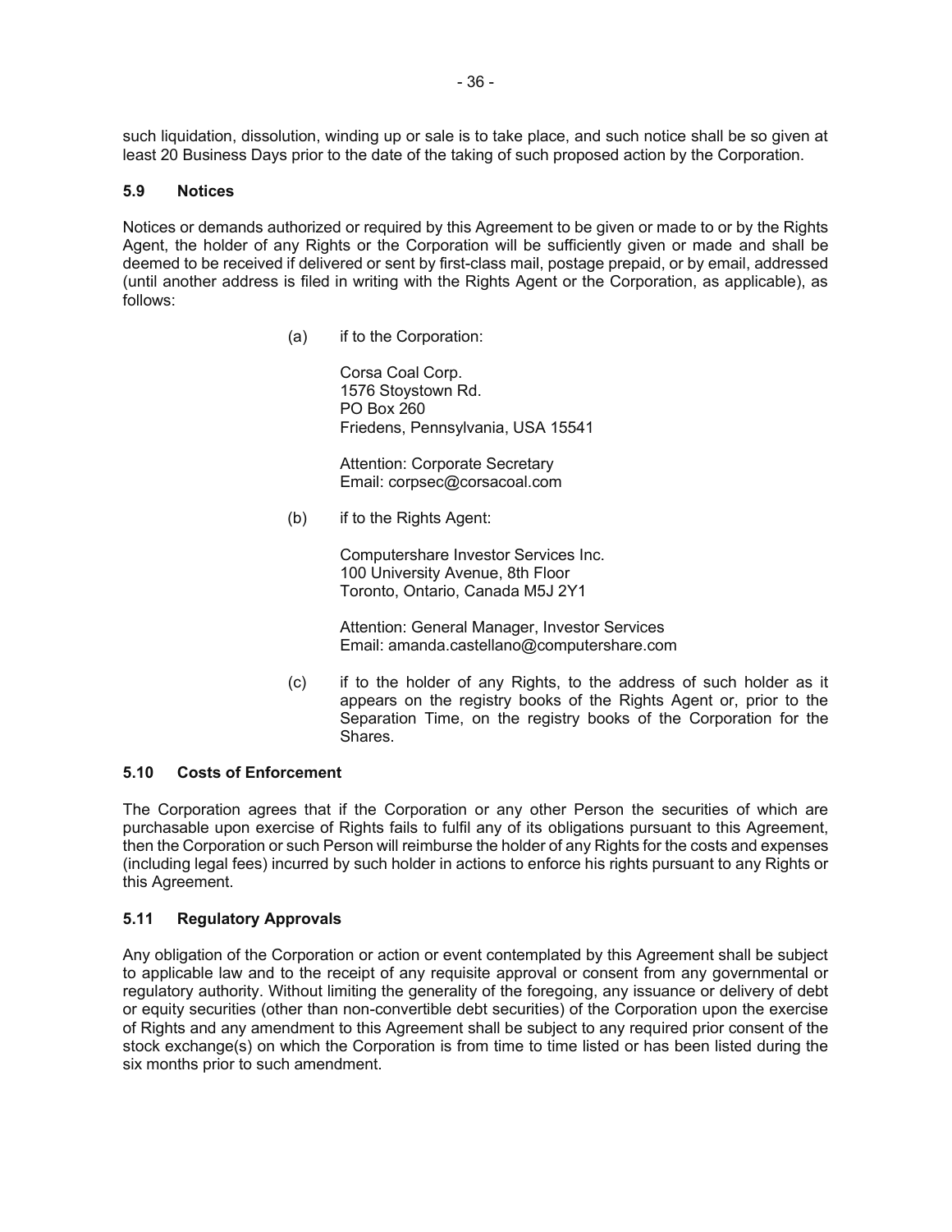such liquidation, dissolution, winding up or sale is to take place, and such notice shall be so given at least 20 Business Days prior to the date of the taking of such proposed action by the Corporation.

### 5.9 Notices

Notices or demands authorized or required by this Agreement to be given or made to or by the Rights Agent, the holder of any Rights or the Corporation will be sufficiently given or made and shall be deemed to be received if delivered or sent by first-class mail, postage prepaid, or by email, addressed (until another address is filed in writing with the Rights Agent or the Corporation, as applicable), as follows:

(a) if to the Corporation:

Corsa Coal Corp.
1576 Stoystown Rd.
PO Box 260
Friedens, Pennsylvania, USA 15541

Attention: Corporate Secretary
Email: corpsec@corsacoal.com

(b) if to the Rights Agent:

Computershare Investor Services Inc.
100 University Avenue, 8th Floor
Toronto, Ontario, Canada M5J 2Y1

Attention: General Manager, Investor Services
Email: amanda.castellano@computershare.com

(c) if to the holder of any Rights, to the address of such holder as it appears on the registry books of the Rights Agent or, prior to the Separation Time, on the registry books of the Corporation for the Shares.

### 5.10 Costs of Enforcement

The Corporation agrees that if the Corporation or any other Person the securities of which are purchasable upon exercise of Rights fails to fulfil any of its obligations pursuant to this Agreement, then the Corporation or such Person will reimburse the holder of any Rights for the costs and expenses (including legal fees) incurred by such holder in actions to enforce his rights pursuant to any Rights or this Agreement.

### 5.11 Regulatory Approvals

Any obligation of the Corporation or action or event contemplated by this Agreement shall be subject to applicable law and to the receipt of any requisite approval or consent from any governmental or regulatory authority. Without limiting the generality of the foregoing, any issuance or delivery of debt or equity securities (other than non-convertible debt securities) of the Corporation upon the exercise of Rights and any amendment to this Agreement shall be subject to any required prior consent of the stock exchange(s) on which the Corporation is from time to time listed or has been listed during the six months prior to such amendment.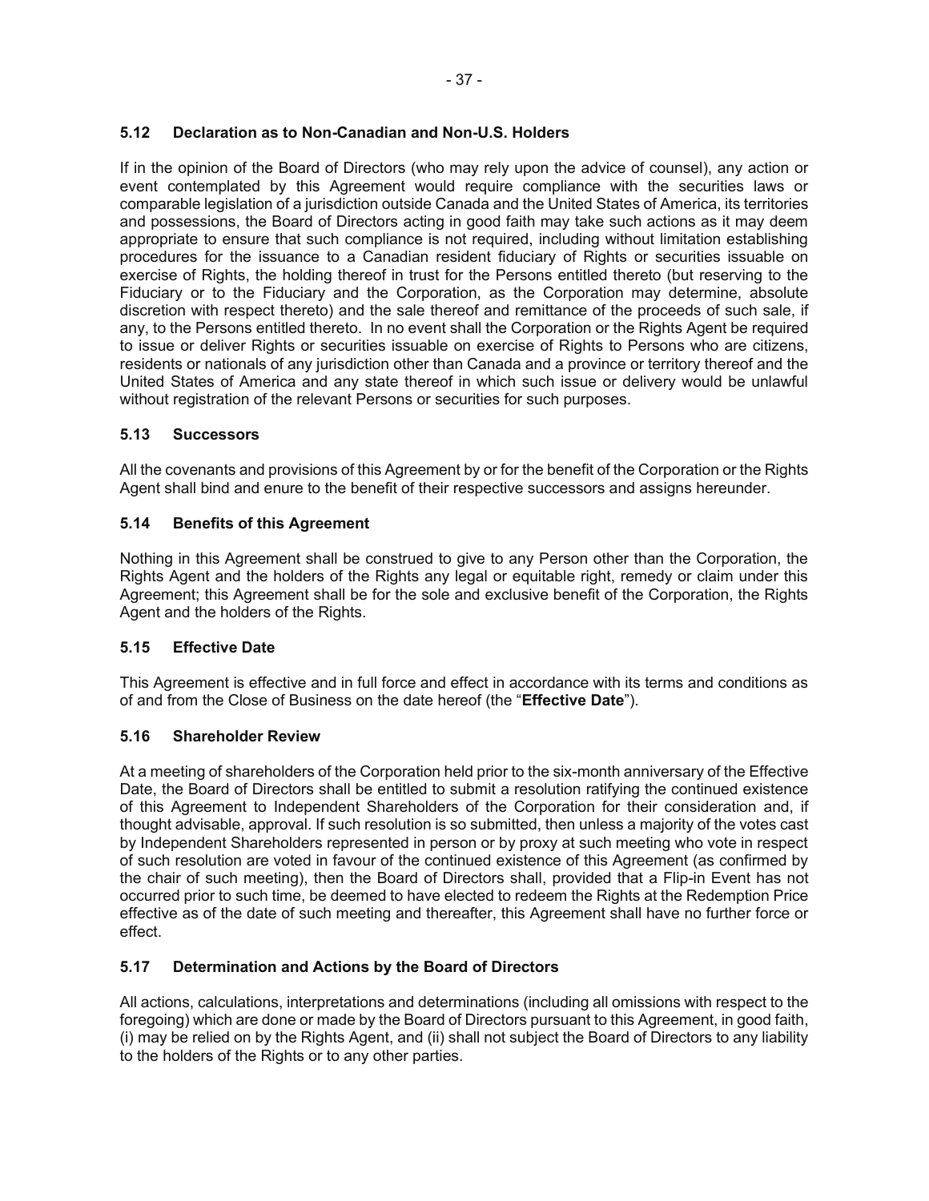### 5.12 Declaration as to Non-Canadian and Non-U.S. Holders

If in the opinion of the Board of Directors (who may rely upon the advice of counsel), any action or event contemplated by this Agreement would require compliance with the securities laws or comparable legislation of a jurisdiction outside Canada and the United States of America, its territories and possessions, the Board of Directors acting in good faith may take such actions as it may deem appropriate to ensure that such compliance is not required, including without limitation establishing procedures for the issuance to a Canadian resident fiduciary of Rights or securities issuable on exercise of Rights, the holding thereof in trust for the Persons entitled thereto (but reserving to the Fiduciary or to the Fiduciary and the Corporation, as the Corporation may determine, absolute discretion with respect thereto) and the sale thereof and remittance of the proceeds of such sale, if any, to the Persons entitled thereto. In no event shall the Corporation or the Rights Agent be required to issue or deliver Rights or securities issuable on exercise of Rights to Persons who are citizens, residents or nationals of any jurisdiction other than Canada and a province or territory thereof and the United States of America and any state thereof in which such issue or delivery would be unlawful without registration of the relevant Persons or securities for such purposes.

### 5.13 Successors

All the covenants and provisions of this Agreement by or for the benefit of the Corporation or the Rights Agent shall bind and enure to the benefit of their respective successors and assigns hereunder.

### 5.14 Benefits of this Agreement

Nothing in this Agreement shall be construed to give to any Person other than the Corporation, the Rights Agent and the holders of the Rights any legal or equitable right, remedy or claim under this Agreement; this Agreement shall be for the sole and exclusive benefit of the Corporation, the Rights Agent and the holders of the Rights.

### 5.15 Effective Date

This Agreement is effective and in full force and effect in accordance with its terms and conditions as of and from the Close of Business on the date hereof (the "**Effective Date**").

### 5.16 Shareholder Review

At a meeting of shareholders of the Corporation held prior to the six-month anniversary of the Effective Date, the Board of Directors shall be entitled to submit a resolution ratifying the continued existence of this Agreement to Independent Shareholders of the Corporation for their consideration and, if thought advisable, approval. If such resolution is so submitted, then unless a majority of the votes cast by Independent Shareholders represented in person or by proxy at such meeting who vote in respect of such resolution are voted in favour of the continued existence of this Agreement (as confirmed by the chair of such meeting), then the Board of Directors shall, provided that a Flip-in Event has not occurred prior to such time, be deemed to have elected to redeem the Rights at the Redemption Price effective as of the date of such meeting and thereafter, this Agreement shall have no further force or effect.

### 5.17 Determination and Actions by the Board of Directors

All actions, calculations, interpretations and determinations (including all omissions with respect to the foregoing) which are done or made by the Board of Directors pursuant to this Agreement, in good faith, (i) may be relied on by the Rights Agent, and (ii) shall not subject the Board of Directors to any liability to the holders of the Rights or to any other parties.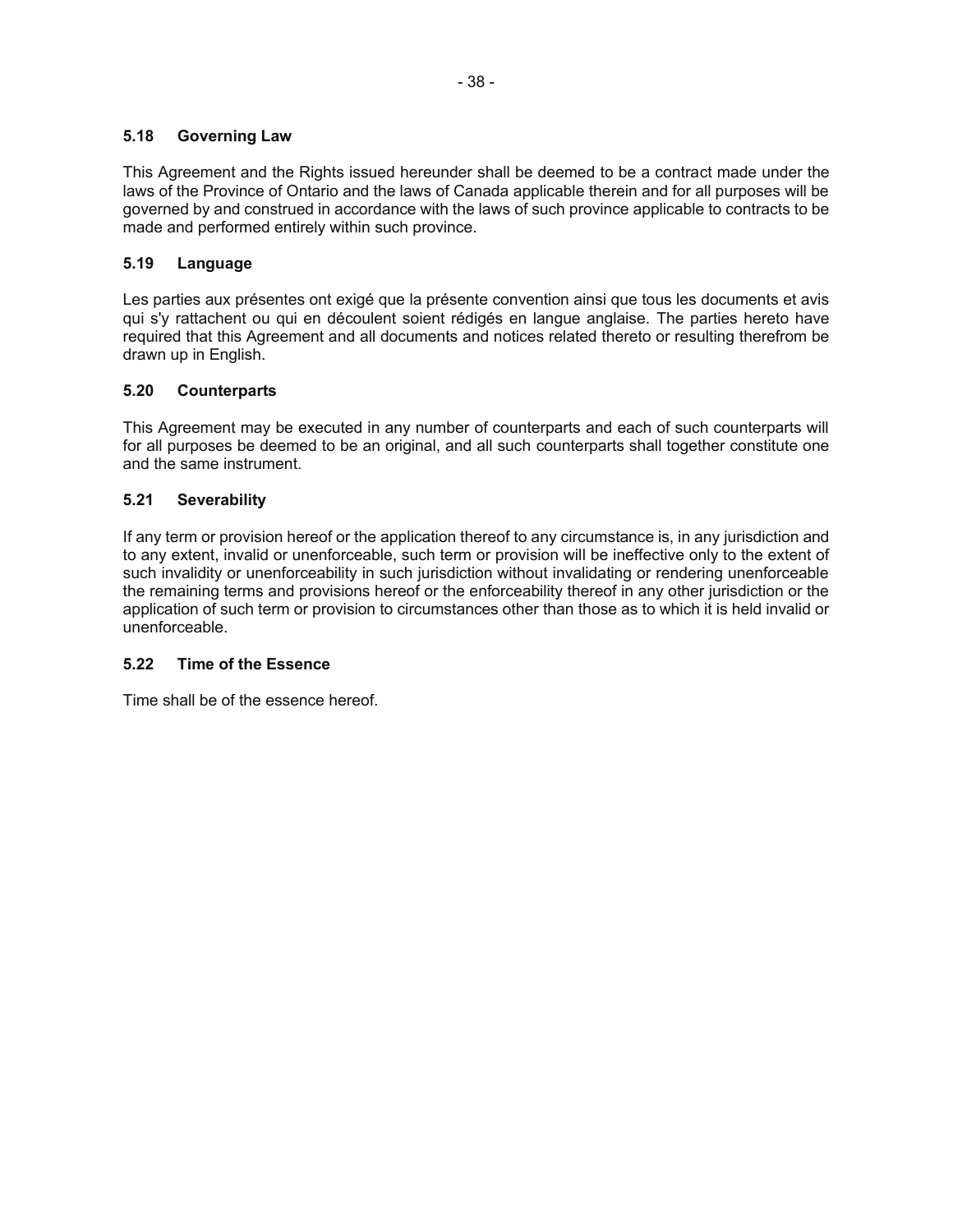### 5.18 Governing Law

This Agreement and the Rights issued hereunder shall be deemed to be a contract made under the laws of the Province of Ontario and the laws of Canada applicable therein and for all purposes will be governed by and construed in accordance with the laws of such province applicable to contracts to be made and performed entirely within such province.

### 5.19 Language

Les parties aux présentes ont exigé que la présente convention ainsi que tous les documents et avis qui s'y rattachent ou qui en découlent soient rédigés en langue anglaise. The parties hereto have required that this Agreement and all documents and notices related thereto or resulting therefrom be drawn up in English.

### 5.20 Counterparts

This Agreement may be executed in any number of counterparts and each of such counterparts will for all purposes be deemed to be an original, and all such counterparts shall together constitute one and the same instrument.

### 5.21 Severability

If any term or provision hereof or the application thereof to any circumstance is, in any jurisdiction and to any extent, invalid or unenforceable, such term or provision will be ineffective only to the extent of such invalidity or unenforceability in such jurisdiction without invalidating or rendering unenforceable the remaining terms and provisions hereof or the enforceability thereof in any other jurisdiction or the application of such term or provision to circumstances other than those as to which it is held invalid or unenforceable.

### 5.22 Time of the Essence

Time shall be of the essence hereof.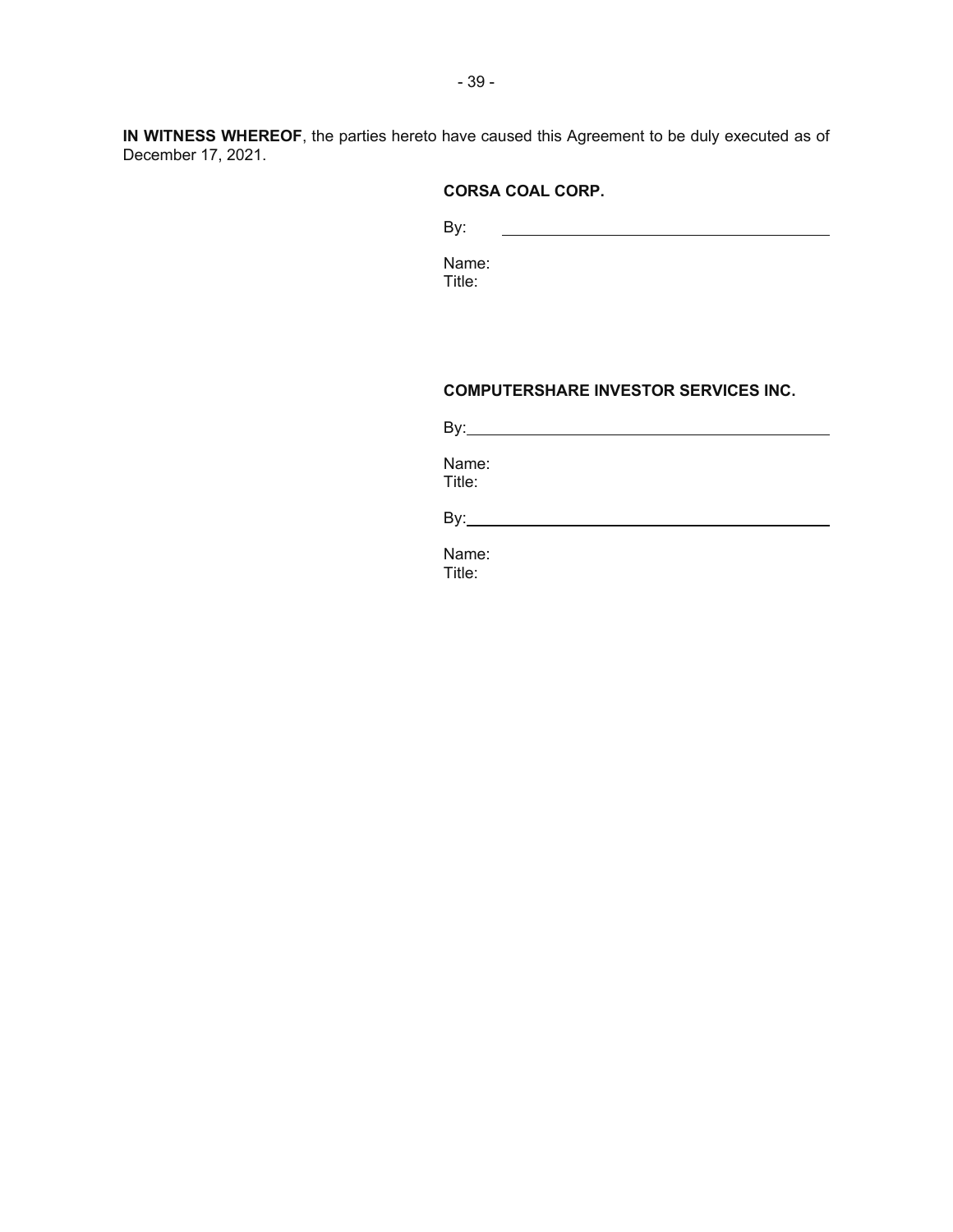**IN WITNESS WHEREOF**, the parties hereto have caused this Agreement to be duly executed as of December 17, 2021.

**CORSA COAL CORP.**

By: \_\_\_\_\_\_\_\_\_\_\_\_\_\_\_\_\_\_\_\_\_\_\_\_\_\_\_\_\_\_\_\_\_\_\_\_

Name:
Title:

**COMPUTERSHARE INVESTOR SERVICES INC.**

By: \_\_\_\_\_\_\_\_\_\_\_\_\_\_\_\_\_\_\_\_\_\_\_\_\_\_\_\_\_\_\_\_\_\_\_\_

Name:
Title:

By: \_\_\_\_\_\_\_\_\_\_\_\_\_\_\_\_\_\_\_\_\_\_\_\_\_\_\_\_\_\_\_\_\_\_\_\_

Name:
Title: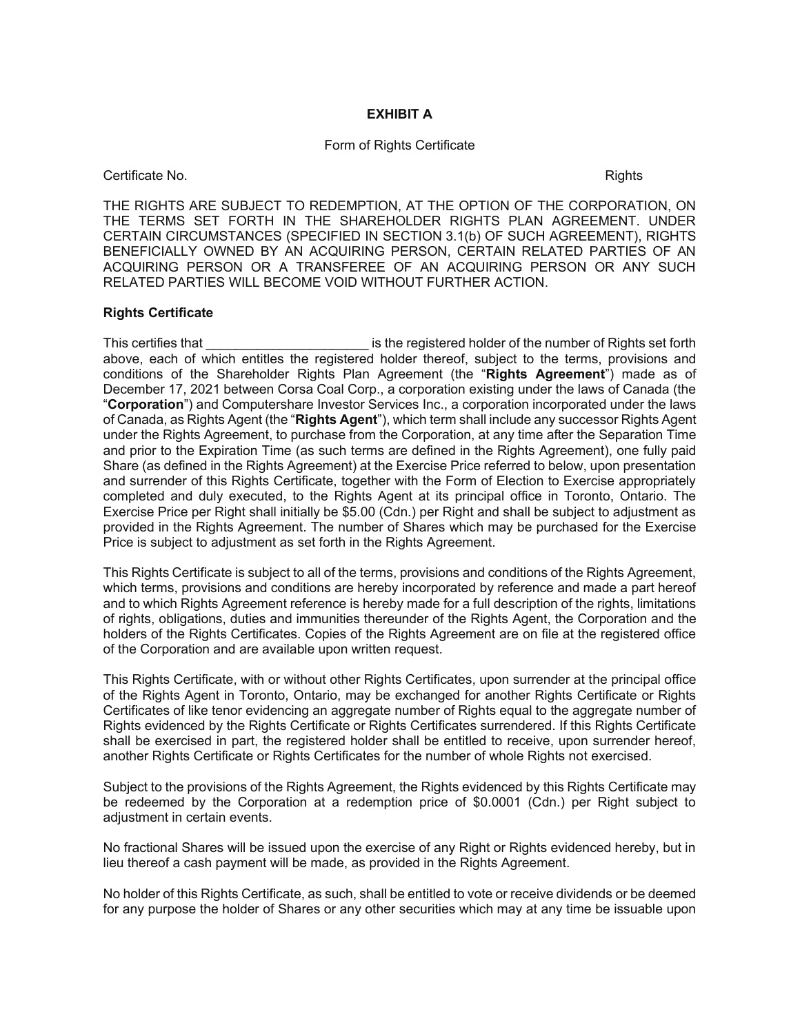**EXHIBIT A**

Form of Rights Certificate

Certificate No. Rights

THE RIGHTS ARE SUBJECT TO REDEMPTION, AT THE OPTION OF THE CORPORATION, ON THE TERMS SET FORTH IN THE SHAREHOLDER RIGHTS PLAN AGREEMENT. UNDER CERTAIN CIRCUMSTANCES (SPECIFIED IN SECTION 3.1(b) OF SUCH AGREEMENT), RIGHTS BENEFICIALLY OWNED BY AN ACQUIRING PERSON, CERTAIN RELATED PARTIES OF AN ACQUIRING PERSON OR A TRANSFEREE OF AN ACQUIRING PERSON OR ANY SUCH RELATED PARTIES WILL BECOME VOID WITHOUT FURTHER ACTION.

**Rights Certificate**

This certifies that ______________________ is the registered holder of the number of Rights set forth above, each of which entitles the registered holder thereof, subject to the terms, provisions and conditions of the Shareholder Rights Plan Agreement (the "**Rights Agreement**") made as of December 17, 2021 between Corsa Coal Corp., a corporation existing under the laws of Canada (the "**Corporation**") and Computershare Investor Services Inc., a corporation incorporated under the laws of Canada, as Rights Agent (the "**Rights Agent**"), which term shall include any successor Rights Agent under the Rights Agreement, to purchase from the Corporation, at any time after the Separation Time and prior to the Expiration Time (as such terms are defined in the Rights Agreement), one fully paid Share (as defined in the Rights Agreement) at the Exercise Price referred to below, upon presentation and surrender of this Rights Certificate, together with the Form of Election to Exercise appropriately completed and duly executed, to the Rights Agent at its principal office in Toronto, Ontario. The Exercise Price per Right shall initially be $5.00 (Cdn.) per Right and shall be subject to adjustment as provided in the Rights Agreement. The number of Shares which may be purchased for the Exercise Price is subject to adjustment as set forth in the Rights Agreement.

This Rights Certificate is subject to all of the terms, provisions and conditions of the Rights Agreement, which terms, provisions and conditions are hereby incorporated by reference and made a part hereof and to which Rights Agreement reference is hereby made for a full description of the rights, limitations of rights, obligations, duties and immunities thereunder of the Rights Agent, the Corporation and the holders of the Rights Certificates. Copies of the Rights Agreement are on file at the registered office of the Corporation and are available upon written request.

This Rights Certificate, with or without other Rights Certificates, upon surrender at the principal office of the Rights Agent in Toronto, Ontario, may be exchanged for another Rights Certificate or Rights Certificates of like tenor evidencing an aggregate number of Rights equal to the aggregate number of Rights evidenced by the Rights Certificate or Rights Certificates surrendered. If this Rights Certificate shall be exercised in part, the registered holder shall be entitled to receive, upon surrender hereof, another Rights Certificate or Rights Certificates for the number of whole Rights not exercised.

Subject to the provisions of the Rights Agreement, the Rights evidenced by this Rights Certificate may be redeemed by the Corporation at a redemption price of $0.0001 (Cdn.) per Right subject to adjustment in certain events.

No fractional Shares will be issued upon the exercise of any Right or Rights evidenced hereby, but in lieu thereof a cash payment will be made, as provided in the Rights Agreement.

No holder of this Rights Certificate, as such, shall be entitled to vote or receive dividends or be deemed for any purpose the holder of Shares or any other securities which may at any time be issuable upon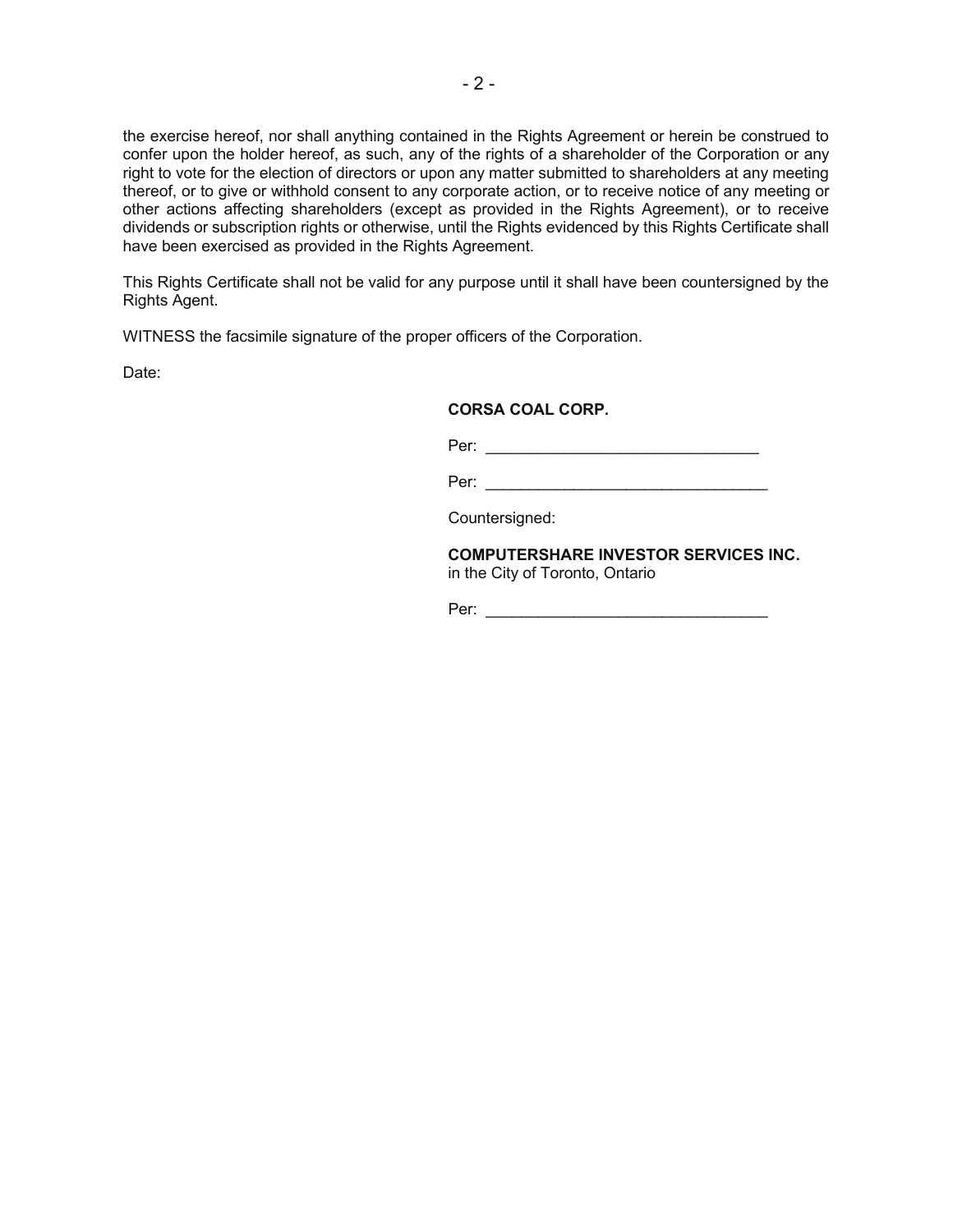the exercise hereof, nor shall anything contained in the Rights Agreement or herein be construed to confer upon the holder hereof, as such, any of the rights of a shareholder of the Corporation or any right to vote for the election of directors or upon any matter submitted to shareholders at any meeting thereof, or to give or withhold consent to any corporate action, or to receive notice of any meeting or other actions affecting shareholders (except as provided in the Rights Agreement), or to receive dividends or subscription rights or otherwise, until the Rights evidenced by this Rights Certificate shall have been exercised as provided in the Rights Agreement.

This Rights Certificate shall not be valid for any purpose until it shall have been countersigned by the Rights Agent.

WITNESS the facsimile signature of the proper officers of the Corporation.

Date:

**CORSA COAL CORP.**

Per: _______________________________

Per: ________________________________

Countersigned:

**COMPUTERSHARE INVESTOR SERVICES INC.**
in the City of Toronto, Ontario

Per: ________________________________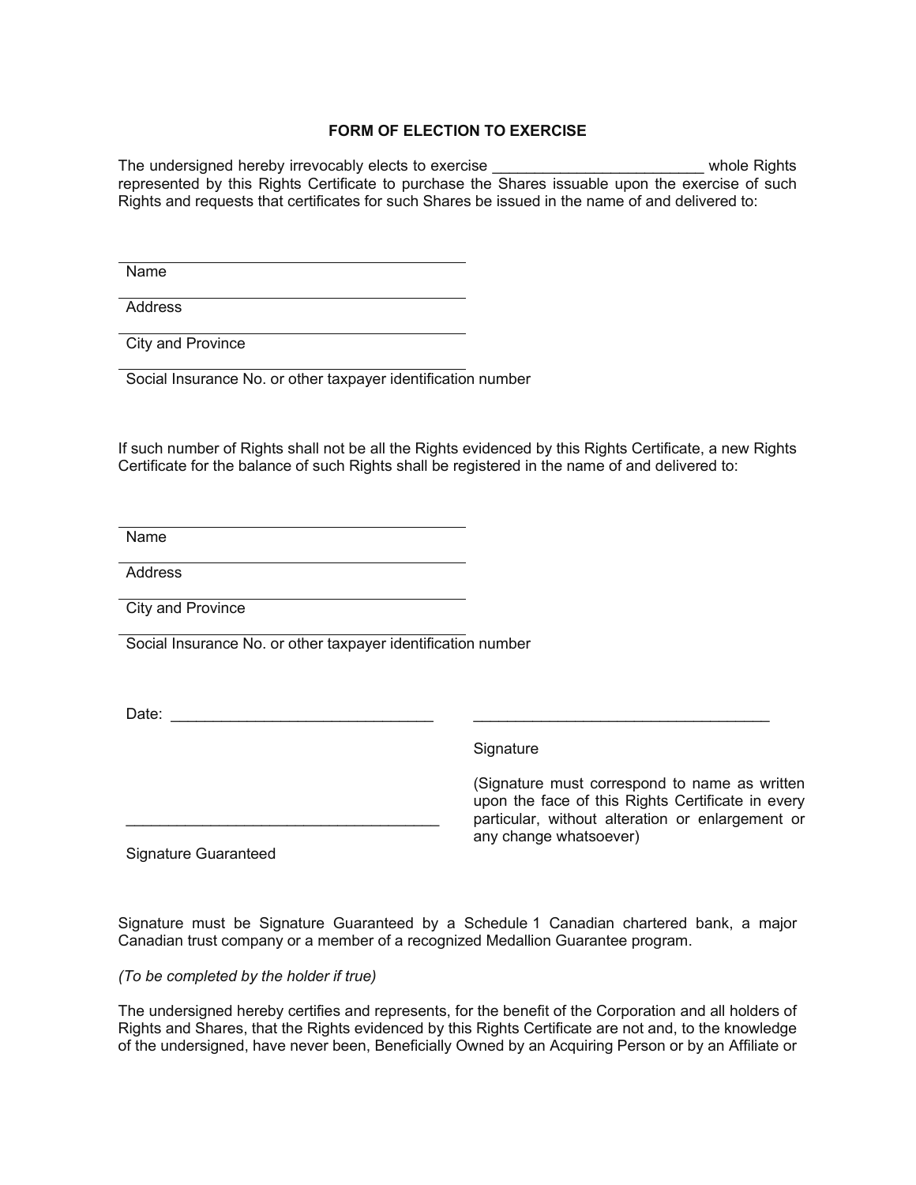## FORM OF ELECTION TO EXERCISE

The undersigned hereby irrevocably elects to exercise ________________________ whole Rights represented by this Rights Certificate to purchase the Shares issuable upon the exercise of such Rights and requests that certificates for such Shares be issued in the name of and delivered to:

______________________________________
Name

______________________________________
Address

______________________________________
City and Province

______________________________________
Social Insurance No. or other taxpayer identification number

If such number of Rights shall not be all the Rights evidenced by this Rights Certificate, a new Rights Certificate for the balance of such Rights shall be registered in the name of and delivered to:

______________________________________
Name

______________________________________
Address

______________________________________
City and Province

______________________________________
Social Insurance No. or other taxpayer identification number

Date: ______________________________ ___________________________________

Signature

(Signature must correspond to name as written upon the face of this Rights Certificate in every particular, without alteration or enlargement or any change whatsoever)

____________________________________
Signature Guaranteed

Signature must be Signature Guaranteed by a Schedule 1 Canadian chartered bank, a major Canadian trust company or a member of a recognized Medallion Guarantee program.

*(To be completed by the holder if true)*

The undersigned hereby certifies and represents, for the benefit of the Corporation and all holders of Rights and Shares, that the Rights evidenced by this Rights Certificate are not and, to the knowledge of the undersigned, have never been, Beneficially Owned by an Acquiring Person or by an Affiliate or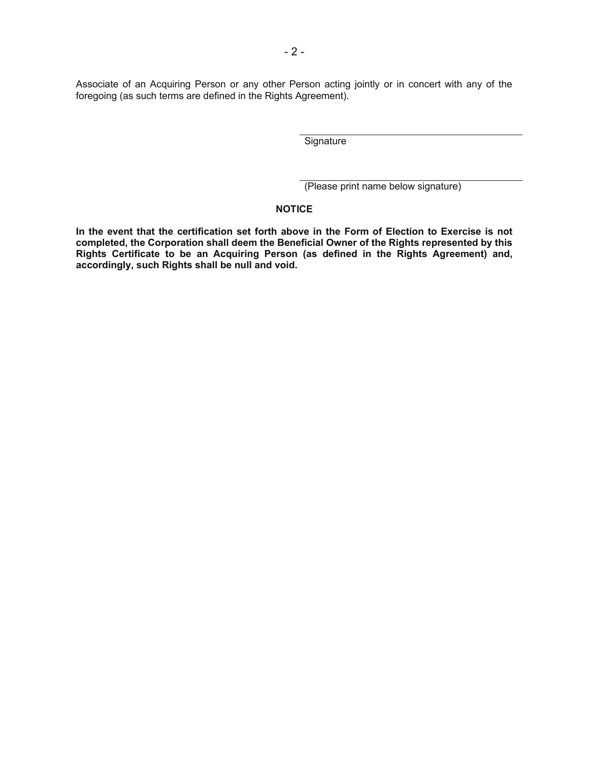Associate of an Acquiring Person or any other Person acting jointly or in concert with any of the foregoing (as such terms are defined in the Rights Agreement).

\_\_\_\_\_\_\_\_\_\_\_\_\_\_\_\_\_\_\_\_\_\_\_\_\_\_\_\_\_\_\_\_\_\_\_\_
Signature

\_\_\_\_\_\_\_\_\_\_\_\_\_\_\_\_\_\_\_\_\_\_\_\_\_\_\_\_\_\_\_\_\_\_\_\_
(Please print name below signature)

**NOTICE**

**In the event that the certification set forth above in the Form of Election to Exercise is not completed, the Corporation shall deem the Beneficial Owner of the Rights represented by this Rights Certificate to be an Acquiring Person (as defined in the Rights Agreement) and, accordingly, such Rights shall be null and void.**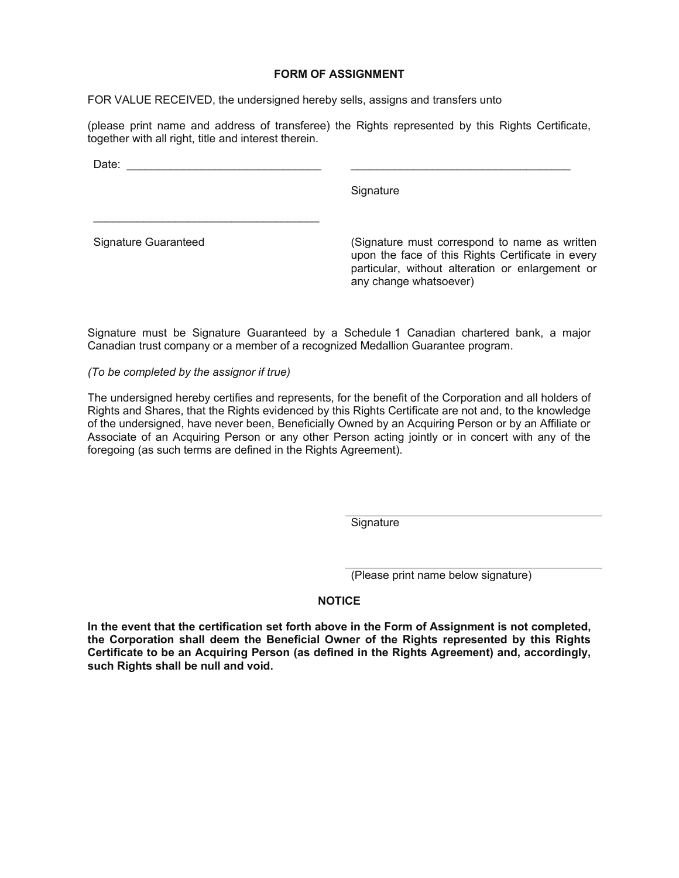## FORM OF ASSIGNMENT

FOR VALUE RECEIVED, the undersigned hereby sells, assigns and transfers unto

(please print name and address of transferee) the Rights represented by this Rights Certificate, together with all right, title and interest therein.

Date: ______________________________ ______________________________

Signature

______________________________

Signature Guaranteed

(Signature must correspond to name as written upon the face of this Rights Certificate in every particular, without alteration or enlargement or any change whatsoever)

Signature must be Signature Guaranteed by a Schedule 1 Canadian chartered bank, a major Canadian trust company or a member of a recognized Medallion Guarantee program.

*(To be completed by the assignor if true)*

The undersigned hereby certifies and represents, for the benefit of the Corporation and all holders of Rights and Shares, that the Rights evidenced by this Rights Certificate are not and, to the knowledge of the undersigned, have never been, Beneficially Owned by an Acquiring Person or by an Affiliate or Associate of an Acquiring Person or any other Person acting jointly or in concert with any of the foregoing (as such terms are defined in the Rights Agreement).

______________________________

Signature

______________________________

(Please print name below signature)

## NOTICE

**In the event that the certification set forth above in the Form of Assignment is not completed, the Corporation shall deem the Beneficial Owner of the Rights represented by this Rights Certificate to be an Acquiring Person (as defined in the Rights Agreement) and, accordingly, such Rights shall be null and void.**